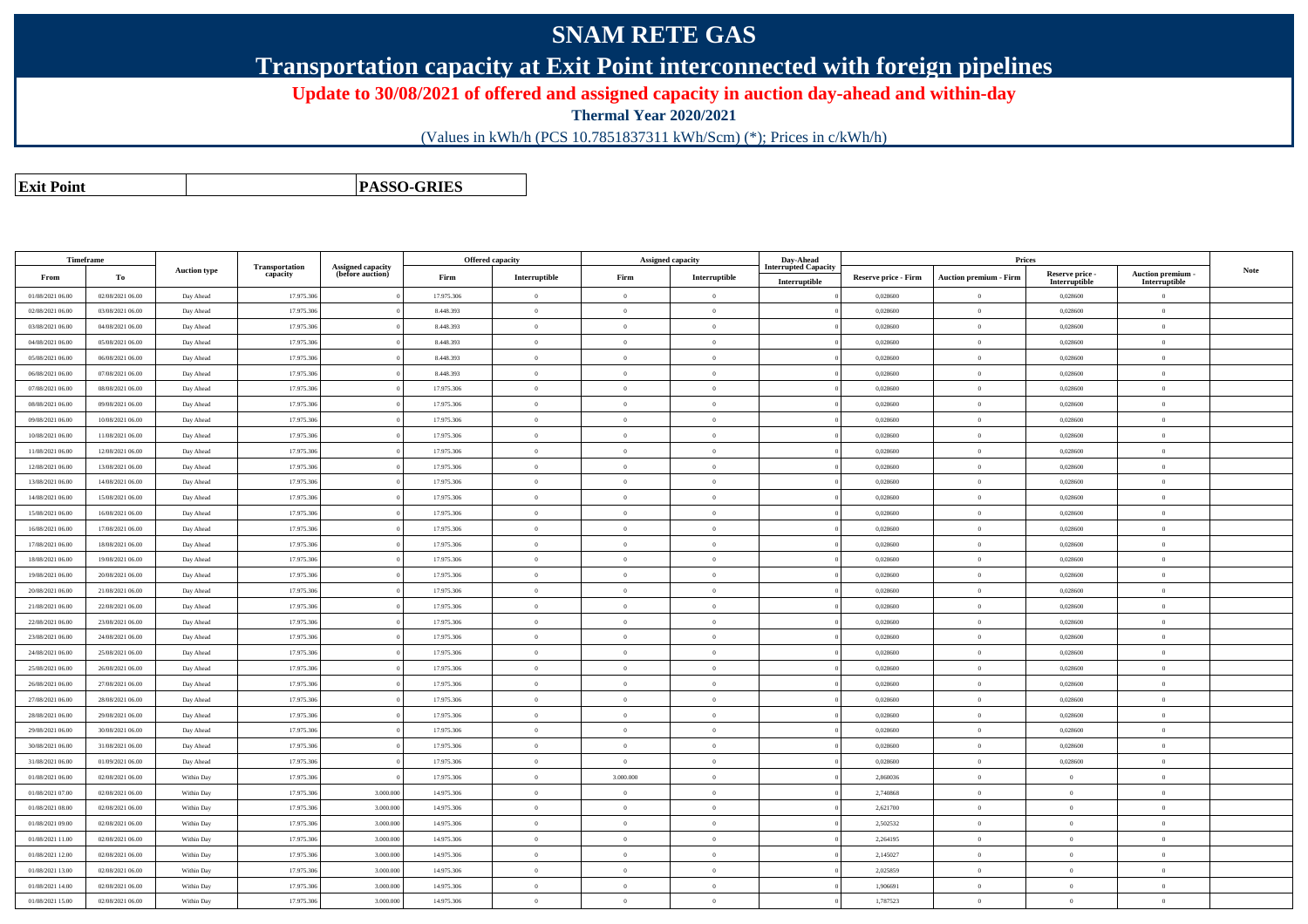# SNAM RETE GAS

## Transportation capacity at Exit Point interconnected with foreign pipelines

### Update to 30/08/2021 of offered and assigned capacity in auction day-ahead and within-day

**Thermal Year 2020/2021**

(Values in kWh/h (PCS 10.7851837311 kWh/Scm) (*); Prices in c/kWh/h)

| **Exit Point** | | **PASSO-GRIES** |
|---|---|---|

| Timeframe | | Auction type | Transportation capacity | Assigned capacity (before auction) | Offered capacity | | Assigned capacity | | Day-Ahead Interrupted Capacity | Prices | | | | Note |
|---|---|---|---|---|---|---|---|---|---|---|---|---|---|---|
| From | To | | | | Firm | Interruptible | Firm | Interruptible | Interruptible | Reserve price - Firm | Auction premium - Firm | Reserve price - Interruptible | Auction premium - Interruptible | |
| 01/08/2021 06.00 | 02/08/2021 06.00 | Day Ahead | 17.975.306 | 0 | 17.975.306 | 0 | 0 | 0 | 0 | 0,028600 | 0 | 0,028600 | 0 | |
| 02/08/2021 06.00 | 03/08/2021 06.00 | Day Ahead | 17.975.306 | 0 | 8.448.393 | 0 | 0 | 0 | 0 | 0,028600 | 0 | 0,028600 | 0 | |
| 03/08/2021 06.00 | 04/08/2021 06.00 | Day Ahead | 17.975.306 | 0 | 8.448.393 | 0 | 0 | 0 | 0 | 0,028600 | 0 | 0,028600 | 0 | |
| 04/08/2021 06.00 | 05/08/2021 06.00 | Day Ahead | 17.975.306 | 0 | 8.448.393 | 0 | 0 | 0 | 0 | 0,028600 | 0 | 0,028600 | 0 | |
| 05/08/2021 06.00 | 06/08/2021 06.00 | Day Ahead | 17.975.306 | 0 | 8.448.393 | 0 | 0 | 0 | 0 | 0,028600 | 0 | 0,028600 | 0 | |
| 06/08/2021 06.00 | 07/08/2021 06.00 | Day Ahead | 17.975.306 | 0 | 8.448.393 | 0 | 0 | 0 | 0 | 0,028600 | 0 | 0,028600 | 0 | |
| 07/08/2021 06.00 | 08/08/2021 06.00 | Day Ahead | 17.975.306 | 0 | 17.975.306 | 0 | 0 | 0 | 0 | 0,028600 | 0 | 0,028600 | 0 | |
| 08/08/2021 06.00 | 09/08/2021 06.00 | Day Ahead | 17.975.306 | 0 | 17.975.306 | 0 | 0 | 0 | 0 | 0,028600 | 0 | 0,028600 | 0 | |
| 09/08/2021 06.00 | 10/08/2021 06.00 | Day Ahead | 17.975.306 | 0 | 17.975.306 | 0 | 0 | 0 | 0 | 0,028600 | 0 | 0,028600 | 0 | |
| 10/08/2021 06.00 | 11/08/2021 06.00 | Day Ahead | 17.975.306 | 0 | 17.975.306 | 0 | 0 | 0 | 0 | 0,028600 | 0 | 0,028600 | 0 | |
| 11/08/2021 06.00 | 12/08/2021 06.00 | Day Ahead | 17.975.306 | 0 | 17.975.306 | 0 | 0 | 0 | 0 | 0,028600 | 0 | 0,028600 | 0 | |
| 12/08/2021 06.00 | 13/08/2021 06.00 | Day Ahead | 17.975.306 | 0 | 17.975.306 | 0 | 0 | 0 | 0 | 0,028600 | 0 | 0,028600 | 0 | |
| 13/08/2021 06.00 | 14/08/2021 06.00 | Day Ahead | 17.975.306 | 0 | 17.975.306 | 0 | 0 | 0 | 0 | 0,028600 | 0 | 0,028600 | 0 | |
| 14/08/2021 06.00 | 15/08/2021 06.00 | Day Ahead | 17.975.306 | 0 | 17.975.306 | 0 | 0 | 0 | 0 | 0,028600 | 0 | 0,028600 | 0 | |
| 15/08/2021 06.00 | 16/08/2021 06.00 | Day Ahead | 17.975.306 | 0 | 17.975.306 | 0 | 0 | 0 | 0 | 0,028600 | 0 | 0,028600 | 0 | |
| 16/08/2021 06.00 | 17/08/2021 06.00 | Day Ahead | 17.975.306 | 0 | 17.975.306 | 0 | 0 | 0 | 0 | 0,028600 | 0 | 0,028600 | 0 | |
| 17/08/2021 06.00 | 18/08/2021 06.00 | Day Ahead | 17.975.306 | 0 | 17.975.306 | 0 | 0 | 0 | 0 | 0,028600 | 0 | 0,028600 | 0 | |
| 18/08/2021 06.00 | 19/08/2021 06.00 | Day Ahead | 17.975.306 | 0 | 17.975.306 | 0 | 0 | 0 | 0 | 0,028600 | 0 | 0,028600 | 0 | |
| 19/08/2021 06.00 | 20/08/2021 06.00 | Day Ahead | 17.975.306 | 0 | 17.975.306 | 0 | 0 | 0 | 0 | 0,028600 | 0 | 0,028600 | 0 | |
| 20/08/2021 06.00 | 21/08/2021 06.00 | Day Ahead | 17.975.306 | 0 | 17.975.306 | 0 | 0 | 0 | 0 | 0,028600 | 0 | 0,028600 | 0 | |
| 21/08/2021 06.00 | 22/08/2021 06.00 | Day Ahead | 17.975.306 | 0 | 17.975.306 | 0 | 0 | 0 | 0 | 0,028600 | 0 | 0,028600 | 0 | |
| 22/08/2021 06.00 | 23/08/2021 06.00 | Day Ahead | 17.975.306 | 0 | 17.975.306 | 0 | 0 | 0 | 0 | 0,028600 | 0 | 0,028600 | 0 | |
| 23/08/2021 06.00 | 24/08/2021 06.00 | Day Ahead | 17.975.306 | 0 | 17.975.306 | 0 | 0 | 0 | 0 | 0,028600 | 0 | 0,028600 | 0 | |
| 24/08/2021 06.00 | 25/08/2021 06.00 | Day Ahead | 17.975.306 | 0 | 17.975.306 | 0 | 0 | 0 | 0 | 0,028600 | 0 | 0,028600 | 0 | |
| 25/08/2021 06.00 | 26/08/2021 06.00 | Day Ahead | 17.975.306 | 0 | 17.975.306 | 0 | 0 | 0 | 0 | 0,028600 | 0 | 0,028600 | 0 | |
| 26/08/2021 06.00 | 27/08/2021 06.00 | Day Ahead | 17.975.306 | 0 | 17.975.306 | 0 | 0 | 0 | 0 | 0,028600 | 0 | 0,028600 | 0 | |
| 27/08/2021 06.00 | 28/08/2021 06.00 | Day Ahead | 17.975.306 | 0 | 17.975.306 | 0 | 0 | 0 | 0 | 0,028600 | 0 | 0,028600 | 0 | |
| 28/08/2021 06.00 | 29/08/2021 06.00 | Day Ahead | 17.975.306 | 0 | 17.975.306 | 0 | 0 | 0 | 0 | 0,028600 | 0 | 0,028600 | 0 | |
| 29/08/2021 06.00 | 30/08/2021 06.00 | Day Ahead | 17.975.306 | 0 | 17.975.306 | 0 | 0 | 0 | 0 | 0,028600 | 0 | 0,028600 | 0 | |
| 30/08/2021 06.00 | 31/08/2021 06.00 | Day Ahead | 17.975.306 | 0 | 17.975.306 | 0 | 0 | 0 | 0 | 0,028600 | 0 | 0,028600 | 0 | |
| 31/08/2021 06.00 | 01/09/2021 06.00 | Day Ahead | 17.975.306 | 0 | 17.975.306 | 0 | 0 | 0 | 0 | 0,028600 | 0 | 0,028600 | 0 | |
| 01/08/2021 06.00 | 02/08/2021 06.00 | Within Day | 17.975.306 | 0 | 17.975.306 | 0 | 3.000.000 | 0 | 0 | 2,860036 | 0 | 0 | 0 | |
| 01/08/2021 07.00 | 02/08/2021 06.00 | Within Day | 17.975.306 | 3.000.000 | 14.975.306 | 0 | 0 | 0 | 0 | 2,740868 | 0 | 0 | 0 | |
| 01/08/2021 08.00 | 02/08/2021 06.00 | Within Day | 17.975.306 | 3.000.000 | 14.975.306 | 0 | 0 | 0 | 0 | 2,621700 | 0 | 0 | 0 | |
| 01/08/2021 09.00 | 02/08/2021 06.00 | Within Day | 17.975.306 | 3.000.000 | 14.975.306 | 0 | 0 | 0 | 0 | 2,502532 | 0 | 0 | 0 | |
| 01/08/2021 11.00 | 02/08/2021 06.00 | Within Day | 17.975.306 | 3.000.000 | 14.975.306 | 0 | 0 | 0 | 0 | 2,264195 | 0 | 0 | 0 | |
| 01/08/2021 12.00 | 02/08/2021 06.00 | Within Day | 17.975.306 | 3.000.000 | 14.975.306 | 0 | 0 | 0 | 0 | 2,145027 | 0 | 0 | 0 | |
| 01/08/2021 13.00 | 02/08/2021 06.00 | Within Day | 17.975.306 | 3.000.000 | 14.975.306 | 0 | 0 | 0 | 0 | 2,025859 | 0 | 0 | 0 | |
| 01/08/2021 14.00 | 02/08/2021 06.00 | Within Day | 17.975.306 | 3.000.000 | 14.975.306 | 0 | 0 | 0 | 0 | 1,906691 | 0 | 0 | 0 | |
| 01/08/2021 15.00 | 02/08/2021 06.00 | Within Day | 17.975.306 | 3.000.000 | 14.975.306 | 0 | 0 | 0 | 0 | 1,787523 | 0 | 0 | 0 | |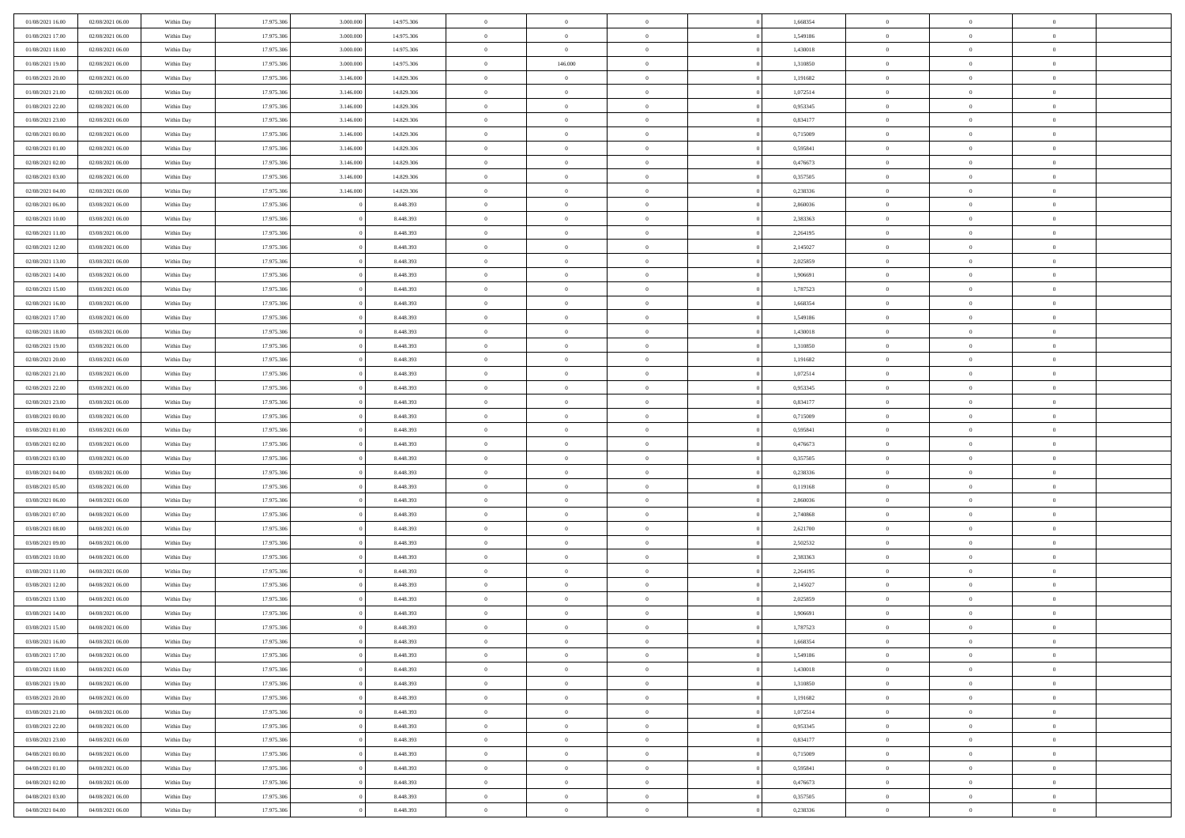| 01/08/2021 16:00 | 02/08/2021 06:00 | Within Day | 17.975.306 | 3.000.000 | 14.975.306 | 0 | 0 | 0 | | 0 | 1,668354 | 0 | 0 | 0 | |
|---|---|---|---|---|---|---|---|---|---|---|---|---|---|---|---|
| 01/08/2021 17:00 | 02/08/2021 06:00 | Within Day | 17.975.306 | 3.000.000 | 14.975.306 | 0 | 0 | 0 | | 0 | 1,549186 | 0 | 0 | 0 | |
| 01/08/2021 18:00 | 02/08/2021 06:00 | Within Day | 17.975.306 | 3.000.000 | 14.975.306 | 0 | 0 | 0 | | 0 | 1,430018 | 0 | 0 | 0 | |
| 01/08/2021 19:00 | 02/08/2021 06:00 | Within Day | 17.975.306 | 3.000.000 | 14.975.306 | 0 | 146.000 | 0 | | 0 | 1,310850 | 0 | 0 | 0 | |
| 01/08/2021 20:00 | 02/08/2021 06:00 | Within Day | 17.975.306 | 3.146.000 | 14.829.306 | 0 | 0 | 0 | | 0 | 1,191682 | 0 | 0 | 0 | |
| 01/08/2021 21:00 | 02/08/2021 06:00 | Within Day | 17.975.306 | 3.146.000 | 14.829.306 | 0 | 0 | 0 | | 0 | 1,072514 | 0 | 0 | 0 | |
| 01/08/2021 22:00 | 02/08/2021 06:00 | Within Day | 17.975.306 | 3.146.000 | 14.829.306 | 0 | 0 | 0 | | 0 | 0,953345 | 0 | 0 | 0 | |
| 01/08/2021 23:00 | 02/08/2021 06:00 | Within Day | 17.975.306 | 3.146.000 | 14.829.306 | 0 | 0 | 0 | | 0 | 0,834177 | 0 | 0 | 0 | |
| 02/08/2021 00:00 | 02/08/2021 06:00 | Within Day | 17.975.306 | 3.146.000 | 14.829.306 | 0 | 0 | 0 | | 0 | 0,715009 | 0 | 0 | 0 | |
| 02/08/2021 01:00 | 02/08/2021 06:00 | Within Day | 17.975.306 | 3.146.000 | 14.829.306 | 0 | 0 | 0 | | 0 | 0,595841 | 0 | 0 | 0 | |
| 02/08/2021 02:00 | 02/08/2021 06:00 | Within Day | 17.975.306 | 3.146.000 | 14.829.306 | 0 | 0 | 0 | | 0 | 0,476673 | 0 | 0 | 0 | |
| 02/08/2021 03:00 | 02/08/2021 06:00 | Within Day | 17.975.306 | 3.146.000 | 14.829.306 | 0 | 0 | 0 | | 0 | 0,357505 | 0 | 0 | 0 | |
| 02/08/2021 04:00 | 02/08/2021 06:00 | Within Day | 17.975.306 | 3.146.000 | 14.829.306 | 0 | 0 | 0 | | 0 | 0,238336 | 0 | 0 | 0 | |
| 02/08/2021 06:00 | 03/08/2021 06:00 | Within Day | 17.975.306 | 0 | 8.448.393 | 0 | 0 | 0 | | 0 | 2,860036 | 0 | 0 | 0 | |
| 02/08/2021 10:00 | 03/08/2021 06:00 | Within Day | 17.975.306 | 0 | 8.448.393 | 0 | 0 | 0 | | 0 | 2,383363 | 0 | 0 | 0 | |
| 02/08/2021 11:00 | 03/08/2021 06:00 | Within Day | 17.975.306 | 0 | 8.448.393 | 0 | 0 | 0 | | 0 | 2,264195 | 0 | 0 | 0 | |
| 02/08/2021 12:00 | 03/08/2021 06:00 | Within Day | 17.975.306 | 0 | 8.448.393 | 0 | 0 | 0 | | 0 | 2,145027 | 0 | 0 | 0 | |
| 02/08/2021 13:00 | 03/08/2021 06:00 | Within Day | 17.975.306 | 0 | 8.448.393 | 0 | 0 | 0 | | 0 | 2,025859 | 0 | 0 | 0 | |
| 02/08/2021 14:00 | 03/08/2021 06:00 | Within Day | 17.975.306 | 0 | 8.448.393 | 0 | 0 | 0 | | 0 | 1,906691 | 0 | 0 | 0 | |
| 02/08/2021 15:00 | 03/08/2021 06:00 | Within Day | 17.975.306 | 0 | 8.448.393 | 0 | 0 | 0 | | 0 | 1,787523 | 0 | 0 | 0 | |
| 02/08/2021 16:00 | 03/08/2021 06:00 | Within Day | 17.975.306 | 0 | 8.448.393 | 0 | 0 | 0 | | 0 | 1,668354 | 0 | 0 | 0 | |
| 02/08/2021 17:00 | 03/08/2021 06:00 | Within Day | 17.975.306 | 0 | 8.448.393 | 0 | 0 | 0 | | 0 | 1,549186 | 0 | 0 | 0 | |
| 02/08/2021 18:00 | 03/08/2021 06:00 | Within Day | 17.975.306 | 0 | 8.448.393 | 0 | 0 | 0 | | 0 | 1,430018 | 0 | 0 | 0 | |
| 02/08/2021 19:00 | 03/08/2021 06:00 | Within Day | 17.975.306 | 0 | 8.448.393 | 0 | 0 | 0 | | 0 | 1,310850 | 0 | 0 | 0 | |
| 02/08/2021 20:00 | 03/08/2021 06:00 | Within Day | 17.975.306 | 0 | 8.448.393 | 0 | 0 | 0 | | 0 | 1,191682 | 0 | 0 | 0 | |
| 02/08/2021 21:00 | 03/08/2021 06:00 | Within Day | 17.975.306 | 0 | 8.448.393 | 0 | 0 | 0 | | 0 | 1,072514 | 0 | 0 | 0 | |
| 02/08/2021 22:00 | 03/08/2021 06:00 | Within Day | 17.975.306 | 0 | 8.448.393 | 0 | 0 | 0 | | 0 | 0,953345 | 0 | 0 | 0 | |
| 02/08/2021 23:00 | 03/08/2021 06:00 | Within Day | 17.975.306 | 0 | 8.448.393 | 0 | 0 | 0 | | 0 | 0,834177 | 0 | 0 | 0 | |
| 03/08/2021 00:00 | 03/08/2021 06:00 | Within Day | 17.975.306 | 0 | 8.448.393 | 0 | 0 | 0 | | 0 | 0,715009 | 0 | 0 | 0 | |
| 03/08/2021 01:00 | 03/08/2021 06:00 | Within Day | 17.975.306 | 0 | 8.448.393 | 0 | 0 | 0 | | 0 | 0,595841 | 0 | 0 | 0 | |
| 03/08/2021 02:00 | 03/08/2021 06:00 | Within Day | 17.975.306 | 0 | 8.448.393 | 0 | 0 | 0 | | 0 | 0,476673 | 0 | 0 | 0 | |
| 03/08/2021 03:00 | 03/08/2021 06:00 | Within Day | 17.975.306 | 0 | 8.448.393 | 0 | 0 | 0 | | 0 | 0,357505 | 0 | 0 | 0 | |
| 03/08/2021 04:00 | 03/08/2021 06:00 | Within Day | 17.975.306 | 0 | 8.448.393 | 0 | 0 | 0 | | 0 | 0,238336 | 0 | 0 | 0 | |
| 03/08/2021 05:00 | 03/08/2021 06:00 | Within Day | 17.975.306 | 0 | 8.448.393 | 0 | 0 | 0 | | 0 | 0,119168 | 0 | 0 | 0 | |
| 03/08/2021 06:00 | 04/08/2021 06:00 | Within Day | 17.975.306 | 0 | 8.448.393 | 0 | 0 | 0 | | 0 | 2,860036 | 0 | 0 | 0 | |
| 03/08/2021 07:00 | 04/08/2021 06:00 | Within Day | 17.975.306 | 0 | 8.448.393 | 0 | 0 | 0 | | 0 | 2,740868 | 0 | 0 | 0 | |
| 03/08/2021 08:00 | 04/08/2021 06:00 | Within Day | 17.975.306 | 0 | 8.448.393 | 0 | 0 | 0 | | 0 | 2,621700 | 0 | 0 | 0 | |
| 03/08/2021 09:00 | 04/08/2021 06:00 | Within Day | 17.975.306 | 0 | 8.448.393 | 0 | 0 | 0 | | 0 | 2,502532 | 0 | 0 | 0 | |
| 03/08/2021 10:00 | 04/08/2021 06:00 | Within Day | 17.975.306 | 0 | 8.448.393 | 0 | 0 | 0 | | 0 | 2,383363 | 0 | 0 | 0 | |
| 03/08/2021 11:00 | 04/08/2021 06:00 | Within Day | 17.975.306 | 0 | 8.448.393 | 0 | 0 | 0 | | 0 | 2,264195 | 0 | 0 | 0 | |
| 03/08/2021 12:00 | 04/08/2021 06:00 | Within Day | 17.975.306 | 0 | 8.448.393 | 0 | 0 | 0 | | 0 | 2,145027 | 0 | 0 | 0 | |
| 03/08/2021 13:00 | 04/08/2021 06:00 | Within Day | 17.975.306 | 0 | 8.448.393 | 0 | 0 | 0 | | 0 | 2,025859 | 0 | 0 | 0 | |
| 03/08/2021 14:00 | 04/08/2021 06:00 | Within Day | 17.975.306 | 0 | 8.448.393 | 0 | 0 | 0 | | 0 | 1,906691 | 0 | 0 | 0 | |
| 03/08/2021 15:00 | 04/08/2021 06:00 | Within Day | 17.975.306 | 0 | 8.448.393 | 0 | 0 | 0 | | 0 | 1,787523 | 0 | 0 | 0 | |
| 03/08/2021 16:00 | 04/08/2021 06:00 | Within Day | 17.975.306 | 0 | 8.448.393 | 0 | 0 | 0 | | 0 | 1,668354 | 0 | 0 | 0 | |
| 03/08/2021 17:00 | 04/08/2021 06:00 | Within Day | 17.975.306 | 0 | 8.448.393 | 0 | 0 | 0 | | 0 | 1,549186 | 0 | 0 | 0 | |
| 03/08/2021 18:00 | 04/08/2021 06:00 | Within Day | 17.975.306 | 0 | 8.448.393 | 0 | 0 | 0 | | 0 | 1,430018 | 0 | 0 | 0 | |
| 03/08/2021 19:00 | 04/08/2021 06:00 | Within Day | 17.975.306 | 0 | 8.448.393 | 0 | 0 | 0 | | 0 | 1,310850 | 0 | 0 | 0 | |
| 03/08/2021 20:00 | 04/08/2021 06:00 | Within Day | 17.975.306 | 0 | 8.448.393 | 0 | 0 | 0 | | 0 | 1,191682 | 0 | 0 | 0 | |
| 03/08/2021 21:00 | 04/08/2021 06:00 | Within Day | 17.975.306 | 0 | 8.448.393 | 0 | 0 | 0 | | 0 | 1,072514 | 0 | 0 | 0 | |
| 03/08/2021 22:00 | 04/08/2021 06:00 | Within Day | 17.975.306 | 0 | 8.448.393 | 0 | 0 | 0 | | 0 | 0,953345 | 0 | 0 | 0 | |
| 03/08/2021 23:00 | 04/08/2021 06:00 | Within Day | 17.975.306 | 0 | 8.448.393 | 0 | 0 | 0 | | 0 | 0,834177 | 0 | 0 | 0 | |
| 04/08/2021 00:00 | 04/08/2021 06:00 | Within Day | 17.975.306 | 0 | 8.448.393 | 0 | 0 | 0 | | 0 | 0,715009 | 0 | 0 | 0 | |
| 04/08/2021 01:00 | 04/08/2021 06:00 | Within Day | 17.975.306 | 0 | 8.448.393 | 0 | 0 | 0 | | 0 | 0,595841 | 0 | 0 | 0 | |
| 04/08/2021 02:00 | 04/08/2021 06:00 | Within Day | 17.975.306 | 0 | 8.448.393 | 0 | 0 | 0 | | 0 | 0,476673 | 0 | 0 | 0 | |
| 04/08/2021 03:00 | 04/08/2021 06:00 | Within Day | 17.975.306 | 0 | 8.448.393 | 0 | 0 | 0 | | 0 | 0,357505 | 0 | 0 | 0 | |
| 04/08/2021 04:00 | 04/08/2021 06:00 | Within Day | 17.975.306 | 0 | 8.448.393 | 0 | 0 | 0 | | 0 | 0,238336 | 0 | 0 | 0 | |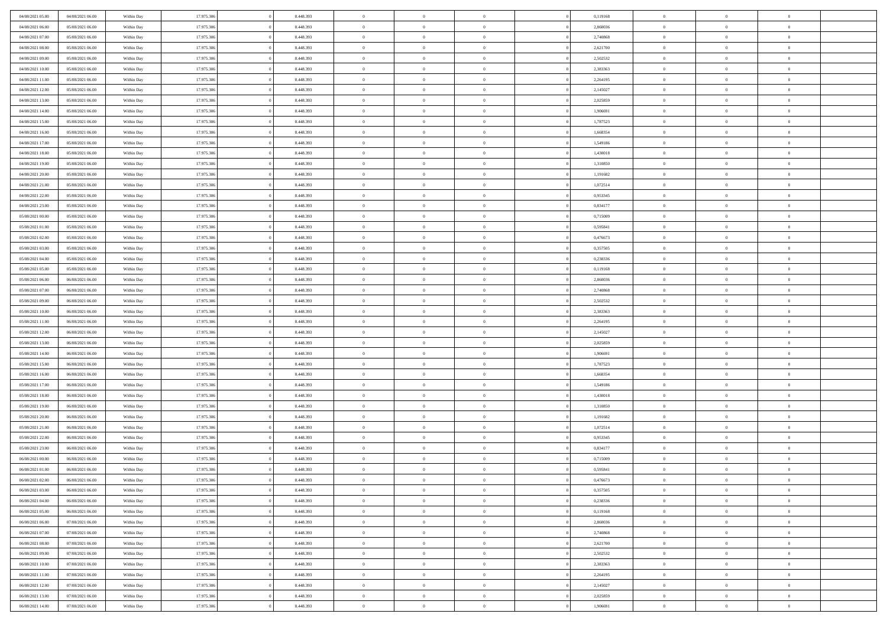| | | | | | | | | | | | | | | |
|---|---|---|---|---|---|---|---|---|---|---|---|---|---|---|
| 04/08/2021 05.00 | 04/08/2021 06.00 | Within Day | 17.975.306 | 0 | 8.448.393 | 0 | 0 | 0 | | 0 | 0,119168 | 0 | 0 | 0 |
| 04/08/2021 06.00 | 05/08/2021 06.00 | Within Day | 17.975.306 | 0 | 8.448.393 | 0 | 0 | 0 | | 0 | 2,860036 | 0 | 0 | 0 |
| 04/08/2021 07.00 | 05/08/2021 06.00 | Within Day | 17.975.306 | 0 | 8.448.393 | 0 | 0 | 0 | | 0 | 2,740868 | 0 | 0 | 0 |
| 04/08/2021 08.00 | 05/08/2021 06.00 | Within Day | 17.975.306 | 0 | 8.448.393 | 0 | 0 | 0 | | 0 | 2,621700 | 0 | 0 | 0 |
| 04/08/2021 09.00 | 05/08/2021 06.00 | Within Day | 17.975.306 | 0 | 8.448.393 | 0 | 0 | 0 | | 0 | 2,502532 | 0 | 0 | 0 |
| 04/08/2021 10.00 | 05/08/2021 06.00 | Within Day | 17.975.306 | 0 | 8.448.393 | 0 | 0 | 0 | | 0 | 2,383363 | 0 | 0 | 0 |
| 04/08/2021 11.00 | 05/08/2021 06.00 | Within Day | 17.975.306 | 0 | 8.448.393 | 0 | 0 | 0 | | 0 | 2,264195 | 0 | 0 | 0 |
| 04/08/2021 12.00 | 05/08/2021 06.00 | Within Day | 17.975.306 | 0 | 8.448.393 | 0 | 0 | 0 | | 0 | 2,145027 | 0 | 0 | 0 |
| 04/08/2021 13.00 | 05/08/2021 06.00 | Within Day | 17.975.306 | 0 | 8.448.393 | 0 | 0 | 0 | | 0 | 2,025859 | 0 | 0 | 0 |
| 04/08/2021 14.00 | 05/08/2021 06.00 | Within Day | 17.975.306 | 0 | 8.448.393 | 0 | 0 | 0 | | 0 | 1,906691 | 0 | 0 | 0 |
| 04/08/2021 15.00 | 05/08/2021 06.00 | Within Day | 17.975.306 | 0 | 8.448.393 | 0 | 0 | 0 | | 0 | 1,787523 | 0 | 0 | 0 |
| 04/08/2021 16.00 | 05/08/2021 06.00 | Within Day | 17.975.306 | 0 | 8.448.393 | 0 | 0 | 0 | | 0 | 1,668354 | 0 | 0 | 0 |
| 04/08/2021 17.00 | 05/08/2021 06.00 | Within Day | 17.975.306 | 0 | 8.448.393 | 0 | 0 | 0 | | 0 | 1,549186 | 0 | 0 | 0 |
| 04/08/2021 18.00 | 05/08/2021 06.00 | Within Day | 17.975.306 | 0 | 8.448.393 | 0 | 0 | 0 | | 0 | 1,430018 | 0 | 0 | 0 |
| 04/08/2021 19.00 | 05/08/2021 06.00 | Within Day | 17.975.306 | 0 | 8.448.393 | 0 | 0 | 0 | | 0 | 1,310850 | 0 | 0 | 0 |
| 04/08/2021 20.00 | 05/08/2021 06.00 | Within Day | 17.975.306 | 0 | 8.448.393 | 0 | 0 | 0 | | 0 | 1,191682 | 0 | 0 | 0 |
| 04/08/2021 21.00 | 05/08/2021 06.00 | Within Day | 17.975.306 | 0 | 8.448.393 | 0 | 0 | 0 | | 0 | 1,072514 | 0 | 0 | 0 |
| 04/08/2021 22.00 | 05/08/2021 06.00 | Within Day | 17.975.306 | 0 | 8.448.393 | 0 | 0 | 0 | | 0 | 0,953345 | 0 | 0 | 0 |
| 04/08/2021 23.00 | 05/08/2021 06.00 | Within Day | 17.975.306 | 0 | 8.448.393 | 0 | 0 | 0 | | 0 | 0,834177 | 0 | 0 | 0 |
| 05/08/2021 00.00 | 05/08/2021 06.00 | Within Day | 17.975.306 | 0 | 8.448.393 | 0 | 0 | 0 | | 0 | 0,715009 | 0 | 0 | 0 |
| 05/08/2021 01.00 | 05/08/2021 06.00 | Within Day | 17.975.306 | 0 | 8.448.393 | 0 | 0 | 0 | | 0 | 0,595841 | 0 | 0 | 0 |
| 05/08/2021 02.00 | 05/08/2021 06.00 | Within Day | 17.975.306 | 0 | 8.448.393 | 0 | 0 | 0 | | 0 | 0,476673 | 0 | 0 | 0 |
| 05/08/2021 03.00 | 05/08/2021 06.00 | Within Day | 17.975.306 | 0 | 8.448.393 | 0 | 0 | 0 | | 0 | 0,357505 | 0 | 0 | 0 |
| 05/08/2021 04.00 | 05/08/2021 06.00 | Within Day | 17.975.306 | 0 | 8.448.393 | 0 | 0 | 0 | | 0 | 0,238336 | 0 | 0 | 0 |
| 05/08/2021 05.00 | 05/08/2021 06.00 | Within Day | 17.975.306 | 0 | 8.448.393 | 0 | 0 | 0 | | 0 | 0,119168 | 0 | 0 | 0 |
| 05/08/2021 06.00 | 06/08/2021 06.00 | Within Day | 17.975.306 | 0 | 8.448.393 | 0 | 0 | 0 | | 0 | 2,860036 | 0 | 0 | 0 |
| 05/08/2021 07.00 | 06/08/2021 06.00 | Within Day | 17.975.306 | 0 | 8.448.393 | 0 | 0 | 0 | | 0 | 2,740868 | 0 | 0 | 0 |
| 05/08/2021 09.00 | 06/08/2021 06.00 | Within Day | 17.975.306 | 0 | 8.448.393 | 0 | 0 | 0 | | 0 | 2,502532 | 0 | 0 | 0 |
| 05/08/2021 10.00 | 06/08/2021 06.00 | Within Day | 17.975.306 | 0 | 8.448.393 | 0 | 0 | 0 | | 0 | 2,383363 | 0 | 0 | 0 |
| 05/08/2021 11.00 | 06/08/2021 06.00 | Within Day | 17.975.306 | 0 | 8.448.393 | 0 | 0 | 0 | | 0 | 2,264195 | 0 | 0 | 0 |
| 05/08/2021 12.00 | 06/08/2021 06.00 | Within Day | 17.975.306 | 0 | 8.448.393 | 0 | 0 | 0 | | 0 | 2,145027 | 0 | 0 | 0 |
| 05/08/2021 13.00 | 06/08/2021 06.00 | Within Day | 17.975.306 | 0 | 8.448.393 | 0 | 0 | 0 | | 0 | 2,025859 | 0 | 0 | 0 |
| 05/08/2021 14.00 | 06/08/2021 06.00 | Within Day | 17.975.306 | 0 | 8.448.393 | 0 | 0 | 0 | | 0 | 1,906691 | 0 | 0 | 0 |
| 05/08/2021 15.00 | 06/08/2021 06.00 | Within Day | 17.975.306 | 0 | 8.448.393 | 0 | 0 | 0 | | 0 | 1,787523 | 0 | 0 | 0 |
| 05/08/2021 16.00 | 06/08/2021 06.00 | Within Day | 17.975.306 | 0 | 8.448.393 | 0 | 0 | 0 | | 0 | 1,668354 | 0 | 0 | 0 |
| 05/08/2021 17.00 | 06/08/2021 06.00 | Within Day | 17.975.306 | 0 | 8.448.393 | 0 | 0 | 0 | | 0 | 1,549186 | 0 | 0 | 0 |
| 05/08/2021 18.00 | 06/08/2021 06.00 | Within Day | 17.975.306 | 0 | 8.448.393 | 0 | 0 | 0 | | 0 | 1,430018 | 0 | 0 | 0 |
| 05/08/2021 19.00 | 06/08/2021 06.00 | Within Day | 17.975.306 | 0 | 8.448.393 | 0 | 0 | 0 | | 0 | 1,310850 | 0 | 0 | 0 |
| 05/08/2021 20.00 | 06/08/2021 06.00 | Within Day | 17.975.306 | 0 | 8.448.393 | 0 | 0 | 0 | | 0 | 1,191682 | 0 | 0 | 0 |
| 05/08/2021 21.00 | 06/08/2021 06.00 | Within Day | 17.975.306 | 0 | 8.448.393 | 0 | 0 | 0 | | 0 | 1,072514 | 0 | 0 | 0 |
| 05/08/2021 22.00 | 06/08/2021 06.00 | Within Day | 17.975.306 | 0 | 8.448.393 | 0 | 0 | 0 | | 0 | 0,953345 | 0 | 0 | 0 |
| 05/08/2021 23.00 | 06/08/2021 06.00 | Within Day | 17.975.306 | 0 | 8.448.393 | 0 | 0 | 0 | | 0 | 0,834177 | 0 | 0 | 0 |
| 06/08/2021 00.00 | 06/08/2021 06.00 | Within Day | 17.975.306 | 0 | 8.448.393 | 0 | 0 | 0 | | 0 | 0,715009 | 0 | 0 | 0 |
| 06/08/2021 01.00 | 06/08/2021 06.00 | Within Day | 17.975.306 | 0 | 8.448.393 | 0 | 0 | 0 | | 0 | 0,595841 | 0 | 0 | 0 |
| 06/08/2021 02.00 | 06/08/2021 06.00 | Within Day | 17.975.306 | 0 | 8.448.393 | 0 | 0 | 0 | | 0 | 0,476673 | 0 | 0 | 0 |
| 06/08/2021 03.00 | 06/08/2021 06.00 | Within Day | 17.975.306 | 0 | 8.448.393 | 0 | 0 | 0 | | 0 | 0,357505 | 0 | 0 | 0 |
| 06/08/2021 04.00 | 06/08/2021 06.00 | Within Day | 17.975.306 | 0 | 8.448.393 | 0 | 0 | 0 | | 0 | 0,238336 | 0 | 0 | 0 |
| 06/08/2021 05.00 | 06/08/2021 06.00 | Within Day | 17.975.306 | 0 | 8.448.393 | 0 | 0 | 0 | | 0 | 0,119168 | 0 | 0 | 0 |
| 06/08/2021 06.00 | 07/08/2021 06.00 | Within Day | 17.975.306 | 0 | 8.448.393 | 0 | 0 | 0 | | 0 | 2,860036 | 0 | 0 | 0 |
| 06/08/2021 07.00 | 07/08/2021 06.00 | Within Day | 17.975.306 | 0 | 8.448.393 | 0 | 0 | 0 | | 0 | 2,740868 | 0 | 0 | 0 |
| 06/08/2021 08.00 | 07/08/2021 06.00 | Within Day | 17.975.306 | 0 | 8.448.393 | 0 | 0 | 0 | | 0 | 2,621700 | 0 | 0 | 0 |
| 06/08/2021 09.00 | 07/08/2021 06.00 | Within Day | 17.975.306 | 0 | 8.448.393 | 0 | 0 | 0 | | 0 | 2,502532 | 0 | 0 | 0 |
| 06/08/2021 10.00 | 07/08/2021 06.00 | Within Day | 17.975.306 | 0 | 8.448.393 | 0 | 0 | 0 | | 0 | 2,383363 | 0 | 0 | 0 |
| 06/08/2021 11.00 | 07/08/2021 06.00 | Within Day | 17.975.306 | 0 | 8.448.393 | 0 | 0 | 0 | | 0 | 2,264195 | 0 | 0 | 0 |
| 06/08/2021 12.00 | 07/08/2021 06.00 | Within Day | 17.975.306 | 0 | 8.448.393 | 0 | 0 | 0 | | 0 | 2,145027 | 0 | 0 | 0 |
| 06/08/2021 13.00 | 07/08/2021 06.00 | Within Day | 17.975.306 | 0 | 8.448.393 | 0 | 0 | 0 | | 0 | 2,025859 | 0 | 0 | 0 |
| 06/08/2021 14.00 | 07/08/2021 06.00 | Within Day | 17.975.306 | 0 | 8.448.393 | 0 | 0 | 0 | | 0 | 1,906691 | 0 | 0 | 0 |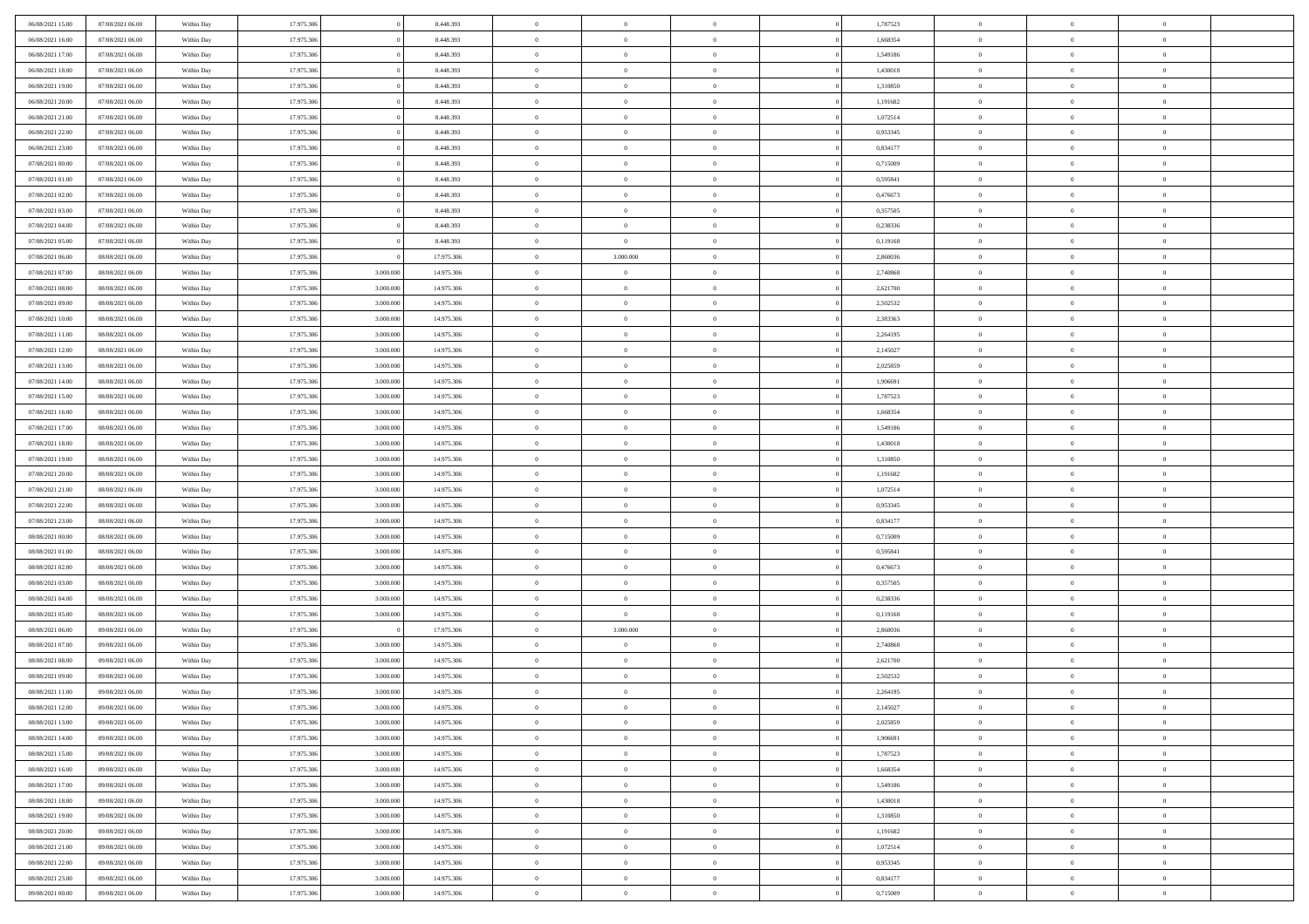| | | | | | | | | | | | | | | |
|---|---|---|---|---|---|---|---|---|---|---|---|---|---|---|
| 06/08/2021 15.00 | 07/08/2021 06.00 | Within Day | 17.975.306 | 0 | 8.448.393 | 0 | 0 | 0 | | 0 | 1,787523 | 0 | 0 | 0 |
| 06/08/2021 16.00 | 07/08/2021 06.00 | Within Day | 17.975.306 | 0 | 8.448.393 | 0 | 0 | 0 | | 0 | 1,668354 | 0 | 0 | 0 |
| 06/08/2021 17.00 | 07/08/2021 06.00 | Within Day | 17.975.306 | 0 | 8.448.393 | 0 | 0 | 0 | | 0 | 1,549186 | 0 | 0 | 0 |
| 06/08/2021 18.00 | 07/08/2021 06.00 | Within Day | 17.975.306 | 0 | 8.448.393 | 0 | 0 | 0 | | 0 | 1,430018 | 0 | 0 | 0 |
| 06/08/2021 19.00 | 07/08/2021 06.00 | Within Day | 17.975.306 | 0 | 8.448.393 | 0 | 0 | 0 | | 0 | 1,310850 | 0 | 0 | 0 |
| 06/08/2021 20.00 | 07/08/2021 06.00 | Within Day | 17.975.306 | 0 | 8.448.393 | 0 | 0 | 0 | | 0 | 1,191682 | 0 | 0 | 0 |
| 06/08/2021 21.00 | 07/08/2021 06.00 | Within Day | 17.975.306 | 0 | 8.448.393 | 0 | 0 | 0 | | 0 | 1,072514 | 0 | 0 | 0 |
| 06/08/2021 22.00 | 07/08/2021 06.00 | Within Day | 17.975.306 | 0 | 8.448.393 | 0 | 0 | 0 | | 0 | 0,953345 | 0 | 0 | 0 |
| 06/08/2021 23.00 | 07/08/2021 06.00 | Within Day | 17.975.306 | 0 | 8.448.393 | 0 | 0 | 0 | | 0 | 0,834177 | 0 | 0 | 0 |
| 07/08/2021 00.00 | 07/08/2021 06.00 | Within Day | 17.975.306 | 0 | 8.448.393 | 0 | 0 | 0 | | 0 | 0,715009 | 0 | 0 | 0 |
| 07/08/2021 01.00 | 07/08/2021 06.00 | Within Day | 17.975.306 | 0 | 8.448.393 | 0 | 0 | 0 | | 0 | 0,595841 | 0 | 0 | 0 |
| 07/08/2021 02.00 | 07/08/2021 06.00 | Within Day | 17.975.306 | 0 | 8.448.393 | 0 | 0 | 0 | | 0 | 0,476673 | 0 | 0 | 0 |
| 07/08/2021 03.00 | 07/08/2021 06.00 | Within Day | 17.975.306 | 0 | 8.448.393 | 0 | 0 | 0 | | 0 | 0,357505 | 0 | 0 | 0 |
| 07/08/2021 04.00 | 07/08/2021 06.00 | Within Day | 17.975.306 | 0 | 8.448.393 | 0 | 0 | 0 | | 0 | 0,238336 | 0 | 0 | 0 |
| 07/08/2021 05.00 | 07/08/2021 06.00 | Within Day | 17.975.306 | 0 | 8.448.393 | 0 | 0 | 0 | | 0 | 0,119168 | 0 | 0 | 0 |
| 07/08/2021 06.00 | 08/08/2021 06.00 | Within Day | 17.975.306 | 0 | 17.975.306 | 0 | 3.000.000 | 0 | | 0 | 2,860036 | 0 | 0 | 0 |
| 07/08/2021 07.00 | 08/08/2021 06.00 | Within Day | 17.975.306 | 3.000.000 | 14.975.306 | 0 | 0 | 0 | | 0 | 2,740868 | 0 | 0 | 0 |
| 07/08/2021 08.00 | 08/08/2021 06.00 | Within Day | 17.975.306 | 3.000.000 | 14.975.306 | 0 | 0 | 0 | | 0 | 2,621700 | 0 | 0 | 0 |
| 07/08/2021 09.00 | 08/08/2021 06.00 | Within Day | 17.975.306 | 3.000.000 | 14.975.306 | 0 | 0 | 0 | | 0 | 2,502532 | 0 | 0 | 0 |
| 07/08/2021 10.00 | 08/08/2021 06.00 | Within Day | 17.975.306 | 3.000.000 | 14.975.306 | 0 | 0 | 0 | | 0 | 2,383363 | 0 | 0 | 0 |
| 07/08/2021 11.00 | 08/08/2021 06.00 | Within Day | 17.975.306 | 3.000.000 | 14.975.306 | 0 | 0 | 0 | | 0 | 2,264195 | 0 | 0 | 0 |
| 07/08/2021 12.00 | 08/08/2021 06.00 | Within Day | 17.975.306 | 3.000.000 | 14.975.306 | 0 | 0 | 0 | | 0 | 2,145027 | 0 | 0 | 0 |
| 07/08/2021 13.00 | 08/08/2021 06.00 | Within Day | 17.975.306 | 3.000.000 | 14.975.306 | 0 | 0 | 0 | | 0 | 2,025859 | 0 | 0 | 0 |
| 07/08/2021 14.00 | 08/08/2021 06.00 | Within Day | 17.975.306 | 3.000.000 | 14.975.306 | 0 | 0 | 0 | | 0 | 1,906691 | 0 | 0 | 0 |
| 07/08/2021 15.00 | 08/08/2021 06.00 | Within Day | 17.975.306 | 3.000.000 | 14.975.306 | 0 | 0 | 0 | | 0 | 1,787523 | 0 | 0 | 0 |
| 07/08/2021 16.00 | 08/08/2021 06.00 | Within Day | 17.975.306 | 3.000.000 | 14.975.306 | 0 | 0 | 0 | | 0 | 1,668354 | 0 | 0 | 0 |
| 07/08/2021 17.00 | 08/08/2021 06.00 | Within Day | 17.975.306 | 3.000.000 | 14.975.306 | 0 | 0 | 0 | | 0 | 1,549186 | 0 | 0 | 0 |
| 07/08/2021 18.00 | 08/08/2021 06.00 | Within Day | 17.975.306 | 3.000.000 | 14.975.306 | 0 | 0 | 0 | | 0 | 1,430018 | 0 | 0 | 0 |
| 07/08/2021 19.00 | 08/08/2021 06.00 | Within Day | 17.975.306 | 3.000.000 | 14.975.306 | 0 | 0 | 0 | | 0 | 1,310850 | 0 | 0 | 0 |
| 07/08/2021 20.00 | 08/08/2021 06.00 | Within Day | 17.975.306 | 3.000.000 | 14.975.306 | 0 | 0 | 0 | | 0 | 1,191682 | 0 | 0 | 0 |
| 07/08/2021 21.00 | 08/08/2021 06.00 | Within Day | 17.975.306 | 3.000.000 | 14.975.306 | 0 | 0 | 0 | | 0 | 1,072514 | 0 | 0 | 0 |
| 07/08/2021 22.00 | 08/08/2021 06.00 | Within Day | 17.975.306 | 3.000.000 | 14.975.306 | 0 | 0 | 0 | | 0 | 0,953345 | 0 | 0 | 0 |
| 07/08/2021 23.00 | 08/08/2021 06.00 | Within Day | 17.975.306 | 3.000.000 | 14.975.306 | 0 | 0 | 0 | | 0 | 0,834177 | 0 | 0 | 0 |
| 08/08/2021 00.00 | 08/08/2021 06.00 | Within Day | 17.975.306 | 3.000.000 | 14.975.306 | 0 | 0 | 0 | | 0 | 0,715009 | 0 | 0 | 0 |
| 08/08/2021 01.00 | 08/08/2021 06.00 | Within Day | 17.975.306 | 3.000.000 | 14.975.306 | 0 | 0 | 0 | | 0 | 0,595841 | 0 | 0 | 0 |
| 08/08/2021 02.00 | 08/08/2021 06.00 | Within Day | 17.975.306 | 3.000.000 | 14.975.306 | 0 | 0 | 0 | | 0 | 0,476673 | 0 | 0 | 0 |
| 08/08/2021 03.00 | 08/08/2021 06.00 | Within Day | 17.975.306 | 3.000.000 | 14.975.306 | 0 | 0 | 0 | | 0 | 0,357505 | 0 | 0 | 0 |
| 08/08/2021 04.00 | 08/08/2021 06.00 | Within Day | 17.975.306 | 3.000.000 | 14.975.306 | 0 | 0 | 0 | | 0 | 0,238336 | 0 | 0 | 0 |
| 08/08/2021 05.00 | 08/08/2021 06.00 | Within Day | 17.975.306 | 3.000.000 | 14.975.306 | 0 | 0 | 0 | | 0 | 0,119168 | 0 | 0 | 0 |
| 08/08/2021 06.00 | 09/08/2021 06.00 | Within Day | 17.975.306 | 0 | 17.975.306 | 0 | 3.000.000 | 0 | | 0 | 2,860036 | 0 | 0 | 0 |
| 08/08/2021 07.00 | 09/08/2021 06.00 | Within Day | 17.975.306 | 3.000.000 | 14.975.306 | 0 | 0 | 0 | | 0 | 2,740868 | 0 | 0 | 0 |
| 08/08/2021 08.00 | 09/08/2021 06.00 | Within Day | 17.975.306 | 3.000.000 | 14.975.306 | 0 | 0 | 0 | | 0 | 2,621700 | 0 | 0 | 0 |
| 08/08/2021 09.00 | 09/08/2021 06.00 | Within Day | 17.975.306 | 3.000.000 | 14.975.306 | 0 | 0 | 0 | | 0 | 2,502532 | 0 | 0 | 0 |
| 08/08/2021 11.00 | 09/08/2021 06.00 | Within Day | 17.975.306 | 3.000.000 | 14.975.306 | 0 | 0 | 0 | | 0 | 2,264195 | 0 | 0 | 0 |
| 08/08/2021 12.00 | 09/08/2021 06.00 | Within Day | 17.975.306 | 3.000.000 | 14.975.306 | 0 | 0 | 0 | | 0 | 2,145027 | 0 | 0 | 0 |
| 08/08/2021 13.00 | 09/08/2021 06.00 | Within Day | 17.975.306 | 3.000.000 | 14.975.306 | 0 | 0 | 0 | | 0 | 2,025859 | 0 | 0 | 0 |
| 08/08/2021 14.00 | 09/08/2021 06.00 | Within Day | 17.975.306 | 3.000.000 | 14.975.306 | 0 | 0 | 0 | | 0 | 1,906691 | 0 | 0 | 0 |
| 08/08/2021 15.00 | 09/08/2021 06.00 | Within Day | 17.975.306 | 3.000.000 | 14.975.306 | 0 | 0 | 0 | | 0 | 1,787523 | 0 | 0 | 0 |
| 08/08/2021 16.00 | 09/08/2021 06.00 | Within Day | 17.975.306 | 3.000.000 | 14.975.306 | 0 | 0 | 0 | | 0 | 1,668354 | 0 | 0 | 0 |
| 08/08/2021 17.00 | 09/08/2021 06.00 | Within Day | 17.975.306 | 3.000.000 | 14.975.306 | 0 | 0 | 0 | | 0 | 1,549186 | 0 | 0 | 0 |
| 08/08/2021 18.00 | 09/08/2021 06.00 | Within Day | 17.975.306 | 3.000.000 | 14.975.306 | 0 | 0 | 0 | | 0 | 1,430018 | 0 | 0 | 0 |
| 08/08/2021 19.00 | 09/08/2021 06.00 | Within Day | 17.975.306 | 3.000.000 | 14.975.306 | 0 | 0 | 0 | | 0 | 1,310850 | 0 | 0 | 0 |
| 08/08/2021 20.00 | 09/08/2021 06.00 | Within Day | 17.975.306 | 3.000.000 | 14.975.306 | 0 | 0 | 0 | | 0 | 1,191682 | 0 | 0 | 0 |
| 08/08/2021 21.00 | 09/08/2021 06.00 | Within Day | 17.975.306 | 3.000.000 | 14.975.306 | 0 | 0 | 0 | | 0 | 1,072514 | 0 | 0 | 0 |
| 08/08/2021 22.00 | 09/08/2021 06.00 | Within Day | 17.975.306 | 3.000.000 | 14.975.306 | 0 | 0 | 0 | | 0 | 0,953345 | 0 | 0 | 0 |
| 08/08/2021 23.00 | 09/08/2021 06.00 | Within Day | 17.975.306 | 3.000.000 | 14.975.306 | 0 | 0 | 0 | | 0 | 0,834177 | 0 | 0 | 0 |
| 09/08/2021 00.00 | 09/08/2021 06.00 | Within Day | 17.975.306 | 3.000.000 | 14.975.306 | 0 | 0 | 0 | | 0 | 0,715009 | 0 | 0 | 0 |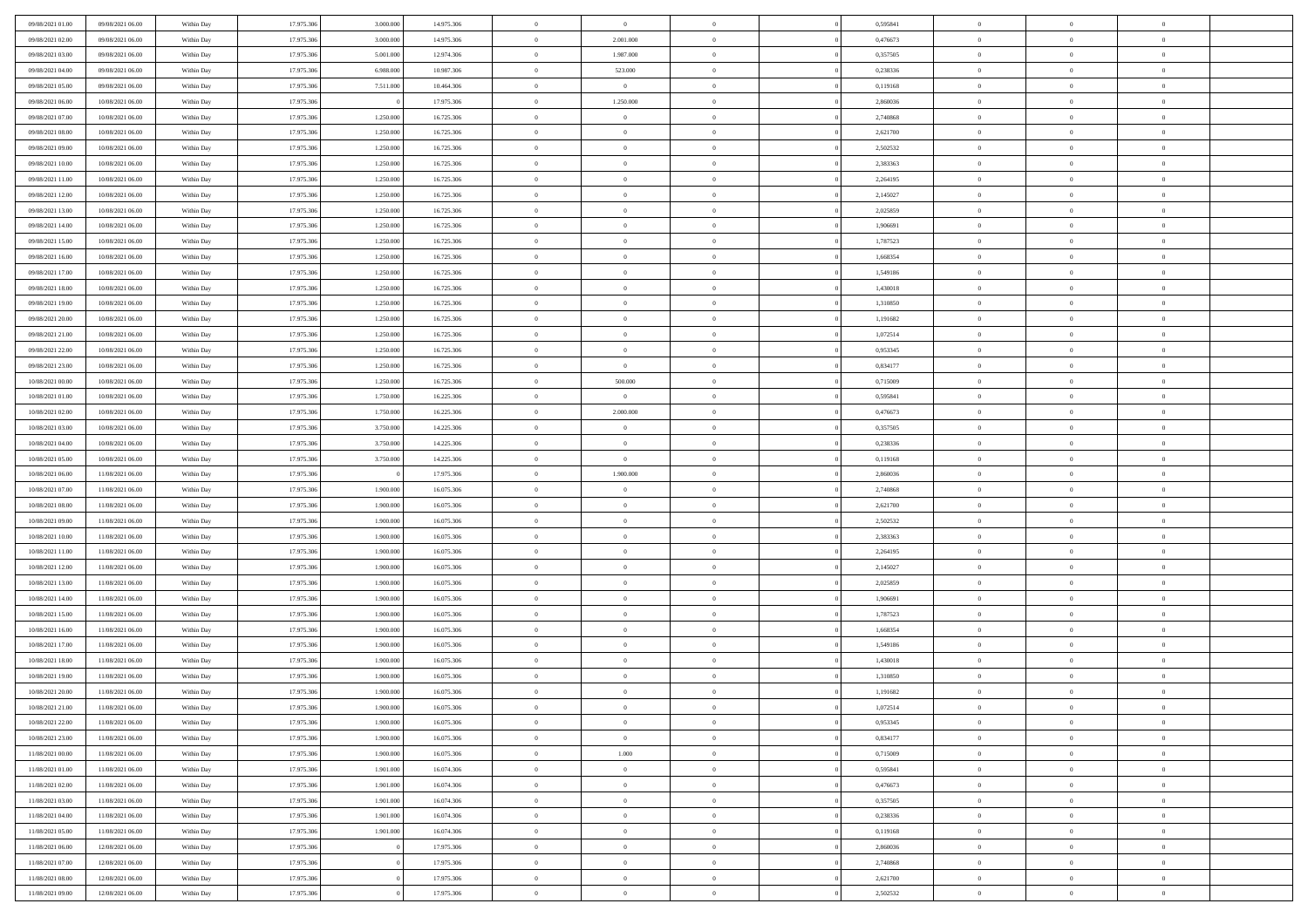| | | | | | | | | | | | | | | |
|---|---|---|---|---|---|---|---|---|---|---|---|---|---|---|
| 09/08/2021 01:00 | 09/08/2021 06:00 | Within Day | 17.975.306 | 3.000.000 | 14.975.306 | 0 | 0 | 0 | | 0 | 0,595841 | 0 | 0 | 0 |
| 09/08/2021 02:00 | 09/08/2021 06:00 | Within Day | 17.975.306 | 3.000.000 | 14.975.306 | 0 | 2.001.000 | 0 | | 0 | 0,476673 | 0 | 0 | 0 |
| 09/08/2021 03:00 | 09/08/2021 06:00 | Within Day | 17.975.306 | 5.001.000 | 12.974.306 | 0 | 1.987.000 | 0 | | 0 | 0,357505 | 0 | 0 | 0 |
| 09/08/2021 04:00 | 09/08/2021 06:00 | Within Day | 17.975.306 | 6.988.000 | 10.987.306 | 0 | 523.000 | 0 | | 0 | 0,238336 | 0 | 0 | 0 |
| 09/08/2021 05:00 | 09/08/2021 06:00 | Within Day | 17.975.306 | 7.511.000 | 10.464.306 | 0 | 0 | 0 | | 0 | 0,119168 | 0 | 0 | 0 |
| 09/08/2021 06:00 | 10/08/2021 06:00 | Within Day | 17.975.306 | 0 | 17.975.306 | 0 | 1.250.000 | 0 | | 0 | 2,860036 | 0 | 0 | 0 |
| 09/08/2021 07:00 | 10/08/2021 06:00 | Within Day | 17.975.306 | 1.250.000 | 16.725.306 | 0 | 0 | 0 | | 0 | 2,740868 | 0 | 0 | 0 |
| 09/08/2021 08:00 | 10/08/2021 06:00 | Within Day | 17.975.306 | 1.250.000 | 16.725.306 | 0 | 0 | 0 | | 0 | 2,621700 | 0 | 0 | 0 |
| 09/08/2021 09:00 | 10/08/2021 06:00 | Within Day | 17.975.306 | 1.250.000 | 16.725.306 | 0 | 0 | 0 | | 0 | 2,502532 | 0 | 0 | 0 |
| 09/08/2021 10:00 | 10/08/2021 06:00 | Within Day | 17.975.306 | 1.250.000 | 16.725.306 | 0 | 0 | 0 | | 0 | 2,383363 | 0 | 0 | 0 |
| 09/08/2021 11:00 | 10/08/2021 06:00 | Within Day | 17.975.306 | 1.250.000 | 16.725.306 | 0 | 0 | 0 | | 0 | 2,264195 | 0 | 0 | 0 |
| 09/08/2021 12:00 | 10/08/2021 06:00 | Within Day | 17.975.306 | 1.250.000 | 16.725.306 | 0 | 0 | 0 | | 0 | 2,145027 | 0 | 0 | 0 |
| 09/08/2021 13:00 | 10/08/2021 06:00 | Within Day | 17.975.306 | 1.250.000 | 16.725.306 | 0 | 0 | 0 | | 0 | 2,025859 | 0 | 0 | 0 |
| 09/08/2021 14:00 | 10/08/2021 06:00 | Within Day | 17.975.306 | 1.250.000 | 16.725.306 | 0 | 0 | 0 | | 0 | 1,906691 | 0 | 0 | 0 |
| 09/08/2021 15:00 | 10/08/2021 06:00 | Within Day | 17.975.306 | 1.250.000 | 16.725.306 | 0 | 0 | 0 | | 0 | 1,787523 | 0 | 0 | 0 |
| 09/08/2021 16:00 | 10/08/2021 06:00 | Within Day | 17.975.306 | 1.250.000 | 16.725.306 | 0 | 0 | 0 | | 0 | 1,668354 | 0 | 0 | 0 |
| 09/08/2021 17:00 | 10/08/2021 06:00 | Within Day | 17.975.306 | 1.250.000 | 16.725.306 | 0 | 0 | 0 | | 0 | 1,549186 | 0 | 0 | 0 |
| 09/08/2021 18:00 | 10/08/2021 06:00 | Within Day | 17.975.306 | 1.250.000 | 16.725.306 | 0 | 0 | 0 | | 0 | 1,430018 | 0 | 0 | 0 |
| 09/08/2021 19:00 | 10/08/2021 06:00 | Within Day | 17.975.306 | 1.250.000 | 16.725.306 | 0 | 0 | 0 | | 0 | 1,310850 | 0 | 0 | 0 |
| 09/08/2021 20:00 | 10/08/2021 06:00 | Within Day | 17.975.306 | 1.250.000 | 16.725.306 | 0 | 0 | 0 | | 0 | 1,191682 | 0 | 0 | 0 |
| 09/08/2021 21:00 | 10/08/2021 06:00 | Within Day | 17.975.306 | 1.250.000 | 16.725.306 | 0 | 0 | 0 | | 0 | 1,072514 | 0 | 0 | 0 |
| 09/08/2021 22:00 | 10/08/2021 06:00 | Within Day | 17.975.306 | 1.250.000 | 16.725.306 | 0 | 0 | 0 | | 0 | 0,953345 | 0 | 0 | 0 |
| 09/08/2021 23:00 | 10/08/2021 06:00 | Within Day | 17.975.306 | 1.250.000 | 16.725.306 | 0 | 0 | 0 | | 0 | 0,834177 | 0 | 0 | 0 |
| 10/08/2021 00:00 | 10/08/2021 06:00 | Within Day | 17.975.306 | 1.250.000 | 16.725.306 | 0 | 500.000 | 0 | | 0 | 0,715009 | 0 | 0 | 0 |
| 10/08/2021 01:00 | 10/08/2021 06:00 | Within Day | 17.975.306 | 1.750.000 | 16.225.306 | 0 | 0 | 0 | | 0 | 0,595841 | 0 | 0 | 0 |
| 10/08/2021 02:00 | 10/08/2021 06:00 | Within Day | 17.975.306 | 1.750.000 | 16.225.306 | 0 | 2.000.000 | 0 | | 0 | 0,476673 | 0 | 0 | 0 |
| 10/08/2021 03:00 | 10/08/2021 06:00 | Within Day | 17.975.306 | 3.750.000 | 14.225.306 | 0 | 0 | 0 | | 0 | 0,357505 | 0 | 0 | 0 |
| 10/08/2021 04:00 | 10/08/2021 06:00 | Within Day | 17.975.306 | 3.750.000 | 14.225.306 | 0 | 0 | 0 | | 0 | 0,238336 | 0 | 0 | 0 |
| 10/08/2021 05:00 | 10/08/2021 06:00 | Within Day | 17.975.306 | 3.750.000 | 14.225.306 | 0 | 0 | 0 | | 0 | 0,119168 | 0 | 0 | 0 |
| 10/08/2021 06:00 | 11/08/2021 06:00 | Within Day | 17.975.306 | 0 | 17.975.306 | 0 | 1.900.000 | 0 | | 0 | 2,860036 | 0 | 0 | 0 |
| 10/08/2021 07:00 | 11/08/2021 06:00 | Within Day | 17.975.306 | 1.900.000 | 16.075.306 | 0 | 0 | 0 | | 0 | 2,740868 | 0 | 0 | 0 |
| 10/08/2021 08:00 | 11/08/2021 06:00 | Within Day | 17.975.306 | 1.900.000 | 16.075.306 | 0 | 0 | 0 | | 0 | 2,621700 | 0 | 0 | 0 |
| 10/08/2021 09:00 | 11/08/2021 06:00 | Within Day | 17.975.306 | 1.900.000 | 16.075.306 | 0 | 0 | 0 | | 0 | 2,502532 | 0 | 0 | 0 |
| 10/08/2021 10:00 | 11/08/2021 06:00 | Within Day | 17.975.306 | 1.900.000 | 16.075.306 | 0 | 0 | 0 | | 0 | 2,383363 | 0 | 0 | 0 |
| 10/08/2021 11:00 | 11/08/2021 06:00 | Within Day | 17.975.306 | 1.900.000 | 16.075.306 | 0 | 0 | 0 | | 0 | 2,264195 | 0 | 0 | 0 |
| 10/08/2021 12:00 | 11/08/2021 06:00 | Within Day | 17.975.306 | 1.900.000 | 16.075.306 | 0 | 0 | 0 | | 0 | 2,145027 | 0 | 0 | 0 |
| 10/08/2021 13:00 | 11/08/2021 06:00 | Within Day | 17.975.306 | 1.900.000 | 16.075.306 | 0 | 0 | 0 | | 0 | 2,025859 | 0 | 0 | 0 |
| 10/08/2021 14:00 | 11/08/2021 06:00 | Within Day | 17.975.306 | 1.900.000 | 16.075.306 | 0 | 0 | 0 | | 0 | 1,906691 | 0 | 0 | 0 |
| 10/08/2021 15:00 | 11/08/2021 06:00 | Within Day | 17.975.306 | 1.900.000 | 16.075.306 | 0 | 0 | 0 | | 0 | 1,787523 | 0 | 0 | 0 |
| 10/08/2021 16:00 | 11/08/2021 06:00 | Within Day | 17.975.306 | 1.900.000 | 16.075.306 | 0 | 0 | 0 | | 0 | 1,668354 | 0 | 0 | 0 |
| 10/08/2021 17:00 | 11/08/2021 06:00 | Within Day | 17.975.306 | 1.900.000 | 16.075.306 | 0 | 0 | 0 | | 0 | 1,549186 | 0 | 0 | 0 |
| 10/08/2021 18:00 | 11/08/2021 06:00 | Within Day | 17.975.306 | 1.900.000 | 16.075.306 | 0 | 0 | 0 | | 0 | 1,430018 | 0 | 0 | 0 |
| 10/08/2021 19:00 | 11/08/2021 06:00 | Within Day | 17.975.306 | 1.900.000 | 16.075.306 | 0 | 0 | 0 | | 0 | 1,310850 | 0 | 0 | 0 |
| 10/08/2021 20:00 | 11/08/2021 06:00 | Within Day | 17.975.306 | 1.900.000 | 16.075.306 | 0 | 0 | 0 | | 0 | 1,191682 | 0 | 0 | 0 |
| 10/08/2021 21:00 | 11/08/2021 06:00 | Within Day | 17.975.306 | 1.900.000 | 16.075.306 | 0 | 0 | 0 | | 0 | 1,072514 | 0 | 0 | 0 |
| 10/08/2021 22:00 | 11/08/2021 06:00 | Within Day | 17.975.306 | 1.900.000 | 16.075.306 | 0 | 0 | 0 | | 0 | 0,953345 | 0 | 0 | 0 |
| 10/08/2021 23:00 | 11/08/2021 06:00 | Within Day | 17.975.306 | 1.900.000 | 16.075.306 | 0 | 0 | 0 | | 0 | 0,834177 | 0 | 0 | 0 |
| 11/08/2021 00:00 | 11/08/2021 06:00 | Within Day | 17.975.306 | 1.900.000 | 16.075.306 | 0 | 1.000 | 0 | | 0 | 0,715009 | 0 | 0 | 0 |
| 11/08/2021 01:00 | 11/08/2021 06:00 | Within Day | 17.975.306 | 1.901.000 | 16.074.306 | 0 | 0 | 0 | | 0 | 0,595841 | 0 | 0 | 0 |
| 11/08/2021 02:00 | 11/08/2021 06:00 | Within Day | 17.975.306 | 1.901.000 | 16.074.306 | 0 | 0 | 0 | | 0 | 0,476673 | 0 | 0 | 0 |
| 11/08/2021 03:00 | 11/08/2021 06:00 | Within Day | 17.975.306 | 1.901.000 | 16.074.306 | 0 | 0 | 0 | | 0 | 0,357505 | 0 | 0 | 0 |
| 11/08/2021 04:00 | 11/08/2021 06:00 | Within Day | 17.975.306 | 1.901.000 | 16.074.306 | 0 | 0 | 0 | | 0 | 0,238336 | 0 | 0 | 0 |
| 11/08/2021 05:00 | 11/08/2021 06:00 | Within Day | 17.975.306 | 1.901.000 | 16.074.306 | 0 | 0 | 0 | | 0 | 0,119168 | 0 | 0 | 0 |
| 11/08/2021 06:00 | 12/08/2021 06:00 | Within Day | 17.975.306 | 0 | 17.975.306 | 0 | 0 | 0 | | 0 | 2,860036 | 0 | 0 | 0 |
| 11/08/2021 07:00 | 12/08/2021 06:00 | Within Day | 17.975.306 | 0 | 17.975.306 | 0 | 0 | 0 | | 0 | 2,740868 | 0 | 0 | 0 |
| 11/08/2021 08:00 | 12/08/2021 06:00 | Within Day | 17.975.306 | 0 | 17.975.306 | 0 | 0 | 0 | | 0 | 2,621700 | 0 | 0 | 0 |
| 11/08/2021 09:00 | 12/08/2021 06:00 | Within Day | 17.975.306 | 0 | 17.975.306 | 0 | 0 | 0 | | 0 | 2,502532 | 0 | 0 | 0 |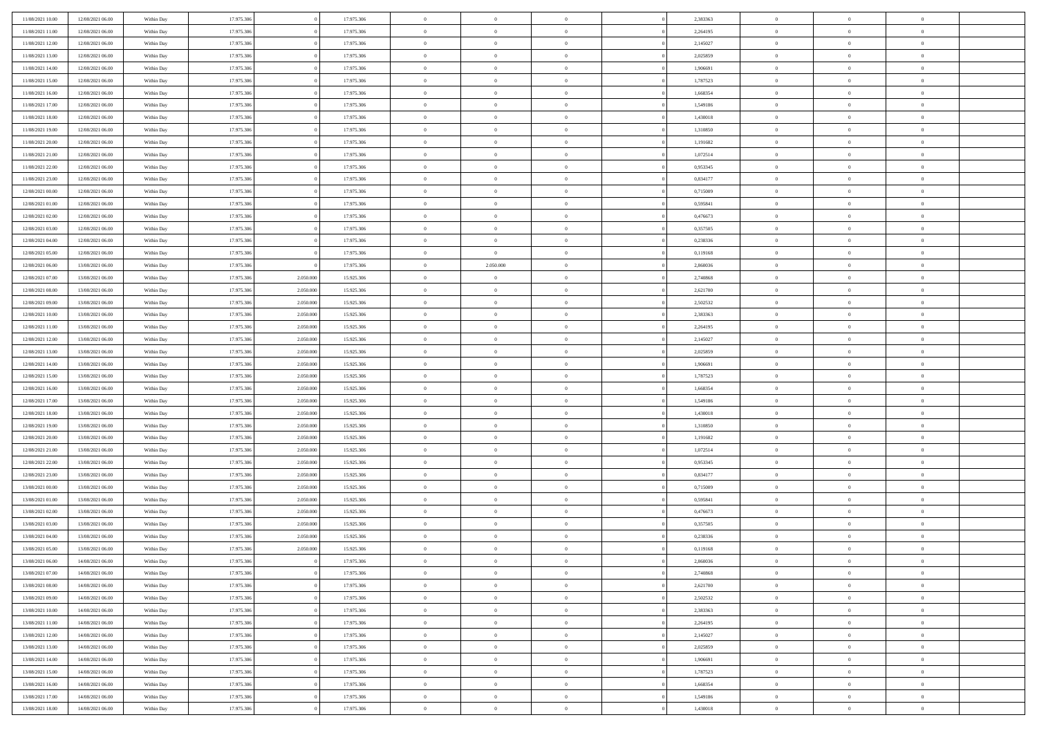| | | | | | | | | | | | | | | |
|---|---|---|---|---|---|---|---|---|---|---|---|---|---|---|
| 11/08/2021 10:00 | 12/08/2021 06:00 | Within Day | 17.975.306 | 0 | 17.975.306 | 0 | 0 | 0 | | 2,383363 | 0 | 0 | 0 | |
| 11/08/2021 11:00 | 12/08/2021 06:00 | Within Day | 17.975.306 | 0 | 17.975.306 | 0 | 0 | 0 | | 2,264195 | 0 | 0 | 0 | |
| 11/08/2021 12:00 | 12/08/2021 06:00 | Within Day | 17.975.306 | 0 | 17.975.306 | 0 | 0 | 0 | | 2,145027 | 0 | 0 | 0 | |
| 11/08/2021 13:00 | 12/08/2021 06:00 | Within Day | 17.975.306 | 0 | 17.975.306 | 0 | 0 | 0 | | 2,025859 | 0 | 0 | 0 | |
| 11/08/2021 14:00 | 12/08/2021 06:00 | Within Day | 17.975.306 | 0 | 17.975.306 | 0 | 0 | 0 | | 1,906691 | 0 | 0 | 0 | |
| 11/08/2021 15:00 | 12/08/2021 06:00 | Within Day | 17.975.306 | 0 | 17.975.306 | 0 | 0 | 0 | | 1,787523 | 0 | 0 | 0 | |
| 11/08/2021 16:00 | 12/08/2021 06:00 | Within Day | 17.975.306 | 0 | 17.975.306 | 0 | 0 | 0 | | 1,668354 | 0 | 0 | 0 | |
| 11/08/2021 17:00 | 12/08/2021 06:00 | Within Day | 17.975.306 | 0 | 17.975.306 | 0 | 0 | 0 | | 1,549186 | 0 | 0 | 0 | |
| 11/08/2021 18:00 | 12/08/2021 06:00 | Within Day | 17.975.306 | 0 | 17.975.306 | 0 | 0 | 0 | | 1,430018 | 0 | 0 | 0 | |
| 11/08/2021 19:00 | 12/08/2021 06:00 | Within Day | 17.975.306 | 0 | 17.975.306 | 0 | 0 | 0 | | 1,310850 | 0 | 0 | 0 | |
| 11/08/2021 20:00 | 12/08/2021 06:00 | Within Day | 17.975.306 | 0 | 17.975.306 | 0 | 0 | 0 | | 1,191682 | 0 | 0 | 0 | |
| 11/08/2021 21:00 | 12/08/2021 06:00 | Within Day | 17.975.306 | 0 | 17.975.306 | 0 | 0 | 0 | | 1,072514 | 0 | 0 | 0 | |
| 11/08/2021 22:00 | 12/08/2021 06:00 | Within Day | 17.975.306 | 0 | 17.975.306 | 0 | 0 | 0 | | 0,953345 | 0 | 0 | 0 | |
| 11/08/2021 23:00 | 12/08/2021 06:00 | Within Day | 17.975.306 | 0 | 17.975.306 | 0 | 0 | 0 | | 0,834177 | 0 | 0 | 0 | |
| 12/08/2021 00:00 | 12/08/2021 06:00 | Within Day | 17.975.306 | 0 | 17.975.306 | 0 | 0 | 0 | | 0,715009 | 0 | 0 | 0 | |
| 12/08/2021 01:00 | 12/08/2021 06:00 | Within Day | 17.975.306 | 0 | 17.975.306 | 0 | 0 | 0 | | 0,595841 | 0 | 0 | 0 | |
| 12/08/2021 02:00 | 12/08/2021 06:00 | Within Day | 17.975.306 | 0 | 17.975.306 | 0 | 0 | 0 | | 0,476673 | 0 | 0 | 0 | |
| 12/08/2021 03:00 | 12/08/2021 06:00 | Within Day | 17.975.306 | 0 | 17.975.306 | 0 | 0 | 0 | | 0,357505 | 0 | 0 | 0 | |
| 12/08/2021 04:00 | 12/08/2021 06:00 | Within Day | 17.975.306 | 0 | 17.975.306 | 0 | 0 | 0 | | 0,238336 | 0 | 0 | 0 | |
| 12/08/2021 05:00 | 12/08/2021 06:00 | Within Day | 17.975.306 | 0 | 17.975.306 | 0 | 0 | 0 | | 0,119168 | 0 | 0 | 0 | |
| 12/08/2021 06:00 | 13/08/2021 06:00 | Within Day | 17.975.306 | 0 | 17.975.306 | 0 | 2.050.000 | 0 | | 2,860036 | 0 | 0 | 0 | |
| 12/08/2021 07:00 | 13/08/2021 06:00 | Within Day | 17.975.306 | 2.050.000 | 15.925.306 | 0 | 0 | 0 | | 2,740868 | 0 | 0 | 0 | |
| 12/08/2021 08:00 | 13/08/2021 06:00 | Within Day | 17.975.306 | 2.050.000 | 15.925.306 | 0 | 0 | 0 | | 2,621700 | 0 | 0 | 0 | |
| 12/08/2021 09:00 | 13/08/2021 06:00 | Within Day | 17.975.306 | 2.050.000 | 15.925.306 | 0 | 0 | 0 | | 2,502532 | 0 | 0 | 0 | |
| 12/08/2021 10:00 | 13/08/2021 06:00 | Within Day | 17.975.306 | 2.050.000 | 15.925.306 | 0 | 0 | 0 | | 2,383363 | 0 | 0 | 0 | |
| 12/08/2021 11:00 | 13/08/2021 06:00 | Within Day | 17.975.306 | 2.050.000 | 15.925.306 | 0 | 0 | 0 | | 2,264195 | 0 | 0 | 0 | |
| 12/08/2021 12:00 | 13/08/2021 06:00 | Within Day | 17.975.306 | 2.050.000 | 15.925.306 | 0 | 0 | 0 | | 2,145027 | 0 | 0 | 0 | |
| 12/08/2021 13:00 | 13/08/2021 06:00 | Within Day | 17.975.306 | 2.050.000 | 15.925.306 | 0 | 0 | 0 | | 2,025859 | 0 | 0 | 0 | |
| 12/08/2021 14:00 | 13/08/2021 06:00 | Within Day | 17.975.306 | 2.050.000 | 15.925.306 | 0 | 0 | 0 | | 1,906691 | 0 | 0 | 0 | |
| 12/08/2021 15:00 | 13/08/2021 06:00 | Within Day | 17.975.306 | 2.050.000 | 15.925.306 | 0 | 0 | 0 | | 1,787523 | 0 | 0 | 0 | |
| 12/08/2021 16:00 | 13/08/2021 06:00 | Within Day | 17.975.306 | 2.050.000 | 15.925.306 | 0 | 0 | 0 | | 1,668354 | 0 | 0 | 0 | |
| 12/08/2021 17:00 | 13/08/2021 06:00 | Within Day | 17.975.306 | 2.050.000 | 15.925.306 | 0 | 0 | 0 | | 1,549186 | 0 | 0 | 0 | |
| 12/08/2021 18:00 | 13/08/2021 06:00 | Within Day | 17.975.306 | 2.050.000 | 15.925.306 | 0 | 0 | 0 | | 1,430018 | 0 | 0 | 0 | |
| 12/08/2021 19:00 | 13/08/2021 06:00 | Within Day | 17.975.306 | 2.050.000 | 15.925.306 | 0 | 0 | 0 | | 1,310850 | 0 | 0 | 0 | |
| 12/08/2021 20:00 | 13/08/2021 06:00 | Within Day | 17.975.306 | 2.050.000 | 15.925.306 | 0 | 0 | 0 | | 1,191682 | 0 | 0 | 0 | |
| 12/08/2021 21:00 | 13/08/2021 06:00 | Within Day | 17.975.306 | 2.050.000 | 15.925.306 | 0 | 0 | 0 | | 1,072514 | 0 | 0 | 0 | |
| 12/08/2021 22:00 | 13/08/2021 06:00 | Within Day | 17.975.306 | 2.050.000 | 15.925.306 | 0 | 0 | 0 | | 0,953345 | 0 | 0 | 0 | |
| 12/08/2021 23:00 | 13/08/2021 06:00 | Within Day | 17.975.306 | 2.050.000 | 15.925.306 | 0 | 0 | 0 | | 0,834177 | 0 | 0 | 0 | |
| 13/08/2021 00:00 | 13/08/2021 06:00 | Within Day | 17.975.306 | 2.050.000 | 15.925.306 | 0 | 0 | 0 | | 0,715009 | 0 | 0 | 0 | |
| 13/08/2021 01:00 | 13/08/2021 06:00 | Within Day | 17.975.306 | 2.050.000 | 15.925.306 | 0 | 0 | 0 | | 0,595841 | 0 | 0 | 0 | |
| 13/08/2021 02:00 | 13/08/2021 06:00 | Within Day | 17.975.306 | 2.050.000 | 15.925.306 | 0 | 0 | 0 | | 0,476673 | 0 | 0 | 0 | |
| 13/08/2021 03:00 | 13/08/2021 06:00 | Within Day | 17.975.306 | 2.050.000 | 15.925.306 | 0 | 0 | 0 | | 0,357505 | 0 | 0 | 0 | |
| 13/08/2021 04:00 | 13/08/2021 06:00 | Within Day | 17.975.306 | 2.050.000 | 15.925.306 | 0 | 0 | 0 | | 0,238336 | 0 | 0 | 0 | |
| 13/08/2021 05:00 | 13/08/2021 06:00 | Within Day | 17.975.306 | 2.050.000 | 15.925.306 | 0 | 0 | 0 | | 0,119168 | 0 | 0 | 0 | |
| 13/08/2021 06:00 | 14/08/2021 06:00 | Within Day | 17.975.306 | 0 | 17.975.306 | 0 | 0 | 0 | | 2,860036 | 0 | 0 | 0 | |
| 13/08/2021 07:00 | 14/08/2021 06:00 | Within Day | 17.975.306 | 0 | 17.975.306 | 0 | 0 | 0 | | 2,740868 | 0 | 0 | 0 | |
| 13/08/2021 08:00 | 14/08/2021 06:00 | Within Day | 17.975.306 | 0 | 17.975.306 | 0 | 0 | 0 | | 2,621700 | 0 | 0 | 0 | |
| 13/08/2021 09:00 | 14/08/2021 06:00 | Within Day | 17.975.306 | 0 | 17.975.306 | 0 | 0 | 0 | | 2,502532 | 0 | 0 | 0 | |
| 13/08/2021 10:00 | 14/08/2021 06:00 | Within Day | 17.975.306 | 0 | 17.975.306 | 0 | 0 | 0 | | 2,383363 | 0 | 0 | 0 | |
| 13/08/2021 11:00 | 14/08/2021 06:00 | Within Day | 17.975.306 | 0 | 17.975.306 | 0 | 0 | 0 | | 2,264195 | 0 | 0 | 0 | |
| 13/08/2021 12:00 | 14/08/2021 06:00 | Within Day | 17.975.306 | 0 | 17.975.306 | 0 | 0 | 0 | | 2,145027 | 0 | 0 | 0 | |
| 13/08/2021 13:00 | 14/08/2021 06:00 | Within Day | 17.975.306 | 0 | 17.975.306 | 0 | 0 | 0 | | 2,025859 | 0 | 0 | 0 | |
| 13/08/2021 14:00 | 14/08/2021 06:00 | Within Day | 17.975.306 | 0 | 17.975.306 | 0 | 0 | 0 | | 1,906691 | 0 | 0 | 0 | |
| 13/08/2021 15:00 | 14/08/2021 06:00 | Within Day | 17.975.306 | 0 | 17.975.306 | 0 | 0 | 0 | | 1,787523 | 0 | 0 | 0 | |
| 13/08/2021 16:00 | 14/08/2021 06:00 | Within Day | 17.975.306 | 0 | 17.975.306 | 0 | 0 | 0 | | 1,668354 | 0 | 0 | 0 | |
| 13/08/2021 17:00 | 14/08/2021 06:00 | Within Day | 17.975.306 | 0 | 17.975.306 | 0 | 0 | 0 | | 1,549186 | 0 | 0 | 0 | |
| 13/08/2021 18:00 | 14/08/2021 06:00 | Within Day | 17.975.306 | 0 | 17.975.306 | 0 | 0 | 0 | | 1,430018 | 0 | 0 | 0 | |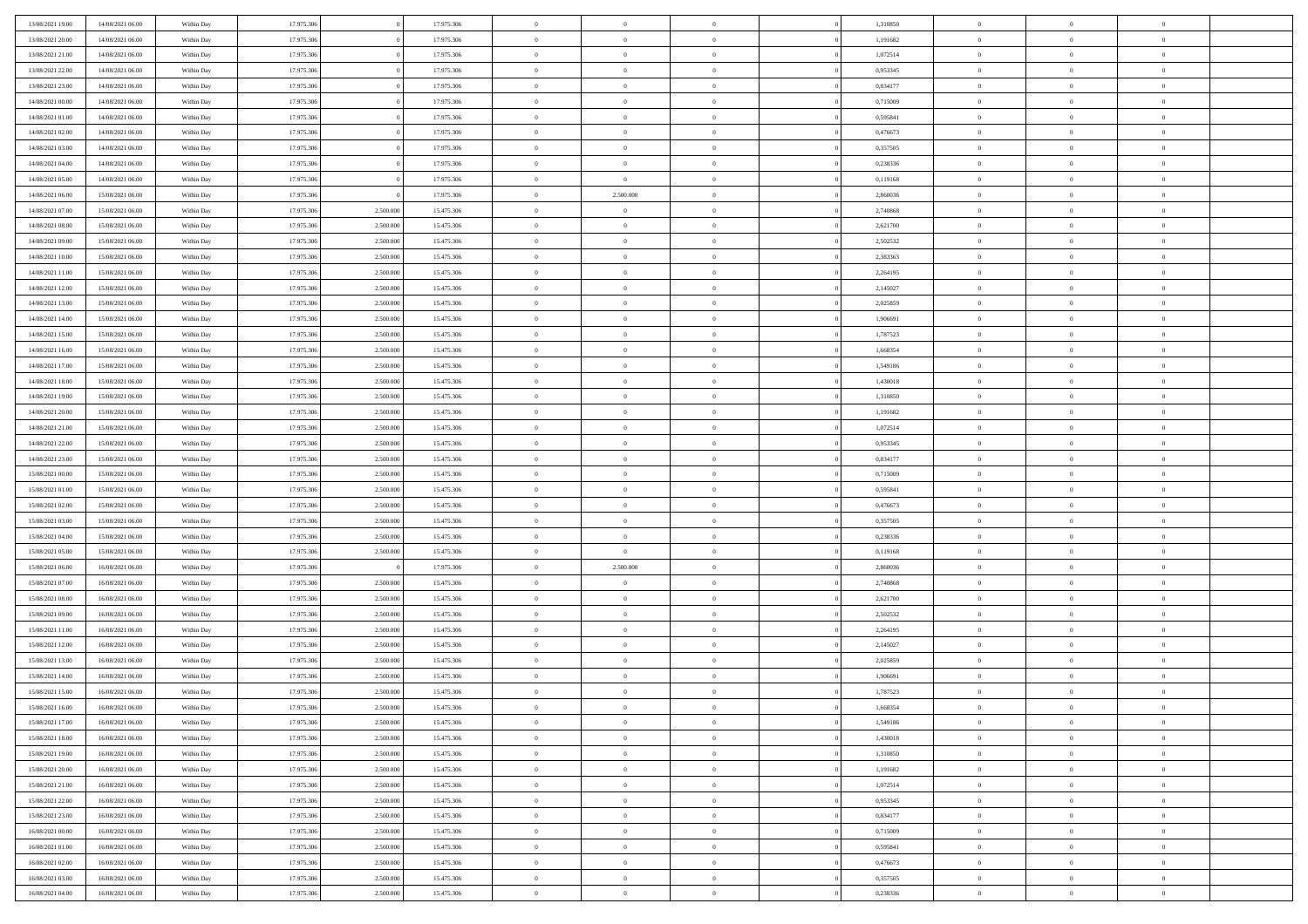| | | | | | | | | | | | | | | |
|---|---|---|---|---|---|---|---|---|---|---|---|---|---|---|
| 13/08/2021 19.00 | 14/08/2021 06.00 | Within Day | 17.975.306 | 0 | 17.975.306 | 0 | 0 | 0 | 0 | 1,310850 | 0 | 0 | 0 | |
| 13/08/2021 20.00 | 14/08/2021 06.00 | Within Day | 17.975.306 | 0 | 17.975.306 | 0 | 0 | 0 | 0 | 1,191682 | 0 | 0 | 0 | |
| 13/08/2021 21.00 | 14/08/2021 06.00 | Within Day | 17.975.306 | 0 | 17.975.306 | 0 | 0 | 0 | 0 | 1,072514 | 0 | 0 | 0 | |
| 13/08/2021 22.00 | 14/08/2021 06.00 | Within Day | 17.975.306 | 0 | 17.975.306 | 0 | 0 | 0 | 0 | 0,953345 | 0 | 0 | 0 | |
| 13/08/2021 23.00 | 14/08/2021 06.00 | Within Day | 17.975.306 | 0 | 17.975.306 | 0 | 0 | 0 | 0 | 0,834177 | 0 | 0 | 0 | |
| 14/08/2021 00.00 | 14/08/2021 06.00 | Within Day | 17.975.306 | 0 | 17.975.306 | 0 | 0 | 0 | 0 | 0,715009 | 0 | 0 | 0 | |
| 14/08/2021 01.00 | 14/08/2021 06.00 | Within Day | 17.975.306 | 0 | 17.975.306 | 0 | 0 | 0 | 0 | 0,595841 | 0 | 0 | 0 | |
| 14/08/2021 02.00 | 14/08/2021 06.00 | Within Day | 17.975.306 | 0 | 17.975.306 | 0 | 0 | 0 | 0 | 0,476673 | 0 | 0 | 0 | |
| 14/08/2021 03.00 | 14/08/2021 06.00 | Within Day | 17.975.306 | 0 | 17.975.306 | 0 | 0 | 0 | 0 | 0,357505 | 0 | 0 | 0 | |
| 14/08/2021 04.00 | 14/08/2021 06.00 | Within Day | 17.975.306 | 0 | 17.975.306 | 0 | 0 | 0 | 0 | 0,238336 | 0 | 0 | 0 | |
| 14/08/2021 05.00 | 14/08/2021 06.00 | Within Day | 17.975.306 | 0 | 17.975.306 | 0 | 0 | 0 | 0 | 0,119168 | 0 | 0 | 0 | |
| 14/08/2021 06.00 | 15/08/2021 06.00 | Within Day | 17.975.306 | 0 | 17.975.306 | 0 | 2.500.000 | 0 | 0 | 2,860036 | 0 | 0 | 0 | |
| 14/08/2021 07.00 | 15/08/2021 06.00 | Within Day | 17.975.306 | 2.500.000 | 15.475.306 | 0 | 0 | 0 | 0 | 2,740868 | 0 | 0 | 0 | |
| 14/08/2021 08.00 | 15/08/2021 06.00 | Within Day | 17.975.306 | 2.500.000 | 15.475.306 | 0 | 0 | 0 | 0 | 2,621700 | 0 | 0 | 0 | |
| 14/08/2021 09.00 | 15/08/2021 06.00 | Within Day | 17.975.306 | 2.500.000 | 15.475.306 | 0 | 0 | 0 | 0 | 2,502532 | 0 | 0 | 0 | |
| 14/08/2021 10.00 | 15/08/2021 06.00 | Within Day | 17.975.306 | 2.500.000 | 15.475.306 | 0 | 0 | 0 | 0 | 2,383363 | 0 | 0 | 0 | |
| 14/08/2021 11.00 | 15/08/2021 06.00 | Within Day | 17.975.306 | 2.500.000 | 15.475.306 | 0 | 0 | 0 | 0 | 2,264195 | 0 | 0 | 0 | |
| 14/08/2021 12.00 | 15/08/2021 06.00 | Within Day | 17.975.306 | 2.500.000 | 15.475.306 | 0 | 0 | 0 | 0 | 2,145027 | 0 | 0 | 0 | |
| 14/08/2021 13.00 | 15/08/2021 06.00 | Within Day | 17.975.306 | 2.500.000 | 15.475.306 | 0 | 0 | 0 | 0 | 2,025859 | 0 | 0 | 0 | |
| 14/08/2021 14.00 | 15/08/2021 06.00 | Within Day | 17.975.306 | 2.500.000 | 15.475.306 | 0 | 0 | 0 | 0 | 1,906691 | 0 | 0 | 0 | |
| 14/08/2021 15.00 | 15/08/2021 06.00 | Within Day | 17.975.306 | 2.500.000 | 15.475.306 | 0 | 0 | 0 | 0 | 1,787523 | 0 | 0 | 0 | |
| 14/08/2021 16.00 | 15/08/2021 06.00 | Within Day | 17.975.306 | 2.500.000 | 15.475.306 | 0 | 0 | 0 | 0 | 1,668354 | 0 | 0 | 0 | |
| 14/08/2021 17.00 | 15/08/2021 06.00 | Within Day | 17.975.306 | 2.500.000 | 15.475.306 | 0 | 0 | 0 | 0 | 1,549186 | 0 | 0 | 0 | |
| 14/08/2021 18.00 | 15/08/2021 06.00 | Within Day | 17.975.306 | 2.500.000 | 15.475.306 | 0 | 0 | 0 | 0 | 1,430018 | 0 | 0 | 0 | |
| 14/08/2021 19.00 | 15/08/2021 06.00 | Within Day | 17.975.306 | 2.500.000 | 15.475.306 | 0 | 0 | 0 | 0 | 1,310850 | 0 | 0 | 0 | |
| 14/08/2021 20.00 | 15/08/2021 06.00 | Within Day | 17.975.306 | 2.500.000 | 15.475.306 | 0 | 0 | 0 | 0 | 1,191682 | 0 | 0 | 0 | |
| 14/08/2021 21.00 | 15/08/2021 06.00 | Within Day | 17.975.306 | 2.500.000 | 15.475.306 | 0 | 0 | 0 | 0 | 1,072514 | 0 | 0 | 0 | |
| 14/08/2021 22.00 | 15/08/2021 06.00 | Within Day | 17.975.306 | 2.500.000 | 15.475.306 | 0 | 0 | 0 | 0 | 0,953345 | 0 | 0 | 0 | |
| 14/08/2021 23.00 | 15/08/2021 06.00 | Within Day | 17.975.306 | 2.500.000 | 15.475.306 | 0 | 0 | 0 | 0 | 0,834177 | 0 | 0 | 0 | |
| 15/08/2021 00.00 | 15/08/2021 06.00 | Within Day | 17.975.306 | 2.500.000 | 15.475.306 | 0 | 0 | 0 | 0 | 0,715009 | 0 | 0 | 0 | |
| 15/08/2021 01.00 | 15/08/2021 06.00 | Within Day | 17.975.306 | 2.500.000 | 15.475.306 | 0 | 0 | 0 | 0 | 0,595841 | 0 | 0 | 0 | |
| 15/08/2021 02.00 | 15/08/2021 06.00 | Within Day | 17.975.306 | 2.500.000 | 15.475.306 | 0 | 0 | 0 | 0 | 0,476673 | 0 | 0 | 0 | |
| 15/08/2021 03.00 | 15/08/2021 06.00 | Within Day | 17.975.306 | 2.500.000 | 15.475.306 | 0 | 0 | 0 | 0 | 0,357505 | 0 | 0 | 0 | |
| 15/08/2021 04.00 | 15/08/2021 06.00 | Within Day | 17.975.306 | 2.500.000 | 15.475.306 | 0 | 0 | 0 | 0 | 0,238336 | 0 | 0 | 0 | |
| 15/08/2021 05.00 | 15/08/2021 06.00 | Within Day | 17.975.306 | 2.500.000 | 15.475.306 | 0 | 0 | 0 | 0 | 0,119168 | 0 | 0 | 0 | |
| 15/08/2021 06.00 | 16/08/2021 06.00 | Within Day | 17.975.306 | 0 | 17.975.306 | 0 | 2.500.000 | 0 | 0 | 2,860036 | 0 | 0 | 0 | |
| 15/08/2021 07.00 | 16/08/2021 06.00 | Within Day | 17.975.306 | 2.500.000 | 15.475.306 | 0 | 0 | 0 | 0 | 2,740868 | 0 | 0 | 0 | |
| 15/08/2021 08.00 | 16/08/2021 06.00 | Within Day | 17.975.306 | 2.500.000 | 15.475.306 | 0 | 0 | 0 | 0 | 2,621700 | 0 | 0 | 0 | |
| 15/08/2021 09.00 | 16/08/2021 06.00 | Within Day | 17.975.306 | 2.500.000 | 15.475.306 | 0 | 0 | 0 | 0 | 2,502532 | 0 | 0 | 0 | |
| 15/08/2021 11.00 | 16/08/2021 06.00 | Within Day | 17.975.306 | 2.500.000 | 15.475.306 | 0 | 0 | 0 | 0 | 2,264195 | 0 | 0 | 0 | |
| 15/08/2021 12.00 | 16/08/2021 06.00 | Within Day | 17.975.306 | 2.500.000 | 15.475.306 | 0 | 0 | 0 | 0 | 2,145027 | 0 | 0 | 0 | |
| 15/08/2021 13.00 | 16/08/2021 06.00 | Within Day | 17.975.306 | 2.500.000 | 15.475.306 | 0 | 0 | 0 | 0 | 2,025859 | 0 | 0 | 0 | |
| 15/08/2021 14.00 | 16/08/2021 06.00 | Within Day | 17.975.306 | 2.500.000 | 15.475.306 | 0 | 0 | 0 | 0 | 1,906691 | 0 | 0 | 0 | |
| 15/08/2021 15.00 | 16/08/2021 06.00 | Within Day | 17.975.306 | 2.500.000 | 15.475.306 | 0 | 0 | 0 | 0 | 1,787523 | 0 | 0 | 0 | |
| 15/08/2021 16.00 | 16/08/2021 06.00 | Within Day | 17.975.306 | 2.500.000 | 15.475.306 | 0 | 0 | 0 | 0 | 1,668354 | 0 | 0 | 0 | |
| 15/08/2021 17.00 | 16/08/2021 06.00 | Within Day | 17.975.306 | 2.500.000 | 15.475.306 | 0 | 0 | 0 | 0 | 1,549186 | 0 | 0 | 0 | |
| 15/08/2021 18.00 | 16/08/2021 06.00 | Within Day | 17.975.306 | 2.500.000 | 15.475.306 | 0 | 0 | 0 | 0 | 1,430018 | 0 | 0 | 0 | |
| 15/08/2021 19.00 | 16/08/2021 06.00 | Within Day | 17.975.306 | 2.500.000 | 15.475.306 | 0 | 0 | 0 | 0 | 1,310850 | 0 | 0 | 0 | |
| 15/08/2021 20.00 | 16/08/2021 06.00 | Within Day | 17.975.306 | 2.500.000 | 15.475.306 | 0 | 0 | 0 | 0 | 1,191682 | 0 | 0 | 0 | |
| 15/08/2021 21.00 | 16/08/2021 06.00 | Within Day | 17.975.306 | 2.500.000 | 15.475.306 | 0 | 0 | 0 | 0 | 1,072514 | 0 | 0 | 0 | |
| 15/08/2021 22.00 | 16/08/2021 06.00 | Within Day | 17.975.306 | 2.500.000 | 15.475.306 | 0 | 0 | 0 | 0 | 0,953345 | 0 | 0 | 0 | |
| 15/08/2021 23.00 | 16/08/2021 06.00 | Within Day | 17.975.306 | 2.500.000 | 15.475.306 | 0 | 0 | 0 | 0 | 0,834177 | 0 | 0 | 0 | |
| 16/08/2021 00.00 | 16/08/2021 06.00 | Within Day | 17.975.306 | 2.500.000 | 15.475.306 | 0 | 0 | 0 | 0 | 0,715009 | 0 | 0 | 0 | |
| 16/08/2021 01.00 | 16/08/2021 06.00 | Within Day | 17.975.306 | 2.500.000 | 15.475.306 | 0 | 0 | 0 | 0 | 0,595841 | 0 | 0 | 0 | |
| 16/08/2021 02.00 | 16/08/2021 06.00 | Within Day | 17.975.306 | 2.500.000 | 15.475.306 | 0 | 0 | 0 | 0 | 0,476673 | 0 | 0 | 0 | |
| 16/08/2021 03.00 | 16/08/2021 06.00 | Within Day | 17.975.306 | 2.500.000 | 15.475.306 | 0 | 0 | 0 | 0 | 0,357505 | 0 | 0 | 0 | |
| 16/08/2021 04.00 | 16/08/2021 06.00 | Within Day | 17.975.306 | 2.500.000 | 15.475.306 | 0 | 0 | 0 | 0 | 0,238336 | 0 | 0 | 0 | |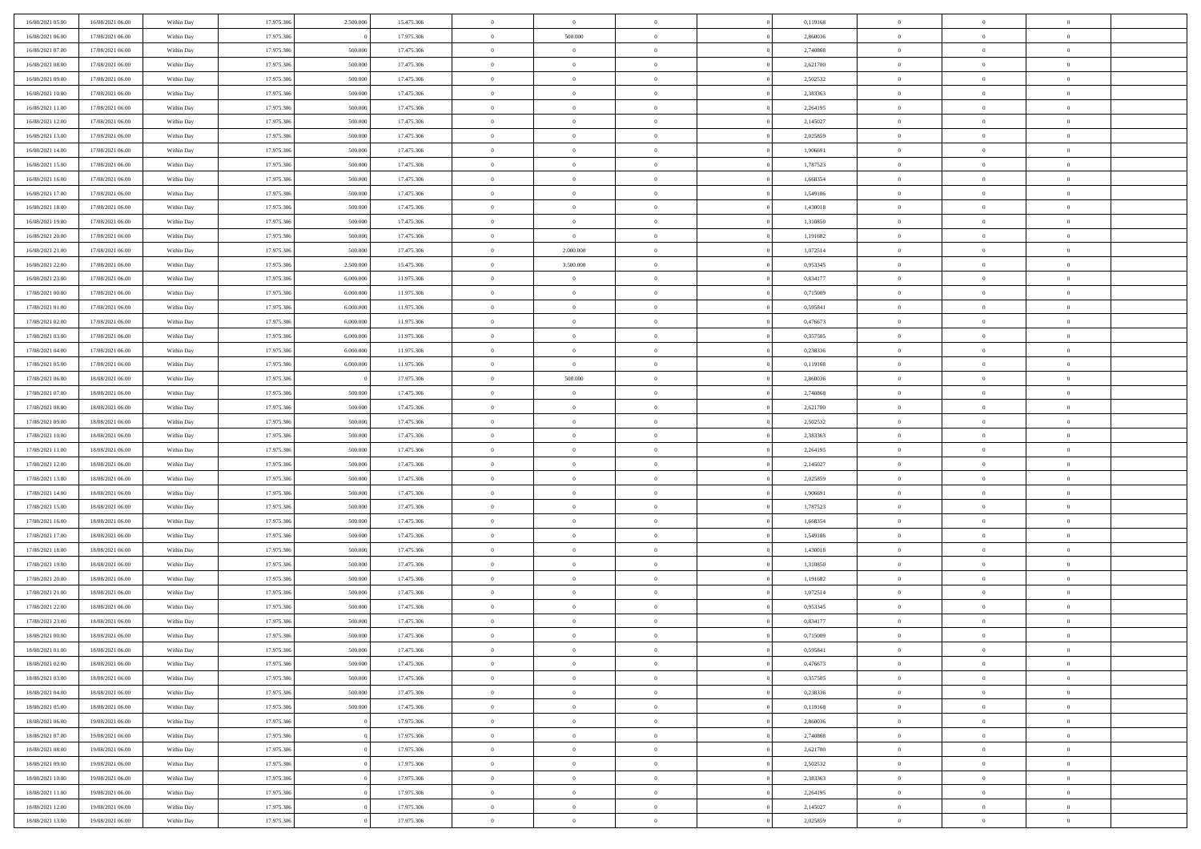| | | | | | | | | | | | | | | |
|---|---|---|---|---|---|---|---|---|---|---|---|---|---|---|
| 16/08/2021 05:00 | 16/08/2021 06:00 | Within Day | 17.975.306 | 2.500.000 | 15.475.306 | 0 | 0 | 0 | | 0 | 0,119168 | 0 | 0 | 0 |
| 16/08/2021 06:00 | 17/08/2021 06:00 | Within Day | 17.975.306 | 0 | 17.975.306 | 0 | 500.000 | 0 | | 0 | 2,860036 | 0 | 0 | 0 |
| 16/08/2021 07:00 | 17/08/2021 06:00 | Within Day | 17.975.306 | 500.000 | 17.475.306 | 0 | 0 | 0 | | 0 | 2,740868 | 0 | 0 | 0 |
| 16/08/2021 08:00 | 17/08/2021 06:00 | Within Day | 17.975.306 | 500.000 | 17.475.306 | 0 | 0 | 0 | | 0 | 2,621700 | 0 | 0 | 0 |
| 16/08/2021 09:00 | 17/08/2021 06:00 | Within Day | 17.975.306 | 500.000 | 17.475.306 | 0 | 0 | 0 | | 0 | 2,502532 | 0 | 0 | 0 |
| 16/08/2021 10:00 | 17/08/2021 06:00 | Within Day | 17.975.306 | 500.000 | 17.475.306 | 0 | 0 | 0 | | 0 | 2,383363 | 0 | 0 | 0 |
| 16/08/2021 11:00 | 17/08/2021 06:00 | Within Day | 17.975.306 | 500.000 | 17.475.306 | 0 | 0 | 0 | | 0 | 2,264195 | 0 | 0 | 0 |
| 16/08/2021 12:00 | 17/08/2021 06:00 | Within Day | 17.975.306 | 500.000 | 17.475.306 | 0 | 0 | 0 | | 0 | 2,145027 | 0 | 0 | 0 |
| 16/08/2021 13:00 | 17/08/2021 06:00 | Within Day | 17.975.306 | 500.000 | 17.475.306 | 0 | 0 | 0 | | 0 | 2,025859 | 0 | 0 | 0 |
| 16/08/2021 14:00 | 17/08/2021 06:00 | Within Day | 17.975.306 | 500.000 | 17.475.306 | 0 | 0 | 0 | | 0 | 1,906691 | 0 | 0 | 0 |
| 16/08/2021 15:00 | 17/08/2021 06:00 | Within Day | 17.975.306 | 500.000 | 17.475.306 | 0 | 0 | 0 | | 0 | 1,787523 | 0 | 0 | 0 |
| 16/08/2021 16:00 | 17/08/2021 06:00 | Within Day | 17.975.306 | 500.000 | 17.475.306 | 0 | 0 | 0 | | 0 | 1,668354 | 0 | 0 | 0 |
| 16/08/2021 17:00 | 17/08/2021 06:00 | Within Day | 17.975.306 | 500.000 | 17.475.306 | 0 | 0 | 0 | | 0 | 1,549186 | 0 | 0 | 0 |
| 16/08/2021 18:00 | 17/08/2021 06:00 | Within Day | 17.975.306 | 500.000 | 17.475.306 | 0 | 0 | 0 | | 0 | 1,430018 | 0 | 0 | 0 |
| 16/08/2021 19:00 | 17/08/2021 06:00 | Within Day | 17.975.306 | 500.000 | 17.475.306 | 0 | 0 | 0 | | 0 | 1,310850 | 0 | 0 | 0 |
| 16/08/2021 20:00 | 17/08/2021 06:00 | Within Day | 17.975.306 | 500.000 | 17.475.306 | 0 | 0 | 0 | | 0 | 1,191682 | 0 | 0 | 0 |
| 16/08/2021 21:00 | 17/08/2021 06:00 | Within Day | 17.975.306 | 500.000 | 17.475.306 | 0 | 2.000.000 | 0 | | 0 | 1,072514 | 0 | 0 | 0 |
| 16/08/2021 22:00 | 17/08/2021 06:00 | Within Day | 17.975.306 | 2.500.000 | 15.475.306 | 0 | 3.500.000 | 0 | | 0 | 0,953345 | 0 | 0 | 0 |
| 16/08/2021 23:00 | 17/08/2021 06:00 | Within Day | 17.975.306 | 6.000.000 | 11.975.306 | 0 | 0 | 0 | | 0 | 0,834177 | 0 | 0 | 0 |
| 17/08/2021 00:00 | 17/08/2021 06:00 | Within Day | 17.975.306 | 6.000.000 | 11.975.306 | 0 | 0 | 0 | | 0 | 0,715009 | 0 | 0 | 0 |
| 17/08/2021 01:00 | 17/08/2021 06:00 | Within Day | 17.975.306 | 6.000.000 | 11.975.306 | 0 | 0 | 0 | | 0 | 0,595841 | 0 | 0 | 0 |
| 17/08/2021 02:00 | 17/08/2021 06:00 | Within Day | 17.975.306 | 6.000.000 | 11.975.306 | 0 | 0 | 0 | | 0 | 0,476673 | 0 | 0 | 0 |
| 17/08/2021 03:00 | 17/08/2021 06:00 | Within Day | 17.975.306 | 6.000.000 | 11.975.306 | 0 | 0 | 0 | | 0 | 0,357505 | 0 | 0 | 0 |
| 17/08/2021 04:00 | 17/08/2021 06:00 | Within Day | 17.975.306 | 6.000.000 | 11.975.306 | 0 | 0 | 0 | | 0 | 0,238336 | 0 | 0 | 0 |
| 17/08/2021 05:00 | 17/08/2021 06:00 | Within Day | 17.975.306 | 6.000.000 | 11.975.306 | 0 | 0 | 0 | | 0 | 0,119168 | 0 | 0 | 0 |
| 17/08/2021 06:00 | 18/08/2021 06:00 | Within Day | 17.975.306 | 0 | 17.975.306 | 0 | 500.000 | 0 | | 0 | 2,860036 | 0 | 0 | 0 |
| 17/08/2021 07:00 | 18/08/2021 06:00 | Within Day | 17.975.306 | 500.000 | 17.475.306 | 0 | 0 | 0 | | 0 | 2,740868 | 0 | 0 | 0 |
| 17/08/2021 08:00 | 18/08/2021 06:00 | Within Day | 17.975.306 | 500.000 | 17.475.306 | 0 | 0 | 0 | | 0 | 2,621700 | 0 | 0 | 0 |
| 17/08/2021 09:00 | 18/08/2021 06:00 | Within Day | 17.975.306 | 500.000 | 17.475.306 | 0 | 0 | 0 | | 0 | 2,502532 | 0 | 0 | 0 |
| 17/08/2021 10:00 | 18/08/2021 06:00 | Within Day | 17.975.306 | 500.000 | 17.475.306 | 0 | 0 | 0 | | 0 | 2,383363 | 0 | 0 | 0 |
| 17/08/2021 11:00 | 18/08/2021 06:00 | Within Day | 17.975.306 | 500.000 | 17.475.306 | 0 | 0 | 0 | | 0 | 2,264195 | 0 | 0 | 0 |
| 17/08/2021 12:00 | 18/08/2021 06:00 | Within Day | 17.975.306 | 500.000 | 17.475.306 | 0 | 0 | 0 | | 0 | 2,145027 | 0 | 0 | 0 |
| 17/08/2021 13:00 | 18/08/2021 06:00 | Within Day | 17.975.306 | 500.000 | 17.475.306 | 0 | 0 | 0 | | 0 | 2,025859 | 0 | 0 | 0 |
| 17/08/2021 14:00 | 18/08/2021 06:00 | Within Day | 17.975.306 | 500.000 | 17.475.306 | 0 | 0 | 0 | | 0 | 1,906691 | 0 | 0 | 0 |
| 17/08/2021 15:00 | 18/08/2021 06:00 | Within Day | 17.975.306 | 500.000 | 17.475.306 | 0 | 0 | 0 | | 0 | 1,787523 | 0 | 0 | 0 |
| 17/08/2021 16:00 | 18/08/2021 06:00 | Within Day | 17.975.306 | 500.000 | 17.475.306 | 0 | 0 | 0 | | 0 | 1,668354 | 0 | 0 | 0 |
| 17/08/2021 17:00 | 18/08/2021 06:00 | Within Day | 17.975.306 | 500.000 | 17.475.306 | 0 | 0 | 0 | | 0 | 1,549186 | 0 | 0 | 0 |
| 17/08/2021 18:00 | 18/08/2021 06:00 | Within Day | 17.975.306 | 500.000 | 17.475.306 | 0 | 0 | 0 | | 0 | 1,430018 | 0 | 0 | 0 |
| 17/08/2021 19:00 | 18/08/2021 06:00 | Within Day | 17.975.306 | 500.000 | 17.475.306 | 0 | 0 | 0 | | 0 | 1,310850 | 0 | 0 | 0 |
| 17/08/2021 20:00 | 18/08/2021 06:00 | Within Day | 17.975.306 | 500.000 | 17.475.306 | 0 | 0 | 0 | | 0 | 1,191682 | 0 | 0 | 0 |
| 17/08/2021 21:00 | 18/08/2021 06:00 | Within Day | 17.975.306 | 500.000 | 17.475.306 | 0 | 0 | 0 | | 0 | 1,072514 | 0 | 0 | 0 |
| 17/08/2021 22:00 | 18/08/2021 06:00 | Within Day | 17.975.306 | 500.000 | 17.475.306 | 0 | 0 | 0 | | 0 | 0,953345 | 0 | 0 | 0 |
| 17/08/2021 23:00 | 18/08/2021 06:00 | Within Day | 17.975.306 | 500.000 | 17.475.306 | 0 | 0 | 0 | | 0 | 0,834177 | 0 | 0 | 0 |
| 18/08/2021 00:00 | 18/08/2021 06:00 | Within Day | 17.975.306 | 500.000 | 17.475.306 | 0 | 0 | 0 | | 0 | 0,715009 | 0 | 0 | 0 |
| 18/08/2021 01:00 | 18/08/2021 06:00 | Within Day | 17.975.306 | 500.000 | 17.475.306 | 0 | 0 | 0 | | 0 | 0,595841 | 0 | 0 | 0 |
| 18/08/2021 02:00 | 18/08/2021 06:00 | Within Day | 17.975.306 | 500.000 | 17.475.306 | 0 | 0 | 0 | | 0 | 0,476673 | 0 | 0 | 0 |
| 18/08/2021 03:00 | 18/08/2021 06:00 | Within Day | 17.975.306 | 500.000 | 17.475.306 | 0 | 0 | 0 | | 0 | 0,357505 | 0 | 0 | 0 |
| 18/08/2021 04:00 | 18/08/2021 06:00 | Within Day | 17.975.306 | 500.000 | 17.475.306 | 0 | 0 | 0 | | 0 | 0,238336 | 0 | 0 | 0 |
| 18/08/2021 05:00 | 18/08/2021 06:00 | Within Day | 17.975.306 | 500.000 | 17.475.306 | 0 | 0 | 0 | | 0 | 0,119168 | 0 | 0 | 0 |
| 18/08/2021 06:00 | 19/08/2021 06:00 | Within Day | 17.975.306 | 0 | 17.975.306 | 0 | 0 | 0 | | 0 | 2,860036 | 0 | 0 | 0 |
| 18/08/2021 07:00 | 19/08/2021 06:00 | Within Day | 17.975.306 | 0 | 17.975.306 | 0 | 0 | 0 | | 0 | 2,740868 | 0 | 0 | 0 |
| 18/08/2021 08:00 | 19/08/2021 06:00 | Within Day | 17.975.306 | 0 | 17.975.306 | 0 | 0 | 0 | | 0 | 2,621700 | 0 | 0 | 0 |
| 18/08/2021 09:00 | 19/08/2021 06:00 | Within Day | 17.975.306 | 0 | 17.975.306 | 0 | 0 | 0 | | 0 | 2,502532 | 0 | 0 | 0 |
| 18/08/2021 10:00 | 19/08/2021 06:00 | Within Day | 17.975.306 | 0 | 17.975.306 | 0 | 0 | 0 | | 0 | 2,383363 | 0 | 0 | 0 |
| 18/08/2021 11:00 | 19/08/2021 06:00 | Within Day | 17.975.306 | 0 | 17.975.306 | 0 | 0 | 0 | | 0 | 2,264195 | 0 | 0 | 0 |
| 18/08/2021 12:00 | 19/08/2021 06:00 | Within Day | 17.975.306 | 0 | 17.975.306 | 0 | 0 | 0 | | 0 | 2,145027 | 0 | 0 | 0 |
| 18/08/2021 13:00 | 19/08/2021 06:00 | Within Day | 17.975.306 | 0 | 17.975.306 | 0 | 0 | 0 | | 0 | 2,025859 | 0 | 0 | 0 |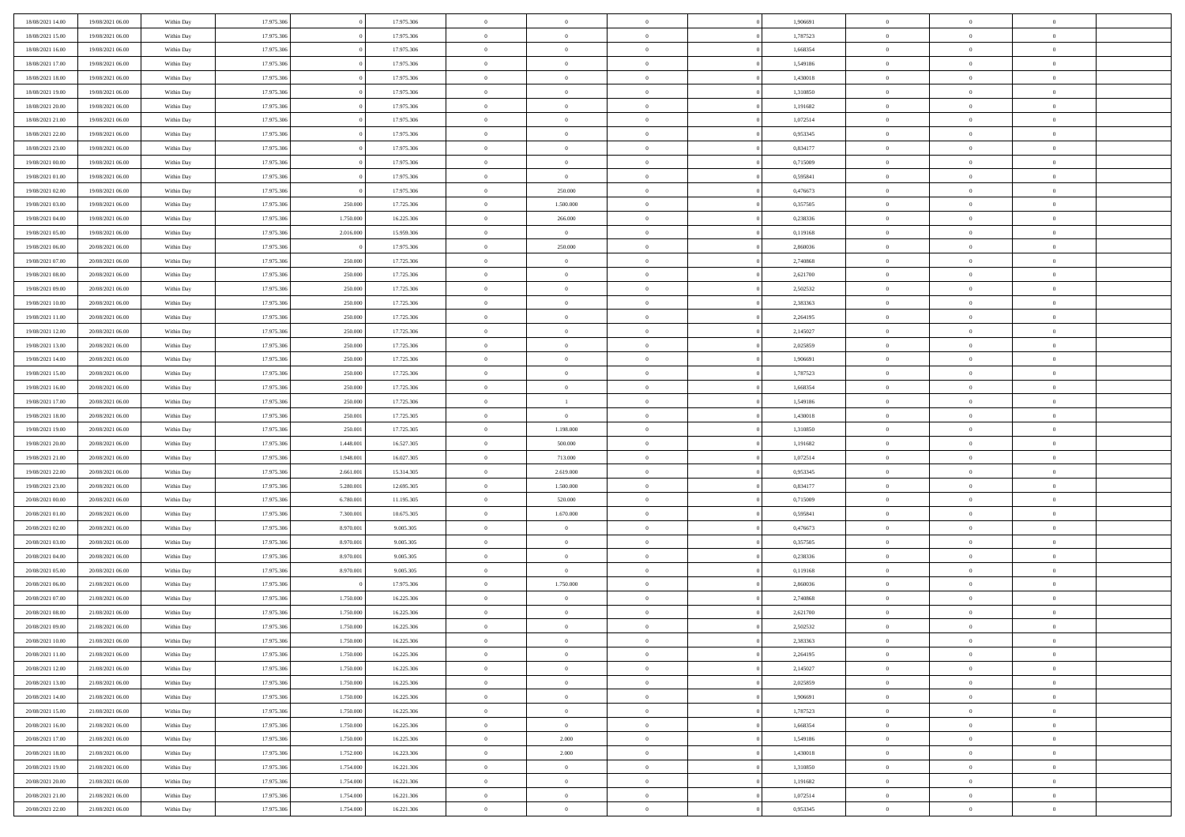|  |  |  |  |  |  |  |  |  |  |  |  |  |  |  |
|---|---|---|---|---|---|---|---|---|---|---|---|---|---|---|
| 18/08/2021 14:00 | 19/08/2021 06:00 | Within Day | 17.975.306 | 0 | 17.975.306 | 0 | 0 | 0 |  | 1,906691 | 0 | 0 | 0 |  |
| 18/08/2021 15:00 | 19/08/2021 06:00 | Within Day | 17.975.306 | 0 | 17.975.306 | 0 | 0 | 0 |  | 1,787523 | 0 | 0 | 0 |  |
| 18/08/2021 16:00 | 19/08/2021 06:00 | Within Day | 17.975.306 | 0 | 17.975.306 | 0 | 0 | 0 |  | 1,668354 | 0 | 0 | 0 |  |
| 18/08/2021 17:00 | 19/08/2021 06:00 | Within Day | 17.975.306 | 0 | 17.975.306 | 0 | 0 | 0 |  | 1,549186 | 0 | 0 | 0 |  |
| 18/08/2021 18:00 | 19/08/2021 06:00 | Within Day | 17.975.306 | 0 | 17.975.306 | 0 | 0 | 0 |  | 1,430018 | 0 | 0 | 0 |  |
| 18/08/2021 19:00 | 19/08/2021 06:00 | Within Day | 17.975.306 | 0 | 17.975.306 | 0 | 0 | 0 |  | 1,310850 | 0 | 0 | 0 |  |
| 18/08/2021 20:00 | 19/08/2021 06:00 | Within Day | 17.975.306 | 0 | 17.975.306 | 0 | 0 | 0 |  | 1,191682 | 0 | 0 | 0 |  |
| 18/08/2021 21:00 | 19/08/2021 06:00 | Within Day | 17.975.306 | 0 | 17.975.306 | 0 | 0 | 0 |  | 1,072514 | 0 | 0 | 0 |  |
| 18/08/2021 22:00 | 19/08/2021 06:00 | Within Day | 17.975.306 | 0 | 17.975.306 | 0 | 0 | 0 |  | 0,953345 | 0 | 0 | 0 |  |
| 18/08/2021 23:00 | 19/08/2021 06:00 | Within Day | 17.975.306 | 0 | 17.975.306 | 0 | 0 | 0 |  | 0,834177 | 0 | 0 | 0 |  |
| 19/08/2021 00:00 | 19/08/2021 06:00 | Within Day | 17.975.306 | 0 | 17.975.306 | 0 | 0 | 0 |  | 0,715009 | 0 | 0 | 0 |  |
| 19/08/2021 01:00 | 19/08/2021 06:00 | Within Day | 17.975.306 | 0 | 17.975.306 | 0 | 0 | 0 |  | 0,595841 | 0 | 0 | 0 |  |
| 19/08/2021 02:00 | 19/08/2021 06:00 | Within Day | 17.975.306 | 0 | 17.975.306 | 0 | 250.000 | 0 |  | 0,476673 | 0 | 0 | 0 |  |
| 19/08/2021 03:00 | 19/08/2021 06:00 | Within Day | 17.975.306 | 250.000 | 17.725.306 | 0 | 1.500.000 | 0 |  | 0,357505 | 0 | 0 | 0 |  |
| 19/08/2021 04:00 | 19/08/2021 06:00 | Within Day | 17.975.306 | 1.750.000 | 16.225.306 | 0 | 266.000 | 0 |  | 0,238336 | 0 | 0 | 0 |  |
| 19/08/2021 05:00 | 19/08/2021 06:00 | Within Day | 17.975.306 | 2.016.000 | 15.959.306 | 0 | 0 | 0 |  | 0,119168 | 0 | 0 | 0 |  |
| 19/08/2021 06:00 | 20/08/2021 06:00 | Within Day | 17.975.306 | 0 | 17.975.306 | 0 | 250.000 | 0 |  | 2,860036 | 0 | 0 | 0 |  |
| 19/08/2021 07:00 | 20/08/2021 06:00 | Within Day | 17.975.306 | 250.000 | 17.725.306 | 0 | 0 | 0 |  | 2,740868 | 0 | 0 | 0 |  |
| 19/08/2021 08:00 | 20/08/2021 06:00 | Within Day | 17.975.306 | 250.000 | 17.725.306 | 0 | 0 | 0 |  | 2,621700 | 0 | 0 | 0 |  |
| 19/08/2021 09:00 | 20/08/2021 06:00 | Within Day | 17.975.306 | 250.000 | 17.725.306 | 0 | 0 | 0 |  | 2,502532 | 0 | 0 | 0 |  |
| 19/08/2021 10:00 | 20/08/2021 06:00 | Within Day | 17.975.306 | 250.000 | 17.725.306 | 0 | 0 | 0 |  | 2,383363 | 0 | 0 | 0 |  |
| 19/08/2021 11:00 | 20/08/2021 06:00 | Within Day | 17.975.306 | 250.000 | 17.725.306 | 0 | 0 | 0 |  | 2,264195 | 0 | 0 | 0 |  |
| 19/08/2021 12:00 | 20/08/2021 06:00 | Within Day | 17.975.306 | 250.000 | 17.725.306 | 0 | 0 | 0 |  | 2,145027 | 0 | 0 | 0 |  |
| 19/08/2021 13:00 | 20/08/2021 06:00 | Within Day | 17.975.306 | 250.000 | 17.725.306 | 0 | 0 | 0 |  | 2,025859 | 0 | 0 | 0 |  |
| 19/08/2021 14:00 | 20/08/2021 06:00 | Within Day | 17.975.306 | 250.000 | 17.725.306 | 0 | 0 | 0 |  | 1,906691 | 0 | 0 | 0 |  |
| 19/08/2021 15:00 | 20/08/2021 06:00 | Within Day | 17.975.306 | 250.000 | 17.725.306 | 0 | 0 | 0 |  | 1,787523 | 0 | 0 | 0 |  |
| 19/08/2021 16:00 | 20/08/2021 06:00 | Within Day | 17.975.306 | 250.000 | 17.725.306 | 0 | 0 | 0 |  | 1,668354 | 0 | 0 | 0 |  |
| 19/08/2021 17:00 | 20/08/2021 06:00 | Within Day | 17.975.306 | 250.000 | 17.725.306 | 0 | 1 | 0 |  | 1,549186 | 0 | 0 | 0 |  |
| 19/08/2021 18:00 | 20/08/2021 06:00 | Within Day | 17.975.306 | 250.001 | 17.725.305 | 0 | 0 | 0 |  | 1,430018 | 0 | 0 | 0 |  |
| 19/08/2021 19:00 | 20/08/2021 06:00 | Within Day | 17.975.306 | 250.001 | 17.725.305 | 0 | 1.198.000 | 0 |  | 1,310850 | 0 | 0 | 0 |  |
| 19/08/2021 20:00 | 20/08/2021 06:00 | Within Day | 17.975.306 | 1.448.001 | 16.527.305 | 0 | 500.000 | 0 |  | 1,191682 | 0 | 0 | 0 |  |
| 19/08/2021 21:00 | 20/08/2021 06:00 | Within Day | 17.975.306 | 1.948.001 | 16.027.305 | 0 | 713.000 | 0 |  | 1,072514 | 0 | 0 | 0 |  |
| 19/08/2021 22:00 | 20/08/2021 06:00 | Within Day | 17.975.306 | 2.661.001 | 15.314.305 | 0 | 2.619.000 | 0 |  | 0,953345 | 0 | 0 | 0 |  |
| 19/08/2021 23:00 | 20/08/2021 06:00 | Within Day | 17.975.306 | 5.280.001 | 12.695.305 | 0 | 1.500.000 | 0 |  | 0,834177 | 0 | 0 | 0 |  |
| 20/08/2021 00:00 | 20/08/2021 06:00 | Within Day | 17.975.306 | 6.780.001 | 11.195.305 | 0 | 520.000 | 0 |  | 0,715009 | 0 | 0 | 0 |  |
| 20/08/2021 01:00 | 20/08/2021 06:00 | Within Day | 17.975.306 | 7.300.001 | 10.675.305 | 0 | 1.670.000 | 0 |  | 0,595841 | 0 | 0 | 0 |  |
| 20/08/2021 02:00 | 20/08/2021 06:00 | Within Day | 17.975.306 | 8.970.001 | 9.005.305 | 0 | 0 | 0 |  | 0,476673 | 0 | 0 | 0 |  |
| 20/08/2021 03:00 | 20/08/2021 06:00 | Within Day | 17.975.306 | 8.970.001 | 9.005.305 | 0 | 0 | 0 |  | 0,357505 | 0 | 0 | 0 |  |
| 20/08/2021 04:00 | 20/08/2021 06:00 | Within Day | 17.975.306 | 8.970.001 | 9.005.305 | 0 | 0 | 0 |  | 0,238336 | 0 | 0 | 0 |  |
| 20/08/2021 05:00 | 20/08/2021 06:00 | Within Day | 17.975.306 | 8.970.001 | 9.005.305 | 0 | 0 | 0 |  | 0,119168 | 0 | 0 | 0 |  |
| 20/08/2021 06:00 | 21/08/2021 06:00 | Within Day | 17.975.306 | 0 | 17.975.306 | 0 | 1.750.000 | 0 |  | 2,860036 | 0 | 0 | 0 |  |
| 20/08/2021 07:00 | 21/08/2021 06:00 | Within Day | 17.975.306 | 1.750.000 | 16.225.306 | 0 | 0 | 0 |  | 2,740868 | 0 | 0 | 0 |  |
| 20/08/2021 08:00 | 21/08/2021 06:00 | Within Day | 17.975.306 | 1.750.000 | 16.225.306 | 0 | 0 | 0 |  | 2,621700 | 0 | 0 | 0 |  |
| 20/08/2021 09:00 | 21/08/2021 06:00 | Within Day | 17.975.306 | 1.750.000 | 16.225.306 | 0 | 0 | 0 |  | 2,502532 | 0 | 0 | 0 |  |
| 20/08/2021 10:00 | 21/08/2021 06:00 | Within Day | 17.975.306 | 1.750.000 | 16.225.306 | 0 | 0 | 0 |  | 2,383363 | 0 | 0 | 0 |  |
| 20/08/2021 11:00 | 21/08/2021 06:00 | Within Day | 17.975.306 | 1.750.000 | 16.225.306 | 0 | 0 | 0 |  | 2,264195 | 0 | 0 | 0 |  |
| 20/08/2021 12:00 | 21/08/2021 06:00 | Within Day | 17.975.306 | 1.750.000 | 16.225.306 | 0 | 0 | 0 |  | 2,145027 | 0 | 0 | 0 |  |
| 20/08/2021 13:00 | 21/08/2021 06:00 | Within Day | 17.975.306 | 1.750.000 | 16.225.306 | 0 | 0 | 0 |  | 2,025859 | 0 | 0 | 0 |  |
| 20/08/2021 14:00 | 21/08/2021 06:00 | Within Day | 17.975.306 | 1.750.000 | 16.225.306 | 0 | 0 | 0 |  | 1,906691 | 0 | 0 | 0 |  |
| 20/08/2021 15:00 | 21/08/2021 06:00 | Within Day | 17.975.306 | 1.750.000 | 16.225.306 | 0 | 0 | 0 |  | 1,787523 | 0 | 0 | 0 |  |
| 20/08/2021 16:00 | 21/08/2021 06:00 | Within Day | 17.975.306 | 1.750.000 | 16.225.306 | 0 | 0 | 0 |  | 1,668354 | 0 | 0 | 0 |  |
| 20/08/2021 17:00 | 21/08/2021 06:00 | Within Day | 17.975.306 | 1.750.000 | 16.225.306 | 0 | 2.000 | 0 |  | 1,549186 | 0 | 0 | 0 |  |
| 20/08/2021 18:00 | 21/08/2021 06:00 | Within Day | 17.975.306 | 1.752.000 | 16.223.306 | 0 | 2.000 | 0 |  | 1,430018 | 0 | 0 | 0 |  |
| 20/08/2021 19:00 | 21/08/2021 06:00 | Within Day | 17.975.306 | 1.754.000 | 16.221.306 | 0 | 0 | 0 |  | 1,310850 | 0 | 0 | 0 |  |
| 20/08/2021 20:00 | 21/08/2021 06:00 | Within Day | 17.975.306 | 1.754.000 | 16.221.306 | 0 | 0 | 0 |  | 1,191682 | 0 | 0 | 0 |  |
| 20/08/2021 21:00 | 21/08/2021 06:00 | Within Day | 17.975.306 | 1.754.000 | 16.221.306 | 0 | 0 | 0 |  | 1,072514 | 0 | 0 | 0 |  |
| 20/08/2021 22:00 | 21/08/2021 06:00 | Within Day | 17.975.306 | 1.754.000 | 16.221.306 | 0 | 0 | 0 |  | 0,953345 | 0 | 0 | 0 |  |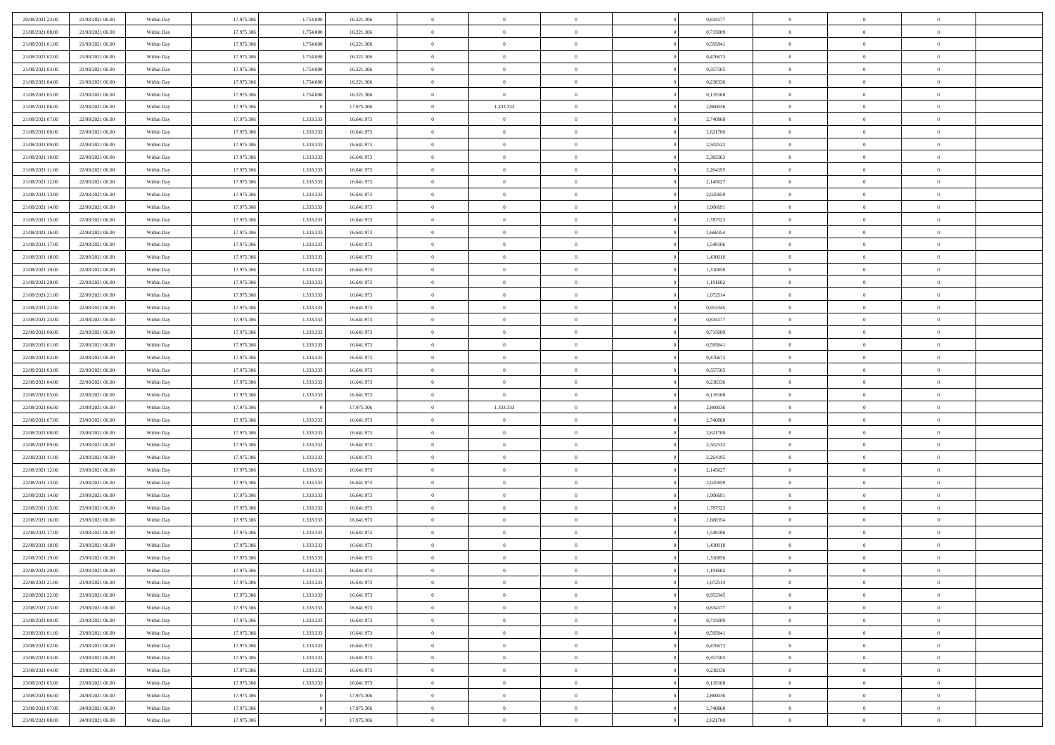| | | | | | | | | | | | | | | |
|---|---|---|---|---|---|---|---|---|---|---|---|---|---|---|
| 20/08/2021 23:00 | 21/08/2021 06:00 | Within Day | 17.975.306 | 1.754.000 | 16.221.306 | 0 | 0 | 0 | | 0,834177 | 0 | 0 | 0 | |
| 21/08/2021 00:00 | 21/08/2021 06:00 | Within Day | 17.975.306 | 1.754.000 | 16.221.306 | 0 | 0 | 0 | | 0,715009 | 0 | 0 | 0 | |
| 21/08/2021 01:00 | 21/08/2021 06:00 | Within Day | 17.975.306 | 1.754.000 | 16.221.306 | 0 | 0 | 0 | | 0,595841 | 0 | 0 | 0 | |
| 21/08/2021 02:00 | 21/08/2021 06:00 | Within Day | 17.975.306 | 1.754.000 | 16.221.306 | 0 | 0 | 0 | | 0,476673 | 0 | 0 | 0 | |
| 21/08/2021 03:00 | 21/08/2021 06:00 | Within Day | 17.975.306 | 1.754.000 | 16.221.306 | 0 | 0 | 0 | | 0,357505 | 0 | 0 | 0 | |
| 21/08/2021 04:00 | 21/08/2021 06:00 | Within Day | 17.975.306 | 1.754.000 | 16.221.306 | 0 | 0 | 0 | | 0,238336 | 0 | 0 | 0 | |
| 21/08/2021 05:00 | 21/08/2021 06:00 | Within Day | 17.975.306 | 1.754.000 | 16.221.306 | 0 | 0 | 0 | | 0,119168 | 0 | 0 | 0 | |
| 21/08/2021 06:00 | 22/08/2021 06:00 | Within Day | 17.975.306 | 0 | 17.975.306 | 0 | 1.333.333 | 0 | | 2,860036 | 0 | 0 | 0 | |
| 21/08/2021 07:00 | 22/08/2021 06:00 | Within Day | 17.975.306 | 1.333.333 | 16.641.973 | 0 | 0 | 0 | | 2,740868 | 0 | 0 | 0 | |
| 21/08/2021 08:00 | 22/08/2021 06:00 | Within Day | 17.975.306 | 1.333.333 | 16.641.973 | 0 | 0 | 0 | | 2,621700 | 0 | 0 | 0 | |
| 21/08/2021 09:00 | 22/08/2021 06:00 | Within Day | 17.975.306 | 1.333.333 | 16.641.973 | 0 | 0 | 0 | | 2,502532 | 0 | 0 | 0 | |
| 21/08/2021 10:00 | 22/08/2021 06:00 | Within Day | 17.975.306 | 1.333.333 | 16.641.973 | 0 | 0 | 0 | | 2,383363 | 0 | 0 | 0 | |
| 21/08/2021 11:00 | 22/08/2021 06:00 | Within Day | 17.975.306 | 1.333.333 | 16.641.973 | 0 | 0 | 0 | | 2,264195 | 0 | 0 | 0 | |
| 21/08/2021 12:00 | 22/08/2021 06:00 | Within Day | 17.975.306 | 1.333.333 | 16.641.973 | 0 | 0 | 0 | | 2,145027 | 0 | 0 | 0 | |
| 21/08/2021 13:00 | 22/08/2021 06:00 | Within Day | 17.975.306 | 1.333.333 | 16.641.973 | 0 | 0 | 0 | | 2,025859 | 0 | 0 | 0 | |
| 21/08/2021 14:00 | 22/08/2021 06:00 | Within Day | 17.975.306 | 1.333.333 | 16.641.973 | 0 | 0 | 0 | | 1,906691 | 0 | 0 | 0 | |
| 21/08/2021 15:00 | 22/08/2021 06:00 | Within Day | 17.975.306 | 1.333.333 | 16.641.973 | 0 | 0 | 0 | | 1,787523 | 0 | 0 | 0 | |
| 21/08/2021 16:00 | 22/08/2021 06:00 | Within Day | 17.975.306 | 1.333.333 | 16.641.973 | 0 | 0 | 0 | | 1,668354 | 0 | 0 | 0 | |
| 21/08/2021 17:00 | 22/08/2021 06:00 | Within Day | 17.975.306 | 1.333.333 | 16.641.973 | 0 | 0 | 0 | | 1,549186 | 0 | 0 | 0 | |
| 21/08/2021 18:00 | 22/08/2021 06:00 | Within Day | 17.975.306 | 1.333.333 | 16.641.973 | 0 | 0 | 0 | | 1,430018 | 0 | 0 | 0 | |
| 21/08/2021 19:00 | 22/08/2021 06:00 | Within Day | 17.975.306 | 1.333.333 | 16.641.973 | 0 | 0 | 0 | | 1,310850 | 0 | 0 | 0 | |
| 21/08/2021 20:00 | 22/08/2021 06:00 | Within Day | 17.975.306 | 1.333.333 | 16.641.973 | 0 | 0 | 0 | | 1,191682 | 0 | 0 | 0 | |
| 21/08/2021 21:00 | 22/08/2021 06:00 | Within Day | 17.975.306 | 1.333.333 | 16.641.973 | 0 | 0 | 0 | | 1,072514 | 0 | 0 | 0 | |
| 21/08/2021 22:00 | 22/08/2021 06:00 | Within Day | 17.975.306 | 1.333.333 | 16.641.973 | 0 | 0 | 0 | | 0,953345 | 0 | 0 | 0 | |
| 21/08/2021 23:00 | 22/08/2021 06:00 | Within Day | 17.975.306 | 1.333.333 | 16.641.973 | 0 | 0 | 0 | | 0,834177 | 0 | 0 | 0 | |
| 22/08/2021 00:00 | 22/08/2021 06:00 | Within Day | 17.975.306 | 1.333.333 | 16.641.973 | 0 | 0 | 0 | | 0,715009 | 0 | 0 | 0 | |
| 22/08/2021 01:00 | 22/08/2021 06:00 | Within Day | 17.975.306 | 1.333.333 | 16.641.973 | 0 | 0 | 0 | | 0,595841 | 0 | 0 | 0 | |
| 22/08/2021 02:00 | 22/08/2021 06:00 | Within Day | 17.975.306 | 1.333.333 | 16.641.973 | 0 | 0 | 0 | | 0,476673 | 0 | 0 | 0 | |
| 22/08/2021 03:00 | 22/08/2021 06:00 | Within Day | 17.975.306 | 1.333.333 | 16.641.973 | 0 | 0 | 0 | | 0,357505 | 0 | 0 | 0 | |
| 22/08/2021 04:00 | 22/08/2021 06:00 | Within Day | 17.975.306 | 1.333.333 | 16.641.973 | 0 | 0 | 0 | | 0,238336 | 0 | 0 | 0 | |
| 22/08/2021 05:00 | 22/08/2021 06:00 | Within Day | 17.975.306 | 1.333.333 | 16.641.973 | 0 | 0 | 0 | | 0,119168 | 0 | 0 | 0 | |
| 22/08/2021 06:00 | 23/08/2021 06:00 | Within Day | 17.975.306 | 0 | 17.975.306 | 0 | 1.333.333 | 0 | | 2,860036 | 0 | 0 | 0 | |
| 22/08/2021 07:00 | 23/08/2021 06:00 | Within Day | 17.975.306 | 1.333.333 | 16.641.973 | 0 | 0 | 0 | | 2,740868 | 0 | 0 | 0 | |
| 22/08/2021 08:00 | 23/08/2021 06:00 | Within Day | 17.975.306 | 1.333.333 | 16.641.973 | 0 | 0 | 0 | | 2,621700 | 0 | 0 | 0 | |
| 22/08/2021 09:00 | 23/08/2021 06:00 | Within Day | 17.975.306 | 1.333.333 | 16.641.973 | 0 | 0 | 0 | | 2,502532 | 0 | 0 | 0 | |
| 22/08/2021 11:00 | 23/08/2021 06:00 | Within Day | 17.975.306 | 1.333.333 | 16.641.973 | 0 | 0 | 0 | | 2,264195 | 0 | 0 | 0 | |
| 22/08/2021 12:00 | 23/08/2021 06:00 | Within Day | 17.975.306 | 1.333.333 | 16.641.973 | 0 | 0 | 0 | | 2,145027 | 0 | 0 | 0 | |
| 22/08/2021 13:00 | 23/08/2021 06:00 | Within Day | 17.975.306 | 1.333.333 | 16.641.973 | 0 | 0 | 0 | | 2,025859 | 0 | 0 | 0 | |
| 22/08/2021 14:00 | 23/08/2021 06:00 | Within Day | 17.975.306 | 1.333.333 | 16.641.973 | 0 | 0 | 0 | | 1,906691 | 0 | 0 | 0 | |
| 22/08/2021 15:00 | 23/08/2021 06:00 | Within Day | 17.975.306 | 1.333.333 | 16.641.973 | 0 | 0 | 0 | | 1,787523 | 0 | 0 | 0 | |
| 22/08/2021 16:00 | 23/08/2021 06:00 | Within Day | 17.975.306 | 1.333.333 | 16.641.973 | 0 | 0 | 0 | | 1,668354 | 0 | 0 | 0 | |
| 22/08/2021 17:00 | 23/08/2021 06:00 | Within Day | 17.975.306 | 1.333.333 | 16.641.973 | 0 | 0 | 0 | | 1,549186 | 0 | 0 | 0 | |
| 22/08/2021 18:00 | 23/08/2021 06:00 | Within Day | 17.975.306 | 1.333.333 | 16.641.973 | 0 | 0 | 0 | | 1,430018 | 0 | 0 | 0 | |
| 22/08/2021 19:00 | 23/08/2021 06:00 | Within Day | 17.975.306 | 1.333.333 | 16.641.973 | 0 | 0 | 0 | | 1,310850 | 0 | 0 | 0 | |
| 22/08/2021 20:00 | 23/08/2021 06:00 | Within Day | 17.975.306 | 1.333.333 | 16.641.973 | 0 | 0 | 0 | | 1,191682 | 0 | 0 | 0 | |
| 22/08/2021 21:00 | 23/08/2021 06:00 | Within Day | 17.975.306 | 1.333.333 | 16.641.973 | 0 | 0 | 0 | | 1,072514 | 0 | 0 | 0 | |
| 22/08/2021 22:00 | 23/08/2021 06:00 | Within Day | 17.975.306 | 1.333.333 | 16.641.973 | 0 | 0 | 0 | | 0,953345 | 0 | 0 | 0 | |
| 22/08/2021 23:00 | 23/08/2021 06:00 | Within Day | 17.975.306 | 1.333.333 | 16.641.973 | 0 | 0 | 0 | | 0,834177 | 0 | 0 | 0 | |
| 23/08/2021 00:00 | 23/08/2021 06:00 | Within Day | 17.975.306 | 1.333.333 | 16.641.973 | 0 | 0 | 0 | | 0,715009 | 0 | 0 | 0 | |
| 23/08/2021 01:00 | 23/08/2021 06:00 | Within Day | 17.975.306 | 1.333.333 | 16.641.973 | 0 | 0 | 0 | | 0,595841 | 0 | 0 | 0 | |
| 23/08/2021 02:00 | 23/08/2021 06:00 | Within Day | 17.975.306 | 1.333.333 | 16.641.973 | 0 | 0 | 0 | | 0,476673 | 0 | 0 | 0 | |
| 23/08/2021 03:00 | 23/08/2021 06:00 | Within Day | 17.975.306 | 1.333.333 | 16.641.973 | 0 | 0 | 0 | | 0,357505 | 0 | 0 | 0 | |
| 23/08/2021 04:00 | 23/08/2021 06:00 | Within Day | 17.975.306 | 1.333.333 | 16.641.973 | 0 | 0 | 0 | | 0,238336 | 0 | 0 | 0 | |
| 23/08/2021 05:00 | 23/08/2021 06:00 | Within Day | 17.975.306 | 1.333.333 | 16.641.973 | 0 | 0 | 0 | | 0,119168 | 0 | 0 | 0 | |
| 23/08/2021 06:00 | 24/08/2021 06:00 | Within Day | 17.975.306 | 0 | 17.975.306 | 0 | 0 | 0 | | 2,860036 | 0 | 0 | 0 | |
| 23/08/2021 07:00 | 24/08/2021 06:00 | Within Day | 17.975.306 | 0 | 17.975.306 | 0 | 0 | 0 | | 2,740868 | 0 | 0 | 0 | |
| 23/08/2021 08:00 | 24/08/2021 06:00 | Within Day | 17.975.306 | 0 | 17.975.306 | 0 | 0 | 0 | | 2,621700 | 0 | 0 | 0 | |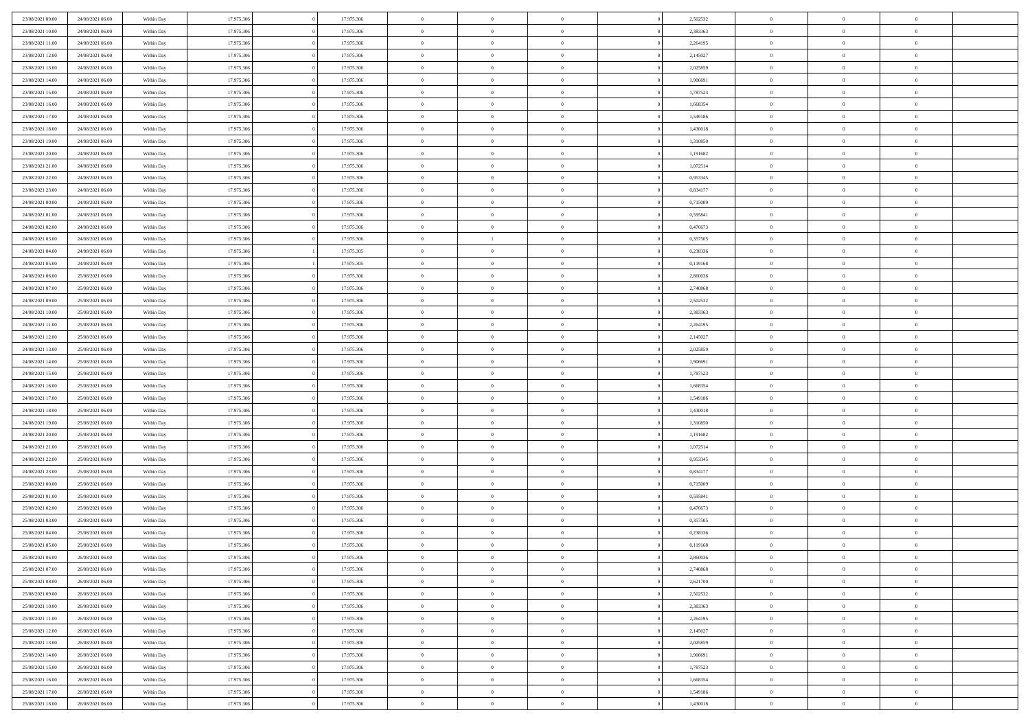| 23/08/2021 09:00 | 24/08/2021 06:00 | Within Day | 17.975.306 | 0 | 17.975.306 | 0 | 0 | 0 | 0 | 2,502532 | 0 | 0 | 0 | |
|---|---|---|---|---|---|---|---|---|---|---|---|---|---|---|
| 23/08/2021 10:00 | 24/08/2021 06:00 | Within Day | 17.975.306 | 0 | 17.975.306 | 0 | 0 | 0 | 0 | 2,383363 | 0 | 0 | 0 | |
| 23/08/2021 11:00 | 24/08/2021 06:00 | Within Day | 17.975.306 | 0 | 17.975.306 | 0 | 0 | 0 | 0 | 2,264195 | 0 | 0 | 0 | |
| 23/08/2021 12:00 | 24/08/2021 06:00 | Within Day | 17.975.306 | 0 | 17.975.306 | 0 | 0 | 0 | 0 | 2,145027 | 0 | 0 | 0 | |
| 23/08/2021 13:00 | 24/08/2021 06:00 | Within Day | 17.975.306 | 0 | 17.975.306 | 0 | 0 | 0 | 0 | 2,025859 | 0 | 0 | 0 | |
| 23/08/2021 14:00 | 24/08/2021 06:00 | Within Day | 17.975.306 | 0 | 17.975.306 | 0 | 0 | 0 | 0 | 1,906691 | 0 | 0 | 0 | |
| 23/08/2021 15:00 | 24/08/2021 06:00 | Within Day | 17.975.306 | 0 | 17.975.306 | 0 | 0 | 0 | 0 | 1,787523 | 0 | 0 | 0 | |
| 23/08/2021 16:00 | 24/08/2021 06:00 | Within Day | 17.975.306 | 0 | 17.975.306 | 0 | 0 | 0 | 0 | 1,668354 | 0 | 0 | 0 | |
| 23/08/2021 17:00 | 24/08/2021 06:00 | Within Day | 17.975.306 | 0 | 17.975.306 | 0 | 0 | 0 | 0 | 1,549186 | 0 | 0 | 0 | |
| 23/08/2021 18:00 | 24/08/2021 06:00 | Within Day | 17.975.306 | 0 | 17.975.306 | 0 | 0 | 0 | 0 | 1,430018 | 0 | 0 | 0 | |
| 23/08/2021 19:00 | 24/08/2021 06:00 | Within Day | 17.975.306 | 0 | 17.975.306 | 0 | 0 | 0 | 0 | 1,310850 | 0 | 0 | 0 | |
| 23/08/2021 20:00 | 24/08/2021 06:00 | Within Day | 17.975.306 | 0 | 17.975.306 | 0 | 0 | 0 | 0 | 1,191682 | 0 | 0 | 0 | |
| 23/08/2021 21:00 | 24/08/2021 06:00 | Within Day | 17.975.306 | 0 | 17.975.306 | 0 | 0 | 0 | 0 | 1,072514 | 0 | 0 | 0 | |
| 23/08/2021 22:00 | 24/08/2021 06:00 | Within Day | 17.975.306 | 0 | 17.975.306 | 0 | 0 | 0 | 0 | 0,953345 | 0 | 0 | 0 | |
| 23/08/2021 23:00 | 24/08/2021 06:00 | Within Day | 17.975.306 | 0 | 17.975.306 | 0 | 0 | 0 | 0 | 0,834177 | 0 | 0 | 0 | |
| 24/08/2021 00:00 | 24/08/2021 06:00 | Within Day | 17.975.306 | 0 | 17.975.306 | 0 | 0 | 0 | 0 | 0,715009 | 0 | 0 | 0 | |
| 24/08/2021 01:00 | 24/08/2021 06:00 | Within Day | 17.975.306 | 0 | 17.975.306 | 0 | 0 | 0 | 0 | 0,595841 | 0 | 0 | 0 | |
| 24/08/2021 02:00 | 24/08/2021 06:00 | Within Day | 17.975.306 | 0 | 17.975.306 | 0 | 0 | 0 | 0 | 0,476673 | 0 | 0 | 0 | |
| 24/08/2021 03:00 | 24/08/2021 06:00 | Within Day | 17.975.306 | 0 | 17.975.306 | 0 | 1 | 0 | 0 | 0,357505 | 0 | 0 | 0 | |
| 24/08/2021 04:00 | 24/08/2021 06:00 | Within Day | 17.975.306 | 1 | 17.975.305 | 0 | 0 | 0 | 0 | 0,238336 | 0 | 0 | 0 | |
| 24/08/2021 05:00 | 24/08/2021 06:00 | Within Day | 17.975.306 | 1 | 17.975.305 | 0 | 0 | 0 | 0 | 0,119168 | 0 | 0 | 0 | |
| 24/08/2021 06:00 | 25/08/2021 06:00 | Within Day | 17.975.306 | 0 | 17.975.306 | 0 | 0 | 0 | 0 | 2,860036 | 0 | 0 | 0 | |
| 24/08/2021 07:00 | 25/08/2021 06:00 | Within Day | 17.975.306 | 0 | 17.975.306 | 0 | 0 | 0 | 0 | 2,740868 | 0 | 0 | 0 | |
| 24/08/2021 09:00 | 25/08/2021 06:00 | Within Day | 17.975.306 | 0 | 17.975.306 | 0 | 0 | 0 | 0 | 2,502532 | 0 | 0 | 0 | |
| 24/08/2021 10:00 | 25/08/2021 06:00 | Within Day | 17.975.306 | 0 | 17.975.306 | 0 | 0 | 0 | 0 | 2,383363 | 0 | 0 | 0 | |
| 24/08/2021 11:00 | 25/08/2021 06:00 | Within Day | 17.975.306 | 0 | 17.975.306 | 0 | 0 | 0 | 0 | 2,264195 | 0 | 0 | 0 | |
| 24/08/2021 12:00 | 25/08/2021 06:00 | Within Day | 17.975.306 | 0 | 17.975.306 | 0 | 0 | 0 | 0 | 2,145027 | 0 | 0 | 0 | |
| 24/08/2021 13:00 | 25/08/2021 06:00 | Within Day | 17.975.306 | 0 | 17.975.306 | 0 | 0 | 0 | 0 | 2,025859 | 0 | 0 | 0 | |
| 24/08/2021 14:00 | 25/08/2021 06:00 | Within Day | 17.975.306 | 0 | 17.975.306 | 0 | 0 | 0 | 0 | 1,906691 | 0 | 0 | 0 | |
| 24/08/2021 15:00 | 25/08/2021 06:00 | Within Day | 17.975.306 | 0 | 17.975.306 | 0 | 0 | 0 | 0 | 1,787523 | 0 | 0 | 0 | |
| 24/08/2021 16:00 | 25/08/2021 06:00 | Within Day | 17.975.306 | 0 | 17.975.306 | 0 | 0 | 0 | 0 | 1,668354 | 0 | 0 | 0 | |
| 24/08/2021 17:00 | 25/08/2021 06:00 | Within Day | 17.975.306 | 0 | 17.975.306 | 0 | 0 | 0 | 0 | 1,549186 | 0 | 0 | 0 | |
| 24/08/2021 18:00 | 25/08/2021 06:00 | Within Day | 17.975.306 | 0 | 17.975.306 | 0 | 0 | 0 | 0 | 1,430018 | 0 | 0 | 0 | |
| 24/08/2021 19:00 | 25/08/2021 06:00 | Within Day | 17.975.306 | 0 | 17.975.306 | 0 | 0 | 0 | 0 | 1,310850 | 0 | 0 | 0 | |
| 24/08/2021 20:00 | 25/08/2021 06:00 | Within Day | 17.975.306 | 0 | 17.975.306 | 0 | 0 | 0 | 0 | 1,191682 | 0 | 0 | 0 | |
| 24/08/2021 21:00 | 25/08/2021 06:00 | Within Day | 17.975.306 | 0 | 17.975.306 | 0 | 0 | 0 | 0 | 1,072514 | 0 | 0 | 0 | |
| 24/08/2021 22:00 | 25/08/2021 06:00 | Within Day | 17.975.306 | 0 | 17.975.306 | 0 | 0 | 0 | 0 | 0,953345 | 0 | 0 | 0 | |
| 24/08/2021 23:00 | 25/08/2021 06:00 | Within Day | 17.975.306 | 0 | 17.975.306 | 0 | 0 | 0 | 0 | 0,834177 | 0 | 0 | 0 | |
| 25/08/2021 00:00 | 25/08/2021 06:00 | Within Day | 17.975.306 | 0 | 17.975.306 | 0 | 0 | 0 | 0 | 0,715009 | 0 | 0 | 0 | |
| 25/08/2021 01:00 | 25/08/2021 06:00 | Within Day | 17.975.306 | 0 | 17.975.306 | 0 | 0 | 0 | 0 | 0,595841 | 0 | 0 | 0 | |
| 25/08/2021 02:00 | 25/08/2021 06:00 | Within Day | 17.975.306 | 0 | 17.975.306 | 0 | 0 | 0 | 0 | 0,476673 | 0 | 0 | 0 | |
| 25/08/2021 03:00 | 25/08/2021 06:00 | Within Day | 17.975.306 | 0 | 17.975.306 | 0 | 0 | 0 | 0 | 0,357505 | 0 | 0 | 0 | |
| 25/08/2021 04:00 | 25/08/2021 06:00 | Within Day | 17.975.306 | 0 | 17.975.306 | 0 | 0 | 0 | 0 | 0,238336 | 0 | 0 | 0 | |
| 25/08/2021 05:00 | 25/08/2021 06:00 | Within Day | 17.975.306 | 0 | 17.975.306 | 0 | 0 | 0 | 0 | 0,119168 | 0 | 0 | 0 | |
| 25/08/2021 06:00 | 26/08/2021 06:00 | Within Day | 17.975.306 | 0 | 17.975.306 | 0 | 0 | 0 | 0 | 2,860036 | 0 | 0 | 0 | |
| 25/08/2021 07:00 | 26/08/2021 06:00 | Within Day | 17.975.306 | 0 | 17.975.306 | 0 | 0 | 0 | 0 | 2,740868 | 0 | 0 | 0 | |
| 25/08/2021 08:00 | 26/08/2021 06:00 | Within Day | 17.975.306 | 0 | 17.975.306 | 0 | 0 | 0 | 0 | 2,621700 | 0 | 0 | 0 | |
| 25/08/2021 09:00 | 26/08/2021 06:00 | Within Day | 17.975.306 | 0 | 17.975.306 | 0 | 0 | 0 | 0 | 2,502532 | 0 | 0 | 0 | |
| 25/08/2021 10:00 | 26/08/2021 06:00 | Within Day | 17.975.306 | 0 | 17.975.306 | 0 | 0 | 0 | 0 | 2,383363 | 0 | 0 | 0 | |
| 25/08/2021 11:00 | 26/08/2021 06:00 | Within Day | 17.975.306 | 0 | 17.975.306 | 0 | 0 | 0 | 0 | 2,264195 | 0 | 0 | 0 | |
| 25/08/2021 12:00 | 26/08/2021 06:00 | Within Day | 17.975.306 | 0 | 17.975.306 | 0 | 0 | 0 | 0 | 2,145027 | 0 | 0 | 0 | |
| 25/08/2021 13:00 | 26/08/2021 06:00 | Within Day | 17.975.306 | 0 | 17.975.306 | 0 | 0 | 0 | 0 | 2,025859 | 0 | 0 | 0 | |
| 25/08/2021 14:00 | 26/08/2021 06:00 | Within Day | 17.975.306 | 0 | 17.975.306 | 0 | 0 | 0 | 0 | 1,906691 | 0 | 0 | 0 | |
| 25/08/2021 15:00 | 26/08/2021 06:00 | Within Day | 17.975.306 | 0 | 17.975.306 | 0 | 0 | 0 | 0 | 1,787523 | 0 | 0 | 0 | |
| 25/08/2021 16:00 | 26/08/2021 06:00 | Within Day | 17.975.306 | 0 | 17.975.306 | 0 | 0 | 0 | 0 | 1,668354 | 0 | 0 | 0 | |
| 25/08/2021 17:00 | 26/08/2021 06:00 | Within Day | 17.975.306 | 0 | 17.975.306 | 0 | 0 | 0 | 0 | 1,549186 | 0 | 0 | 0 | |
| 25/08/2021 18:00 | 26/08/2021 06:00 | Within Day | 17.975.306 | 0 | 17.975.306 | 0 | 0 | 0 | 0 | 1,430018 | 0 | 0 | 0 | |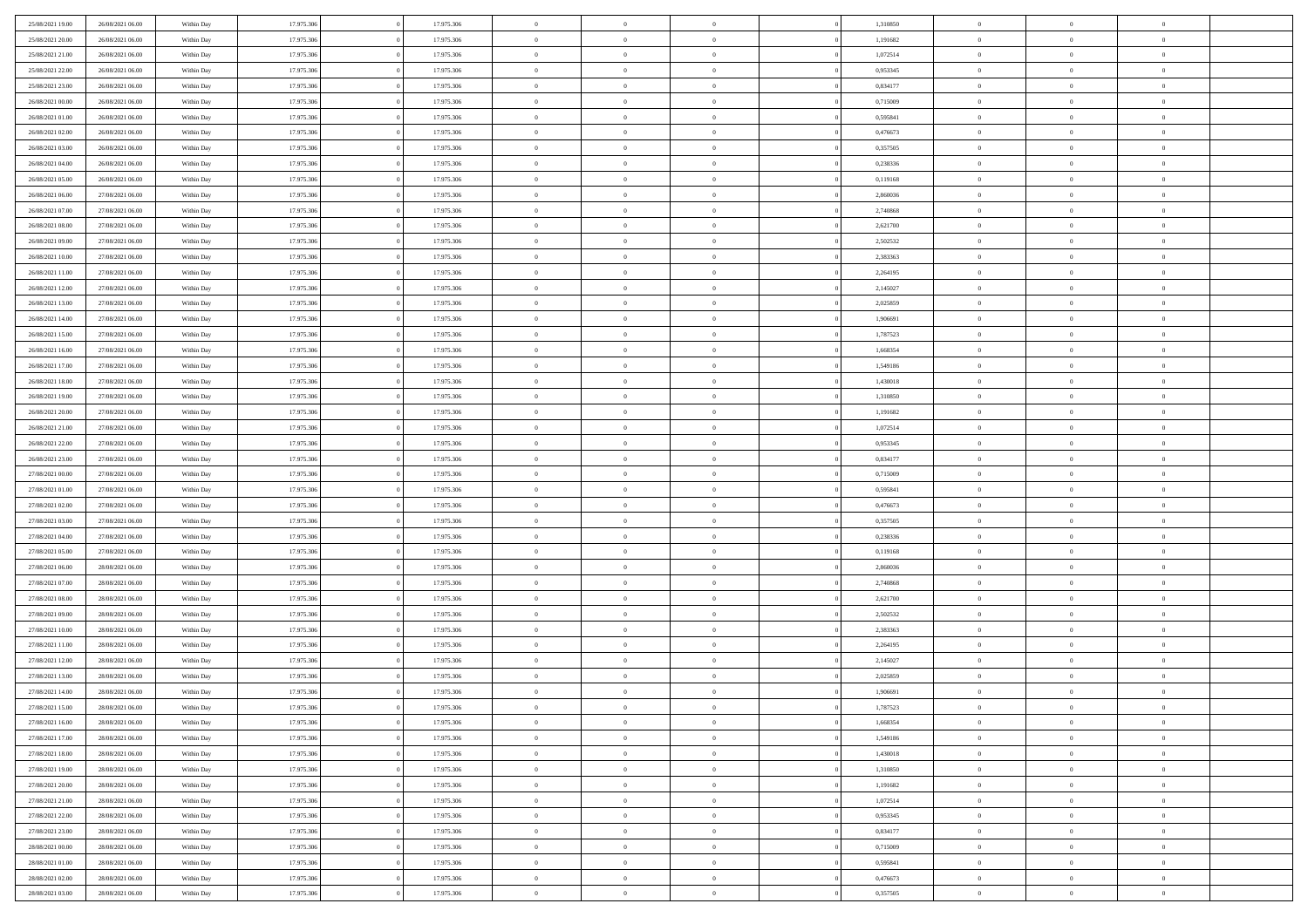| 25/08/2021 19:00 | 26/08/2021 06:00 | Within Day | 17.975.306 | 0 | 17.975.306 | 0 | 0 | 0 | | 1,310850 | 0 | 0 | 0 | |
|---|---|---|---|---|---|---|---|---|---|---|---|---|---|---|
| 25/08/2021 20:00 | 26/08/2021 06:00 | Within Day | 17.975.306 | 0 | 17.975.306 | 0 | 0 | 0 | 0 | 1,191682 | 0 | 0 | 0 | |
| 25/08/2021 21:00 | 26/08/2021 06:00 | Within Day | 17.975.306 | 0 | 17.975.306 | 0 | 0 | 0 | 0 | 1,072514 | 0 | 0 | 0 | |
| 25/08/2021 22:00 | 26/08/2021 06:00 | Within Day | 17.975.306 | 0 | 17.975.306 | 0 | 0 | 0 | 0 | 0,953345 | 0 | 0 | 0 | |
| 25/08/2021 23:00 | 26/08/2021 06:00 | Within Day | 17.975.306 | 0 | 17.975.306 | 0 | 0 | 0 | 0 | 0,834177 | 0 | 0 | 0 | |
| 26/08/2021 00:00 | 26/08/2021 06:00 | Within Day | 17.975.306 | 0 | 17.975.306 | 0 | 0 | 0 | 0 | 0,715009 | 0 | 0 | 0 | |
| 26/08/2021 01:00 | 26/08/2021 06:00 | Within Day | 17.975.306 | 0 | 17.975.306 | 0 | 0 | 0 | 0 | 0,595841 | 0 | 0 | 0 | |
| 26/08/2021 02:00 | 26/08/2021 06:00 | Within Day | 17.975.306 | 0 | 17.975.306 | 0 | 0 | 0 | 0 | 0,476673 | 0 | 0 | 0 | |
| 26/08/2021 03:00 | 26/08/2021 06:00 | Within Day | 17.975.306 | 0 | 17.975.306 | 0 | 0 | 0 | 0 | 0,357505 | 0 | 0 | 0 | |
| 26/08/2021 04:00 | 26/08/2021 06:00 | Within Day | 17.975.306 | 0 | 17.975.306 | 0 | 0 | 0 | 0 | 0,238336 | 0 | 0 | 0 | |
| 26/08/2021 05:00 | 26/08/2021 06:00 | Within Day | 17.975.306 | 0 | 17.975.306 | 0 | 0 | 0 | 0 | 0,119168 | 0 | 0 | 0 | |
| 26/08/2021 06:00 | 27/08/2021 06:00 | Within Day | 17.975.306 | 0 | 17.975.306 | 0 | 0 | 0 | 0 | 2,860036 | 0 | 0 | 0 | |
| 26/08/2021 07:00 | 27/08/2021 06:00 | Within Day | 17.975.306 | 0 | 17.975.306 | 0 | 0 | 0 | 0 | 2,740868 | 0 | 0 | 0 | |
| 26/08/2021 08:00 | 27/08/2021 06:00 | Within Day | 17.975.306 | 0 | 17.975.306 | 0 | 0 | 0 | 0 | 2,621700 | 0 | 0 | 0 | |
| 26/08/2021 09:00 | 27/08/2021 06:00 | Within Day | 17.975.306 | 0 | 17.975.306 | 0 | 0 | 0 | 0 | 2,502532 | 0 | 0 | 0 | |
| 26/08/2021 10:00 | 27/08/2021 06:00 | Within Day | 17.975.306 | 0 | 17.975.306 | 0 | 0 | 0 | 0 | 2,383363 | 0 | 0 | 0 | |
| 26/08/2021 11:00 | 27/08/2021 06:00 | Within Day | 17.975.306 | 0 | 17.975.306 | 0 | 0 | 0 | 0 | 2,264195 | 0 | 0 | 0 | |
| 26/08/2021 12:00 | 27/08/2021 06:00 | Within Day | 17.975.306 | 0 | 17.975.306 | 0 | 0 | 0 | 0 | 2,145027 | 0 | 0 | 0 | |
| 26/08/2021 13:00 | 27/08/2021 06:00 | Within Day | 17.975.306 | 0 | 17.975.306 | 0 | 0 | 0 | 0 | 2,025859 | 0 | 0 | 0 | |
| 26/08/2021 14:00 | 27/08/2021 06:00 | Within Day | 17.975.306 | 0 | 17.975.306 | 0 | 0 | 0 | 0 | 1,906691 | 0 | 0 | 0 | |
| 26/08/2021 15:00 | 27/08/2021 06:00 | Within Day | 17.975.306 | 0 | 17.975.306 | 0 | 0 | 0 | 0 | 1,787523 | 0 | 0 | 0 | |
| 26/08/2021 16:00 | 27/08/2021 06:00 | Within Day | 17.975.306 | 0 | 17.975.306 | 0 | 0 | 0 | 0 | 1,668354 | 0 | 0 | 0 | |
| 26/08/2021 17:00 | 27/08/2021 06:00 | Within Day | 17.975.306 | 0 | 17.975.306 | 0 | 0 | 0 | 0 | 1,549186 | 0 | 0 | 0 | |
| 26/08/2021 18:00 | 27/08/2021 06:00 | Within Day | 17.975.306 | 0 | 17.975.306 | 0 | 0 | 0 | 0 | 1,430018 | 0 | 0 | 0 | |
| 26/08/2021 19:00 | 27/08/2021 06:00 | Within Day | 17.975.306 | 0 | 17.975.306 | 0 | 0 | 0 | 0 | 1,310850 | 0 | 0 | 0 | |
| 26/08/2021 20:00 | 27/08/2021 06:00 | Within Day | 17.975.306 | 0 | 17.975.306 | 0 | 0 | 0 | 0 | 1,191682 | 0 | 0 | 0 | |
| 26/08/2021 21:00 | 27/08/2021 06:00 | Within Day | 17.975.306 | 0 | 17.975.306 | 0 | 0 | 0 | 0 | 1,072514 | 0 | 0 | 0 | |
| 26/08/2021 22:00 | 27/08/2021 06:00 | Within Day | 17.975.306 | 0 | 17.975.306 | 0 | 0 | 0 | 0 | 0,953345 | 0 | 0 | 0 | |
| 26/08/2021 23:00 | 27/08/2021 06:00 | Within Day | 17.975.306 | 0 | 17.975.306 | 0 | 0 | 0 | 0 | 0,834177 | 0 | 0 | 0 | |
| 27/08/2021 00:00 | 27/08/2021 06:00 | Within Day | 17.975.306 | 0 | 17.975.306 | 0 | 0 | 0 | 0 | 0,715009 | 0 | 0 | 0 | |
| 27/08/2021 01:00 | 27/08/2021 06:00 | Within Day | 17.975.306 | 0 | 17.975.306 | 0 | 0 | 0 | 0 | 0,595841 | 0 | 0 | 0 | |
| 27/08/2021 02:00 | 27/08/2021 06:00 | Within Day | 17.975.306 | 0 | 17.975.306 | 0 | 0 | 0 | 0 | 0,476673 | 0 | 0 | 0 | |
| 27/08/2021 03:00 | 27/08/2021 06:00 | Within Day | 17.975.306 | 0 | 17.975.306 | 0 | 0 | 0 | 0 | 0,357505 | 0 | 0 | 0 | |
| 27/08/2021 04:00 | 27/08/2021 06:00 | Within Day | 17.975.306 | 0 | 17.975.306 | 0 | 0 | 0 | 0 | 0,238336 | 0 | 0 | 0 | |
| 27/08/2021 05:00 | 27/08/2021 06:00 | Within Day | 17.975.306 | 0 | 17.975.306 | 0 | 0 | 0 | 0 | 0,119168 | 0 | 0 | 0 | |
| 27/08/2021 06:00 | 28/08/2021 06:00 | Within Day | 17.975.306 | 0 | 17.975.306 | 0 | 0 | 0 | 0 | 2,860036 | 0 | 0 | 0 | |
| 27/08/2021 07:00 | 28/08/2021 06:00 | Within Day | 17.975.306 | 0 | 17.975.306 | 0 | 0 | 0 | 0 | 2,740868 | 0 | 0 | 0 | |
| 27/08/2021 08:00 | 28/08/2021 06:00 | Within Day | 17.975.306 | 0 | 17.975.306 | 0 | 0 | 0 | 0 | 2,621700 | 0 | 0 | 0 | |
| 27/08/2021 09:00 | 28/08/2021 06:00 | Within Day | 17.975.306 | 0 | 17.975.306 | 0 | 0 | 0 | 0 | 2,502532 | 0 | 0 | 0 | |
| 27/08/2021 10:00 | 28/08/2021 06:00 | Within Day | 17.975.306 | 0 | 17.975.306 | 0 | 0 | 0 | 0 | 2,383363 | 0 | 0 | 0 | |
| 27/08/2021 11:00 | 28/08/2021 06:00 | Within Day | 17.975.306 | 0 | 17.975.306 | 0 | 0 | 0 | 0 | 2,264195 | 0 | 0 | 0 | |
| 27/08/2021 12:00 | 28/08/2021 06:00 | Within Day | 17.975.306 | 0 | 17.975.306 | 0 | 0 | 0 | 0 | 2,145027 | 0 | 0 | 0 | |
| 27/08/2021 13:00 | 28/08/2021 06:00 | Within Day | 17.975.306 | 0 | 17.975.306 | 0 | 0 | 0 | 0 | 2,025859 | 0 | 0 | 0 | |
| 27/08/2021 14:00 | 28/08/2021 06:00 | Within Day | 17.975.306 | 0 | 17.975.306 | 0 | 0 | 0 | 0 | 1,906691 | 0 | 0 | 0 | |
| 27/08/2021 15:00 | 28/08/2021 06:00 | Within Day | 17.975.306 | 0 | 17.975.306 | 0 | 0 | 0 | 0 | 1,787523 | 0 | 0 | 0 | |
| 27/08/2021 16:00 | 28/08/2021 06:00 | Within Day | 17.975.306 | 0 | 17.975.306 | 0 | 0 | 0 | 0 | 1,668354 | 0 | 0 | 0 | |
| 27/08/2021 17:00 | 28/08/2021 06:00 | Within Day | 17.975.306 | 0 | 17.975.306 | 0 | 0 | 0 | 0 | 1,549186 | 0 | 0 | 0 | |
| 27/08/2021 18:00 | 28/08/2021 06:00 | Within Day | 17.975.306 | 0 | 17.975.306 | 0 | 0 | 0 | 0 | 1,430018 | 0 | 0 | 0 | |
| 27/08/2021 19:00 | 28/08/2021 06:00 | Within Day | 17.975.306 | 0 | 17.975.306 | 0 | 0 | 0 | 0 | 1,310850 | 0 | 0 | 0 | |
| 27/08/2021 20:00 | 28/08/2021 06:00 | Within Day | 17.975.306 | 0 | 17.975.306 | 0 | 0 | 0 | 0 | 1,191682 | 0 | 0 | 0 | |
| 27/08/2021 21:00 | 28/08/2021 06:00 | Within Day | 17.975.306 | 0 | 17.975.306 | 0 | 0 | 0 | 0 | 1,072514 | 0 | 0 | 0 | |
| 27/08/2021 22:00 | 28/08/2021 06:00 | Within Day | 17.975.306 | 0 | 17.975.306 | 0 | 0 | 0 | 0 | 0,953345 | 0 | 0 | 0 | |
| 27/08/2021 23:00 | 28/08/2021 06:00 | Within Day | 17.975.306 | 0 | 17.975.306 | 0 | 0 | 0 | 0 | 0,834177 | 0 | 0 | 0 | |
| 28/08/2021 00:00 | 28/08/2021 06:00 | Within Day | 17.975.306 | 0 | 17.975.306 | 0 | 0 | 0 | 0 | 0,715009 | 0 | 0 | 0 | |
| 28/08/2021 01:00 | 28/08/2021 06:00 | Within Day | 17.975.306 | 0 | 17.975.306 | 0 | 0 | 0 | 0 | 0,595841 | 0 | 0 | 0 | |
| 28/08/2021 02:00 | 28/08/2021 06:00 | Within Day | 17.975.306 | 0 | 17.975.306 | 0 | 0 | 0 | 0 | 0,476673 | 0 | 0 | 0 | |
| 28/08/2021 03:00 | 28/08/2021 06:00 | Within Day | 17.975.306 | 0 | 17.975.306 | 0 | 0 | 0 | 0 | 0,357505 | 0 | 0 | 0 | |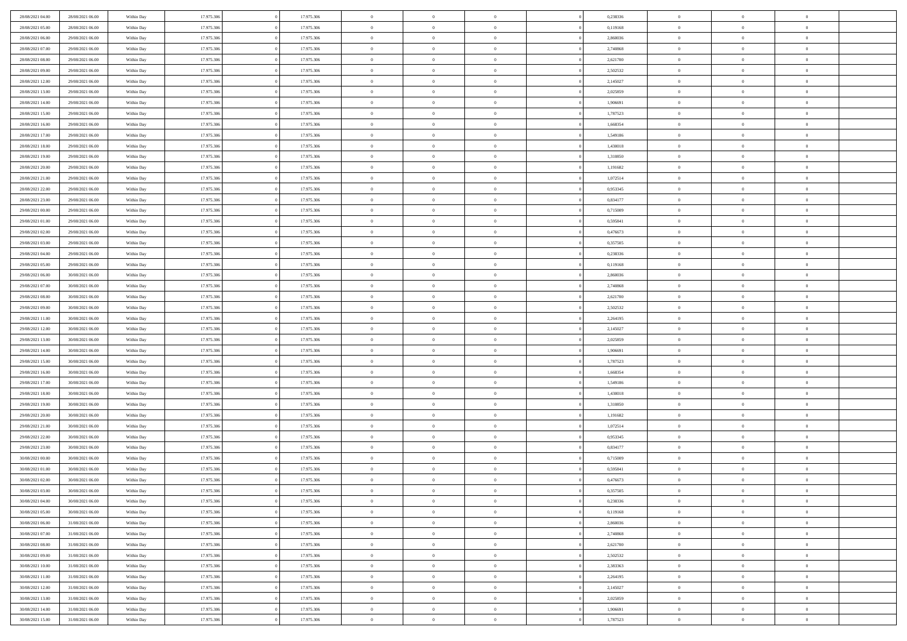| | | | | | | | | | | | | | | |
|---|---|---|---|---|---|---|---|---|---|---|---|---|---|---|
| 28/08/2021 04:00 | 28/08/2021 06:00 | Within Day | 17.975.306 | 0 | 17.975.306 | 0 | 0 | 0 | | 0 | 0,238336 | 0 | 0 | 0 |
| 28/08/2021 05:00 | 28/08/2021 06:00 | Within Day | 17.975.306 | 0 | 17.975.306 | 0 | 0 | 0 | | 0 | 0,119168 | 0 | 0 | 0 |
| 28/08/2021 06:00 | 29/08/2021 06:00 | Within Day | 17.975.306 | 0 | 17.975.306 | 0 | 0 | 0 | | 0 | 2,860036 | 0 | 0 | 0 |
| 28/08/2021 07:00 | 29/08/2021 06:00 | Within Day | 17.975.306 | 0 | 17.975.306 | 0 | 0 | 0 | | 0 | 2,740868 | 0 | 0 | 0 |
| 28/08/2021 08:00 | 29/08/2021 06:00 | Within Day | 17.975.306 | 0 | 17.975.306 | 0 | 0 | 0 | | 0 | 2,621700 | 0 | 0 | 0 |
| 28/08/2021 09:00 | 29/08/2021 06:00 | Within Day | 17.975.306 | 0 | 17.975.306 | 0 | 0 | 0 | | 0 | 2,502532 | 0 | 0 | 0 |
| 28/08/2021 12:00 | 29/08/2021 06:00 | Within Day | 17.975.306 | 0 | 17.975.306 | 0 | 0 | 0 | | 0 | 2,145027 | 0 | 0 | 0 |
| 28/08/2021 13:00 | 29/08/2021 06:00 | Within Day | 17.975.306 | 0 | 17.975.306 | 0 | 0 | 0 | | 0 | 2,025859 | 0 | 0 | 0 |
| 28/08/2021 14:00 | 29/08/2021 06:00 | Within Day | 17.975.306 | 0 | 17.975.306 | 0 | 0 | 0 | | 0 | 1,906691 | 0 | 0 | 0 |
| 28/08/2021 15:00 | 29/08/2021 06:00 | Within Day | 17.975.306 | 0 | 17.975.306 | 0 | 0 | 0 | | 0 | 1,787523 | 0 | 0 | 0 |
| 28/08/2021 16:00 | 29/08/2021 06:00 | Within Day | 17.975.306 | 0 | 17.975.306 | 0 | 0 | 0 | | 0 | 1,668354 | 0 | 0 | 0 |
| 28/08/2021 17:00 | 29/08/2021 06:00 | Within Day | 17.975.306 | 0 | 17.975.306 | 0 | 0 | 0 | | 0 | 1,549186 | 0 | 0 | 0 |
| 28/08/2021 18:00 | 29/08/2021 06:00 | Within Day | 17.975.306 | 0 | 17.975.306 | 0 | 0 | 0 | | 0 | 1,430018 | 0 | 0 | 0 |
| 28/08/2021 19:00 | 29/08/2021 06:00 | Within Day | 17.975.306 | 0 | 17.975.306 | 0 | 0 | 0 | | 0 | 1,310850 | 0 | 0 | 0 |
| 28/08/2021 20:00 | 29/08/2021 06:00 | Within Day | 17.975.306 | 0 | 17.975.306 | 0 | 0 | 0 | | 0 | 1,191682 | 0 | 0 | 0 |
| 28/08/2021 21:00 | 29/08/2021 06:00 | Within Day | 17.975.306 | 0 | 17.975.306 | 0 | 0 | 0 | | 0 | 1,072514 | 0 | 0 | 0 |
| 28/08/2021 22:00 | 29/08/2021 06:00 | Within Day | 17.975.306 | 0 | 17.975.306 | 0 | 0 | 0 | | 0 | 0,953345 | 0 | 0 | 0 |
| 28/08/2021 23:00 | 29/08/2021 06:00 | Within Day | 17.975.306 | 0 | 17.975.306 | 0 | 0 | 0 | | 0 | 0,834177 | 0 | 0 | 0 |
| 29/08/2021 00:00 | 29/08/2021 06:00 | Within Day | 17.975.306 | 0 | 17.975.306 | 0 | 0 | 0 | | 0 | 0,715009 | 0 | 0 | 0 |
| 29/08/2021 01:00 | 29/08/2021 06:00 | Within Day | 17.975.306 | 0 | 17.975.306 | 0 | 0 | 0 | | 0 | 0,595841 | 0 | 0 | 0 |
| 29/08/2021 02:00 | 29/08/2021 06:00 | Within Day | 17.975.306 | 0 | 17.975.306 | 0 | 0 | 0 | | 0 | 0,476673 | 0 | 0 | 0 |
| 29/08/2021 03:00 | 29/08/2021 06:00 | Within Day | 17.975.306 | 0 | 17.975.306 | 0 | 0 | 0 | | 0 | 0,357505 | 0 | 0 | 0 |
| 29/08/2021 04:00 | 29/08/2021 06:00 | Within Day | 17.975.306 | 0 | 17.975.306 | 0 | 0 | 0 | | 0 | 0,238336 | 0 | 0 | 0 |
| 29/08/2021 05:00 | 29/08/2021 06:00 | Within Day | 17.975.306 | 0 | 17.975.306 | 0 | 0 | 0 | | 0 | 0,119168 | 0 | 0 | 0 |
| 29/08/2021 06:00 | 30/08/2021 06:00 | Within Day | 17.975.306 | 0 | 17.975.306 | 0 | 0 | 0 | | 0 | 2,860036 | 0 | 0 | 0 |
| 29/08/2021 07:00 | 30/08/2021 06:00 | Within Day | 17.975.306 | 0 | 17.975.306 | 0 | 0 | 0 | | 0 | 2,740868 | 0 | 0 | 0 |
| 29/08/2021 08:00 | 30/08/2021 06:00 | Within Day | 17.975.306 | 0 | 17.975.306 | 0 | 0 | 0 | | 0 | 2,621700 | 0 | 0 | 0 |
| 29/08/2021 09:00 | 30/08/2021 06:00 | Within Day | 17.975.306 | 0 | 17.975.306 | 0 | 0 | 0 | | 0 | 2,502532 | 0 | 0 | 0 |
| 29/08/2021 11:00 | 30/08/2021 06:00 | Within Day | 17.975.306 | 0 | 17.975.306 | 0 | 0 | 0 | | 0 | 2,264195 | 0 | 0 | 0 |
| 29/08/2021 12:00 | 30/08/2021 06:00 | Within Day | 17.975.306 | 0 | 17.975.306 | 0 | 0 | 0 | | 0 | 2,145027 | 0 | 0 | 0 |
| 29/08/2021 13:00 | 30/08/2021 06:00 | Within Day | 17.975.306 | 0 | 17.975.306 | 0 | 0 | 0 | | 0 | 2,025859 | 0 | 0 | 0 |
| 29/08/2021 14:00 | 30/08/2021 06:00 | Within Day | 17.975.306 | 0 | 17.975.306 | 0 | 0 | 0 | | 0 | 1,906691 | 0 | 0 | 0 |
| 29/08/2021 15:00 | 30/08/2021 06:00 | Within Day | 17.975.306 | 0 | 17.975.306 | 0 | 0 | 0 | | 0 | 1,787523 | 0 | 0 | 0 |
| 29/08/2021 16:00 | 30/08/2021 06:00 | Within Day | 17.975.306 | 0 | 17.975.306 | 0 | 0 | 0 | | 0 | 1,668354 | 0 | 0 | 0 |
| 29/08/2021 17:00 | 30/08/2021 06:00 | Within Day | 17.975.306 | 0 | 17.975.306 | 0 | 0 | 0 | | 0 | 1,549186 | 0 | 0 | 0 |
| 29/08/2021 18:00 | 30/08/2021 06:00 | Within Day | 17.975.306 | 0 | 17.975.306 | 0 | 0 | 0 | | 0 | 1,430018 | 0 | 0 | 0 |
| 29/08/2021 19:00 | 30/08/2021 06:00 | Within Day | 17.975.306 | 0 | 17.975.306 | 0 | 0 | 0 | | 0 | 1,310850 | 0 | 0 | 0 |
| 29/08/2021 20:00 | 30/08/2021 06:00 | Within Day | 17.975.306 | 0 | 17.975.306 | 0 | 0 | 0 | | 0 | 1,191682 | 0 | 0 | 0 |
| 29/08/2021 21:00 | 30/08/2021 06:00 | Within Day | 17.975.306 | 0 | 17.975.306 | 0 | 0 | 0 | | 0 | 1,072514 | 0 | 0 | 0 |
| 29/08/2021 22:00 | 30/08/2021 06:00 | Within Day | 17.975.306 | 0 | 17.975.306 | 0 | 0 | 0 | | 0 | 0,953345 | 0 | 0 | 0 |
| 29/08/2021 23:00 | 30/08/2021 06:00 | Within Day | 17.975.306 | 0 | 17.975.306 | 0 | 0 | 0 | | 0 | 0,834177 | 0 | 0 | 0 |
| 30/08/2021 00:00 | 30/08/2021 06:00 | Within Day | 17.975.306 | 0 | 17.975.306 | 0 | 0 | 0 | | 0 | 0,715009 | 0 | 0 | 0 |
| 30/08/2021 01:00 | 30/08/2021 06:00 | Within Day | 17.975.306 | 0 | 17.975.306 | 0 | 0 | 0 | | 0 | 0,595841 | 0 | 0 | 0 |
| 30/08/2021 02:00 | 30/08/2021 06:00 | Within Day | 17.975.306 | 0 | 17.975.306 | 0 | 0 | 0 | | 0 | 0,476673 | 0 | 0 | 0 |
| 30/08/2021 03:00 | 30/08/2021 06:00 | Within Day | 17.975.306 | 0 | 17.975.306 | 0 | 0 | 0 | | 0 | 0,357505 | 0 | 0 | 0 |
| 30/08/2021 04:00 | 30/08/2021 06:00 | Within Day | 17.975.306 | 0 | 17.975.306 | 0 | 0 | 0 | | 0 | 0,238336 | 0 | 0 | 0 |
| 30/08/2021 05:00 | 30/08/2021 06:00 | Within Day | 17.975.306 | 0 | 17.975.306 | 0 | 0 | 0 | | 0 | 0,119168 | 0 | 0 | 0 |
| 30/08/2021 06:00 | 31/08/2021 06:00 | Within Day | 17.975.306 | 0 | 17.975.306 | 0 | 0 | 0 | | 0 | 2,860036 | 0 | 0 | 0 |
| 30/08/2021 07:00 | 31/08/2021 06:00 | Within Day | 17.975.306 | 0 | 17.975.306 | 0 | 0 | 0 | | 0 | 2,740868 | 0 | 0 | 0 |
| 30/08/2021 08:00 | 31/08/2021 06:00 | Within Day | 17.975.306 | 0 | 17.975.306 | 0 | 0 | 0 | | 0 | 2,621700 | 0 | 0 | 0 |
| 30/08/2021 09:00 | 31/08/2021 06:00 | Within Day | 17.975.306 | 0 | 17.975.306 | 0 | 0 | 0 | | 0 | 2,502532 | 0 | 0 | 0 |
| 30/08/2021 10:00 | 31/08/2021 06:00 | Within Day | 17.975.306 | 0 | 17.975.306 | 0 | 0 | 0 | | 0 | 2,383363 | 0 | 0 | 0 |
| 30/08/2021 11:00 | 31/08/2021 06:00 | Within Day | 17.975.306 | 0 | 17.975.306 | 0 | 0 | 0 | | 0 | 2,264195 | 0 | 0 | 0 |
| 30/08/2021 12:00 | 31/08/2021 06:00 | Within Day | 17.975.306 | 0 | 17.975.306 | 0 | 0 | 0 | | 0 | 2,145027 | 0 | 0 | 0 |
| 30/08/2021 13:00 | 31/08/2021 06:00 | Within Day | 17.975.306 | 0 | 17.975.306 | 0 | 0 | 0 | | 0 | 2,025859 | 0 | 0 | 0 |
| 30/08/2021 14:00 | 31/08/2021 06:00 | Within Day | 17.975.306 | 0 | 17.975.306 | 0 | 0 | 0 | | 0 | 1,906691 | 0 | 0 | 0 |
| 30/08/2021 15:00 | 31/08/2021 06:00 | Within Day | 17.975.306 | 0 | 17.975.306 | 0 | 0 | 0 | | 0 | 1,787523 | 0 | 0 | 0 |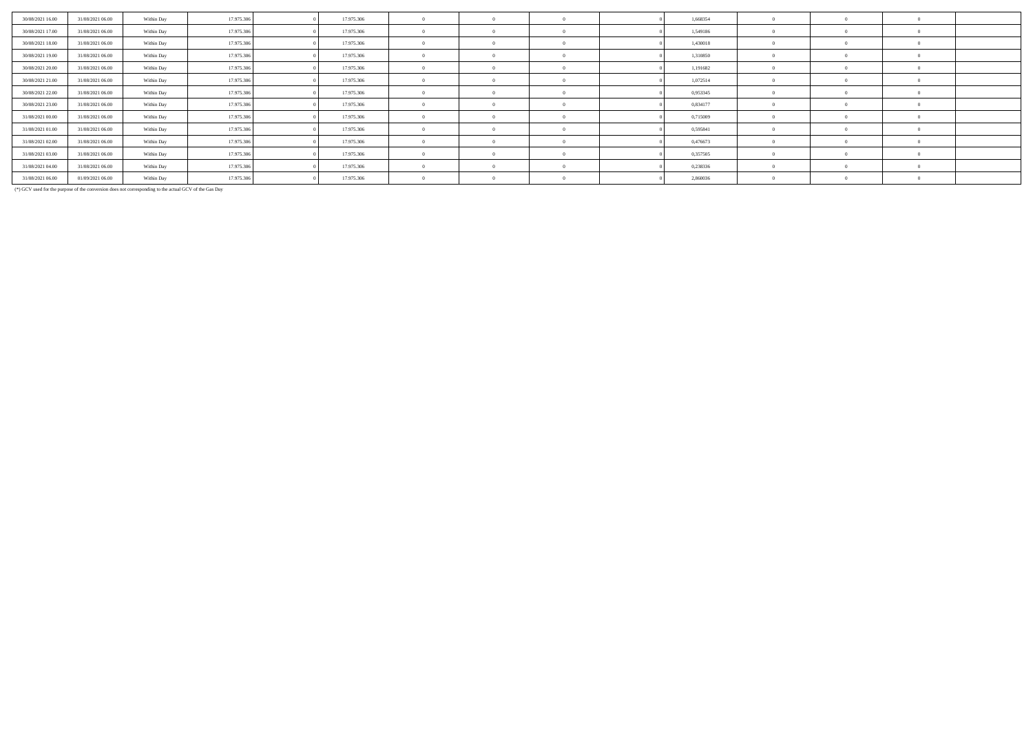| | | | | | | | | | | | | | | |
|---|---|---|---|---|---|---|---|---|---|---|---|---|---|---|
| 30/08/2021 16.00 | 31/08/2021 06.00 | Within Day | 17.975.306 | 0 | 17.975.306 | 0 | 0 | 0 | 0 | 1,668354 | 0 | 0 | 0 | |
| 30/08/2021 17.00 | 31/08/2021 06.00 | Within Day | 17.975.306 | 0 | 17.975.306 | 0 | 0 | 0 | 0 | 1,549186 | 0 | 0 | 0 | |
| 30/08/2021 18.00 | 31/08/2021 06.00 | Within Day | 17.975.306 | 0 | 17.975.306 | 0 | 0 | 0 | 0 | 1,430018 | 0 | 0 | 0 | |
| 30/08/2021 19.00 | 31/08/2021 06.00 | Within Day | 17.975.306 | 0 | 17.975.306 | 0 | 0 | 0 | 0 | 1,310850 | 0 | 0 | 0 | |
| 30/08/2021 20.00 | 31/08/2021 06.00 | Within Day | 17.975.306 | 0 | 17.975.306 | 0 | 0 | 0 | 0 | 1,191682 | 0 | 0 | 0 | |
| 30/08/2021 21.00 | 31/08/2021 06.00 | Within Day | 17.975.306 | 0 | 17.975.306 | 0 | 0 | 0 | 0 | 1,072514 | 0 | 0 | 0 | |
| 30/08/2021 22.00 | 31/08/2021 06.00 | Within Day | 17.975.306 | 0 | 17.975.306 | 0 | 0 | 0 | 0 | 0,953345 | 0 | 0 | 0 | |
| 30/08/2021 23.00 | 31/08/2021 06.00 | Within Day | 17.975.306 | 0 | 17.975.306 | 0 | 0 | 0 | 0 | 0,834177 | 0 | 0 | 0 | |
| 31/08/2021 00.00 | 31/08/2021 06.00 | Within Day | 17.975.306 | 0 | 17.975.306 | 0 | 0 | 0 | 0 | 0,715009 | 0 | 0 | 0 | |
| 31/08/2021 01.00 | 31/08/2021 06.00 | Within Day | 17.975.306 | 0 | 17.975.306 | 0 | 0 | 0 | 0 | 0,595841 | 0 | 0 | 0 | |
| 31/08/2021 02.00 | 31/08/2021 06.00 | Within Day | 17.975.306 | 0 | 17.975.306 | 0 | 0 | 0 | 0 | 0,476673 | 0 | 0 | 0 | |
| 31/08/2021 03.00 | 31/08/2021 06.00 | Within Day | 17.975.306 | 0 | 17.975.306 | 0 | 0 | 0 | 0 | 0,357505 | 0 | 0 | 0 | |
| 31/08/2021 04.00 | 31/08/2021 06.00 | Within Day | 17.975.306 | 0 | 17.975.306 | 0 | 0 | 0 | 0 | 0,238336 | 0 | 0 | 0 | |
| 31/08/2021 06.00 | 01/09/2021 06.00 | Within Day | 17.975.306 | 0 | 17.975.306 | 0 | 0 | 0 | 0 | 2,860036 | 0 | 0 | 0 | |

(*) GCV used for the purpose of the conversion does not corresponding to the actual GCV of the Gas Day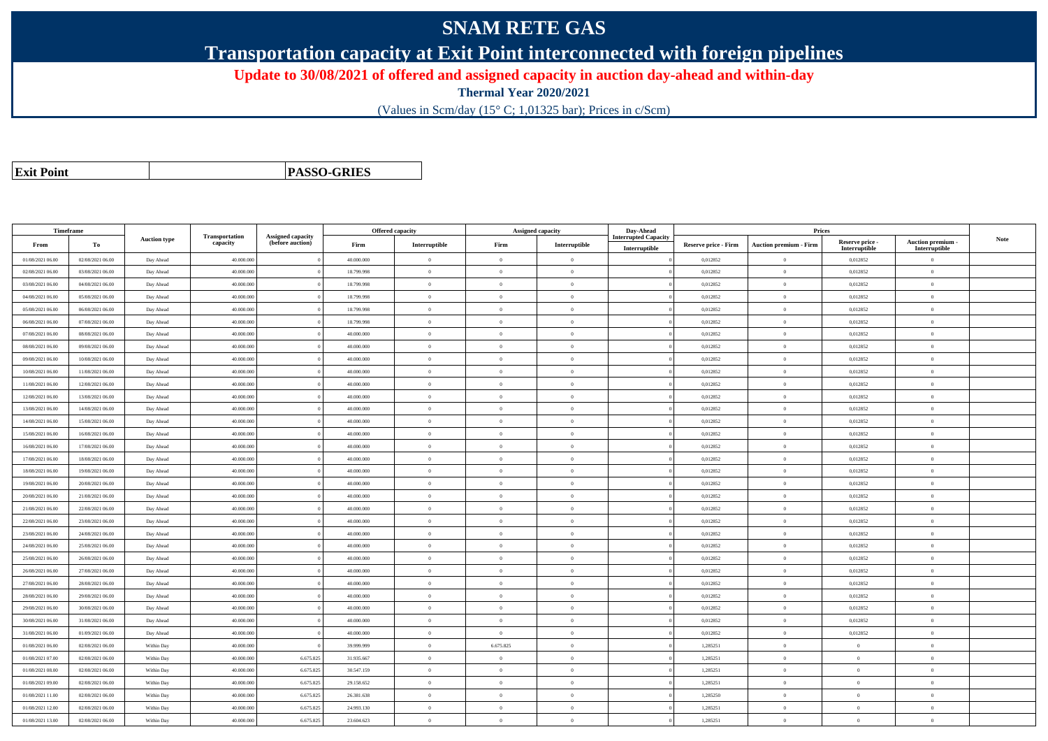# SNAM RETE GAS

## Transportation capacity at Exit Point interconnected with foreign pipelines

**Update to 30/08/2021 of offered and assigned capacity in auction day-ahead and within-day**

**Thermal Year 2020/2021**

(Values in Scm/day (15° C; 1,01325 bar); Prices in c/Scm)

| **Exit Point** | **PASSO-GRIES** |
|---|---|

| Timeframe | | Auction type | Transportation capacity | Assigned capacity (before auction) | Offered capacity | | Assigned capacity | | Day-Ahead Interrupted Capacity | Prices | | | | Note |
|---|---|---|---|---|---|---|---|---|---|---|---|---|---|---|
| From | To | | | | Firm | Interruptible | Firm | Interruptible | Interruptible | Reserve price - Firm | Auction premium - Firm | Reserve price - Interruptible | Auction premium - Interruptible | |
| 01/08/2021 06.00 | 02/08/2021 06.00 | Day Ahead | 40.000.000 | 0 | 40.000.000 | 0 | 0 | 0 | 0 | 0,012852 | 0 | 0,012852 | 0 | |
| 02/08/2021 06.00 | 03/08/2021 06.00 | Day Ahead | 40.000.000 | 0 | 18.799.998 | 0 | 0 | 0 | 0 | 0,012852 | 0 | 0,012852 | 0 | |
| 03/08/2021 06.00 | 04/08/2021 06.00 | Day Ahead | 40.000.000 | 0 | 18.799.998 | 0 | 0 | 0 | 0 | 0,012852 | 0 | 0,012852 | 0 | |
| 04/08/2021 06.00 | 05/08/2021 06.00 | Day Ahead | 40.000.000 | 0 | 18.799.998 | 0 | 0 | 0 | 0 | 0,012852 | 0 | 0,012852 | 0 | |
| 05/08/2021 06.00 | 06/08/2021 06.00 | Day Ahead | 40.000.000 | 0 | 18.799.998 | 0 | 0 | 0 | 0 | 0,012852 | 0 | 0,012852 | 0 | |
| 06/08/2021 06.00 | 07/08/2021 06.00 | Day Ahead | 40.000.000 | 0 | 18.799.998 | 0 | 0 | 0 | 0 | 0,012852 | 0 | 0,012852 | 0 | |
| 07/08/2021 06.00 | 08/08/2021 06.00 | Day Ahead | 40.000.000 | 0 | 40.000.000 | 0 | 0 | 0 | 0 | 0,012852 | 0 | 0,012852 | 0 | |
| 08/08/2021 06.00 | 09/08/2021 06.00 | Day Ahead | 40.000.000 | 0 | 40.000.000 | 0 | 0 | 0 | 0 | 0,012852 | 0 | 0,012852 | 0 | |
| 09/08/2021 06.00 | 10/08/2021 06.00 | Day Ahead | 40.000.000 | 0 | 40.000.000 | 0 | 0 | 0 | 0 | 0,012852 | 0 | 0,012852 | 0 | |
| 10/08/2021 06.00 | 11/08/2021 06.00 | Day Ahead | 40.000.000 | 0 | 40.000.000 | 0 | 0 | 0 | 0 | 0,012852 | 0 | 0,012852 | 0 | |
| 11/08/2021 06.00 | 12/08/2021 06.00 | Day Ahead | 40.000.000 | 0 | 40.000.000 | 0 | 0 | 0 | 0 | 0,012852 | 0 | 0,012852 | 0 | |
| 12/08/2021 06.00 | 13/08/2021 06.00 | Day Ahead | 40.000.000 | 0 | 40.000.000 | 0 | 0 | 0 | 0 | 0,012852 | 0 | 0,012852 | 0 | |
| 13/08/2021 06.00 | 14/08/2021 06.00 | Day Ahead | 40.000.000 | 0 | 40.000.000 | 0 | 0 | 0 | 0 | 0,012852 | 0 | 0,012852 | 0 | |
| 14/08/2021 06.00 | 15/08/2021 06.00 | Day Ahead | 40.000.000 | 0 | 40.000.000 | 0 | 0 | 0 | 0 | 0,012852 | 0 | 0,012852 | 0 | |
| 15/08/2021 06.00 | 16/08/2021 06.00 | Day Ahead | 40.000.000 | 0 | 40.000.000 | 0 | 0 | 0 | 0 | 0,012852 | 0 | 0,012852 | 0 | |
| 16/08/2021 06.00 | 17/08/2021 06.00 | Day Ahead | 40.000.000 | 0 | 40.000.000 | 0 | 0 | 0 | 0 | 0,012852 | 0 | 0,012852 | 0 | |
| 17/08/2021 06.00 | 18/08/2021 06.00 | Day Ahead | 40.000.000 | 0 | 40.000.000 | 0 | 0 | 0 | 0 | 0,012852 | 0 | 0,012852 | 0 | |
| 18/08/2021 06.00 | 19/08/2021 06.00 | Day Ahead | 40.000.000 | 0 | 40.000.000 | 0 | 0 | 0 | 0 | 0,012852 | 0 | 0,012852 | 0 | |
| 19/08/2021 06.00 | 20/08/2021 06.00 | Day Ahead | 40.000.000 | 0 | 40.000.000 | 0 | 0 | 0 | 0 | 0,012852 | 0 | 0,012852 | 0 | |
| 20/08/2021 06.00 | 21/08/2021 06.00 | Day Ahead | 40.000.000 | 0 | 40.000.000 | 0 | 0 | 0 | 0 | 0,012852 | 0 | 0,012852 | 0 | |
| 21/08/2021 06.00 | 22/08/2021 06.00 | Day Ahead | 40.000.000 | 0 | 40.000.000 | 0 | 0 | 0 | 0 | 0,012852 | 0 | 0,012852 | 0 | |
| 22/08/2021 06.00 | 23/08/2021 06.00 | Day Ahead | 40.000.000 | 0 | 40.000.000 | 0 | 0 | 0 | 0 | 0,012852 | 0 | 0,012852 | 0 | |
| 23/08/2021 06.00 | 24/08/2021 06.00 | Day Ahead | 40.000.000 | 0 | 40.000.000 | 0 | 0 | 0 | 0 | 0,012852 | 0 | 0,012852 | 0 | |
| 24/08/2021 06.00 | 25/08/2021 06.00 | Day Ahead | 40.000.000 | 0 | 40.000.000 | 0 | 0 | 0 | 0 | 0,012852 | 0 | 0,012852 | 0 | |
| 25/08/2021 06.00 | 26/08/2021 06.00 | Day Ahead | 40.000.000 | 0 | 40.000.000 | 0 | 0 | 0 | 0 | 0,012852 | 0 | 0,012852 | 0 | |
| 26/08/2021 06.00 | 27/08/2021 06.00 | Day Ahead | 40.000.000 | 0 | 40.000.000 | 0 | 0 | 0 | 0 | 0,012852 | 0 | 0,012852 | 0 | |
| 27/08/2021 06.00 | 28/08/2021 06.00 | Day Ahead | 40.000.000 | 0 | 40.000.000 | 0 | 0 | 0 | 0 | 0,012852 | 0 | 0,012852 | 0 | |
| 28/08/2021 06.00 | 29/08/2021 06.00 | Day Ahead | 40.000.000 | 0 | 40.000.000 | 0 | 0 | 0 | 0 | 0,012852 | 0 | 0,012852 | 0 | |
| 29/08/2021 06.00 | 30/08/2021 06.00 | Day Ahead | 40.000.000 | 0 | 40.000.000 | 0 | 0 | 0 | 0 | 0,012852 | 0 | 0,012852 | 0 | |
| 30/08/2021 06.00 | 31/08/2021 06.00 | Day Ahead | 40.000.000 | 0 | 40.000.000 | 0 | 0 | 0 | 0 | 0,012852 | 0 | 0,012852 | 0 | |
| 31/08/2021 06.00 | 01/09/2021 06.00 | Day Ahead | 40.000.000 | 0 | 40.000.000 | 0 | 0 | 0 | 0 | 0,012852 | 0 | 0,012852 | 0 | |
| 01/08/2021 06.00 | 02/08/2021 06.00 | Within Day | 40.000.000 | 0 | 39.999.999 | 0 | 6.675.825 | 0 | 0 | 1,285251 | 0 | 0 | 0 | |
| 01/08/2021 07.00 | 02/08/2021 06.00 | Within Day | 40.000.000 | 6.675.825 | 31.935.667 | 0 | 0 | 0 | 0 | 1,285251 | 0 | 0 | 0 | |
| 01/08/2021 08.00 | 02/08/2021 06.00 | Within Day | 40.000.000 | 6.675.825 | 30.547.159 | 0 | 0 | 0 | 0 | 1,285251 | 0 | 0 | 0 | |
| 01/08/2021 09.00 | 02/08/2021 06.00 | Within Day | 40.000.000 | 6.675.825 | 29.158.652 | 0 | 0 | 0 | 0 | 1,285251 | 0 | 0 | 0 | |
| 01/08/2021 11.00 | 02/08/2021 06.00 | Within Day | 40.000.000 | 6.675.825 | 26.381.638 | 0 | 0 | 0 | 0 | 1,285250 | 0 | 0 | 0 | |
| 01/08/2021 12.00 | 02/08/2021 06.00 | Within Day | 40.000.000 | 6.675.825 | 24.993.130 | 0 | 0 | 0 | 0 | 1,285251 | 0 | 0 | 0 | |
| 01/08/2021 13.00 | 02/08/2021 06.00 | Within Day | 40.000.000 | 6.675.825 | 23.604.623 | 0 | 0 | 0 | 0 | 1,285251 | 0 | 0 | 0 | |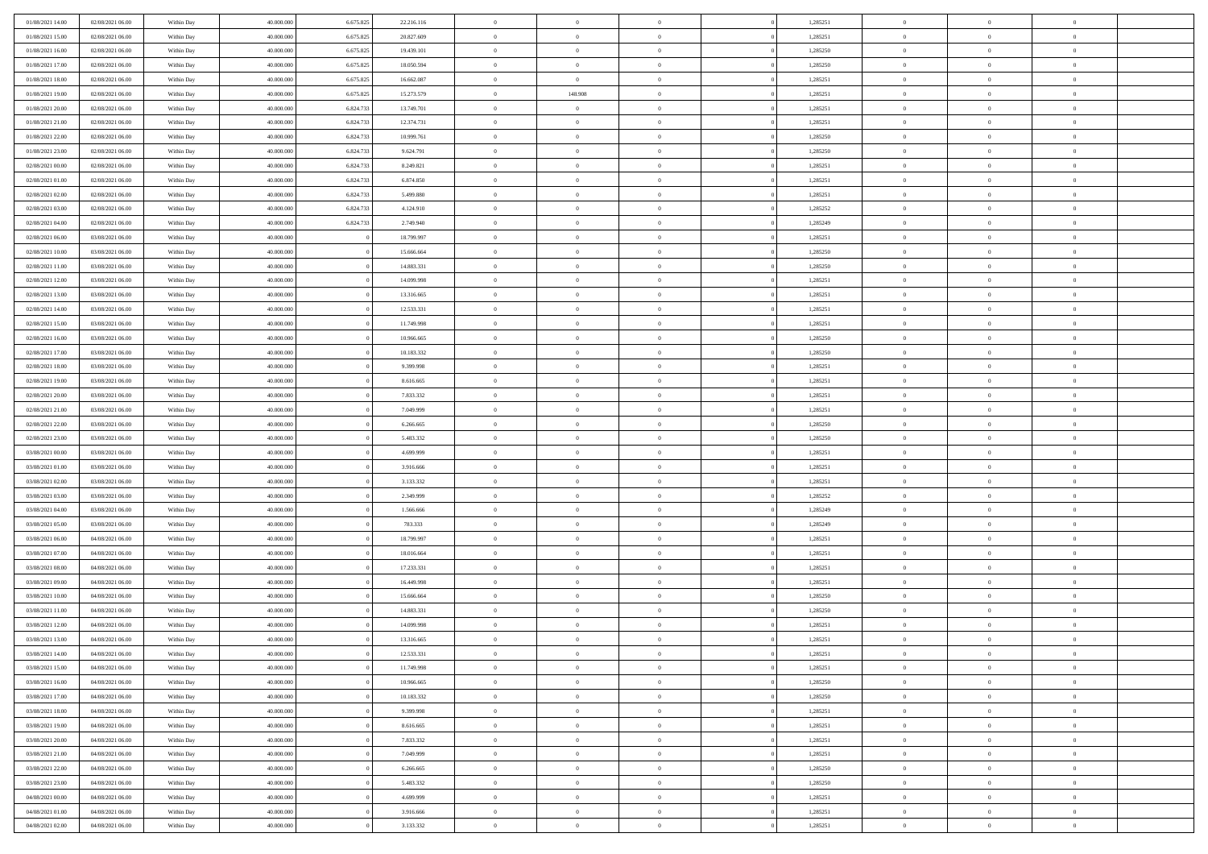| | | | | | | | | | | | | | | |
|---|---|---|---|---|---|---|---|---|---|---|---|---|---|---|
| 01/08/2021 14.00 | 02/08/2021 06.00 | Within Day | 40.000.000 | 6.675.825 | 22.216.116 | 0 | 0 | 0 | | 1,285251 | 0 | 0 | 0 | |
| 01/08/2021 15.00 | 02/08/2021 06.00 | Within Day | 40.000.000 | 6.675.825 | 20.827.609 | 0 | 0 | 0 | | 1,285251 | 0 | 0 | 0 | |
| 01/08/2021 16.00 | 02/08/2021 06.00 | Within Day | 40.000.000 | 6.675.825 | 19.439.101 | 0 | 0 | 0 | | 1,285250 | 0 | 0 | 0 | |
| 01/08/2021 17.00 | 02/08/2021 06.00 | Within Day | 40.000.000 | 6.675.825 | 18.050.594 | 0 | 0 | 0 | | 1,285250 | 0 | 0 | 0 | |
| 01/08/2021 18.00 | 02/08/2021 06.00 | Within Day | 40.000.000 | 6.675.825 | 16.662.087 | 0 | 0 | 0 | | 1,285251 | 0 | 0 | 0 | |
| 01/08/2021 19.00 | 02/08/2021 06.00 | Within Day | 40.000.000 | 6.675.825 | 15.273.579 | 0 | 148.908 | 0 | | 1,285251 | 0 | 0 | 0 | |
| 01/08/2021 20.00 | 02/08/2021 06.00 | Within Day | 40.000.000 | 6.824.733 | 13.749.701 | 0 | 0 | 0 | | 1,285251 | 0 | 0 | 0 | |
| 01/08/2021 21.00 | 02/08/2021 06.00 | Within Day | 40.000.000 | 6.824.733 | 12.374.731 | 0 | 0 | 0 | | 1,285251 | 0 | 0 | 0 | |
| 01/08/2021 22.00 | 02/08/2021 06.00 | Within Day | 40.000.000 | 6.824.733 | 10.999.761 | 0 | 0 | 0 | | 1,285250 | 0 | 0 | 0 | |
| 01/08/2021 23.00 | 02/08/2021 06.00 | Within Day | 40.000.000 | 6.824.733 | 9.624.791 | 0 | 0 | 0 | | 1,285250 | 0 | 0 | 0 | |
| 02/08/2021 00.00 | 02/08/2021 06.00 | Within Day | 40.000.000 | 6.824.733 | 8.249.821 | 0 | 0 | 0 | | 1,285251 | 0 | 0 | 0 | |
| 02/08/2021 01.00 | 02/08/2021 06.00 | Within Day | 40.000.000 | 6.824.733 | 6.874.850 | 0 | 0 | 0 | | 1,285251 | 0 | 0 | 0 | |
| 02/08/2021 02.00 | 02/08/2021 06.00 | Within Day | 40.000.000 | 6.824.733 | 5.499.880 | 0 | 0 | 0 | | 1,285251 | 0 | 0 | 0 | |
| 02/08/2021 03.00 | 02/08/2021 06.00 | Within Day | 40.000.000 | 6.824.733 | 4.124.910 | 0 | 0 | 0 | | 1,285252 | 0 | 0 | 0 | |
| 02/08/2021 04.00 | 02/08/2021 06.00 | Within Day | 40.000.000 | 6.824.733 | 2.749.940 | 0 | 0 | 0 | | 1,285249 | 0 | 0 | 0 | |
| 02/08/2021 06.00 | 03/08/2021 06.00 | Within Day | 40.000.000 | 0 | 18.799.997 | 0 | 0 | 0 | | 1,285251 | 0 | 0 | 0 | |
| 02/08/2021 10.00 | 03/08/2021 06.00 | Within Day | 40.000.000 | 0 | 15.666.664 | 0 | 0 | 0 | | 1,285250 | 0 | 0 | 0 | |
| 02/08/2021 11.00 | 03/08/2021 06.00 | Within Day | 40.000.000 | 0 | 14.883.331 | 0 | 0 | 0 | | 1,285250 | 0 | 0 | 0 | |
| 02/08/2021 12.00 | 03/08/2021 06.00 | Within Day | 40.000.000 | 0 | 14.099.998 | 0 | 0 | 0 | | 1,285251 | 0 | 0 | 0 | |
| 02/08/2021 13.00 | 03/08/2021 06.00 | Within Day | 40.000.000 | 0 | 13.316.665 | 0 | 0 | 0 | | 1,285251 | 0 | 0 | 0 | |
| 02/08/2021 14.00 | 03/08/2021 06.00 | Within Day | 40.000.000 | 0 | 12.533.331 | 0 | 0 | 0 | | 1,285251 | 0 | 0 | 0 | |
| 02/08/2021 15.00 | 03/08/2021 06.00 | Within Day | 40.000.000 | 0 | 11.749.998 | 0 | 0 | 0 | | 1,285251 | 0 | 0 | 0 | |
| 02/08/2021 16.00 | 03/08/2021 06.00 | Within Day | 40.000.000 | 0 | 10.966.665 | 0 | 0 | 0 | | 1,285250 | 0 | 0 | 0 | |
| 02/08/2021 17.00 | 03/08/2021 06.00 | Within Day | 40.000.000 | 0 | 10.183.332 | 0 | 0 | 0 | | 1,285250 | 0 | 0 | 0 | |
| 02/08/2021 18.00 | 03/08/2021 06.00 | Within Day | 40.000.000 | 0 | 9.399.998 | 0 | 0 | 0 | | 1,285251 | 0 | 0 | 0 | |
| 02/08/2021 19.00 | 03/08/2021 06.00 | Within Day | 40.000.000 | 0 | 8.616.665 | 0 | 0 | 0 | | 1,285251 | 0 | 0 | 0 | |
| 02/08/2021 20.00 | 03/08/2021 06.00 | Within Day | 40.000.000 | 0 | 7.833.332 | 0 | 0 | 0 | | 1,285251 | 0 | 0 | 0 | |
| 02/08/2021 21.00 | 03/08/2021 06.00 | Within Day | 40.000.000 | 0 | 7.049.999 | 0 | 0 | 0 | | 1,285251 | 0 | 0 | 0 | |
| 02/08/2021 22.00 | 03/08/2021 06.00 | Within Day | 40.000.000 | 0 | 6.266.665 | 0 | 0 | 0 | | 1,285250 | 0 | 0 | 0 | |
| 02/08/2021 23.00 | 03/08/2021 06.00 | Within Day | 40.000.000 | 0 | 5.483.332 | 0 | 0 | 0 | | 1,285250 | 0 | 0 | 0 | |
| 03/08/2021 00.00 | 03/08/2021 06.00 | Within Day | 40.000.000 | 0 | 4.699.999 | 0 | 0 | 0 | | 1,285251 | 0 | 0 | 0 | |
| 03/08/2021 01.00 | 03/08/2021 06.00 | Within Day | 40.000.000 | 0 | 3.916.666 | 0 | 0 | 0 | | 1,285251 | 0 | 0 | 0 | |
| 03/08/2021 02.00 | 03/08/2021 06.00 | Within Day | 40.000.000 | 0 | 3.133.332 | 0 | 0 | 0 | | 1,285251 | 0 | 0 | 0 | |
| 03/08/2021 03.00 | 03/08/2021 06.00 | Within Day | 40.000.000 | 0 | 2.349.999 | 0 | 0 | 0 | | 1,285252 | 0 | 0 | 0 | |
| 03/08/2021 04.00 | 03/08/2021 06.00 | Within Day | 40.000.000 | 0 | 1.566.666 | 0 | 0 | 0 | | 1,285249 | 0 | 0 | 0 | |
| 03/08/2021 05.00 | 03/08/2021 06.00 | Within Day | 40.000.000 | 0 | 783.333 | 0 | 0 | 0 | | 1,285249 | 0 | 0 | 0 | |
| 03/08/2021 06.00 | 04/08/2021 06.00 | Within Day | 40.000.000 | 0 | 18.799.997 | 0 | 0 | 0 | | 1,285251 | 0 | 0 | 0 | |
| 03/08/2021 07.00 | 04/08/2021 06.00 | Within Day | 40.000.000 | 0 | 18.016.664 | 0 | 0 | 0 | | 1,285251 | 0 | 0 | 0 | |
| 03/08/2021 08.00 | 04/08/2021 06.00 | Within Day | 40.000.000 | 0 | 17.233.331 | 0 | 0 | 0 | | 1,285251 | 0 | 0 | 0 | |
| 03/08/2021 09.00 | 04/08/2021 06.00 | Within Day | 40.000.000 | 0 | 16.449.998 | 0 | 0 | 0 | | 1,285251 | 0 | 0 | 0 | |
| 03/08/2021 10.00 | 04/08/2021 06.00 | Within Day | 40.000.000 | 0 | 15.666.664 | 0 | 0 | 0 | | 1,285250 | 0 | 0 | 0 | |
| 03/08/2021 11.00 | 04/08/2021 06.00 | Within Day | 40.000.000 | 0 | 14.883.331 | 0 | 0 | 0 | | 1,285250 | 0 | 0 | 0 | |
| 03/08/2021 12.00 | 04/08/2021 06.00 | Within Day | 40.000.000 | 0 | 14.099.998 | 0 | 0 | 0 | | 1,285251 | 0 | 0 | 0 | |
| 03/08/2021 13.00 | 04/08/2021 06.00 | Within Day | 40.000.000 | 0 | 13.316.665 | 0 | 0 | 0 | | 1,285251 | 0 | 0 | 0 | |
| 03/08/2021 14.00 | 04/08/2021 06.00 | Within Day | 40.000.000 | 0 | 12.533.331 | 0 | 0 | 0 | | 1,285251 | 0 | 0 | 0 | |
| 03/08/2021 15.00 | 04/08/2021 06.00 | Within Day | 40.000.000 | 0 | 11.749.998 | 0 | 0 | 0 | | 1,285251 | 0 | 0 | 0 | |
| 03/08/2021 16.00 | 04/08/2021 06.00 | Within Day | 40.000.000 | 0 | 10.966.665 | 0 | 0 | 0 | | 1,285250 | 0 | 0 | 0 | |
| 03/08/2021 17.00 | 04/08/2021 06.00 | Within Day | 40.000.000 | 0 | 10.183.332 | 0 | 0 | 0 | | 1,285250 | 0 | 0 | 0 | |
| 03/08/2021 18.00 | 04/08/2021 06.00 | Within Day | 40.000.000 | 0 | 9.399.998 | 0 | 0 | 0 | | 1,285251 | 0 | 0 | 0 | |
| 03/08/2021 19.00 | 04/08/2021 06.00 | Within Day | 40.000.000 | 0 | 8.616.665 | 0 | 0 | 0 | | 1,285251 | 0 | 0 | 0 | |
| 03/08/2021 20.00 | 04/08/2021 06.00 | Within Day | 40.000.000 | 0 | 7.833.332 | 0 | 0 | 0 | | 1,285251 | 0 | 0 | 0 | |
| 03/08/2021 21.00 | 04/08/2021 06.00 | Within Day | 40.000.000 | 0 | 7.049.999 | 0 | 0 | 0 | | 1,285251 | 0 | 0 | 0 | |
| 03/08/2021 22.00 | 04/08/2021 06.00 | Within Day | 40.000.000 | 0 | 6.266.665 | 0 | 0 | 0 | | 1,285250 | 0 | 0 | 0 | |
| 03/08/2021 23.00 | 04/08/2021 06.00 | Within Day | 40.000.000 | 0 | 5.483.332 | 0 | 0 | 0 | | 1,285250 | 0 | 0 | 0 | |
| 04/08/2021 00.00 | 04/08/2021 06.00 | Within Day | 40.000.000 | 0 | 4.699.999 | 0 | 0 | 0 | | 1,285251 | 0 | 0 | 0 | |
| 04/08/2021 01.00 | 04/08/2021 06.00 | Within Day | 40.000.000 | 0 | 3.916.666 | 0 | 0 | 0 | | 1,285251 | 0 | 0 | 0 | |
| 04/08/2021 02.00 | 04/08/2021 06.00 | Within Day | 40.000.000 | 0 | 3.133.332 | 0 | 0 | 0 | | 1,285251 | 0 | 0 | 0 | |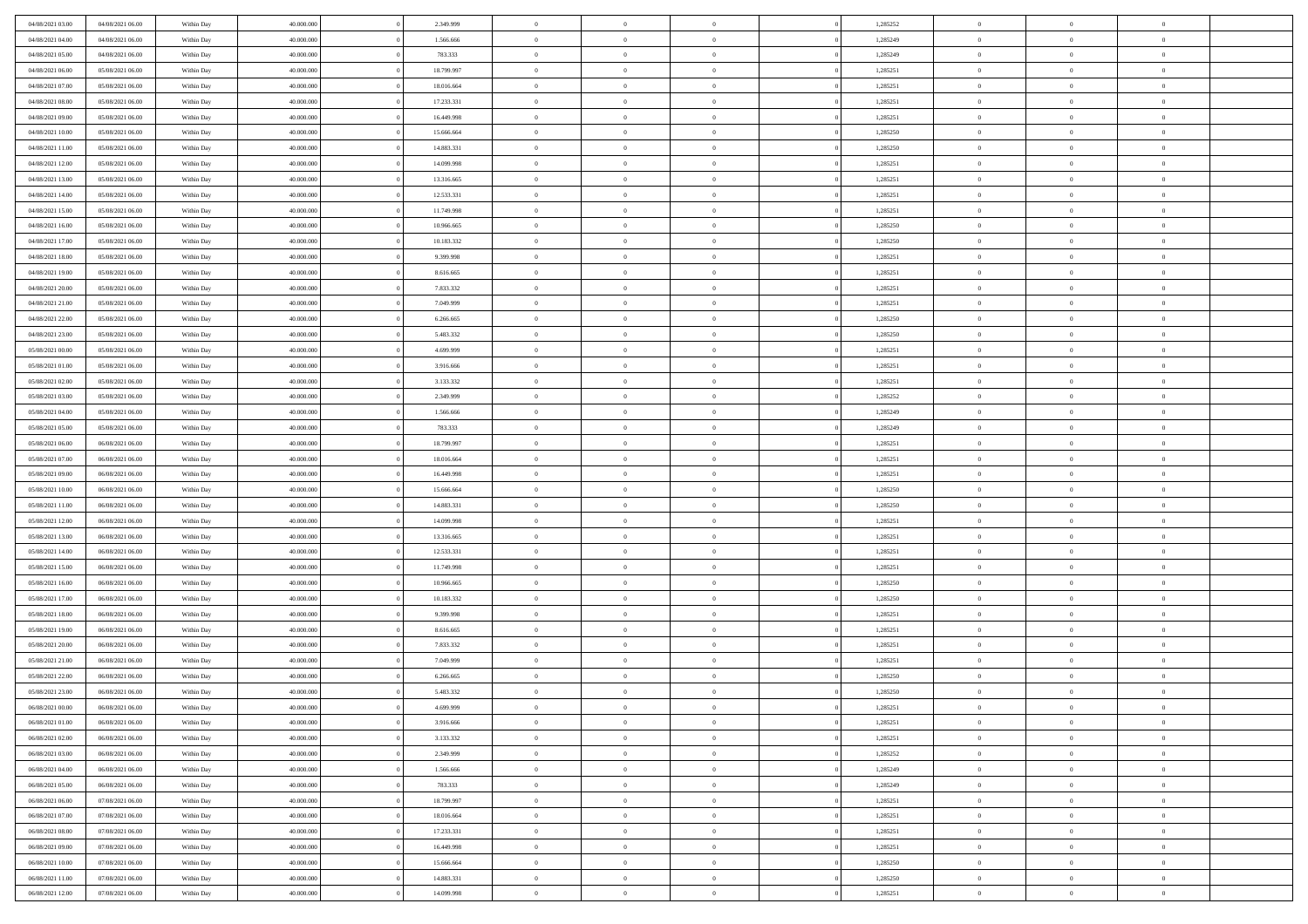| | | | | | | | | | | | | | | |
|---|---|---|---|---|---|---|---|---|---|---|---|---|---|---|
| 04/08/2021 03:00 | 04/08/2021 06:00 | Within Day | 40.000.000 | 0 | 2.349.999 | 0 | 0 | 0 | 0 | 1,285252 | 0 | 0 | 0 | |
| 04/08/2021 04:00 | 04/08/2021 06:00 | Within Day | 40.000.000 | 0 | 1.566.666 | 0 | 0 | 0 | 0 | 1,285249 | 0 | 0 | 0 | |
| 04/08/2021 05:00 | 04/08/2021 06:00 | Within Day | 40.000.000 | 0 | 783.333 | 0 | 0 | 0 | 0 | 1,285249 | 0 | 0 | 0 | |
| 04/08/2021 06:00 | 05/08/2021 06:00 | Within Day | 40.000.000 | 0 | 18.799.997 | 0 | 0 | 0 | 0 | 1,285251 | 0 | 0 | 0 | |
| 04/08/2021 07:00 | 05/08/2021 06:00 | Within Day | 40.000.000 | 0 | 18.016.664 | 0 | 0 | 0 | 0 | 1,285251 | 0 | 0 | 0 | |
| 04/08/2021 08:00 | 05/08/2021 06:00 | Within Day | 40.000.000 | 0 | 17.233.331 | 0 | 0 | 0 | 0 | 1,285251 | 0 | 0 | 0 | |
| 04/08/2021 09:00 | 05/08/2021 06:00 | Within Day | 40.000.000 | 0 | 16.449.998 | 0 | 0 | 0 | 0 | 1,285251 | 0 | 0 | 0 | |
| 04/08/2021 10:00 | 05/08/2021 06:00 | Within Day | 40.000.000 | 0 | 15.666.664 | 0 | 0 | 0 | 0 | 1,285250 | 0 | 0 | 0 | |
| 04/08/2021 11:00 | 05/08/2021 06:00 | Within Day | 40.000.000 | 0 | 14.883.331 | 0 | 0 | 0 | 0 | 1,285250 | 0 | 0 | 0 | |
| 04/08/2021 12:00 | 05/08/2021 06:00 | Within Day | 40.000.000 | 0 | 14.099.998 | 0 | 0 | 0 | 0 | 1,285251 | 0 | 0 | 0 | |
| 04/08/2021 13:00 | 05/08/2021 06:00 | Within Day | 40.000.000 | 0 | 13.316.665 | 0 | 0 | 0 | 0 | 1,285251 | 0 | 0 | 0 | |
| 04/08/2021 14:00 | 05/08/2021 06:00 | Within Day | 40.000.000 | 0 | 12.533.331 | 0 | 0 | 0 | 0 | 1,285251 | 0 | 0 | 0 | |
| 04/08/2021 15:00 | 05/08/2021 06:00 | Within Day | 40.000.000 | 0 | 11.749.998 | 0 | 0 | 0 | 0 | 1,285251 | 0 | 0 | 0 | |
| 04/08/2021 16:00 | 05/08/2021 06:00 | Within Day | 40.000.000 | 0 | 10.966.665 | 0 | 0 | 0 | 0 | 1,285250 | 0 | 0 | 0 | |
| 04/08/2021 17:00 | 05/08/2021 06:00 | Within Day | 40.000.000 | 0 | 10.183.332 | 0 | 0 | 0 | 0 | 1,285250 | 0 | 0 | 0 | |
| 04/08/2021 18:00 | 05/08/2021 06:00 | Within Day | 40.000.000 | 0 | 9.399.998 | 0 | 0 | 0 | 0 | 1,285251 | 0 | 0 | 0 | |
| 04/08/2021 19:00 | 05/08/2021 06:00 | Within Day | 40.000.000 | 0 | 8.616.665 | 0 | 0 | 0 | 0 | 1,285251 | 0 | 0 | 0 | |
| 04/08/2021 20:00 | 05/08/2021 06:00 | Within Day | 40.000.000 | 0 | 7.833.332 | 0 | 0 | 0 | 0 | 1,285251 | 0 | 0 | 0 | |
| 04/08/2021 21:00 | 05/08/2021 06:00 | Within Day | 40.000.000 | 0 | 7.049.999 | 0 | 0 | 0 | 0 | 1,285251 | 0 | 0 | 0 | |
| 04/08/2021 22:00 | 05/08/2021 06:00 | Within Day | 40.000.000 | 0 | 6.266.665 | 0 | 0 | 0 | 0 | 1,285250 | 0 | 0 | 0 | |
| 04/08/2021 23:00 | 05/08/2021 06:00 | Within Day | 40.000.000 | 0 | 5.483.332 | 0 | 0 | 0 | 0 | 1,285250 | 0 | 0 | 0 | |
| 05/08/2021 00:00 | 05/08/2021 06:00 | Within Day | 40.000.000 | 0 | 4.699.999 | 0 | 0 | 0 | 0 | 1,285251 | 0 | 0 | 0 | |
| 05/08/2021 01:00 | 05/08/2021 06:00 | Within Day | 40.000.000 | 0 | 3.916.666 | 0 | 0 | 0 | 0 | 1,285251 | 0 | 0 | 0 | |
| 05/08/2021 02:00 | 05/08/2021 06:00 | Within Day | 40.000.000 | 0 | 3.133.332 | 0 | 0 | 0 | 0 | 1,285251 | 0 | 0 | 0 | |
| 05/08/2021 03:00 | 05/08/2021 06:00 | Within Day | 40.000.000 | 0 | 2.349.999 | 0 | 0 | 0 | 0 | 1,285252 | 0 | 0 | 0 | |
| 05/08/2021 04:00 | 05/08/2021 06:00 | Within Day | 40.000.000 | 0 | 1.566.666 | 0 | 0 | 0 | 0 | 1,285249 | 0 | 0 | 0 | |
| 05/08/2021 05:00 | 05/08/2021 06:00 | Within Day | 40.000.000 | 0 | 783.333 | 0 | 0 | 0 | 0 | 1,285249 | 0 | 0 | 0 | |
| 05/08/2021 06:00 | 06/08/2021 06:00 | Within Day | 40.000.000 | 0 | 18.799.997 | 0 | 0 | 0 | 0 | 1,285251 | 0 | 0 | 0 | |
| 05/08/2021 07:00 | 06/08/2021 06:00 | Within Day | 40.000.000 | 0 | 18.016.664 | 0 | 0 | 0 | 0 | 1,285251 | 0 | 0 | 0 | |
| 05/08/2021 09:00 | 06/08/2021 06:00 | Within Day | 40.000.000 | 0 | 16.449.998 | 0 | 0 | 0 | 0 | 1,285251 | 0 | 0 | 0 | |
| 05/08/2021 10:00 | 06/08/2021 06:00 | Within Day | 40.000.000 | 0 | 15.666.664 | 0 | 0 | 0 | 0 | 1,285250 | 0 | 0 | 0 | |
| 05/08/2021 11:00 | 06/08/2021 06:00 | Within Day | 40.000.000 | 0 | 14.883.331 | 0 | 0 | 0 | 0 | 1,285250 | 0 | 0 | 0 | |
| 05/08/2021 12:00 | 06/08/2021 06:00 | Within Day | 40.000.000 | 0 | 14.099.998 | 0 | 0 | 0 | 0 | 1,285251 | 0 | 0 | 0 | |
| 05/08/2021 13:00 | 06/08/2021 06:00 | Within Day | 40.000.000 | 0 | 13.316.665 | 0 | 0 | 0 | 0 | 1,285251 | 0 | 0 | 0 | |
| 05/08/2021 14:00 | 06/08/2021 06:00 | Within Day | 40.000.000 | 0 | 12.533.331 | 0 | 0 | 0 | 0 | 1,285251 | 0 | 0 | 0 | |
| 05/08/2021 15:00 | 06/08/2021 06:00 | Within Day | 40.000.000 | 0 | 11.749.998 | 0 | 0 | 0 | 0 | 1,285251 | 0 | 0 | 0 | |
| 05/08/2021 16:00 | 06/08/2021 06:00 | Within Day | 40.000.000 | 0 | 10.966.665 | 0 | 0 | 0 | 0 | 1,285250 | 0 | 0 | 0 | |
| 05/08/2021 17:00 | 06/08/2021 06:00 | Within Day | 40.000.000 | 0 | 10.183.332 | 0 | 0 | 0 | 0 | 1,285250 | 0 | 0 | 0 | |
| 05/08/2021 18:00 | 06/08/2021 06:00 | Within Day | 40.000.000 | 0 | 9.399.998 | 0 | 0 | 0 | 0 | 1,285251 | 0 | 0 | 0 | |
| 05/08/2021 19:00 | 06/08/2021 06:00 | Within Day | 40.000.000 | 0 | 8.616.665 | 0 | 0 | 0 | 0 | 1,285251 | 0 | 0 | 0 | |
| 05/08/2021 20:00 | 06/08/2021 06:00 | Within Day | 40.000.000 | 0 | 7.833.332 | 0 | 0 | 0 | 0 | 1,285251 | 0 | 0 | 0 | |
| 05/08/2021 21:00 | 06/08/2021 06:00 | Within Day | 40.000.000 | 0 | 7.049.999 | 0 | 0 | 0 | 0 | 1,285251 | 0 | 0 | 0 | |
| 05/08/2021 22:00 | 06/08/2021 06:00 | Within Day | 40.000.000 | 0 | 6.266.665 | 0 | 0 | 0 | 0 | 1,285250 | 0 | 0 | 0 | |
| 05/08/2021 23:00 | 06/08/2021 06:00 | Within Day | 40.000.000 | 0 | 5.483.332 | 0 | 0 | 0 | 0 | 1,285250 | 0 | 0 | 0 | |
| 06/08/2021 00:00 | 06/08/2021 06:00 | Within Day | 40.000.000 | 0 | 4.699.999 | 0 | 0 | 0 | 0 | 1,285251 | 0 | 0 | 0 | |
| 06/08/2021 01:00 | 06/08/2021 06:00 | Within Day | 40.000.000 | 0 | 3.916.666 | 0 | 0 | 0 | 0 | 1,285251 | 0 | 0 | 0 | |
| 06/08/2021 02:00 | 06/08/2021 06:00 | Within Day | 40.000.000 | 0 | 3.133.332 | 0 | 0 | 0 | 0 | 1,285251 | 0 | 0 | 0 | |
| 06/08/2021 03:00 | 06/08/2021 06:00 | Within Day | 40.000.000 | 0 | 2.349.999 | 0 | 0 | 0 | 0 | 1,285252 | 0 | 0 | 0 | |
| 06/08/2021 04:00 | 06/08/2021 06:00 | Within Day | 40.000.000 | 0 | 1.566.666 | 0 | 0 | 0 | 0 | 1,285249 | 0 | 0 | 0 | |
| 06/08/2021 05:00 | 06/08/2021 06:00 | Within Day | 40.000.000 | 0 | 783.333 | 0 | 0 | 0 | 0 | 1,285249 | 0 | 0 | 0 | |
| 06/08/2021 06:00 | 07/08/2021 06:00 | Within Day | 40.000.000 | 0 | 18.799.997 | 0 | 0 | 0 | 0 | 1,285251 | 0 | 0 | 0 | |
| 06/08/2021 07:00 | 07/08/2021 06:00 | Within Day | 40.000.000 | 0 | 18.016.664 | 0 | 0 | 0 | 0 | 1,285251 | 0 | 0 | 0 | |
| 06/08/2021 08:00 | 07/08/2021 06:00 | Within Day | 40.000.000 | 0 | 17.233.331 | 0 | 0 | 0 | 0 | 1,285251 | 0 | 0 | 0 | |
| 06/08/2021 09:00 | 07/08/2021 06:00 | Within Day | 40.000.000 | 0 | 16.449.998 | 0 | 0 | 0 | 0 | 1,285251 | 0 | 0 | 0 | |
| 06/08/2021 10:00 | 07/08/2021 06:00 | Within Day | 40.000.000 | 0 | 15.666.664 | 0 | 0 | 0 | 0 | 1,285250 | 0 | 0 | 0 | |
| 06/08/2021 11:00 | 07/08/2021 06:00 | Within Day | 40.000.000 | 0 | 14.883.331 | 0 | 0 | 0 | 0 | 1,285250 | 0 | 0 | 0 | |
| 06/08/2021 12:00 | 07/08/2021 06:00 | Within Day | 40.000.000 | 0 | 14.099.998 | 0 | 0 | 0 | 0 | 1,285251 | 0 | 0 | 0 | |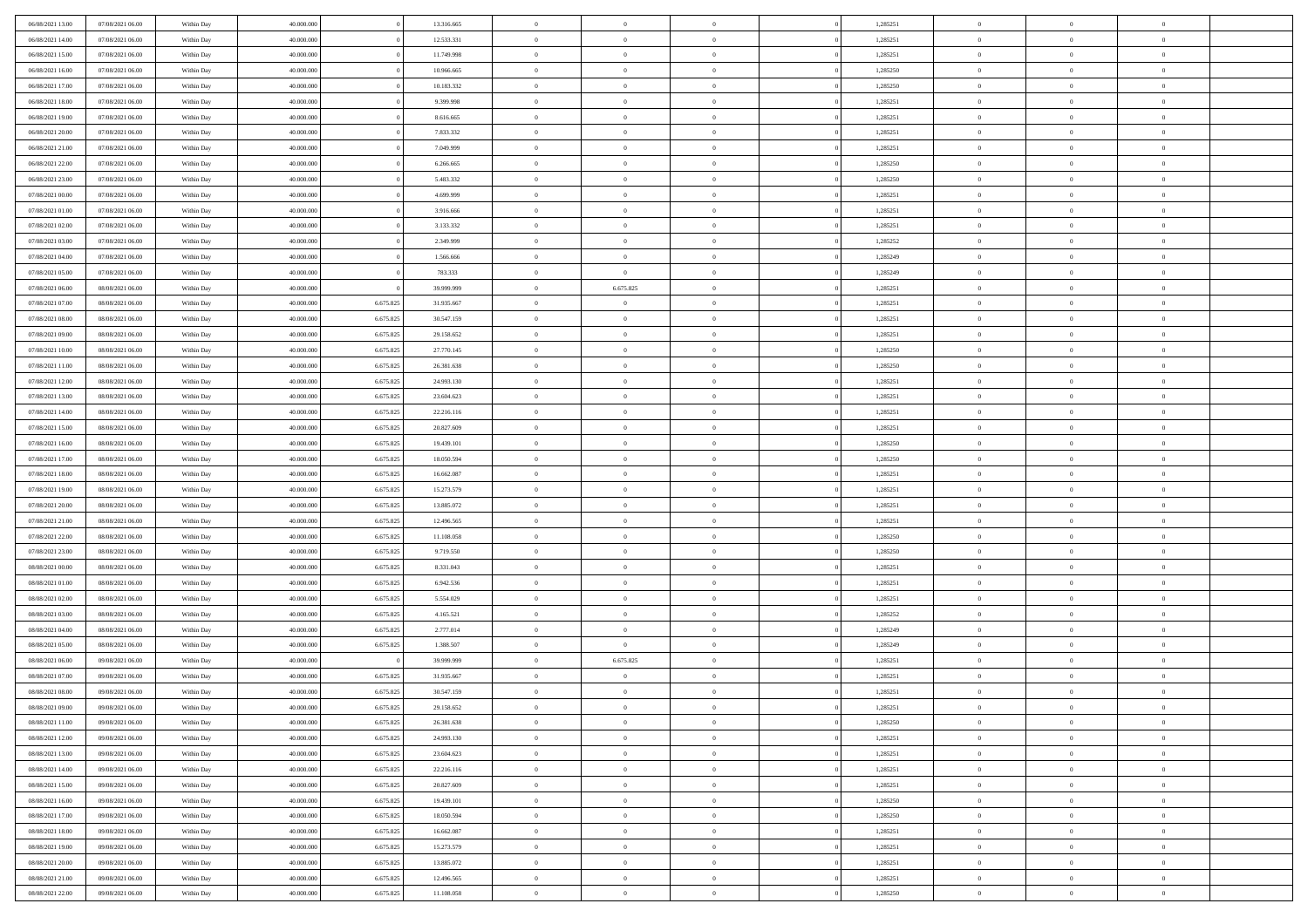| | | | | | | | | | | | | | | |
|---|---|---|---|---|---|---|---|---|---|---|---|---|---|---|
| 06/08/2021 13.00 | 07/08/2021 06.00 | Within Day | 40.000.000 | 0 | 13.316.665 | 0 | 0 | 0 | | 0 | 1,285251 | 0 | 0 | 0 |
| 06/08/2021 14.00 | 07/08/2021 06.00 | Within Day | 40.000.000 | 0 | 12.533.331 | 0 | 0 | 0 | | 0 | 1,285251 | 0 | 0 | 0 |
| 06/08/2021 15.00 | 07/08/2021 06.00 | Within Day | 40.000.000 | 0 | 11.749.998 | 0 | 0 | 0 | | 0 | 1,285251 | 0 | 0 | 0 |
| 06/08/2021 16.00 | 07/08/2021 06.00 | Within Day | 40.000.000 | 0 | 10.966.665 | 0 | 0 | 0 | | 0 | 1,285250 | 0 | 0 | 0 |
| 06/08/2021 17.00 | 07/08/2021 06.00 | Within Day | 40.000.000 | 0 | 10.183.332 | 0 | 0 | 0 | | 0 | 1,285250 | 0 | 0 | 0 |
| 06/08/2021 18.00 | 07/08/2021 06.00 | Within Day | 40.000.000 | 0 | 9.399.998 | 0 | 0 | 0 | | 0 | 1,285251 | 0 | 0 | 0 |
| 06/08/2021 19.00 | 07/08/2021 06.00 | Within Day | 40.000.000 | 0 | 8.616.665 | 0 | 0 | 0 | | 0 | 1,285251 | 0 | 0 | 0 |
| 06/08/2021 20.00 | 07/08/2021 06.00 | Within Day | 40.000.000 | 0 | 7.833.332 | 0 | 0 | 0 | | 0 | 1,285251 | 0 | 0 | 0 |
| 06/08/2021 21.00 | 07/08/2021 06.00 | Within Day | 40.000.000 | 0 | 7.049.999 | 0 | 0 | 0 | | 0 | 1,285251 | 0 | 0 | 0 |
| 06/08/2021 22.00 | 07/08/2021 06.00 | Within Day | 40.000.000 | 0 | 6.266.665 | 0 | 0 | 0 | | 0 | 1,285250 | 0 | 0 | 0 |
| 06/08/2021 23.00 | 07/08/2021 06.00 | Within Day | 40.000.000 | 0 | 5.483.332 | 0 | 0 | 0 | | 0 | 1,285250 | 0 | 0 | 0 |
| 07/08/2021 00.00 | 07/08/2021 06.00 | Within Day | 40.000.000 | 0 | 4.699.999 | 0 | 0 | 0 | | 0 | 1,285251 | 0 | 0 | 0 |
| 07/08/2021 01.00 | 07/08/2021 06.00 | Within Day | 40.000.000 | 0 | 3.916.666 | 0 | 0 | 0 | | 0 | 1,285251 | 0 | 0 | 0 |
| 07/08/2021 02.00 | 07/08/2021 06.00 | Within Day | 40.000.000 | 0 | 3.133.332 | 0 | 0 | 0 | | 0 | 1,285251 | 0 | 0 | 0 |
| 07/08/2021 03.00 | 07/08/2021 06.00 | Within Day | 40.000.000 | 0 | 2.349.999 | 0 | 0 | 0 | | 0 | 1,285252 | 0 | 0 | 0 |
| 07/08/2021 04.00 | 07/08/2021 06.00 | Within Day | 40.000.000 | 0 | 1.566.666 | 0 | 0 | 0 | | 0 | 1,285249 | 0 | 0 | 0 |
| 07/08/2021 05.00 | 07/08/2021 06.00 | Within Day | 40.000.000 | 0 | 783.333 | 0 | 0 | 0 | | 0 | 1,285249 | 0 | 0 | 0 |
| 07/08/2021 06.00 | 08/08/2021 06.00 | Within Day | 40.000.000 | 0 | 39.999.999 | 0 | 6.675.825 | 0 | | 0 | 1,285251 | 0 | 0 | 0 |
| 07/08/2021 07.00 | 08/08/2021 06.00 | Within Day | 40.000.000 | 6.675.825 | 31.935.667 | 0 | 0 | 0 | | 0 | 1,285251 | 0 | 0 | 0 |
| 07/08/2021 08.00 | 08/08/2021 06.00 | Within Day | 40.000.000 | 6.675.825 | 30.547.159 | 0 | 0 | 0 | | 0 | 1,285251 | 0 | 0 | 0 |
| 07/08/2021 09.00 | 08/08/2021 06.00 | Within Day | 40.000.000 | 6.675.825 | 29.158.652 | 0 | 0 | 0 | | 0 | 1,285251 | 0 | 0 | 0 |
| 07/08/2021 10.00 | 08/08/2021 06.00 | Within Day | 40.000.000 | 6.675.825 | 27.770.145 | 0 | 0 | 0 | | 0 | 1,285250 | 0 | 0 | 0 |
| 07/08/2021 11.00 | 08/08/2021 06.00 | Within Day | 40.000.000 | 6.675.825 | 26.381.638 | 0 | 0 | 0 | | 0 | 1,285250 | 0 | 0 | 0 |
| 07/08/2021 12.00 | 08/08/2021 06.00 | Within Day | 40.000.000 | 6.675.825 | 24.993.130 | 0 | 0 | 0 | | 0 | 1,285251 | 0 | 0 | 0 |
| 07/08/2021 13.00 | 08/08/2021 06.00 | Within Day | 40.000.000 | 6.675.825 | 23.604.623 | 0 | 0 | 0 | | 0 | 1,285251 | 0 | 0 | 0 |
| 07/08/2021 14.00 | 08/08/2021 06.00 | Within Day | 40.000.000 | 6.675.825 | 22.216.116 | 0 | 0 | 0 | | 0 | 1,285251 | 0 | 0 | 0 |
| 07/08/2021 15.00 | 08/08/2021 06.00 | Within Day | 40.000.000 | 6.675.825 | 20.827.609 | 0 | 0 | 0 | | 0 | 1,285251 | 0 | 0 | 0 |
| 07/08/2021 16.00 | 08/08/2021 06.00 | Within Day | 40.000.000 | 6.675.825 | 19.439.101 | 0 | 0 | 0 | | 0 | 1,285250 | 0 | 0 | 0 |
| 07/08/2021 17.00 | 08/08/2021 06.00 | Within Day | 40.000.000 | 6.675.825 | 18.050.594 | 0 | 0 | 0 | | 0 | 1,285250 | 0 | 0 | 0 |
| 07/08/2021 18.00 | 08/08/2021 06.00 | Within Day | 40.000.000 | 6.675.825 | 16.662.087 | 0 | 0 | 0 | | 0 | 1,285251 | 0 | 0 | 0 |
| 07/08/2021 19.00 | 08/08/2021 06.00 | Within Day | 40.000.000 | 6.675.825 | 15.273.579 | 0 | 0 | 0 | | 0 | 1,285251 | 0 | 0 | 0 |
| 07/08/2021 20.00 | 08/08/2021 06.00 | Within Day | 40.000.000 | 6.675.825 | 13.885.072 | 0 | 0 | 0 | | 0 | 1,285251 | 0 | 0 | 0 |
| 07/08/2021 21.00 | 08/08/2021 06.00 | Within Day | 40.000.000 | 6.675.825 | 12.496.565 | 0 | 0 | 0 | | 0 | 1,285251 | 0 | 0 | 0 |
| 07/08/2021 22.00 | 08/08/2021 06.00 | Within Day | 40.000.000 | 6.675.825 | 11.108.058 | 0 | 0 | 0 | | 0 | 1,285250 | 0 | 0 | 0 |
| 07/08/2021 23.00 | 08/08/2021 06.00 | Within Day | 40.000.000 | 6.675.825 | 9.719.550 | 0 | 0 | 0 | | 0 | 1,285250 | 0 | 0 | 0 |
| 08/08/2021 00.00 | 08/08/2021 06.00 | Within Day | 40.000.000 | 6.675.825 | 8.331.043 | 0 | 0 | 0 | | 0 | 1,285251 | 0 | 0 | 0 |
| 08/08/2021 01.00 | 08/08/2021 06.00 | Within Day | 40.000.000 | 6.675.825 | 6.942.536 | 0 | 0 | 0 | | 0 | 1,285251 | 0 | 0 | 0 |
| 08/08/2021 02.00 | 08/08/2021 06.00 | Within Day | 40.000.000 | 6.675.825 | 5.554.029 | 0 | 0 | 0 | | 0 | 1,285251 | 0 | 0 | 0 |
| 08/08/2021 03.00 | 08/08/2021 06.00 | Within Day | 40.000.000 | 6.675.825 | 4.165.521 | 0 | 0 | 0 | | 0 | 1,285252 | 0 | 0 | 0 |
| 08/08/2021 04.00 | 08/08/2021 06.00 | Within Day | 40.000.000 | 6.675.825 | 2.777.014 | 0 | 0 | 0 | | 0 | 1,285249 | 0 | 0 | 0 |
| 08/08/2021 05.00 | 08/08/2021 06.00 | Within Day | 40.000.000 | 6.675.825 | 1.388.507 | 0 | 0 | 0 | | 0 | 1,285249 | 0 | 0 | 0 |
| 08/08/2021 06.00 | 09/08/2021 06.00 | Within Day | 40.000.000 | 0 | 39.999.999 | 0 | 6.675.825 | 0 | | 0 | 1,285251 | 0 | 0 | 0 |
| 08/08/2021 07.00 | 09/08/2021 06.00 | Within Day | 40.000.000 | 6.675.825 | 31.935.667 | 0 | 0 | 0 | | 0 | 1,285251 | 0 | 0 | 0 |
| 08/08/2021 08.00 | 09/08/2021 06.00 | Within Day | 40.000.000 | 6.675.825 | 30.547.159 | 0 | 0 | 0 | | 0 | 1,285251 | 0 | 0 | 0 |
| 08/08/2021 09.00 | 09/08/2021 06.00 | Within Day | 40.000.000 | 6.675.825 | 29.158.652 | 0 | 0 | 0 | | 0 | 1,285251 | 0 | 0 | 0 |
| 08/08/2021 11.00 | 09/08/2021 06.00 | Within Day | 40.000.000 | 6.675.825 | 26.381.638 | 0 | 0 | 0 | | 0 | 1,285250 | 0 | 0 | 0 |
| 08/08/2021 12.00 | 09/08/2021 06.00 | Within Day | 40.000.000 | 6.675.825 | 24.993.130 | 0 | 0 | 0 | | 0 | 1,285251 | 0 | 0 | 0 |
| 08/08/2021 13.00 | 09/08/2021 06.00 | Within Day | 40.000.000 | 6.675.825 | 23.604.623 | 0 | 0 | 0 | | 0 | 1,285251 | 0 | 0 | 0 |
| 08/08/2021 14.00 | 09/08/2021 06.00 | Within Day | 40.000.000 | 6.675.825 | 22.216.116 | 0 | 0 | 0 | | 0 | 1,285251 | 0 | 0 | 0 |
| 08/08/2021 15.00 | 09/08/2021 06.00 | Within Day | 40.000.000 | 6.675.825 | 20.827.609 | 0 | 0 | 0 | | 0 | 1,285251 | 0 | 0 | 0 |
| 08/08/2021 16.00 | 09/08/2021 06.00 | Within Day | 40.000.000 | 6.675.825 | 19.439.101 | 0 | 0 | 0 | | 0 | 1,285250 | 0 | 0 | 0 |
| 08/08/2021 17.00 | 09/08/2021 06.00 | Within Day | 40.000.000 | 6.675.825 | 18.050.594 | 0 | 0 | 0 | | 0 | 1,285250 | 0 | 0 | 0 |
| 08/08/2021 18.00 | 09/08/2021 06.00 | Within Day | 40.000.000 | 6.675.825 | 16.662.087 | 0 | 0 | 0 | | 0 | 1,285251 | 0 | 0 | 0 |
| 08/08/2021 19.00 | 09/08/2021 06.00 | Within Day | 40.000.000 | 6.675.825 | 15.273.579 | 0 | 0 | 0 | | 0 | 1,285251 | 0 | 0 | 0 |
| 08/08/2021 20.00 | 09/08/2021 06.00 | Within Day | 40.000.000 | 6.675.825 | 13.885.072 | 0 | 0 | 0 | | 0 | 1,285251 | 0 | 0 | 0 |
| 08/08/2021 21.00 | 09/08/2021 06.00 | Within Day | 40.000.000 | 6.675.825 | 12.496.565 | 0 | 0 | 0 | | 0 | 1,285251 | 0 | 0 | 0 |
| 08/08/2021 22.00 | 09/08/2021 06.00 | Within Day | 40.000.000 | 6.675.825 | 11.108.058 | 0 | 0 | 0 | | 0 | 1,285250 | 0 | 0 | 0 |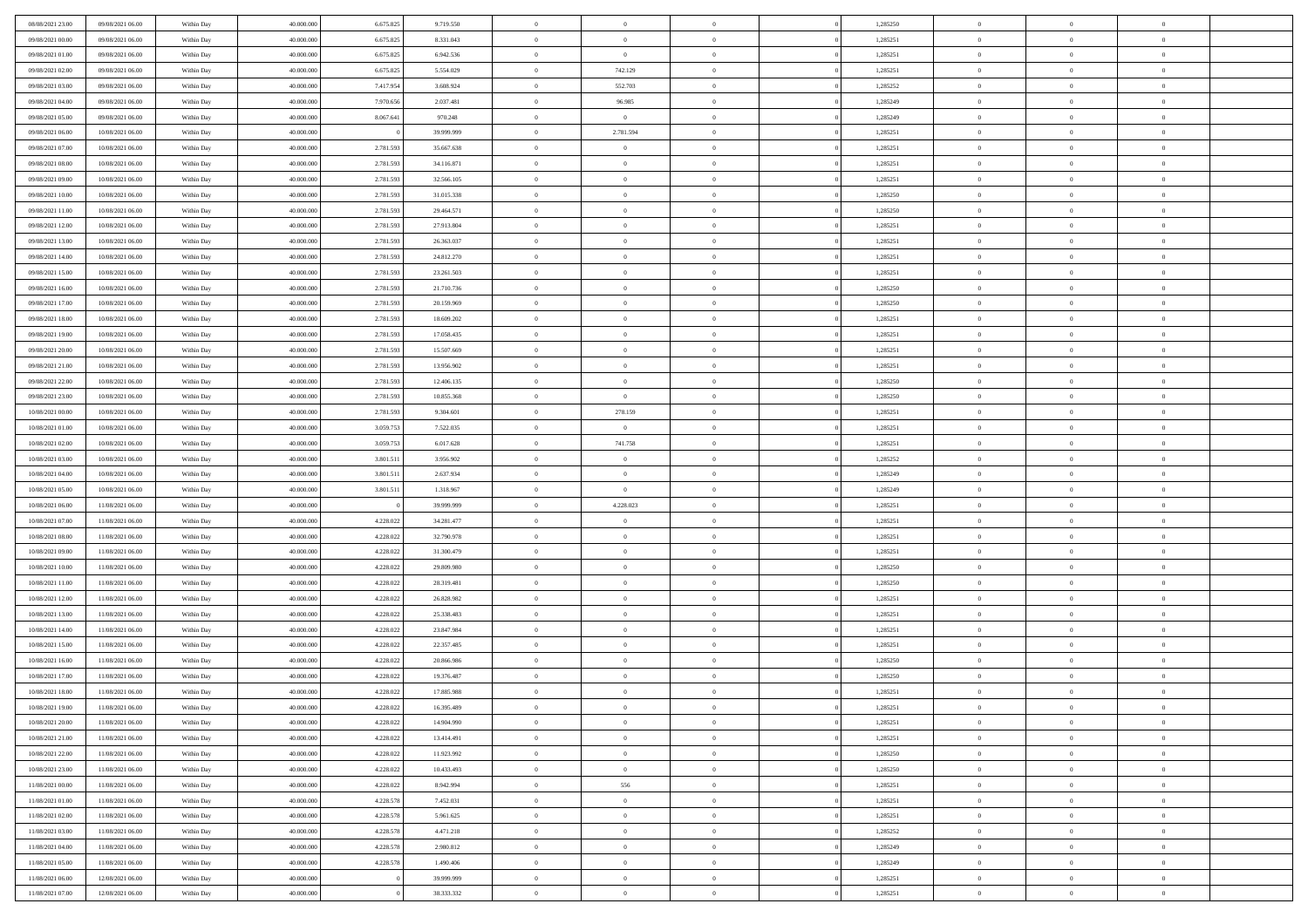| | | | | | | | | | | | | | | |
|---|---|---|---|---|---|---|---|---|---|---|---|---|---|---|
| 08/08/2021 23:00 | 09/08/2021 06:00 | Within Day | 40.000.000 | 6.675.825 | 9.719.550 | 0 | 0 | 0 | | 1,285250 | 0 | 0 | 0 | |
| 09/08/2021 00:00 | 09/08/2021 06:00 | Within Day | 40.000.000 | 6.675.825 | 8.331.043 | 0 | 0 | 0 | | 1,285251 | 0 | 0 | 0 | |
| 09/08/2021 01:00 | 09/08/2021 06:00 | Within Day | 40.000.000 | 6.675.825 | 6.942.536 | 0 | 0 | 0 | | 1,285251 | 0 | 0 | 0 | |
| 09/08/2021 02:00 | 09/08/2021 06:00 | Within Day | 40.000.000 | 6.675.825 | 5.554.029 | 0 | 742.129 | 0 | | 1,285251 | 0 | 0 | 0 | |
| 09/08/2021 03:00 | 09/08/2021 06:00 | Within Day | 40.000.000 | 7.417.954 | 3.608.924 | 0 | 552.703 | 0 | | 1,285252 | 0 | 0 | 0 | |
| 09/08/2021 04:00 | 09/08/2021 06:00 | Within Day | 40.000.000 | 7.970.656 | 2.037.481 | 0 | 96.985 | 0 | | 1,285249 | 0 | 0 | 0 | |
| 09/08/2021 05:00 | 09/08/2021 06:00 | Within Day | 40.000.000 | 8.067.641 | 970.248 | 0 | 0 | 0 | | 1,285249 | 0 | 0 | 0 | |
| 09/08/2021 06:00 | 10/08/2021 06:00 | Within Day | 40.000.000 | 0 | 39.999.999 | 0 | 2.781.594 | 0 | | 1,285251 | 0 | 0 | 0 | |
| 09/08/2021 07:00 | 10/08/2021 06:00 | Within Day | 40.000.000 | 2.781.593 | 35.667.638 | 0 | 0 | 0 | | 1,285251 | 0 | 0 | 0 | |
| 09/08/2021 08:00 | 10/08/2021 06:00 | Within Day | 40.000.000 | 2.781.593 | 34.116.871 | 0 | 0 | 0 | | 1,285251 | 0 | 0 | 0 | |
| 09/08/2021 09:00 | 10/08/2021 06:00 | Within Day | 40.000.000 | 2.781.593 | 32.566.105 | 0 | 0 | 0 | | 1,285251 | 0 | 0 | 0 | |
| 09/08/2021 10:00 | 10/08/2021 06:00 | Within Day | 40.000.000 | 2.781.593 | 31.015.338 | 0 | 0 | 0 | | 1,285250 | 0 | 0 | 0 | |
| 09/08/2021 11:00 | 10/08/2021 06:00 | Within Day | 40.000.000 | 2.781.593 | 29.464.571 | 0 | 0 | 0 | | 1,285250 | 0 | 0 | 0 | |
| 09/08/2021 12:00 | 10/08/2021 06:00 | Within Day | 40.000.000 | 2.781.593 | 27.913.804 | 0 | 0 | 0 | | 1,285251 | 0 | 0 | 0 | |
| 09/08/2021 13:00 | 10/08/2021 06:00 | Within Day | 40.000.000 | 2.781.593 | 26.363.037 | 0 | 0 | 0 | | 1,285251 | 0 | 0 | 0 | |
| 09/08/2021 14:00 | 10/08/2021 06:00 | Within Day | 40.000.000 | 2.781.593 | 24.812.270 | 0 | 0 | 0 | | 1,285251 | 0 | 0 | 0 | |
| 09/08/2021 15:00 | 10/08/2021 06:00 | Within Day | 40.000.000 | 2.781.593 | 23.261.503 | 0 | 0 | 0 | | 1,285251 | 0 | 0 | 0 | |
| 09/08/2021 16:00 | 10/08/2021 06:00 | Within Day | 40.000.000 | 2.781.593 | 21.710.736 | 0 | 0 | 0 | | 1,285250 | 0 | 0 | 0 | |
| 09/08/2021 17:00 | 10/08/2021 06:00 | Within Day | 40.000.000 | 2.781.593 | 20.159.969 | 0 | 0 | 0 | | 1,285250 | 0 | 0 | 0 | |
| 09/08/2021 18:00 | 10/08/2021 06:00 | Within Day | 40.000.000 | 2.781.593 | 18.609.202 | 0 | 0 | 0 | | 1,285251 | 0 | 0 | 0 | |
| 09/08/2021 19:00 | 10/08/2021 06:00 | Within Day | 40.000.000 | 2.781.593 | 17.058.435 | 0 | 0 | 0 | | 1,285251 | 0 | 0 | 0 | |
| 09/08/2021 20:00 | 10/08/2021 06:00 | Within Day | 40.000.000 | 2.781.593 | 15.507.669 | 0 | 0 | 0 | | 1,285251 | 0 | 0 | 0 | |
| 09/08/2021 21:00 | 10/08/2021 06:00 | Within Day | 40.000.000 | 2.781.593 | 13.956.902 | 0 | 0 | 0 | | 1,285251 | 0 | 0 | 0 | |
| 09/08/2021 22:00 | 10/08/2021 06:00 | Within Day | 40.000.000 | 2.781.593 | 12.406.135 | 0 | 0 | 0 | | 1,285250 | 0 | 0 | 0 | |
| 09/08/2021 23:00 | 10/08/2021 06:00 | Within Day | 40.000.000 | 2.781.593 | 10.855.368 | 0 | 0 | 0 | | 1,285250 | 0 | 0 | 0 | |
| 10/08/2021 00:00 | 10/08/2021 06:00 | Within Day | 40.000.000 | 2.781.593 | 9.304.601 | 0 | 278.159 | 0 | | 1,285251 | 0 | 0 | 0 | |
| 10/08/2021 01:00 | 10/08/2021 06:00 | Within Day | 40.000.000 | 3.059.753 | 7.522.035 | 0 | 0 | 0 | | 1,285251 | 0 | 0 | 0 | |
| 10/08/2021 02:00 | 10/08/2021 06:00 | Within Day | 40.000.000 | 3.059.753 | 6.017.628 | 0 | 741.758 | 0 | | 1,285251 | 0 | 0 | 0 | |
| 10/08/2021 03:00 | 10/08/2021 06:00 | Within Day | 40.000.000 | 3.801.511 | 3.956.902 | 0 | 0 | 0 | | 1,285252 | 0 | 0 | 0 | |
| 10/08/2021 04:00 | 10/08/2021 06:00 | Within Day | 40.000.000 | 3.801.511 | 2.637.934 | 0 | 0 | 0 | | 1,285249 | 0 | 0 | 0 | |
| 10/08/2021 05:00 | 10/08/2021 06:00 | Within Day | 40.000.000 | 3.801.511 | 1.318.967 | 0 | 0 | 0 | | 1,285249 | 0 | 0 | 0 | |
| 10/08/2021 06:00 | 11/08/2021 06:00 | Within Day | 40.000.000 | 0 | 39.999.999 | 0 | 4.228.023 | 0 | | 1,285251 | 0 | 0 | 0 | |
| 10/08/2021 07:00 | 11/08/2021 06:00 | Within Day | 40.000.000 | 4.228.022 | 34.281.477 | 0 | 0 | 0 | | 1,285251 | 0 | 0 | 0 | |
| 10/08/2021 08:00 | 11/08/2021 06:00 | Within Day | 40.000.000 | 4.228.022 | 32.790.978 | 0 | 0 | 0 | | 1,285251 | 0 | 0 | 0 | |
| 10/08/2021 09:00 | 11/08/2021 06:00 | Within Day | 40.000.000 | 4.228.022 | 31.300.479 | 0 | 0 | 0 | | 1,285251 | 0 | 0 | 0 | |
| 10/08/2021 10:00 | 11/08/2021 06:00 | Within Day | 40.000.000 | 4.228.022 | 29.809.980 | 0 | 0 | 0 | | 1,285250 | 0 | 0 | 0 | |
| 10/08/2021 11:00 | 11/08/2021 06:00 | Within Day | 40.000.000 | 4.228.022 | 28.319.481 | 0 | 0 | 0 | | 1,285250 | 0 | 0 | 0 | |
| 10/08/2021 12:00 | 11/08/2021 06:00 | Within Day | 40.000.000 | 4.228.022 | 26.828.982 | 0 | 0 | 0 | | 1,285251 | 0 | 0 | 0 | |
| 10/08/2021 13:00 | 11/08/2021 06:00 | Within Day | 40.000.000 | 4.228.022 | 25.338.483 | 0 | 0 | 0 | | 1,285251 | 0 | 0 | 0 | |
| 10/08/2021 14:00 | 11/08/2021 06:00 | Within Day | 40.000.000 | 4.228.022 | 23.847.984 | 0 | 0 | 0 | | 1,285251 | 0 | 0 | 0 | |
| 10/08/2021 15:00 | 11/08/2021 06:00 | Within Day | 40.000.000 | 4.228.022 | 22.357.485 | 0 | 0 | 0 | | 1,285251 | 0 | 0 | 0 | |
| 10/08/2021 16:00 | 11/08/2021 06:00 | Within Day | 40.000.000 | 4.228.022 | 20.866.986 | 0 | 0 | 0 | | 1,285250 | 0 | 0 | 0 | |
| 10/08/2021 17:00 | 11/08/2021 06:00 | Within Day | 40.000.000 | 4.228.022 | 19.376.487 | 0 | 0 | 0 | | 1,285250 | 0 | 0 | 0 | |
| 10/08/2021 18:00 | 11/08/2021 06:00 | Within Day | 40.000.000 | 4.228.022 | 17.885.988 | 0 | 0 | 0 | | 1,285251 | 0 | 0 | 0 | |
| 10/08/2021 19:00 | 11/08/2021 06:00 | Within Day | 40.000.000 | 4.228.022 | 16.395.489 | 0 | 0 | 0 | | 1,285251 | 0 | 0 | 0 | |
| 10/08/2021 20:00 | 11/08/2021 06:00 | Within Day | 40.000.000 | 4.228.022 | 14.904.990 | 0 | 0 | 0 | | 1,285251 | 0 | 0 | 0 | |
| 10/08/2021 21:00 | 11/08/2021 06:00 | Within Day | 40.000.000 | 4.228.022 | 13.414.491 | 0 | 0 | 0 | | 1,285251 | 0 | 0 | 0 | |
| 10/08/2021 22:00 | 11/08/2021 06:00 | Within Day | 40.000.000 | 4.228.022 | 11.923.992 | 0 | 0 | 0 | | 1,285250 | 0 | 0 | 0 | |
| 10/08/2021 23:00 | 11/08/2021 06:00 | Within Day | 40.000.000 | 4.228.022 | 10.433.493 | 0 | 0 | 0 | | 1,285250 | 0 | 0 | 0 | |
| 11/08/2021 00:00 | 11/08/2021 06:00 | Within Day | 40.000.000 | 4.228.022 | 8.942.994 | 0 | 556 | 0 | | 1,285251 | 0 | 0 | 0 | |
| 11/08/2021 01:00 | 11/08/2021 06:00 | Within Day | 40.000.000 | 4.228.578 | 7.452.031 | 0 | 0 | 0 | | 1,285251 | 0 | 0 | 0 | |
| 11/08/2021 02:00 | 11/08/2021 06:00 | Within Day | 40.000.000 | 4.228.578 | 5.961.625 | 0 | 0 | 0 | | 1,285251 | 0 | 0 | 0 | |
| 11/08/2021 03:00 | 11/08/2021 06:00 | Within Day | 40.000.000 | 4.228.578 | 4.471.218 | 0 | 0 | 0 | | 1,285252 | 0 | 0 | 0 | |
| 11/08/2021 04:00 | 11/08/2021 06:00 | Within Day | 40.000.000 | 4.228.578 | 2.980.812 | 0 | 0 | 0 | | 1,285249 | 0 | 0 | 0 | |
| 11/08/2021 05:00 | 11/08/2021 06:00 | Within Day | 40.000.000 | 4.228.578 | 1.490.406 | 0 | 0 | 0 | | 1,285249 | 0 | 0 | 0 | |
| 11/08/2021 06:00 | 12/08/2021 06:00 | Within Day | 40.000.000 | 0 | 39.999.999 | 0 | 0 | 0 | | 1,285251 | 0 | 0 | 0 | |
| 11/08/2021 07:00 | 12/08/2021 06:00 | Within Day | 40.000.000 | 0 | 38.333.332 | 0 | 0 | 0 | | 1,285251 | 0 | 0 | 0 | |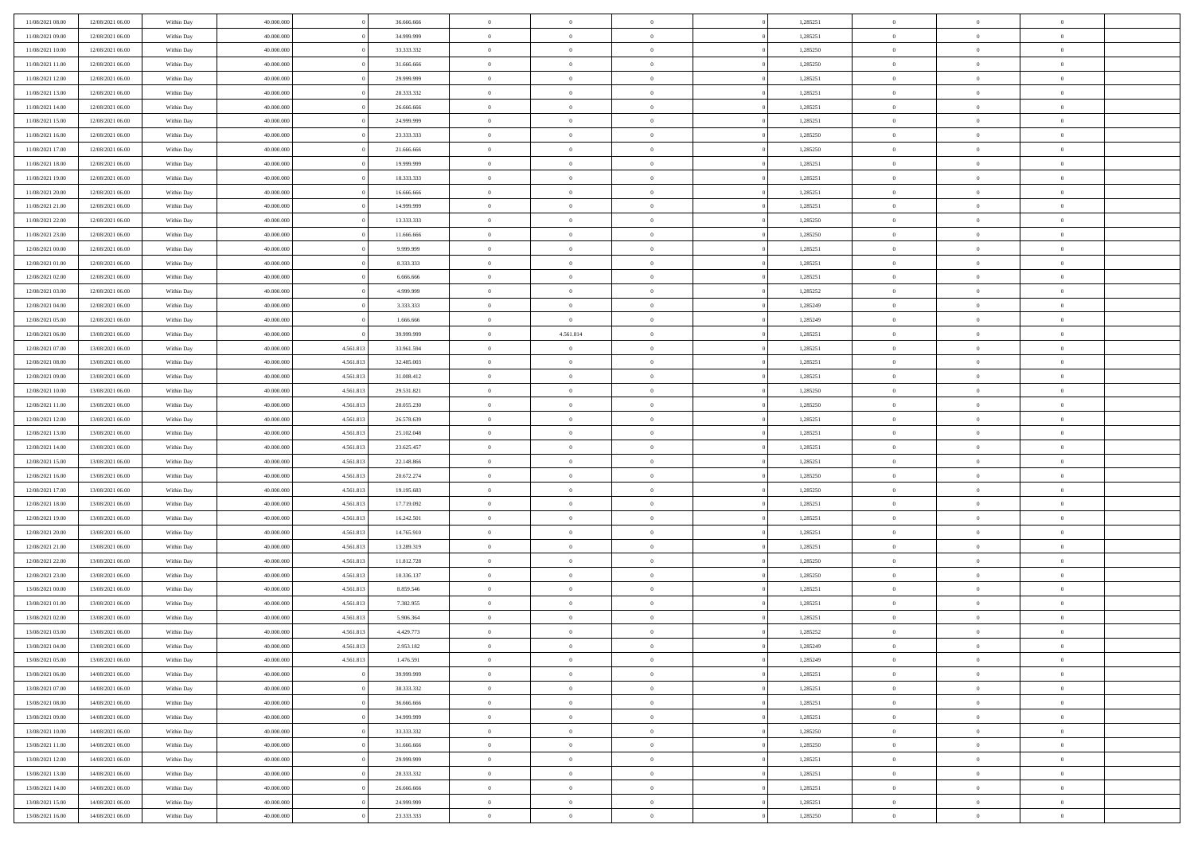| | | | | | | | | | | | | | | |
|---|---|---|---|---|---|---|---|---|---|---|---|---|---|---|
| 11/08/2021 08:00 | 12/08/2021 06:00 | Within Day | 40.000.000 | 0 | 36.666.666 | 0 | 0 | 0 | | 0 | 1,285251 | 0 | 0 | 0 |
| 11/08/2021 09:00 | 12/08/2021 06:00 | Within Day | 40.000.000 | 0 | 34.999.999 | 0 | 0 | 0 | | 0 | 1,285251 | 0 | 0 | 0 |
| 11/08/2021 10:00 | 12/08/2021 06:00 | Within Day | 40.000.000 | 0 | 33.333.332 | 0 | 0 | 0 | | 0 | 1,285250 | 0 | 0 | 0 |
| 11/08/2021 11:00 | 12/08/2021 06:00 | Within Day | 40.000.000 | 0 | 31.666.666 | 0 | 0 | 0 | | 0 | 1,285250 | 0 | 0 | 0 |
| 11/08/2021 12:00 | 12/08/2021 06:00 | Within Day | 40.000.000 | 0 | 29.999.999 | 0 | 0 | 0 | | 0 | 1,285251 | 0 | 0 | 0 |
| 11/08/2021 13:00 | 12/08/2021 06:00 | Within Day | 40.000.000 | 0 | 28.333.332 | 0 | 0 | 0 | | 0 | 1,285251 | 0 | 0 | 0 |
| 11/08/2021 14:00 | 12/08/2021 06:00 | Within Day | 40.000.000 | 0 | 26.666.666 | 0 | 0 | 0 | | 0 | 1,285251 | 0 | 0 | 0 |
| 11/08/2021 15:00 | 12/08/2021 06:00 | Within Day | 40.000.000 | 0 | 24.999.999 | 0 | 0 | 0 | | 0 | 1,285251 | 0 | 0 | 0 |
| 11/08/2021 16:00 | 12/08/2021 06:00 | Within Day | 40.000.000 | 0 | 23.333.333 | 0 | 0 | 0 | | 0 | 1,285250 | 0 | 0 | 0 |
| 11/08/2021 17:00 | 12/08/2021 06:00 | Within Day | 40.000.000 | 0 | 21.666.666 | 0 | 0 | 0 | | 0 | 1,285250 | 0 | 0 | 0 |
| 11/08/2021 18:00 | 12/08/2021 06:00 | Within Day | 40.000.000 | 0 | 19.999.999 | 0 | 0 | 0 | | 0 | 1,285251 | 0 | 0 | 0 |
| 11/08/2021 19:00 | 12/08/2021 06:00 | Within Day | 40.000.000 | 0 | 18.333.333 | 0 | 0 | 0 | | 0 | 1,285251 | 0 | 0 | 0 |
| 11/08/2021 20:00 | 12/08/2021 06:00 | Within Day | 40.000.000 | 0 | 16.666.666 | 0 | 0 | 0 | | 0 | 1,285251 | 0 | 0 | 0 |
| 11/08/2021 21:00 | 12/08/2021 06:00 | Within Day | 40.000.000 | 0 | 14.999.999 | 0 | 0 | 0 | | 0 | 1,285251 | 0 | 0 | 0 |
| 11/08/2021 22:00 | 12/08/2021 06:00 | Within Day | 40.000.000 | 0 | 13.333.333 | 0 | 0 | 0 | | 0 | 1,285250 | 0 | 0 | 0 |
| 11/08/2021 23:00 | 12/08/2021 06:00 | Within Day | 40.000.000 | 0 | 11.666.666 | 0 | 0 | 0 | | 0 | 1,285250 | 0 | 0 | 0 |
| 12/08/2021 00:00 | 12/08/2021 06:00 | Within Day | 40.000.000 | 0 | 9.999.999 | 0 | 0 | 0 | | 0 | 1,285251 | 0 | 0 | 0 |
| 12/08/2021 01:00 | 12/08/2021 06:00 | Within Day | 40.000.000 | 0 | 8.333.333 | 0 | 0 | 0 | | 0 | 1,285251 | 0 | 0 | 0 |
| 12/08/2021 02:00 | 12/08/2021 06:00 | Within Day | 40.000.000 | 0 | 6.666.666 | 0 | 0 | 0 | | 0 | 1,285251 | 0 | 0 | 0 |
| 12/08/2021 03:00 | 12/08/2021 06:00 | Within Day | 40.000.000 | 0 | 4.999.999 | 0 | 0 | 0 | | 0 | 1,285252 | 0 | 0 | 0 |
| 12/08/2021 04:00 | 12/08/2021 06:00 | Within Day | 40.000.000 | 0 | 3.333.333 | 0 | 0 | 0 | | 0 | 1,285249 | 0 | 0 | 0 |
| 12/08/2021 05:00 | 12/08/2021 06:00 | Within Day | 40.000.000 | 0 | 1.666.666 | 0 | 0 | 0 | | 0 | 1,285249 | 0 | 0 | 0 |
| 12/08/2021 06:00 | 13/08/2021 06:00 | Within Day | 40.000.000 | 0 | 39.999.999 | 0 | 4.561.814 | 0 | | 0 | 1,285251 | 0 | 0 | 0 |
| 12/08/2021 07:00 | 13/08/2021 06:00 | Within Day | 40.000.000 | 4.561.813 | 33.961.594 | 0 | 0 | 0 | | 0 | 1,285251 | 0 | 0 | 0 |
| 12/08/2021 08:00 | 13/08/2021 06:00 | Within Day | 40.000.000 | 4.561.813 | 32.485.003 | 0 | 0 | 0 | | 0 | 1,285251 | 0 | 0 | 0 |
| 12/08/2021 09:00 | 13/08/2021 06:00 | Within Day | 40.000.000 | 4.561.813 | 31.008.412 | 0 | 0 | 0 | | 0 | 1,285251 | 0 | 0 | 0 |
| 12/08/2021 10:00 | 13/08/2021 06:00 | Within Day | 40.000.000 | 4.561.813 | 29.531.821 | 0 | 0 | 0 | | 0 | 1,285250 | 0 | 0 | 0 |
| 12/08/2021 11:00 | 13/08/2021 06:00 | Within Day | 40.000.000 | 4.561.813 | 28.055.230 | 0 | 0 | 0 | | 0 | 1,285250 | 0 | 0 | 0 |
| 12/08/2021 12:00 | 13/08/2021 06:00 | Within Day | 40.000.000 | 4.561.813 | 26.578.639 | 0 | 0 | 0 | | 0 | 1,285251 | 0 | 0 | 0 |
| 12/08/2021 13:00 | 13/08/2021 06:00 | Within Day | 40.000.000 | 4.561.813 | 25.102.048 | 0 | 0 | 0 | | 0 | 1,285251 | 0 | 0 | 0 |
| 12/08/2021 14:00 | 13/08/2021 06:00 | Within Day | 40.000.000 | 4.561.813 | 23.625.457 | 0 | 0 | 0 | | 0 | 1,285251 | 0 | 0 | 0 |
| 12/08/2021 15:00 | 13/08/2021 06:00 | Within Day | 40.000.000 | 4.561.813 | 22.148.866 | 0 | 0 | 0 | | 0 | 1,285251 | 0 | 0 | 0 |
| 12/08/2021 16:00 | 13/08/2021 06:00 | Within Day | 40.000.000 | 4.561.813 | 20.672.274 | 0 | 0 | 0 | | 0 | 1,285250 | 0 | 0 | 0 |
| 12/08/2021 17:00 | 13/08/2021 06:00 | Within Day | 40.000.000 | 4.561.813 | 19.195.683 | 0 | 0 | 0 | | 0 | 1,285250 | 0 | 0 | 0 |
| 12/08/2021 18:00 | 13/08/2021 06:00 | Within Day | 40.000.000 | 4.561.813 | 17.719.092 | 0 | 0 | 0 | | 0 | 1,285251 | 0 | 0 | 0 |
| 12/08/2021 19:00 | 13/08/2021 06:00 | Within Day | 40.000.000 | 4.561.813 | 16.242.501 | 0 | 0 | 0 | | 0 | 1,285251 | 0 | 0 | 0 |
| 12/08/2021 20:00 | 13/08/2021 06:00 | Within Day | 40.000.000 | 4.561.813 | 14.765.910 | 0 | 0 | 0 | | 0 | 1,285251 | 0 | 0 | 0 |
| 12/08/2021 21:00 | 13/08/2021 06:00 | Within Day | 40.000.000 | 4.561.813 | 13.289.319 | 0 | 0 | 0 | | 0 | 1,285251 | 0 | 0 | 0 |
| 12/08/2021 22:00 | 13/08/2021 06:00 | Within Day | 40.000.000 | 4.561.813 | 11.812.728 | 0 | 0 | 0 | | 0 | 1,285250 | 0 | 0 | 0 |
| 12/08/2021 23:00 | 13/08/2021 06:00 | Within Day | 40.000.000 | 4.561.813 | 10.336.137 | 0 | 0 | 0 | | 0 | 1,285250 | 0 | 0 | 0 |
| 13/08/2021 00:00 | 13/08/2021 06:00 | Within Day | 40.000.000 | 4.561.813 | 8.859.546 | 0 | 0 | 0 | | 0 | 1,285251 | 0 | 0 | 0 |
| 13/08/2021 01:00 | 13/08/2021 06:00 | Within Day | 40.000.000 | 4.561.813 | 7.382.955 | 0 | 0 | 0 | | 0 | 1,285251 | 0 | 0 | 0 |
| 13/08/2021 02:00 | 13/08/2021 06:00 | Within Day | 40.000.000 | 4.561.813 | 5.906.364 | 0 | 0 | 0 | | 0 | 1,285251 | 0 | 0 | 0 |
| 13/08/2021 03:00 | 13/08/2021 06:00 | Within Day | 40.000.000 | 4.561.813 | 4.429.773 | 0 | 0 | 0 | | 0 | 1,285252 | 0 | 0 | 0 |
| 13/08/2021 04:00 | 13/08/2021 06:00 | Within Day | 40.000.000 | 4.561.813 | 2.953.182 | 0 | 0 | 0 | | 0 | 1,285249 | 0 | 0 | 0 |
| 13/08/2021 05:00 | 13/08/2021 06:00 | Within Day | 40.000.000 | 4.561.813 | 1.476.591 | 0 | 0 | 0 | | 0 | 1,285249 | 0 | 0 | 0 |
| 13/08/2021 06:00 | 14/08/2021 06:00 | Within Day | 40.000.000 | 0 | 39.999.999 | 0 | 0 | 0 | | 0 | 1,285251 | 0 | 0 | 0 |
| 13/08/2021 07:00 | 14/08/2021 06:00 | Within Day | 40.000.000 | 0 | 38.333.332 | 0 | 0 | 0 | | 0 | 1,285251 | 0 | 0 | 0 |
| 13/08/2021 08:00 | 14/08/2021 06:00 | Within Day | 40.000.000 | 0 | 36.666.666 | 0 | 0 | 0 | | 0 | 1,285251 | 0 | 0 | 0 |
| 13/08/2021 09:00 | 14/08/2021 06:00 | Within Day | 40.000.000 | 0 | 34.999.999 | 0 | 0 | 0 | | 0 | 1,285251 | 0 | 0 | 0 |
| 13/08/2021 10:00 | 14/08/2021 06:00 | Within Day | 40.000.000 | 0 | 33.333.332 | 0 | 0 | 0 | | 0 | 1,285250 | 0 | 0 | 0 |
| 13/08/2021 11:00 | 14/08/2021 06:00 | Within Day | 40.000.000 | 0 | 31.666.666 | 0 | 0 | 0 | | 0 | 1,285250 | 0 | 0 | 0 |
| 13/08/2021 12:00 | 14/08/2021 06:00 | Within Day | 40.000.000 | 0 | 29.999.999 | 0 | 0 | 0 | | 0 | 1,285251 | 0 | 0 | 0 |
| 13/08/2021 13:00 | 14/08/2021 06:00 | Within Day | 40.000.000 | 0 | 28.333.332 | 0 | 0 | 0 | | 0 | 1,285251 | 0 | 0 | 0 |
| 13/08/2021 14:00 | 14/08/2021 06:00 | Within Day | 40.000.000 | 0 | 26.666.666 | 0 | 0 | 0 | | 0 | 1,285251 | 0 | 0 | 0 |
| 13/08/2021 15:00 | 14/08/2021 06:00 | Within Day | 40.000.000 | 0 | 24.999.999 | 0 | 0 | 0 | | 0 | 1,285251 | 0 | 0 | 0 |
| 13/08/2021 16:00 | 14/08/2021 06:00 | Within Day | 40.000.000 | 0 | 23.333.333 | 0 | 0 | 0 | | 0 | 1,285250 | 0 | 0 | 0 |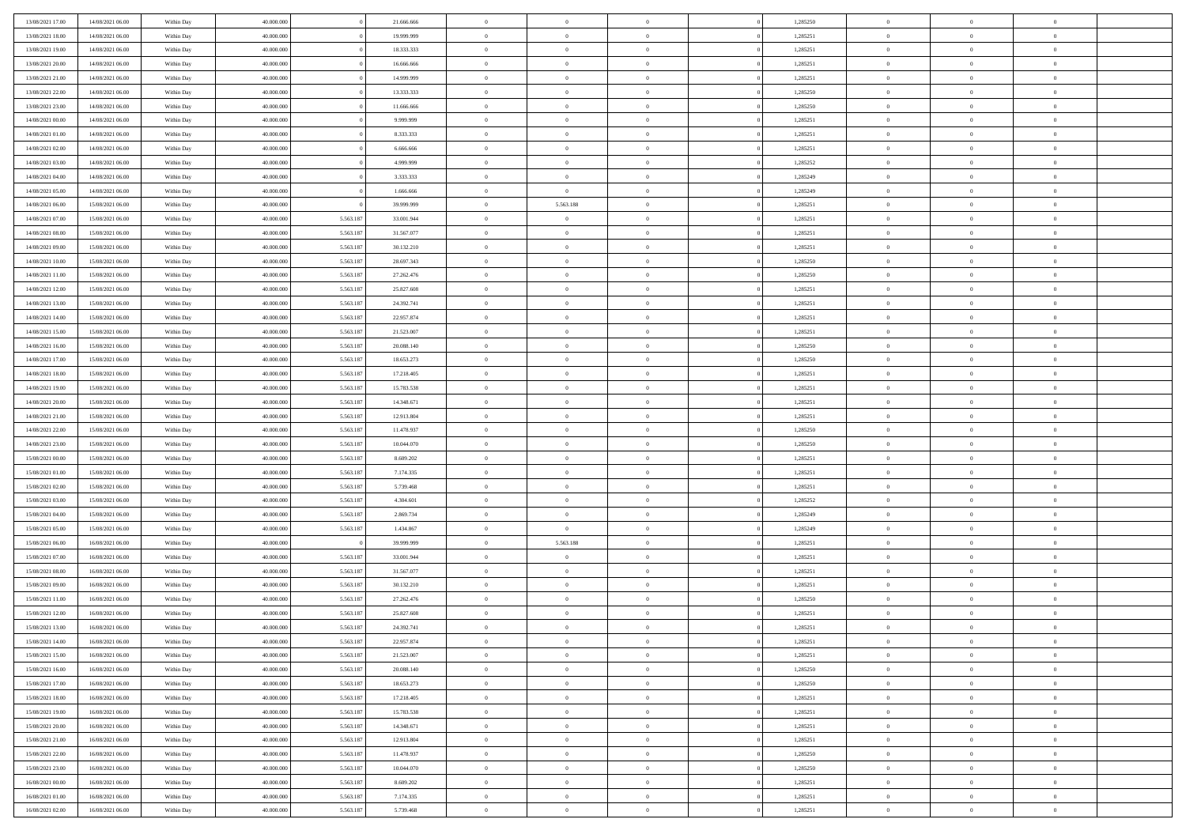| | | | | | | | | | | | | | | |
|---|---|---|---|---|---|---|---|---|---|---|---|---|---|---|
| 13/08/2021 17:00 | 14/08/2021 06:00 | Within Day | 40.000.000 | 0 | 21.666.666 | 0 | 0 | 0 | | 0 | 1,285250 | 0 | 0 | 0 |
| 13/08/2021 18:00 | 14/08/2021 06:00 | Within Day | 40.000.000 | 0 | 19.999.999 | 0 | 0 | 0 | | 0 | 1,285251 | 0 | 0 | 0 |
| 13/08/2021 19:00 | 14/08/2021 06:00 | Within Day | 40.000.000 | 0 | 18.333.333 | 0 | 0 | 0 | | 0 | 1,285251 | 0 | 0 | 0 |
| 13/08/2021 20:00 | 14/08/2021 06:00 | Within Day | 40.000.000 | 0 | 16.666.666 | 0 | 0 | 0 | | 0 | 1,285251 | 0 | 0 | 0 |
| 13/08/2021 21:00 | 14/08/2021 06:00 | Within Day | 40.000.000 | 0 | 14.999.999 | 0 | 0 | 0 | | 0 | 1,285251 | 0 | 0 | 0 |
| 13/08/2021 22:00 | 14/08/2021 06:00 | Within Day | 40.000.000 | 0 | 13.333.333 | 0 | 0 | 0 | | 0 | 1,285250 | 0 | 0 | 0 |
| 13/08/2021 23:00 | 14/08/2021 06:00 | Within Day | 40.000.000 | 0 | 11.666.666 | 0 | 0 | 0 | | 0 | 1,285250 | 0 | 0 | 0 |
| 14/08/2021 00:00 | 14/08/2021 06:00 | Within Day | 40.000.000 | 0 | 9.999.999 | 0 | 0 | 0 | | 0 | 1,285251 | 0 | 0 | 0 |
| 14/08/2021 01:00 | 14/08/2021 06:00 | Within Day | 40.000.000 | 0 | 8.333.333 | 0 | 0 | 0 | | 0 | 1,285251 | 0 | 0 | 0 |
| 14/08/2021 02:00 | 14/08/2021 06:00 | Within Day | 40.000.000 | 0 | 6.666.666 | 0 | 0 | 0 | | 0 | 1,285251 | 0 | 0 | 0 |
| 14/08/2021 03:00 | 14/08/2021 06:00 | Within Day | 40.000.000 | 0 | 4.999.999 | 0 | 0 | 0 | | 0 | 1,285252 | 0 | 0 | 0 |
| 14/08/2021 04:00 | 14/08/2021 06:00 | Within Day | 40.000.000 | 0 | 3.333.333 | 0 | 0 | 0 | | 0 | 1,285249 | 0 | 0 | 0 |
| 14/08/2021 05:00 | 14/08/2021 06:00 | Within Day | 40.000.000 | 0 | 1.666.666 | 0 | 0 | 0 | | 0 | 1,285249 | 0 | 0 | 0 |
| 14/08/2021 06:00 | 15/08/2021 06:00 | Within Day | 40.000.000 | 0 | 39.999.999 | 0 | 5.563.188 | 0 | | 0 | 1,285251 | 0 | 0 | 0 |
| 14/08/2021 07:00 | 15/08/2021 06:00 | Within Day | 40.000.000 | 5.563.187 | 33.001.944 | 0 | 0 | 0 | | 0 | 1,285251 | 0 | 0 | 0 |
| 14/08/2021 08:00 | 15/08/2021 06:00 | Within Day | 40.000.000 | 5.563.187 | 31.567.077 | 0 | 0 | 0 | | 0 | 1,285251 | 0 | 0 | 0 |
| 14/08/2021 09:00 | 15/08/2021 06:00 | Within Day | 40.000.000 | 5.563.187 | 30.132.210 | 0 | 0 | 0 | | 0 | 1,285251 | 0 | 0 | 0 |
| 14/08/2021 10:00 | 15/08/2021 06:00 | Within Day | 40.000.000 | 5.563.187 | 28.697.343 | 0 | 0 | 0 | | 0 | 1,285250 | 0 | 0 | 0 |
| 14/08/2021 11:00 | 15/08/2021 06:00 | Within Day | 40.000.000 | 5.563.187 | 27.262.476 | 0 | 0 | 0 | | 0 | 1,285250 | 0 | 0 | 0 |
| 14/08/2021 12:00 | 15/08/2021 06:00 | Within Day | 40.000.000 | 5.563.187 | 25.827.608 | 0 | 0 | 0 | | 0 | 1,285251 | 0 | 0 | 0 |
| 14/08/2021 13:00 | 15/08/2021 06:00 | Within Day | 40.000.000 | 5.563.187 | 24.392.741 | 0 | 0 | 0 | | 0 | 1,285251 | 0 | 0 | 0 |
| 14/08/2021 14:00 | 15/08/2021 06:00 | Within Day | 40.000.000 | 5.563.187 | 22.957.874 | 0 | 0 | 0 | | 0 | 1,285251 | 0 | 0 | 0 |
| 14/08/2021 15:00 | 15/08/2021 06:00 | Within Day | 40.000.000 | 5.563.187 | 21.523.007 | 0 | 0 | 0 | | 0 | 1,285251 | 0 | 0 | 0 |
| 14/08/2021 16:00 | 15/08/2021 06:00 | Within Day | 40.000.000 | 5.563.187 | 20.088.140 | 0 | 0 | 0 | | 0 | 1,285250 | 0 | 0 | 0 |
| 14/08/2021 17:00 | 15/08/2021 06:00 | Within Day | 40.000.000 | 5.563.187 | 18.653.273 | 0 | 0 | 0 | | 0 | 1,285250 | 0 | 0 | 0 |
| 14/08/2021 18:00 | 15/08/2021 06:00 | Within Day | 40.000.000 | 5.563.187 | 17.218.405 | 0 | 0 | 0 | | 0 | 1,285251 | 0 | 0 | 0 |
| 14/08/2021 19:00 | 15/08/2021 06:00 | Within Day | 40.000.000 | 5.563.187 | 15.783.538 | 0 | 0 | 0 | | 0 | 1,285251 | 0 | 0 | 0 |
| 14/08/2021 20:00 | 15/08/2021 06:00 | Within Day | 40.000.000 | 5.563.187 | 14.348.671 | 0 | 0 | 0 | | 0 | 1,285251 | 0 | 0 | 0 |
| 14/08/2021 21:00 | 15/08/2021 06:00 | Within Day | 40.000.000 | 5.563.187 | 12.913.804 | 0 | 0 | 0 | | 0 | 1,285251 | 0 | 0 | 0 |
| 14/08/2021 22:00 | 15/08/2021 06:00 | Within Day | 40.000.000 | 5.563.187 | 11.478.937 | 0 | 0 | 0 | | 0 | 1,285250 | 0 | 0 | 0 |
| 14/08/2021 23:00 | 15/08/2021 06:00 | Within Day | 40.000.000 | 5.563.187 | 10.044.070 | 0 | 0 | 0 | | 0 | 1,285250 | 0 | 0 | 0 |
| 15/08/2021 00:00 | 15/08/2021 06:00 | Within Day | 40.000.000 | 5.563.187 | 8.609.202 | 0 | 0 | 0 | | 0 | 1,285251 | 0 | 0 | 0 |
| 15/08/2021 01:00 | 15/08/2021 06:00 | Within Day | 40.000.000 | 5.563.187 | 7.174.335 | 0 | 0 | 0 | | 0 | 1,285251 | 0 | 0 | 0 |
| 15/08/2021 02:00 | 15/08/2021 06:00 | Within Day | 40.000.000 | 5.563.187 | 5.739.468 | 0 | 0 | 0 | | 0 | 1,285251 | 0 | 0 | 0 |
| 15/08/2021 03:00 | 15/08/2021 06:00 | Within Day | 40.000.000 | 5.563.187 | 4.304.601 | 0 | 0 | 0 | | 0 | 1,285252 | 0 | 0 | 0 |
| 15/08/2021 04:00 | 15/08/2021 06:00 | Within Day | 40.000.000 | 5.563.187 | 2.869.734 | 0 | 0 | 0 | | 0 | 1,285249 | 0 | 0 | 0 |
| 15/08/2021 05:00 | 15/08/2021 06:00 | Within Day | 40.000.000 | 5.563.187 | 1.434.867 | 0 | 0 | 0 | | 0 | 1,285249 | 0 | 0 | 0 |
| 15/08/2021 06:00 | 16/08/2021 06:00 | Within Day | 40.000.000 | 0 | 39.999.999 | 0 | 5.563.188 | 0 | | 0 | 1,285251 | 0 | 0 | 0 |
| 15/08/2021 07:00 | 16/08/2021 06:00 | Within Day | 40.000.000 | 5.563.187 | 33.001.944 | 0 | 0 | 0 | | 0 | 1,285251 | 0 | 0 | 0 |
| 15/08/2021 08:00 | 16/08/2021 06:00 | Within Day | 40.000.000 | 5.563.187 | 31.567.077 | 0 | 0 | 0 | | 0 | 1,285251 | 0 | 0 | 0 |
| 15/08/2021 09:00 | 16/08/2021 06:00 | Within Day | 40.000.000 | 5.563.187 | 30.132.210 | 0 | 0 | 0 | | 0 | 1,285251 | 0 | 0 | 0 |
| 15/08/2021 11:00 | 16/08/2021 06:00 | Within Day | 40.000.000 | 5.563.187 | 27.262.476 | 0 | 0 | 0 | | 0 | 1,285250 | 0 | 0 | 0 |
| 15/08/2021 12:00 | 16/08/2021 06:00 | Within Day | 40.000.000 | 5.563.187 | 25.827.608 | 0 | 0 | 0 | | 0 | 1,285251 | 0 | 0 | 0 |
| 15/08/2021 13:00 | 16/08/2021 06:00 | Within Day | 40.000.000 | 5.563.187 | 24.392.741 | 0 | 0 | 0 | | 0 | 1,285251 | 0 | 0 | 0 |
| 15/08/2021 14:00 | 16/08/2021 06:00 | Within Day | 40.000.000 | 5.563.187 | 22.957.874 | 0 | 0 | 0 | | 0 | 1,285251 | 0 | 0 | 0 |
| 15/08/2021 15:00 | 16/08/2021 06:00 | Within Day | 40.000.000 | 5.563.187 | 21.523.007 | 0 | 0 | 0 | | 0 | 1,285251 | 0 | 0 | 0 |
| 15/08/2021 16:00 | 16/08/2021 06:00 | Within Day | 40.000.000 | 5.563.187 | 20.088.140 | 0 | 0 | 0 | | 0 | 1,285250 | 0 | 0 | 0 |
| 15/08/2021 17:00 | 16/08/2021 06:00 | Within Day | 40.000.000 | 5.563.187 | 18.653.273 | 0 | 0 | 0 | | 0 | 1,285250 | 0 | 0 | 0 |
| 15/08/2021 18:00 | 16/08/2021 06:00 | Within Day | 40.000.000 | 5.563.187 | 17.218.405 | 0 | 0 | 0 | | 0 | 1,285251 | 0 | 0 | 0 |
| 15/08/2021 19:00 | 16/08/2021 06:00 | Within Day | 40.000.000 | 5.563.187 | 15.783.538 | 0 | 0 | 0 | | 0 | 1,285251 | 0 | 0 | 0 |
| 15/08/2021 20:00 | 16/08/2021 06:00 | Within Day | 40.000.000 | 5.563.187 | 14.348.671 | 0 | 0 | 0 | | 0 | 1,285251 | 0 | 0 | 0 |
| 15/08/2021 21:00 | 16/08/2021 06:00 | Within Day | 40.000.000 | 5.563.187 | 12.913.804 | 0 | 0 | 0 | | 0 | 1,285251 | 0 | 0 | 0 |
| 15/08/2021 22:00 | 16/08/2021 06:00 | Within Day | 40.000.000 | 5.563.187 | 11.478.937 | 0 | 0 | 0 | | 0 | 1,285250 | 0 | 0 | 0 |
| 15/08/2021 23:00 | 16/08/2021 06:00 | Within Day | 40.000.000 | 5.563.187 | 10.044.070 | 0 | 0 | 0 | | 0 | 1,285250 | 0 | 0 | 0 |
| 16/08/2021 00:00 | 16/08/2021 06:00 | Within Day | 40.000.000 | 5.563.187 | 8.609.202 | 0 | 0 | 0 | | 0 | 1,285251 | 0 | 0 | 0 |
| 16/08/2021 01:00 | 16/08/2021 06:00 | Within Day | 40.000.000 | 5.563.187 | 7.174.335 | 0 | 0 | 0 | | 0 | 1,285251 | 0 | 0 | 0 |
| 16/08/2021 02:00 | 16/08/2021 06:00 | Within Day | 40.000.000 | 5.563.187 | 5.739.468 | 0 | 0 | 0 | | 0 | 1,285251 | 0 | 0 | 0 |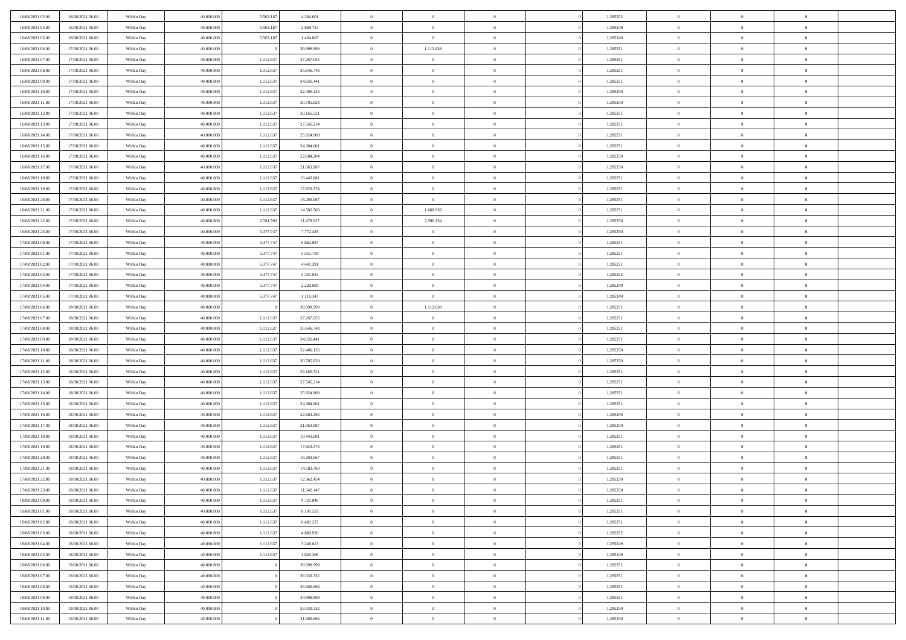| | | | | | | | | | | | | | | |
|---|---|---|---|---|---|---|---|---|---|---|---|---|---|---|
| 16/08/2021 03:00 | 16/08/2021 06:00 | Within Day | 40.000.000 | 5.563.187 | 4.304.601 | 0 | 0 | 0 | | 1,285252 | 0 | 0 | 0 | |
| 16/08/2021 04:00 | 16/08/2021 06:00 | Within Day | 40.000.000 | 5.563.187 | 2.869.734 | 0 | 0 | 0 | | 1,285249 | 0 | 0 | 0 | |
| 16/08/2021 05:00 | 16/08/2021 06:00 | Within Day | 40.000.000 | 5.563.187 | 1.434.867 | 0 | 0 | 0 | | 1,285249 | 0 | 0 | 0 | |
| 16/08/2021 06:00 | 17/08/2021 06:00 | Within Day | 40.000.000 | 0 | 39.999.999 | 0 | 1.112.638 | 0 | | 1,285251 | 0 | 0 | 0 | |
| 16/08/2021 07:00 | 17/08/2021 06:00 | Within Day | 40.000.000 | 1.112.637 | 37.267.055 | 0 | 0 | 0 | | 1,285251 | 0 | 0 | 0 | |
| 16/08/2021 08:00 | 17/08/2021 06:00 | Within Day | 40.000.000 | 1.112.637 | 35.646.748 | 0 | 0 | 0 | | 1,285251 | 0 | 0 | 0 | |
| 16/08/2021 09:00 | 17/08/2021 06:00 | Within Day | 40.000.000 | 1.112.637 | 34.026.441 | 0 | 0 | 0 | | 1,285251 | 0 | 0 | 0 | |
| 16/08/2021 10:00 | 17/08/2021 06:00 | Within Day | 40.000.000 | 1.112.637 | 32.406.135 | 0 | 0 | 0 | | 1,285250 | 0 | 0 | 0 | |
| 16/08/2021 11:00 | 17/08/2021 06:00 | Within Day | 40.000.000 | 1.112.637 | 30.785.828 | 0 | 0 | 0 | | 1,285250 | 0 | 0 | 0 | |
| 16/08/2021 12:00 | 17/08/2021 06:00 | Within Day | 40.000.000 | 1.112.637 | 29.165.521 | 0 | 0 | 0 | | 1,285251 | 0 | 0 | 0 | |
| 16/08/2021 13:00 | 17/08/2021 06:00 | Within Day | 40.000.000 | 1.112.637 | 27.545.214 | 0 | 0 | 0 | | 1,285251 | 0 | 0 | 0 | |
| 16/08/2021 14:00 | 17/08/2021 06:00 | Within Day | 40.000.000 | 1.112.637 | 25.924.908 | 0 | 0 | 0 | | 1,285251 | 0 | 0 | 0 | |
| 16/08/2021 15:00 | 17/08/2021 06:00 | Within Day | 40.000.000 | 1.112.637 | 24.304.601 | 0 | 0 | 0 | | 1,285251 | 0 | 0 | 0 | |
| 16/08/2021 16:00 | 17/08/2021 06:00 | Within Day | 40.000.000 | 1.112.637 | 22.684.294 | 0 | 0 | 0 | | 1,285250 | 0 | 0 | 0 | |
| 16/08/2021 17:00 | 17/08/2021 06:00 | Within Day | 40.000.000 | 1.112.637 | 21.063.987 | 0 | 0 | 0 | | 1,285250 | 0 | 0 | 0 | |
| 16/08/2021 18:00 | 17/08/2021 06:00 | Within Day | 40.000.000 | 1.112.637 | 19.443.681 | 0 | 0 | 0 | | 1,285251 | 0 | 0 | 0 | |
| 16/08/2021 19:00 | 17/08/2021 06:00 | Within Day | 40.000.000 | 1.112.637 | 17.823.374 | 0 | 0 | 0 | | 1,285251 | 0 | 0 | 0 | |
| 16/08/2021 20:00 | 17/08/2021 06:00 | Within Day | 40.000.000 | 1.112.637 | 16.203.067 | 0 | 0 | 0 | | 1,285251 | 0 | 0 | 0 | |
| 16/08/2021 21:00 | 17/08/2021 06:00 | Within Day | 40.000.000 | 1.112.637 | 14.582.760 | 0 | 1.668.956 | 0 | | 1,285251 | 0 | 0 | 0 | |
| 16/08/2021 22:00 | 17/08/2021 06:00 | Within Day | 40.000.000 | 2.781.593 | 11.478.937 | 0 | 2.596.154 | 0 | | 1,285250 | 0 | 0 | 0 | |
| 16/08/2021 23:00 | 17/08/2021 06:00 | Within Day | 40.000.000 | 5.377.747 | 7.772.435 | 0 | 0 | 0 | | 1,285250 | 0 | 0 | 0 | |
| 17/08/2021 00:00 | 17/08/2021 06:00 | Within Day | 40.000.000 | 5.377.747 | 6.662.087 | 0 | 0 | 0 | | 1,285251 | 0 | 0 | 0 | |
| 17/08/2021 01:00 | 17/08/2021 06:00 | Within Day | 40.000.000 | 5.377.747 | 5.551.739 | 0 | 0 | 0 | | 1,285251 | 0 | 0 | 0 | |
| 17/08/2021 02:00 | 17/08/2021 06:00 | Within Day | 40.000.000 | 5.377.747 | 4.441.391 | 0 | 0 | 0 | | 1,285251 | 0 | 0 | 0 | |
| 17/08/2021 03:00 | 17/08/2021 06:00 | Within Day | 40.000.000 | 5.377.747 | 3.331.043 | 0 | 0 | 0 | | 1,285252 | 0 | 0 | 0 | |
| 17/08/2021 04:00 | 17/08/2021 06:00 | Within Day | 40.000.000 | 5.377.747 | 2.220.695 | 0 | 0 | 0 | | 1,285249 | 0 | 0 | 0 | |
| 17/08/2021 05:00 | 17/08/2021 06:00 | Within Day | 40.000.000 | 5.377.747 | 1.110.347 | 0 | 0 | 0 | | 1,285249 | 0 | 0 | 0 | |
| 17/08/2021 06:00 | 18/08/2021 06:00 | Within Day | 40.000.000 | 0 | 39.999.999 | 0 | 1.112.638 | 0 | | 1,285251 | 0 | 0 | 0 | |
| 17/08/2021 07:00 | 18/08/2021 06:00 | Within Day | 40.000.000 | 1.112.637 | 37.267.055 | 0 | 0 | 0 | | 1,285251 | 0 | 0 | 0 | |
| 17/08/2021 08:00 | 18/08/2021 06:00 | Within Day | 40.000.000 | 1.112.637 | 35.646.748 | 0 | 0 | 0 | | 1,285251 | 0 | 0 | 0 | |
| 17/08/2021 09:00 | 18/08/2021 06:00 | Within Day | 40.000.000 | 1.112.637 | 34.026.441 | 0 | 0 | 0 | | 1,285251 | 0 | 0 | 0 | |
| 17/08/2021 10:00 | 18/08/2021 06:00 | Within Day | 40.000.000 | 1.112.637 | 32.406.135 | 0 | 0 | 0 | | 1,285250 | 0 | 0 | 0 | |
| 17/08/2021 11:00 | 18/08/2021 06:00 | Within Day | 40.000.000 | 1.112.637 | 30.785.828 | 0 | 0 | 0 | | 1,285250 | 0 | 0 | 0 | |
| 17/08/2021 12:00 | 18/08/2021 06:00 | Within Day | 40.000.000 | 1.112.637 | 29.165.521 | 0 | 0 | 0 | | 1,285251 | 0 | 0 | 0 | |
| 17/08/2021 13:00 | 18/08/2021 06:00 | Within Day | 40.000.000 | 1.112.637 | 27.545.214 | 0 | 0 | 0 | | 1,285251 | 0 | 0 | 0 | |
| 17/08/2021 14:00 | 18/08/2021 06:00 | Within Day | 40.000.000 | 1.112.637 | 25.924.908 | 0 | 0 | 0 | | 1,285251 | 0 | 0 | 0 | |
| 17/08/2021 15:00 | 18/08/2021 06:00 | Within Day | 40.000.000 | 1.112.637 | 24.304.601 | 0 | 0 | 0 | | 1,285251 | 0 | 0 | 0 | |
| 17/08/2021 16:00 | 18/08/2021 06:00 | Within Day | 40.000.000 | 1.112.637 | 22.684.294 | 0 | 0 | 0 | | 1,285250 | 0 | 0 | 0 | |
| 17/08/2021 17:00 | 18/08/2021 06:00 | Within Day | 40.000.000 | 1.112.637 | 21.063.987 | 0 | 0 | 0 | | 1,285250 | 0 | 0 | 0 | |
| 17/08/2021 18:00 | 18/08/2021 06:00 | Within Day | 40.000.000 | 1.112.637 | 19.443.681 | 0 | 0 | 0 | | 1,285251 | 0 | 0 | 0 | |
| 17/08/2021 19:00 | 18/08/2021 06:00 | Within Day | 40.000.000 | 1.112.637 | 17.823.374 | 0 | 0 | 0 | | 1,285251 | 0 | 0 | 0 | |
| 17/08/2021 20:00 | 18/08/2021 06:00 | Within Day | 40.000.000 | 1.112.637 | 16.203.067 | 0 | 0 | 0 | | 1,285251 | 0 | 0 | 0 | |
| 17/08/2021 21:00 | 18/08/2021 06:00 | Within Day | 40.000.000 | 1.112.637 | 14.582.760 | 0 | 0 | 0 | | 1,285251 | 0 | 0 | 0 | |
| 17/08/2021 22:00 | 18/08/2021 06:00 | Within Day | 40.000.000 | 1.112.637 | 12.962.454 | 0 | 0 | 0 | | 1,285250 | 0 | 0 | 0 | |
| 17/08/2021 23:00 | 18/08/2021 06:00 | Within Day | 40.000.000 | 1.112.637 | 11.342.147 | 0 | 0 | 0 | | 1,285250 | 0 | 0 | 0 | |
| 18/08/2021 00:00 | 18/08/2021 06:00 | Within Day | 40.000.000 | 1.112.637 | 9.721.840 | 0 | 0 | 0 | | 1,285251 | 0 | 0 | 0 | |
| 18/08/2021 01:00 | 18/08/2021 06:00 | Within Day | 40.000.000 | 1.112.637 | 8.101.533 | 0 | 0 | 0 | | 1,285251 | 0 | 0 | 0 | |
| 18/08/2021 02:00 | 18/08/2021 06:00 | Within Day | 40.000.000 | 1.112.637 | 6.481.227 | 0 | 0 | 0 | | 1,285251 | 0 | 0 | 0 | |
| 18/08/2021 03:00 | 18/08/2021 06:00 | Within Day | 40.000.000 | 1.112.637 | 4.860.920 | 0 | 0 | 0 | | 1,285252 | 0 | 0 | 0 | |
| 18/08/2021 04:00 | 18/08/2021 06:00 | Within Day | 40.000.000 | 1.112.637 | 3.240.613 | 0 | 0 | 0 | | 1,285249 | 0 | 0 | 0 | |
| 18/08/2021 05:00 | 18/08/2021 06:00 | Within Day | 40.000.000 | 1.112.637 | 1.620.306 | 0 | 0 | 0 | | 1,285249 | 0 | 0 | 0 | |
| 18/08/2021 06:00 | 19/08/2021 06:00 | Within Day | 40.000.000 | 0 | 39.999.999 | 0 | 0 | 0 | | 1,285251 | 0 | 0 | 0 | |
| 18/08/2021 07:00 | 19/08/2021 06:00 | Within Day | 40.000.000 | 0 | 38.333.332 | 0 | 0 | 0 | | 1,285251 | 0 | 0 | 0 | |
| 18/08/2021 08:00 | 19/08/2021 06:00 | Within Day | 40.000.000 | 0 | 36.666.666 | 0 | 0 | 0 | | 1,285251 | 0 | 0 | 0 | |
| 18/08/2021 09:00 | 19/08/2021 06:00 | Within Day | 40.000.000 | 0 | 34.999.999 | 0 | 0 | 0 | | 1,285251 | 0 | 0 | 0 | |
| 18/08/2021 10:00 | 19/08/2021 06:00 | Within Day | 40.000.000 | 0 | 33.333.332 | 0 | 0 | 0 | | 1,285250 | 0 | 0 | 0 | |
| 18/08/2021 11:00 | 19/08/2021 06:00 | Within Day | 40.000.000 | 0 | 31.666.666 | 0 | 0 | 0 | | 1,285250 | 0 | 0 | 0 | |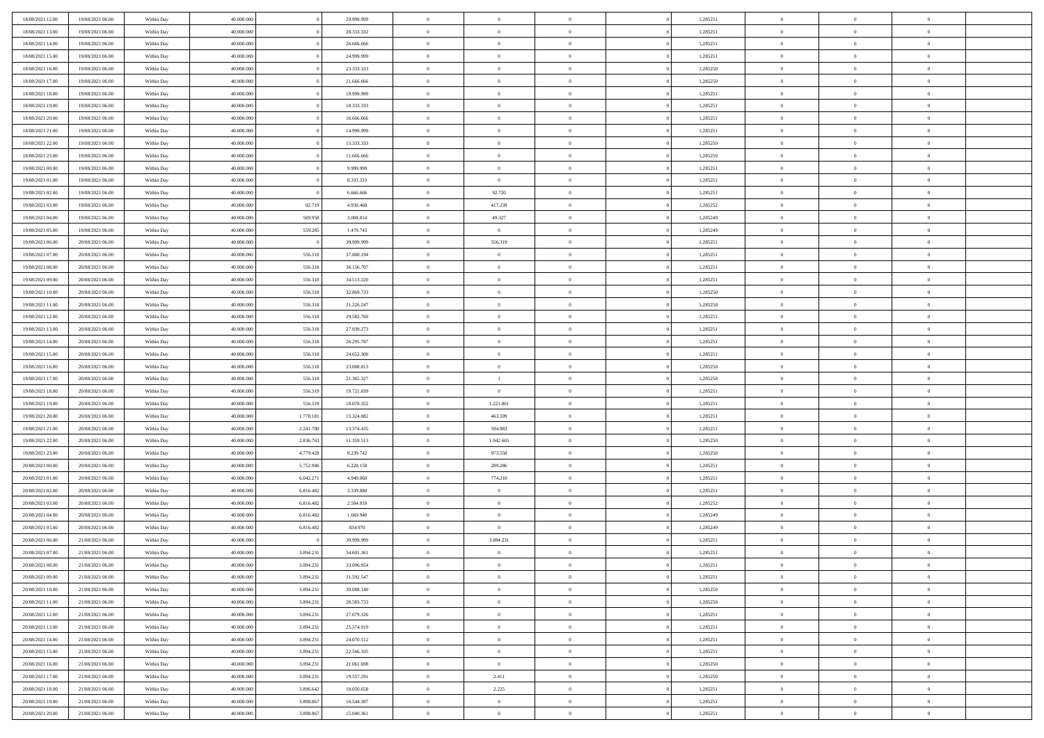| | | | | | | | | | | | | | | |
|---|---|---|---|---|---|---|---|---|---|---|---|---|---|---|
| 18/08/2021 12:00 | 19/08/2021 06:00 | Within Day | 40.000.000 | 0 | 29.999.999 | 0 | 0 | 0 | | 0 | 1,285251 | 0 | 0 | 0 |
| 18/08/2021 13:00 | 19/08/2021 06:00 | Within Day | 40.000.000 | 0 | 28.333.332 | 0 | 0 | 0 | | 0 | 1,285251 | 0 | 0 | 0 |
| 18/08/2021 14:00 | 19/08/2021 06:00 | Within Day | 40.000.000 | 0 | 26.666.666 | 0 | 0 | 0 | | 0 | 1,285251 | 0 | 0 | 0 |
| 18/08/2021 15:00 | 19/08/2021 06:00 | Within Day | 40.000.000 | 0 | 24.999.999 | 0 | 0 | 0 | | 0 | 1,285251 | 0 | 0 | 0 |
| 18/08/2021 16:00 | 19/08/2021 06:00 | Within Day | 40.000.000 | 0 | 23.333.333 | 0 | 0 | 0 | | 0 | 1,285250 | 0 | 0 | 0 |
| 18/08/2021 17:00 | 19/08/2021 06:00 | Within Day | 40.000.000 | 0 | 21.666.666 | 0 | 0 | 0 | | 0 | 1,285250 | 0 | 0 | 0 |
| 18/08/2021 18:00 | 19/08/2021 06:00 | Within Day | 40.000.000 | 0 | 19.999.999 | 0 | 0 | 0 | | 0 | 1,285251 | 0 | 0 | 0 |
| 18/08/2021 19:00 | 19/08/2021 06:00 | Within Day | 40.000.000 | 0 | 18.333.333 | 0 | 0 | 0 | | 0 | 1,285251 | 0 | 0 | 0 |
| 18/08/2021 20:00 | 19/08/2021 06:00 | Within Day | 40.000.000 | 0 | 16.666.666 | 0 | 0 | 0 | | 0 | 1,285251 | 0 | 0 | 0 |
| 18/08/2021 21:00 | 19/08/2021 06:00 | Within Day | 40.000.000 | 0 | 14.999.999 | 0 | 0 | 0 | | 0 | 1,285251 | 0 | 0 | 0 |
| 18/08/2021 22:00 | 19/08/2021 06:00 | Within Day | 40.000.000 | 0 | 13.333.333 | 0 | 0 | 0 | | 0 | 1,285250 | 0 | 0 | 0 |
| 18/08/2021 23:00 | 19/08/2021 06:00 | Within Day | 40.000.000 | 0 | 11.666.666 | 0 | 0 | 0 | | 0 | 1,285250 | 0 | 0 | 0 |
| 19/08/2021 00:00 | 19/08/2021 06:00 | Within Day | 40.000.000 | 0 | 9.999.999 | 0 | 0 | 0 | | 0 | 1,285251 | 0 | 0 | 0 |
| 19/08/2021 01:00 | 19/08/2021 06:00 | Within Day | 40.000.000 | 0 | 8.333.333 | 0 | 0 | 0 | | 0 | 1,285251 | 0 | 0 | 0 |
| 19/08/2021 02:00 | 19/08/2021 06:00 | Within Day | 40.000.000 | 0 | 6.666.666 | 0 | 92.720 | 0 | | 0 | 1,285251 | 0 | 0 | 0 |
| 19/08/2021 03:00 | 19/08/2021 06:00 | Within Day | 40.000.000 | 92.719 | 4.930.460 | 0 | 417.239 | 0 | | 0 | 1,285252 | 0 | 0 | 0 |
| 19/08/2021 04:00 | 19/08/2021 06:00 | Within Day | 40.000.000 | 509.958 | 3.008.814 | 0 | 49.327 | 0 | | 0 | 1,285249 | 0 | 0 | 0 |
| 19/08/2021 05:00 | 19/08/2021 06:00 | Within Day | 40.000.000 | 559.285 | 1.479.743 | 0 | 0 | 0 | | 0 | 1,285249 | 0 | 0 | 0 |
| 19/08/2021 06:00 | 20/08/2021 06:00 | Within Day | 40.000.000 | 0 | 39.999.999 | 0 | 556.319 | 0 | | 0 | 1,285251 | 0 | 0 | 0 |
| 19/08/2021 07:00 | 20/08/2021 06:00 | Within Day | 40.000.000 | 556.318 | 37.800.194 | 0 | 0 | 0 | | 0 | 1,285251 | 0 | 0 | 0 |
| 19/08/2021 08:00 | 20/08/2021 06:00 | Within Day | 40.000.000 | 556.318 | 36.156.707 | 0 | 0 | 0 | | 0 | 1,285251 | 0 | 0 | 0 |
| 19/08/2021 09:00 | 20/08/2021 06:00 | Within Day | 40.000.000 | 556.318 | 34.513.220 | 0 | 0 | 0 | | 0 | 1,285251 | 0 | 0 | 0 |
| 19/08/2021 10:00 | 20/08/2021 06:00 | Within Day | 40.000.000 | 556.318 | 32.869.733 | 0 | 0 | 0 | | 0 | 1,285250 | 0 | 0 | 0 |
| 19/08/2021 11:00 | 20/08/2021 06:00 | Within Day | 40.000.000 | 556.318 | 31.226.247 | 0 | 0 | 0 | | 0 | 1,285250 | 0 | 0 | 0 |
| 19/08/2021 12:00 | 20/08/2021 06:00 | Within Day | 40.000.000 | 556.318 | 29.582.760 | 0 | 0 | 0 | | 0 | 1,285251 | 0 | 0 | 0 |
| 19/08/2021 13:00 | 20/08/2021 06:00 | Within Day | 40.000.000 | 556.318 | 27.939.273 | 0 | 0 | 0 | | 0 | 1,285251 | 0 | 0 | 0 |
| 19/08/2021 14:00 | 20/08/2021 06:00 | Within Day | 40.000.000 | 556.318 | 26.295.787 | 0 | 0 | 0 | | 0 | 1,285251 | 0 | 0 | 0 |
| 19/08/2021 15:00 | 20/08/2021 06:00 | Within Day | 40.000.000 | 556.318 | 24.652.300 | 0 | 0 | 0 | | 0 | 1,285251 | 0 | 0 | 0 |
| 19/08/2021 16:00 | 20/08/2021 06:00 | Within Day | 40.000.000 | 556.318 | 23.008.813 | 0 | 0 | 0 | | 0 | 1,285250 | 0 | 0 | 0 |
| 19/08/2021 17:00 | 20/08/2021 06:00 | Within Day | 40.000.000 | 556.318 | 21.365.327 | 0 | 1 | 0 | | 0 | 1,285250 | 0 | 0 | 0 |
| 19/08/2021 18:00 | 20/08/2021 06:00 | Within Day | 40.000.000 | 556.319 | 19.721.839 | 0 | 0 | 0 | | 0 | 1,285251 | 0 | 0 | 0 |
| 19/08/2021 19:00 | 20/08/2021 06:00 | Within Day | 40.000.000 | 556.319 | 18.078.352 | 0 | 1.221.861 | 0 | | 0 | 1,285251 | 0 | 0 | 0 |
| 19/08/2021 20:00 | 20/08/2021 06:00 | Within Day | 40.000.000 | 1.778.181 | 15.324.082 | 0 | 463.599 | 0 | | 0 | 1,285251 | 0 | 0 | 0 |
| 19/08/2021 21:00 | 20/08/2021 06:00 | Within Day | 40.000.000 | 2.241.780 | 13.374.435 | 0 | 594.983 | 0 | | 0 | 1,285251 | 0 | 0 | 0 |
| 19/08/2021 22:00 | 20/08/2021 06:00 | Within Day | 40.000.000 | 2.836.763 | 11.359.513 | 0 | 1.942.665 | 0 | | 0 | 1,285250 | 0 | 0 | 0 |
| 19/08/2021 23:00 | 20/08/2021 06:00 | Within Day | 40.000.000 | 4.779.428 | 8.239.742 | 0 | 973.558 | 0 | | 0 | 1,285250 | 0 | 0 | 0 |
| 20/08/2021 00:00 | 20/08/2021 06:00 | Within Day | 40.000.000 | 5.752.986 | 6.228.158 | 0 | 289.286 | 0 | | 0 | 1,285251 | 0 | 0 | 0 |
| 20/08/2021 01:00 | 20/08/2021 06:00 | Within Day | 40.000.000 | 6.042.271 | 4.949.060 | 0 | 774.210 | 0 | | 0 | 1,285251 | 0 | 0 | 0 |
| 20/08/2021 02:00 | 20/08/2021 06:00 | Within Day | 40.000.000 | 6.816.482 | 3.339.880 | 0 | 0 | 0 | | 0 | 1,285251 | 0 | 0 | 0 |
| 20/08/2021 03:00 | 20/08/2021 06:00 | Within Day | 40.000.000 | 6.816.482 | 2.504.910 | 0 | 0 | 0 | | 0 | 1,285252 | 0 | 0 | 0 |
| 20/08/2021 04:00 | 20/08/2021 06:00 | Within Day | 40.000.000 | 6.816.482 | 1.669.940 | 0 | 0 | 0 | | 0 | 1,285249 | 0 | 0 | 0 |
| 20/08/2021 05:00 | 20/08/2021 06:00 | Within Day | 40.000.000 | 6.816.482 | 834.970 | 0 | 0 | 0 | | 0 | 1,285249 | 0 | 0 | 0 |
| 20/08/2021 06:00 | 21/08/2021 06:00 | Within Day | 40.000.000 | 0 | 39.999.999 | 0 | 3.894.231 | 0 | | 0 | 1,285251 | 0 | 0 | 0 |
| 20/08/2021 07:00 | 21/08/2021 06:00 | Within Day | 40.000.000 | 3.894.231 | 34.601.361 | 0 | 0 | 0 | | 0 | 1,285251 | 0 | 0 | 0 |
| 20/08/2021 08:00 | 21/08/2021 06:00 | Within Day | 40.000.000 | 3.894.231 | 33.096.954 | 0 | 0 | 0 | | 0 | 1,285251 | 0 | 0 | 0 |
| 20/08/2021 09:00 | 21/08/2021 06:00 | Within Day | 40.000.000 | 3.894.231 | 31.592.547 | 0 | 0 | 0 | | 0 | 1,285251 | 0 | 0 | 0 |
| 20/08/2021 10:00 | 21/08/2021 06:00 | Within Day | 40.000.000 | 3.894.231 | 30.088.140 | 0 | 0 | 0 | | 0 | 1,285250 | 0 | 0 | 0 |
| 20/08/2021 11:00 | 21/08/2021 06:00 | Within Day | 40.000.000 | 3.894.231 | 28.583.733 | 0 | 0 | 0 | | 0 | 1,285250 | 0 | 0 | 0 |
| 20/08/2021 12:00 | 21/08/2021 06:00 | Within Day | 40.000.000 | 3.894.231 | 27.079.326 | 0 | 0 | 0 | | 0 | 1,285251 | 0 | 0 | 0 |
| 20/08/2021 13:00 | 21/08/2021 06:00 | Within Day | 40.000.000 | 3.894.231 | 25.574.919 | 0 | 0 | 0 | | 0 | 1,285251 | 0 | 0 | 0 |
| 20/08/2021 14:00 | 21/08/2021 06:00 | Within Day | 40.000.000 | 3.894.231 | 24.070.512 | 0 | 0 | 0 | | 0 | 1,285251 | 0 | 0 | 0 |
| 20/08/2021 15:00 | 21/08/2021 06:00 | Within Day | 40.000.000 | 3.894.231 | 22.566.105 | 0 | 0 | 0 | | 0 | 1,285251 | 0 | 0 | 0 |
| 20/08/2021 16:00 | 21/08/2021 06:00 | Within Day | 40.000.000 | 3.894.231 | 21.061.698 | 0 | 0 | 0 | | 0 | 1,285250 | 0 | 0 | 0 |
| 20/08/2021 17:00 | 21/08/2021 06:00 | Within Day | 40.000.000 | 3.894.231 | 19.557.291 | 0 | 2.411 | 0 | | 0 | 1,285250 | 0 | 0 | 0 |
| 20/08/2021 18:00 | 21/08/2021 06:00 | Within Day | 40.000.000 | 3.896.642 | 18.050.658 | 0 | 2.225 | 0 | | 0 | 1,285251 | 0 | 0 | 0 |
| 20/08/2021 19:00 | 21/08/2021 06:00 | Within Day | 40.000.000 | 3.898.867 | 16.544.397 | 0 | 0 | 0 | | 0 | 1,285251 | 0 | 0 | 0 |
| 20/08/2021 20:00 | 21/08/2021 06:00 | Within Day | 40.000.000 | 3.898.867 | 15.040.361 | 0 | 0 | 0 | | 0 | 1,285251 | 0 | 0 | 0 |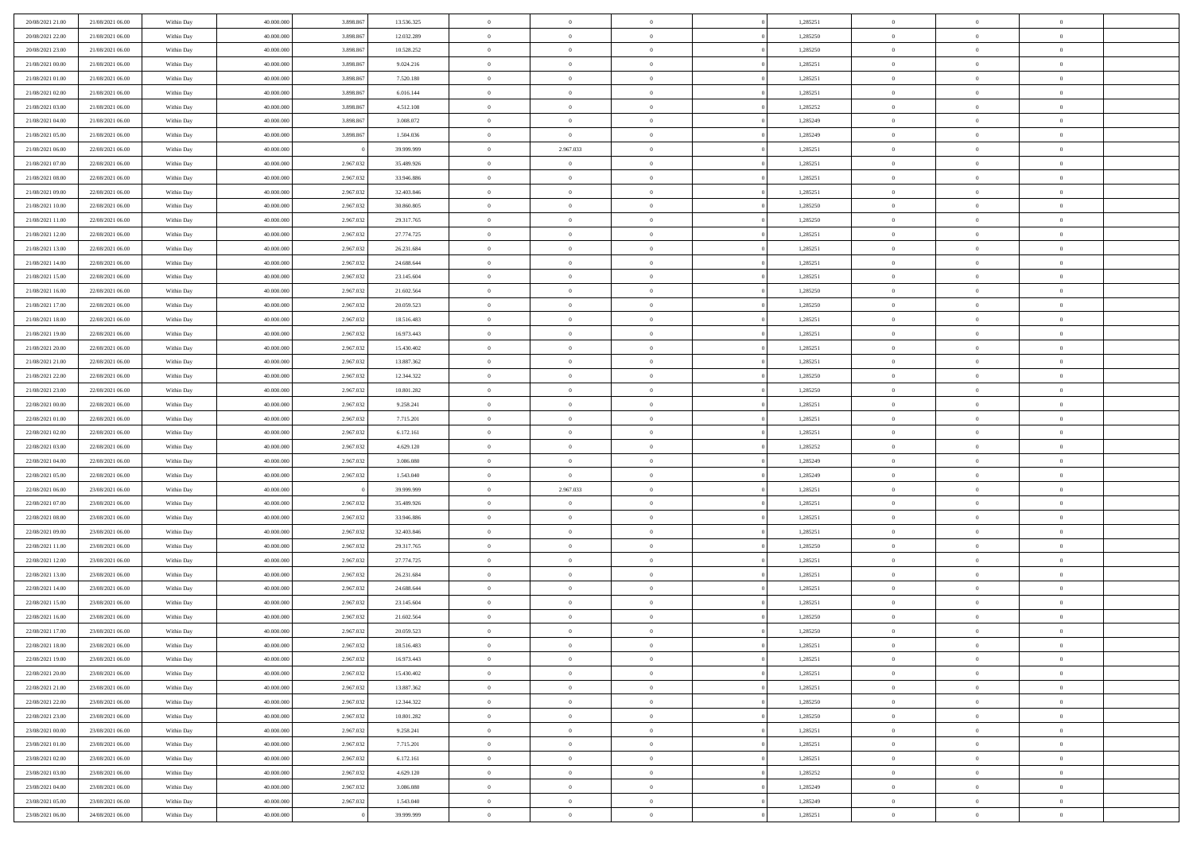| | | | | | | | | | | | | | | |
|---|---|---|---|---|---|---|---|---|---|---|---|---|---|---|
| 20/08/2021 21:00 | 21/08/2021 06:00 | Within Day | 40.000.000 | 3.898.867 | 13.536.325 | 0 | 0 | 0 | | 1,285251 | 0 | 0 | 0 | |
| 20/08/2021 22:00 | 21/08/2021 06:00 | Within Day | 40.000.000 | 3.898.867 | 12.032.289 | 0 | 0 | 0 | | 1,285250 | 0 | 0 | 0 | |
| 20/08/2021 23:00 | 21/08/2021 06:00 | Within Day | 40.000.000 | 3.898.867 | 10.528.252 | 0 | 0 | 0 | | 1,285250 | 0 | 0 | 0 | |
| 21/08/2021 00:00 | 21/08/2021 06:00 | Within Day | 40.000.000 | 3.898.867 | 9.024.216 | 0 | 0 | 0 | | 1,285251 | 0 | 0 | 0 | |
| 21/08/2021 01:00 | 21/08/2021 06:00 | Within Day | 40.000.000 | 3.898.867 | 7.520.180 | 0 | 0 | 0 | | 1,285251 | 0 | 0 | 0 | |
| 21/08/2021 02:00 | 21/08/2021 06:00 | Within Day | 40.000.000 | 3.898.867 | 6.016.144 | 0 | 0 | 0 | | 1,285251 | 0 | 0 | 0 | |
| 21/08/2021 03:00 | 21/08/2021 06:00 | Within Day | 40.000.000 | 3.898.867 | 4.512.108 | 0 | 0 | 0 | | 1,285252 | 0 | 0 | 0 | |
| 21/08/2021 04:00 | 21/08/2021 06:00 | Within Day | 40.000.000 | 3.898.867 | 3.008.072 | 0 | 0 | 0 | | 1,285249 | 0 | 0 | 0 | |
| 21/08/2021 05:00 | 21/08/2021 06:00 | Within Day | 40.000.000 | 3.898.867 | 1.504.036 | 0 | 0 | 0 | | 1,285249 | 0 | 0 | 0 | |
| 21/08/2021 06:00 | 22/08/2021 06:00 | Within Day | 40.000.000 | 0 | 39.999.999 | 0 | 2.967.033 | 0 | | 1,285251 | 0 | 0 | 0 | |
| 21/08/2021 07:00 | 22/08/2021 06:00 | Within Day | 40.000.000 | 2.967.032 | 35.489.926 | 0 | 0 | 0 | | 1,285251 | 0 | 0 | 0 | |
| 21/08/2021 08:00 | 22/08/2021 06:00 | Within Day | 40.000.000 | 2.967.032 | 33.946.886 | 0 | 0 | 0 | | 1,285251 | 0 | 0 | 0 | |
| 21/08/2021 09:00 | 22/08/2021 06:00 | Within Day | 40.000.000 | 2.967.032 | 32.403.846 | 0 | 0 | 0 | | 1,285251 | 0 | 0 | 0 | |
| 21/08/2021 10:00 | 22/08/2021 06:00 | Within Day | 40.000.000 | 2.967.032 | 30.860.805 | 0 | 0 | 0 | | 1,285250 | 0 | 0 | 0 | |
| 21/08/2021 11:00 | 22/08/2021 06:00 | Within Day | 40.000.000 | 2.967.032 | 29.317.765 | 0 | 0 | 0 | | 1,285250 | 0 | 0 | 0 | |
| 21/08/2021 12:00 | 22/08/2021 06:00 | Within Day | 40.000.000 | 2.967.032 | 27.774.725 | 0 | 0 | 0 | | 1,285251 | 0 | 0 | 0 | |
| 21/08/2021 13:00 | 22/08/2021 06:00 | Within Day | 40.000.000 | 2.967.032 | 26.231.684 | 0 | 0 | 0 | | 1,285251 | 0 | 0 | 0 | |
| 21/08/2021 14:00 | 22/08/2021 06:00 | Within Day | 40.000.000 | 2.967.032 | 24.688.644 | 0 | 0 | 0 | | 1,285251 | 0 | 0 | 0 | |
| 21/08/2021 15:00 | 22/08/2021 06:00 | Within Day | 40.000.000 | 2.967.032 | 23.145.604 | 0 | 0 | 0 | | 1,285251 | 0 | 0 | 0 | |
| 21/08/2021 16:00 | 22/08/2021 06:00 | Within Day | 40.000.000 | 2.967.032 | 21.602.564 | 0 | 0 | 0 | | 1,285250 | 0 | 0 | 0 | |
| 21/08/2021 17:00 | 22/08/2021 06:00 | Within Day | 40.000.000 | 2.967.032 | 20.059.523 | 0 | 0 | 0 | | 1,285250 | 0 | 0 | 0 | |
| 21/08/2021 18:00 | 22/08/2021 06:00 | Within Day | 40.000.000 | 2.967.032 | 18.516.483 | 0 | 0 | 0 | | 1,285251 | 0 | 0 | 0 | |
| 21/08/2021 19:00 | 22/08/2021 06:00 | Within Day | 40.000.000 | 2.967.032 | 16.973.443 | 0 | 0 | 0 | | 1,285251 | 0 | 0 | 0 | |
| 21/08/2021 20:00 | 22/08/2021 06:00 | Within Day | 40.000.000 | 2.967.032 | 15.430.402 | 0 | 0 | 0 | | 1,285251 | 0 | 0 | 0 | |
| 21/08/2021 21:00 | 22/08/2021 06:00 | Within Day | 40.000.000 | 2.967.032 | 13.887.362 | 0 | 0 | 0 | | 1,285251 | 0 | 0 | 0 | |
| 21/08/2021 22:00 | 22/08/2021 06:00 | Within Day | 40.000.000 | 2.967.032 | 12.344.322 | 0 | 0 | 0 | | 1,285250 | 0 | 0 | 0 | |
| 21/08/2021 23:00 | 22/08/2021 06:00 | Within Day | 40.000.000 | 2.967.032 | 10.801.282 | 0 | 0 | 0 | | 1,285250 | 0 | 0 | 0 | |
| 22/08/2021 00:00 | 22/08/2021 06:00 | Within Day | 40.000.000 | 2.967.032 | 9.258.241 | 0 | 0 | 0 | | 1,285251 | 0 | 0 | 0 | |
| 22/08/2021 01:00 | 22/08/2021 06:00 | Within Day | 40.000.000 | 2.967.032 | 7.715.201 | 0 | 0 | 0 | | 1,285251 | 0 | 0 | 0 | |
| 22/08/2021 02:00 | 22/08/2021 06:00 | Within Day | 40.000.000 | 2.967.032 | 6.172.161 | 0 | 0 | 0 | | 1,285251 | 0 | 0 | 0 | |
| 22/08/2021 03:00 | 22/08/2021 06:00 | Within Day | 40.000.000 | 2.967.032 | 4.629.120 | 0 | 0 | 0 | | 1,285252 | 0 | 0 | 0 | |
| 22/08/2021 04:00 | 22/08/2021 06:00 | Within Day | 40.000.000 | 2.967.032 | 3.086.080 | 0 | 0 | 0 | | 1,285249 | 0 | 0 | 0 | |
| 22/08/2021 05:00 | 22/08/2021 06:00 | Within Day | 40.000.000 | 2.967.032 | 1.543.040 | 0 | 0 | 0 | | 1,285249 | 0 | 0 | 0 | |
| 22/08/2021 06:00 | 23/08/2021 06:00 | Within Day | 40.000.000 | 0 | 39.999.999 | 0 | 2.967.033 | 0 | | 1,285251 | 0 | 0 | 0 | |
| 22/08/2021 07:00 | 23/08/2021 06:00 | Within Day | 40.000.000 | 2.967.032 | 35.489.926 | 0 | 0 | 0 | | 1,285251 | 0 | 0 | 0 | |
| 22/08/2021 08:00 | 23/08/2021 06:00 | Within Day | 40.000.000 | 2.967.032 | 33.946.886 | 0 | 0 | 0 | | 1,285251 | 0 | 0 | 0 | |
| 22/08/2021 09:00 | 23/08/2021 06:00 | Within Day | 40.000.000 | 2.967.032 | 32.403.846 | 0 | 0 | 0 | | 1,285251 | 0 | 0 | 0 | |
| 22/08/2021 11:00 | 23/08/2021 06:00 | Within Day | 40.000.000 | 2.967.032 | 29.317.765 | 0 | 0 | 0 | | 1,285250 | 0 | 0 | 0 | |
| 22/08/2021 12:00 | 23/08/2021 06:00 | Within Day | 40.000.000 | 2.967.032 | 27.774.725 | 0 | 0 | 0 | | 1,285251 | 0 | 0 | 0 | |
| 22/08/2021 13:00 | 23/08/2021 06:00 | Within Day | 40.000.000 | 2.967.032 | 26.231.684 | 0 | 0 | 0 | | 1,285251 | 0 | 0 | 0 | |
| 22/08/2021 14:00 | 23/08/2021 06:00 | Within Day | 40.000.000 | 2.967.032 | 24.688.644 | 0 | 0 | 0 | | 1,285251 | 0 | 0 | 0 | |
| 22/08/2021 15:00 | 23/08/2021 06:00 | Within Day | 40.000.000 | 2.967.032 | 23.145.604 | 0 | 0 | 0 | | 1,285251 | 0 | 0 | 0 | |
| 22/08/2021 16:00 | 23/08/2021 06:00 | Within Day | 40.000.000 | 2.967.032 | 21.602.564 | 0 | 0 | 0 | | 1,285250 | 0 | 0 | 0 | |
| 22/08/2021 17:00 | 23/08/2021 06:00 | Within Day | 40.000.000 | 2.967.032 | 20.059.523 | 0 | 0 | 0 | | 1,285250 | 0 | 0 | 0 | |
| 22/08/2021 18:00 | 23/08/2021 06:00 | Within Day | 40.000.000 | 2.967.032 | 18.516.483 | 0 | 0 | 0 | | 1,285251 | 0 | 0 | 0 | |
| 22/08/2021 19:00 | 23/08/2021 06:00 | Within Day | 40.000.000 | 2.967.032 | 16.973.443 | 0 | 0 | 0 | | 1,285251 | 0 | 0 | 0 | |
| 22/08/2021 20:00 | 23/08/2021 06:00 | Within Day | 40.000.000 | 2.967.032 | 15.430.402 | 0 | 0 | 0 | | 1,285251 | 0 | 0 | 0 | |
| 22/08/2021 21:00 | 23/08/2021 06:00 | Within Day | 40.000.000 | 2.967.032 | 13.887.362 | 0 | 0 | 0 | | 1,285251 | 0 | 0 | 0 | |
| 22/08/2021 22:00 | 23/08/2021 06:00 | Within Day | 40.000.000 | 2.967.032 | 12.344.322 | 0 | 0 | 0 | | 1,285250 | 0 | 0 | 0 | |
| 22/08/2021 23:00 | 23/08/2021 06:00 | Within Day | 40.000.000 | 2.967.032 | 10.801.282 | 0 | 0 | 0 | | 1,285250 | 0 | 0 | 0 | |
| 23/08/2021 00:00 | 23/08/2021 06:00 | Within Day | 40.000.000 | 2.967.032 | 9.258.241 | 0 | 0 | 0 | | 1,285251 | 0 | 0 | 0 | |
| 23/08/2021 01:00 | 23/08/2021 06:00 | Within Day | 40.000.000 | 2.967.032 | 7.715.201 | 0 | 0 | 0 | | 1,285251 | 0 | 0 | 0 | |
| 23/08/2021 02:00 | 23/08/2021 06:00 | Within Day | 40.000.000 | 2.967.032 | 6.172.161 | 0 | 0 | 0 | | 1,285251 | 0 | 0 | 0 | |
| 23/08/2021 03:00 | 23/08/2021 06:00 | Within Day | 40.000.000 | 2.967.032 | 4.629.120 | 0 | 0 | 0 | | 1,285252 | 0 | 0 | 0 | |
| 23/08/2021 04:00 | 23/08/2021 06:00 | Within Day | 40.000.000 | 2.967.032 | 3.086.080 | 0 | 0 | 0 | | 1,285249 | 0 | 0 | 0 | |
| 23/08/2021 05:00 | 23/08/2021 06:00 | Within Day | 40.000.000 | 2.967.032 | 1.543.040 | 0 | 0 | 0 | | 1,285249 | 0 | 0 | 0 | |
| 23/08/2021 06:00 | 24/08/2021 06:00 | Within Day | 40.000.000 | 0 | 39.999.999 | 0 | 0 | 0 | | 1,285251 | 0 | 0 | 0 | |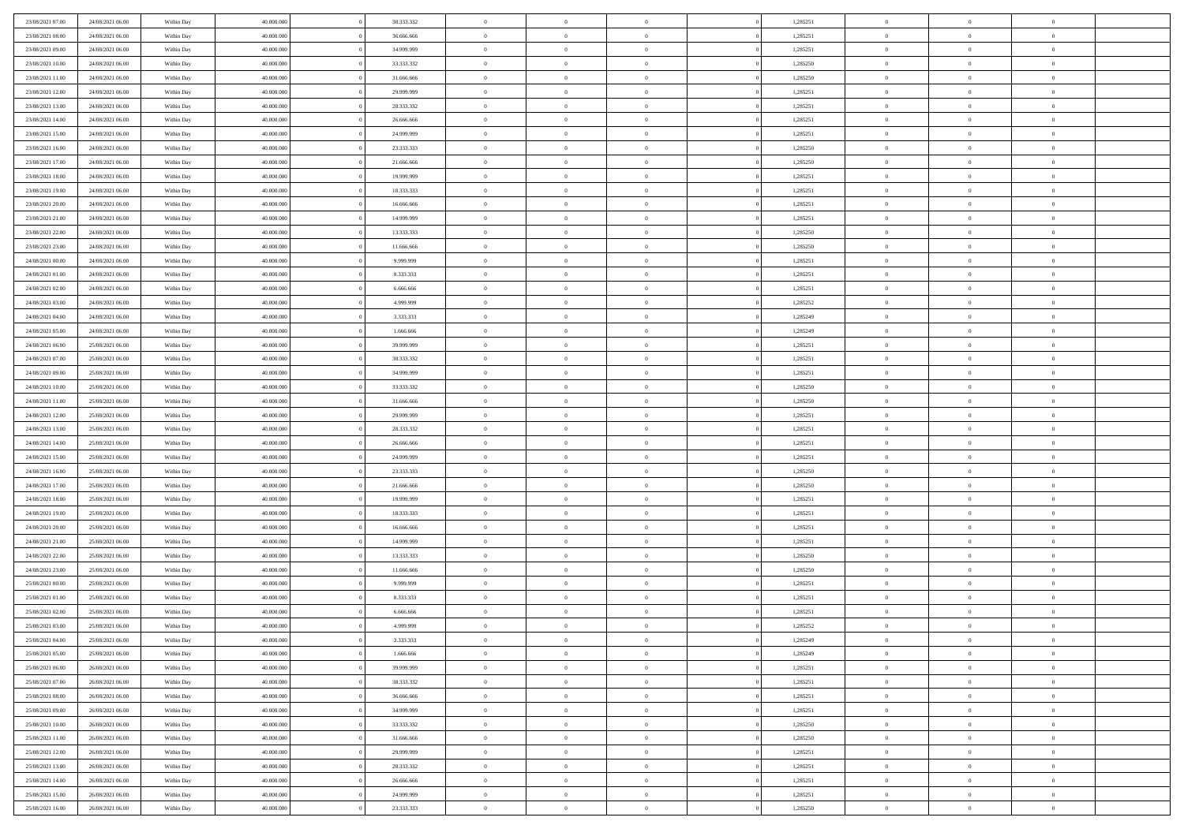| | | | | | | | | | | | | | | |
|---|---|---|---|---|---|---|---|---|---|---|---|---|---|---|
| 23/08/2021 07:00 | 24/08/2021 06:00 | Within Day | 40.000.000 | 0 | 38.333.332 | 0 | 0 | 0 | 0 | 1,285251 | 0 | 0 | 0 | |
| 23/08/2021 08:00 | 24/08/2021 06:00 | Within Day | 40.000.000 | 0 | 36.666.666 | 0 | 0 | 0 | 0 | 1,285251 | 0 | 0 | 0 | |
| 23/08/2021 09:00 | 24/08/2021 06:00 | Within Day | 40.000.000 | 0 | 34.999.999 | 0 | 0 | 0 | 0 | 1,285251 | 0 | 0 | 0 | |
| 23/08/2021 10:00 | 24/08/2021 06:00 | Within Day | 40.000.000 | 0 | 33.333.332 | 0 | 0 | 0 | 0 | 1,285250 | 0 | 0 | 0 | |
| 23/08/2021 11:00 | 24/08/2021 06:00 | Within Day | 40.000.000 | 0 | 31.666.666 | 0 | 0 | 0 | 0 | 1,285250 | 0 | 0 | 0 | |
| 23/08/2021 12:00 | 24/08/2021 06:00 | Within Day | 40.000.000 | 0 | 29.999.999 | 0 | 0 | 0 | 0 | 1,285251 | 0 | 0 | 0 | |
| 23/08/2021 13:00 | 24/08/2021 06:00 | Within Day | 40.000.000 | 0 | 28.333.332 | 0 | 0 | 0 | 0 | 1,285251 | 0 | 0 | 0 | |
| 23/08/2021 14:00 | 24/08/2021 06:00 | Within Day | 40.000.000 | 0 | 26.666.666 | 0 | 0 | 0 | 0 | 1,285251 | 0 | 0 | 0 | |
| 23/08/2021 15:00 | 24/08/2021 06:00 | Within Day | 40.000.000 | 0 | 24.999.999 | 0 | 0 | 0 | 0 | 1,285251 | 0 | 0 | 0 | |
| 23/08/2021 16:00 | 24/08/2021 06:00 | Within Day | 40.000.000 | 0 | 23.333.333 | 0 | 0 | 0 | 0 | 1,285250 | 0 | 0 | 0 | |
| 23/08/2021 17:00 | 24/08/2021 06:00 | Within Day | 40.000.000 | 0 | 21.666.666 | 0 | 0 | 0 | 0 | 1,285250 | 0 | 0 | 0 | |
| 23/08/2021 18:00 | 24/08/2021 06:00 | Within Day | 40.000.000 | 0 | 19.999.999 | 0 | 0 | 0 | 0 | 1,285251 | 0 | 0 | 0 | |
| 23/08/2021 19:00 | 24/08/2021 06:00 | Within Day | 40.000.000 | 0 | 18.333.333 | 0 | 0 | 0 | 0 | 1,285251 | 0 | 0 | 0 | |
| 23/08/2021 20:00 | 24/08/2021 06:00 | Within Day | 40.000.000 | 0 | 16.666.666 | 0 | 0 | 0 | 0 | 1,285251 | 0 | 0 | 0 | |
| 23/08/2021 21:00 | 24/08/2021 06:00 | Within Day | 40.000.000 | 0 | 14.999.999 | 0 | 0 | 0 | 0 | 1,285251 | 0 | 0 | 0 | |
| 23/08/2021 22:00 | 24/08/2021 06:00 | Within Day | 40.000.000 | 0 | 13.333.333 | 0 | 0 | 0 | 0 | 1,285250 | 0 | 0 | 0 | |
| 23/08/2021 23:00 | 24/08/2021 06:00 | Within Day | 40.000.000 | 0 | 11.666.666 | 0 | 0 | 0 | 0 | 1,285250 | 0 | 0 | 0 | |
| 24/08/2021 00:00 | 24/08/2021 06:00 | Within Day | 40.000.000 | 0 | 9.999.999 | 0 | 0 | 0 | 0 | 1,285251 | 0 | 0 | 0 | |
| 24/08/2021 01:00 | 24/08/2021 06:00 | Within Day | 40.000.000 | 0 | 8.333.333 | 0 | 0 | 0 | 0 | 1,285251 | 0 | 0 | 0 | |
| 24/08/2021 02:00 | 24/08/2021 06:00 | Within Day | 40.000.000 | 0 | 6.666.666 | 0 | 0 | 0 | 0 | 1,285251 | 0 | 0 | 0 | |
| 24/08/2021 03:00 | 24/08/2021 06:00 | Within Day | 40.000.000 | 0 | 4.999.999 | 0 | 0 | 0 | 0 | 1,285252 | 0 | 0 | 0 | |
| 24/08/2021 04:00 | 24/08/2021 06:00 | Within Day | 40.000.000 | 0 | 3.333.333 | 0 | 0 | 0 | 0 | 1,285249 | 0 | 0 | 0 | |
| 24/08/2021 05:00 | 24/08/2021 06:00 | Within Day | 40.000.000 | 0 | 1.666.666 | 0 | 0 | 0 | 0 | 1,285249 | 0 | 0 | 0 | |
| 24/08/2021 06:00 | 25/08/2021 06:00 | Within Day | 40.000.000 | 0 | 39.999.999 | 0 | 0 | 0 | 0 | 1,285251 | 0 | 0 | 0 | |
| 24/08/2021 07:00 | 25/08/2021 06:00 | Within Day | 40.000.000 | 0 | 38.333.332 | 0 | 0 | 0 | 0 | 1,285251 | 0 | 0 | 0 | |
| 24/08/2021 09:00 | 25/08/2021 06:00 | Within Day | 40.000.000 | 0 | 34.999.999 | 0 | 0 | 0 | 0 | 1,285251 | 0 | 0 | 0 | |
| 24/08/2021 10:00 | 25/08/2021 06:00 | Within Day | 40.000.000 | 0 | 33.333.332 | 0 | 0 | 0 | 0 | 1,285250 | 0 | 0 | 0 | |
| 24/08/2021 11:00 | 25/08/2021 06:00 | Within Day | 40.000.000 | 0 | 31.666.666 | 0 | 0 | 0 | 0 | 1,285250 | 0 | 0 | 0 | |
| 24/08/2021 12:00 | 25/08/2021 06:00 | Within Day | 40.000.000 | 0 | 29.999.999 | 0 | 0 | 0 | 0 | 1,285251 | 0 | 0 | 0 | |
| 24/08/2021 13:00 | 25/08/2021 06:00 | Within Day | 40.000.000 | 0 | 28.333.332 | 0 | 0 | 0 | 0 | 1,285251 | 0 | 0 | 0 | |
| 24/08/2021 14:00 | 25/08/2021 06:00 | Within Day | 40.000.000 | 0 | 26.666.666 | 0 | 0 | 0 | 0 | 1,285251 | 0 | 0 | 0 | |
| 24/08/2021 15:00 | 25/08/2021 06:00 | Within Day | 40.000.000 | 0 | 24.999.999 | 0 | 0 | 0 | 0 | 1,285251 | 0 | 0 | 0 | |
| 24/08/2021 16:00 | 25/08/2021 06:00 | Within Day | 40.000.000 | 0 | 23.333.333 | 0 | 0 | 0 | 0 | 1,285250 | 0 | 0 | 0 | |
| 24/08/2021 17:00 | 25/08/2021 06:00 | Within Day | 40.000.000 | 0 | 21.666.666 | 0 | 0 | 0 | 0 | 1,285250 | 0 | 0 | 0 | |
| 24/08/2021 18:00 | 25/08/2021 06:00 | Within Day | 40.000.000 | 0 | 19.999.999 | 0 | 0 | 0 | 0 | 1,285251 | 0 | 0 | 0 | |
| 24/08/2021 19:00 | 25/08/2021 06:00 | Within Day | 40.000.000 | 0 | 18.333.333 | 0 | 0 | 0 | 0 | 1,285251 | 0 | 0 | 0 | |
| 24/08/2021 20:00 | 25/08/2021 06:00 | Within Day | 40.000.000 | 0 | 16.666.666 | 0 | 0 | 0 | 0 | 1,285251 | 0 | 0 | 0 | |
| 24/08/2021 21:00 | 25/08/2021 06:00 | Within Day | 40.000.000 | 0 | 14.999.999 | 0 | 0 | 0 | 0 | 1,285251 | 0 | 0 | 0 | |
| 24/08/2021 22:00 | 25/08/2021 06:00 | Within Day | 40.000.000 | 0 | 13.333.333 | 0 | 0 | 0 | 0 | 1,285250 | 0 | 0 | 0 | |
| 24/08/2021 23:00 | 25/08/2021 06:00 | Within Day | 40.000.000 | 0 | 11.666.666 | 0 | 0 | 0 | 0 | 1,285250 | 0 | 0 | 0 | |
| 25/08/2021 00:00 | 25/08/2021 06:00 | Within Day | 40.000.000 | 0 | 9.999.999 | 0 | 0 | 0 | 0 | 1,285251 | 0 | 0 | 0 | |
| 25/08/2021 01:00 | 25/08/2021 06:00 | Within Day | 40.000.000 | 0 | 8.333.333 | 0 | 0 | 0 | 0 | 1,285251 | 0 | 0 | 0 | |
| 25/08/2021 02:00 | 25/08/2021 06:00 | Within Day | 40.000.000 | 0 | 6.666.666 | 0 | 0 | 0 | 0 | 1,285251 | 0 | 0 | 0 | |
| 25/08/2021 03:00 | 25/08/2021 06:00 | Within Day | 40.000.000 | 0 | 4.999.999 | 0 | 0 | 0 | 0 | 1,285252 | 0 | 0 | 0 | |
| 25/08/2021 04:00 | 25/08/2021 06:00 | Within Day | 40.000.000 | 0 | 3.333.333 | 0 | 0 | 0 | 0 | 1,285249 | 0 | 0 | 0 | |
| 25/08/2021 05:00 | 25/08/2021 06:00 | Within Day | 40.000.000 | 0 | 1.666.666 | 0 | 0 | 0 | 0 | 1,285249 | 0 | 0 | 0 | |
| 25/08/2021 06:00 | 26/08/2021 06:00 | Within Day | 40.000.000 | 0 | 39.999.999 | 0 | 0 | 0 | 0 | 1,285251 | 0 | 0 | 0 | |
| 25/08/2021 07:00 | 26/08/2021 06:00 | Within Day | 40.000.000 | 0 | 38.333.332 | 0 | 0 | 0 | 0 | 1,285251 | 0 | 0 | 0 | |
| 25/08/2021 08:00 | 26/08/2021 06:00 | Within Day | 40.000.000 | 0 | 36.666.666 | 0 | 0 | 0 | 0 | 1,285251 | 0 | 0 | 0 | |
| 25/08/2021 09:00 | 26/08/2021 06:00 | Within Day | 40.000.000 | 0 | 34.999.999 | 0 | 0 | 0 | 0 | 1,285251 | 0 | 0 | 0 | |
| 25/08/2021 10:00 | 26/08/2021 06:00 | Within Day | 40.000.000 | 0 | 33.333.332 | 0 | 0 | 0 | 0 | 1,285250 | 0 | 0 | 0 | |
| 25/08/2021 11:00 | 26/08/2021 06:00 | Within Day | 40.000.000 | 0 | 31.666.666 | 0 | 0 | 0 | 0 | 1,285250 | 0 | 0 | 0 | |
| 25/08/2021 12:00 | 26/08/2021 06:00 | Within Day | 40.000.000 | 0 | 29.999.999 | 0 | 0 | 0 | 0 | 1,285251 | 0 | 0 | 0 | |
| 25/08/2021 13:00 | 26/08/2021 06:00 | Within Day | 40.000.000 | 0 | 28.333.332 | 0 | 0 | 0 | 0 | 1,285251 | 0 | 0 | 0 | |
| 25/08/2021 14:00 | 26/08/2021 06:00 | Within Day | 40.000.000 | 0 | 26.666.666 | 0 | 0 | 0 | 0 | 1,285251 | 0 | 0 | 0 | |
| 25/08/2021 15:00 | 26/08/2021 06:00 | Within Day | 40.000.000 | 0 | 24.999.999 | 0 | 0 | 0 | 0 | 1,285251 | 0 | 0 | 0 | |
| 25/08/2021 16:00 | 26/08/2021 06:00 | Within Day | 40.000.000 | 0 | 23.333.333 | 0 | 0 | 0 | 0 | 1,285250 | 0 | 0 | 0 | |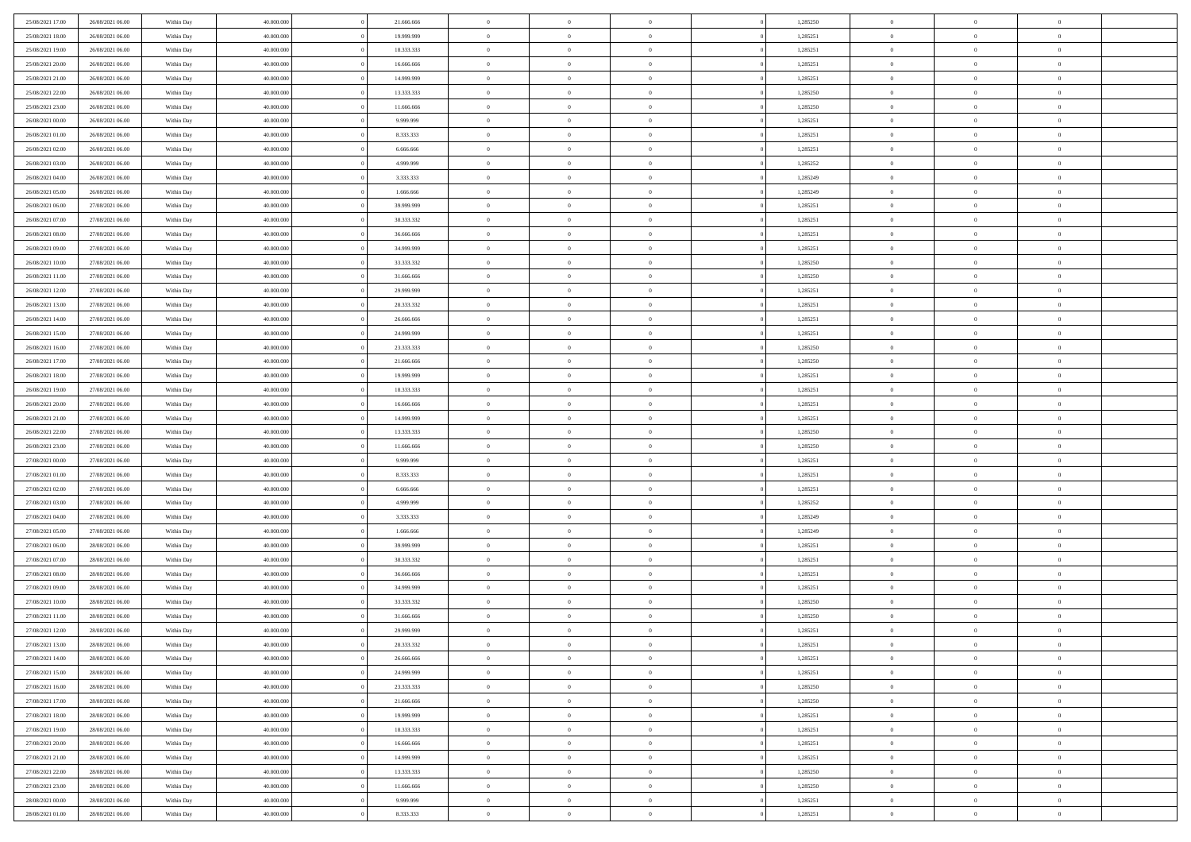| | | | | | | | | | | | | | | |
|---|---|---|---|---|---|---|---|---|---|---|---|---|---|---|
| 25/08/2021 17:00 | 26/08/2021 06:00 | Within Day | 40.000.000 | 0 | 21.666.666 | 0 | 0 | 0 | 0 | 1,285250 | 0 | 0 | 0 | |
| 25/08/2021 18:00 | 26/08/2021 06:00 | Within Day | 40.000.000 | 0 | 19.999.999 | 0 | 0 | 0 | 0 | 1,285251 | 0 | 0 | 0 | |
| 25/08/2021 19:00 | 26/08/2021 06:00 | Within Day | 40.000.000 | 0 | 18.333.333 | 0 | 0 | 0 | 0 | 1,285251 | 0 | 0 | 0 | |
| 25/08/2021 20:00 | 26/08/2021 06:00 | Within Day | 40.000.000 | 0 | 16.666.666 | 0 | 0 | 0 | 0 | 1,285251 | 0 | 0 | 0 | |
| 25/08/2021 21:00 | 26/08/2021 06:00 | Within Day | 40.000.000 | 0 | 14.999.999 | 0 | 0 | 0 | 0 | 1,285251 | 0 | 0 | 0 | |
| 25/08/2021 22:00 | 26/08/2021 06:00 | Within Day | 40.000.000 | 0 | 13.333.333 | 0 | 0 | 0 | 0 | 1,285250 | 0 | 0 | 0 | |
| 25/08/2021 23:00 | 26/08/2021 06:00 | Within Day | 40.000.000 | 0 | 11.666.666 | 0 | 0 | 0 | 0 | 1,285250 | 0 | 0 | 0 | |
| 26/08/2021 00:00 | 26/08/2021 06:00 | Within Day | 40.000.000 | 0 | 9.999.999 | 0 | 0 | 0 | 0 | 1,285251 | 0 | 0 | 0 | |
| 26/08/2021 01:00 | 26/08/2021 06:00 | Within Day | 40.000.000 | 0 | 8.333.333 | 0 | 0 | 0 | 0 | 1,285251 | 0 | 0 | 0 | |
| 26/08/2021 02:00 | 26/08/2021 06:00 | Within Day | 40.000.000 | 0 | 6.666.666 | 0 | 0 | 0 | 0 | 1,285251 | 0 | 0 | 0 | |
| 26/08/2021 03:00 | 26/08/2021 06:00 | Within Day | 40.000.000 | 0 | 4.999.999 | 0 | 0 | 0 | 0 | 1,285252 | 0 | 0 | 0 | |
| 26/08/2021 04:00 | 26/08/2021 06:00 | Within Day | 40.000.000 | 0 | 3.333.333 | 0 | 0 | 0 | 0 | 1,285249 | 0 | 0 | 0 | |
| 26/08/2021 05:00 | 26/08/2021 06:00 | Within Day | 40.000.000 | 0 | 1.666.666 | 0 | 0 | 0 | 0 | 1,285249 | 0 | 0 | 0 | |
| 26/08/2021 06:00 | 27/08/2021 06:00 | Within Day | 40.000.000 | 0 | 39.999.999 | 0 | 0 | 0 | 0 | 1,285251 | 0 | 0 | 0 | |
| 26/08/2021 07:00 | 27/08/2021 06:00 | Within Day | 40.000.000 | 0 | 38.333.332 | 0 | 0 | 0 | 0 | 1,285251 | 0 | 0 | 0 | |
| 26/08/2021 08:00 | 27/08/2021 06:00 | Within Day | 40.000.000 | 0 | 36.666.666 | 0 | 0 | 0 | 0 | 1,285251 | 0 | 0 | 0 | |
| 26/08/2021 09:00 | 27/08/2021 06:00 | Within Day | 40.000.000 | 0 | 34.999.999 | 0 | 0 | 0 | 0 | 1,285251 | 0 | 0 | 0 | |
| 26/08/2021 10:00 | 27/08/2021 06:00 | Within Day | 40.000.000 | 0 | 33.333.332 | 0 | 0 | 0 | 0 | 1,285250 | 0 | 0 | 0 | |
| 26/08/2021 11:00 | 27/08/2021 06:00 | Within Day | 40.000.000 | 0 | 31.666.666 | 0 | 0 | 0 | 0 | 1,285250 | 0 | 0 | 0 | |
| 26/08/2021 12:00 | 27/08/2021 06:00 | Within Day | 40.000.000 | 0 | 29.999.999 | 0 | 0 | 0 | 0 | 1,285251 | 0 | 0 | 0 | |
| 26/08/2021 13:00 | 27/08/2021 06:00 | Within Day | 40.000.000 | 0 | 28.333.332 | 0 | 0 | 0 | 0 | 1,285251 | 0 | 0 | 0 | |
| 26/08/2021 14:00 | 27/08/2021 06:00 | Within Day | 40.000.000 | 0 | 26.666.666 | 0 | 0 | 0 | 0 | 1,285251 | 0 | 0 | 0 | |
| 26/08/2021 15:00 | 27/08/2021 06:00 | Within Day | 40.000.000 | 0 | 24.999.999 | 0 | 0 | 0 | 0 | 1,285251 | 0 | 0 | 0 | |
| 26/08/2021 16:00 | 27/08/2021 06:00 | Within Day | 40.000.000 | 0 | 23.333.333 | 0 | 0 | 0 | 0 | 1,285250 | 0 | 0 | 0 | |
| 26/08/2021 17:00 | 27/08/2021 06:00 | Within Day | 40.000.000 | 0 | 21.666.666 | 0 | 0 | 0 | 0 | 1,285250 | 0 | 0 | 0 | |
| 26/08/2021 18:00 | 27/08/2021 06:00 | Within Day | 40.000.000 | 0 | 19.999.999 | 0 | 0 | 0 | 0 | 1,285251 | 0 | 0 | 0 | |
| 26/08/2021 19:00 | 27/08/2021 06:00 | Within Day | 40.000.000 | 0 | 18.333.333 | 0 | 0 | 0 | 0 | 1,285251 | 0 | 0 | 0 | |
| 26/08/2021 20:00 | 27/08/2021 06:00 | Within Day | 40.000.000 | 0 | 16.666.666 | 0 | 0 | 0 | 0 | 1,285251 | 0 | 0 | 0 | |
| 26/08/2021 21:00 | 27/08/2021 06:00 | Within Day | 40.000.000 | 0 | 14.999.999 | 0 | 0 | 0 | 0 | 1,285251 | 0 | 0 | 0 | |
| 26/08/2021 22:00 | 27/08/2021 06:00 | Within Day | 40.000.000 | 0 | 13.333.333 | 0 | 0 | 0 | 0 | 1,285250 | 0 | 0 | 0 | |
| 26/08/2021 23:00 | 27/08/2021 06:00 | Within Day | 40.000.000 | 0 | 11.666.666 | 0 | 0 | 0 | 0 | 1,285250 | 0 | 0 | 0 | |
| 27/08/2021 00:00 | 27/08/2021 06:00 | Within Day | 40.000.000 | 0 | 9.999.999 | 0 | 0 | 0 | 0 | 1,285251 | 0 | 0 | 0 | |
| 27/08/2021 01:00 | 27/08/2021 06:00 | Within Day | 40.000.000 | 0 | 8.333.333 | 0 | 0 | 0 | 0 | 1,285251 | 0 | 0 | 0 | |
| 27/08/2021 02:00 | 27/08/2021 06:00 | Within Day | 40.000.000 | 0 | 6.666.666 | 0 | 0 | 0 | 0 | 1,285251 | 0 | 0 | 0 | |
| 27/08/2021 03:00 | 27/08/2021 06:00 | Within Day | 40.000.000 | 0 | 4.999.999 | 0 | 0 | 0 | 0 | 1,285252 | 0 | 0 | 0 | |
| 27/08/2021 04:00 | 27/08/2021 06:00 | Within Day | 40.000.000 | 0 | 3.333.333 | 0 | 0 | 0 | 0 | 1,285249 | 0 | 0 | 0 | |
| 27/08/2021 05:00 | 27/08/2021 06:00 | Within Day | 40.000.000 | 0 | 1.666.666 | 0 | 0 | 0 | 0 | 1,285249 | 0 | 0 | 0 | |
| 27/08/2021 06:00 | 28/08/2021 06:00 | Within Day | 40.000.000 | 0 | 39.999.999 | 0 | 0 | 0 | 0 | 1,285251 | 0 | 0 | 0 | |
| 27/08/2021 07:00 | 28/08/2021 06:00 | Within Day | 40.000.000 | 0 | 38.333.332 | 0 | 0 | 0 | 0 | 1,285251 | 0 | 0 | 0 | |
| 27/08/2021 08:00 | 28/08/2021 06:00 | Within Day | 40.000.000 | 0 | 36.666.666 | 0 | 0 | 0 | 0 | 1,285251 | 0 | 0 | 0 | |
| 27/08/2021 09:00 | 28/08/2021 06:00 | Within Day | 40.000.000 | 0 | 34.999.999 | 0 | 0 | 0 | 0 | 1,285251 | 0 | 0 | 0 | |
| 27/08/2021 10:00 | 28/08/2021 06:00 | Within Day | 40.000.000 | 0 | 33.333.332 | 0 | 0 | 0 | 0 | 1,285250 | 0 | 0 | 0 | |
| 27/08/2021 11:00 | 28/08/2021 06:00 | Within Day | 40.000.000 | 0 | 31.666.666 | 0 | 0 | 0 | 0 | 1,285250 | 0 | 0 | 0 | |
| 27/08/2021 12:00 | 28/08/2021 06:00 | Within Day | 40.000.000 | 0 | 29.999.999 | 0 | 0 | 0 | 0 | 1,285251 | 0 | 0 | 0 | |
| 27/08/2021 13:00 | 28/08/2021 06:00 | Within Day | 40.000.000 | 0 | 28.333.332 | 0 | 0 | 0 | 0 | 1,285251 | 0 | 0 | 0 | |
| 27/08/2021 14:00 | 28/08/2021 06:00 | Within Day | 40.000.000 | 0 | 26.666.666 | 0 | 0 | 0 | 0 | 1,285251 | 0 | 0 | 0 | |
| 27/08/2021 15:00 | 28/08/2021 06:00 | Within Day | 40.000.000 | 0 | 24.999.999 | 0 | 0 | 0 | 0 | 1,285251 | 0 | 0 | 0 | |
| 27/08/2021 16:00 | 28/08/2021 06:00 | Within Day | 40.000.000 | 0 | 23.333.333 | 0 | 0 | 0 | 0 | 1,285250 | 0 | 0 | 0 | |
| 27/08/2021 17:00 | 28/08/2021 06:00 | Within Day | 40.000.000 | 0 | 21.666.666 | 0 | 0 | 0 | 0 | 1,285250 | 0 | 0 | 0 | |
| 27/08/2021 18:00 | 28/08/2021 06:00 | Within Day | 40.000.000 | 0 | 19.999.999 | 0 | 0 | 0 | 0 | 1,285251 | 0 | 0 | 0 | |
| 27/08/2021 19:00 | 28/08/2021 06:00 | Within Day | 40.000.000 | 0 | 18.333.333 | 0 | 0 | 0 | 0 | 1,285251 | 0 | 0 | 0 | |
| 27/08/2021 20:00 | 28/08/2021 06:00 | Within Day | 40.000.000 | 0 | 16.666.666 | 0 | 0 | 0 | 0 | 1,285251 | 0 | 0 | 0 | |
| 27/08/2021 21:00 | 28/08/2021 06:00 | Within Day | 40.000.000 | 0 | 14.999.999 | 0 | 0 | 0 | 0 | 1,285251 | 0 | 0 | 0 | |
| 27/08/2021 22:00 | 28/08/2021 06:00 | Within Day | 40.000.000 | 0 | 13.333.333 | 0 | 0 | 0 | 0 | 1,285250 | 0 | 0 | 0 | |
| 27/08/2021 23:00 | 28/08/2021 06:00 | Within Day | 40.000.000 | 0 | 11.666.666 | 0 | 0 | 0 | 0 | 1,285250 | 0 | 0 | 0 | |
| 28/08/2021 00:00 | 28/08/2021 06:00 | Within Day | 40.000.000 | 0 | 9.999.999 | 0 | 0 | 0 | 0 | 1,285251 | 0 | 0 | 0 | |
| 28/08/2021 01:00 | 28/08/2021 06:00 | Within Day | 40.000.000 | 0 | 8.333.333 | 0 | 0 | 0 | 0 | 1,285251 | 0 | 0 | 0 | |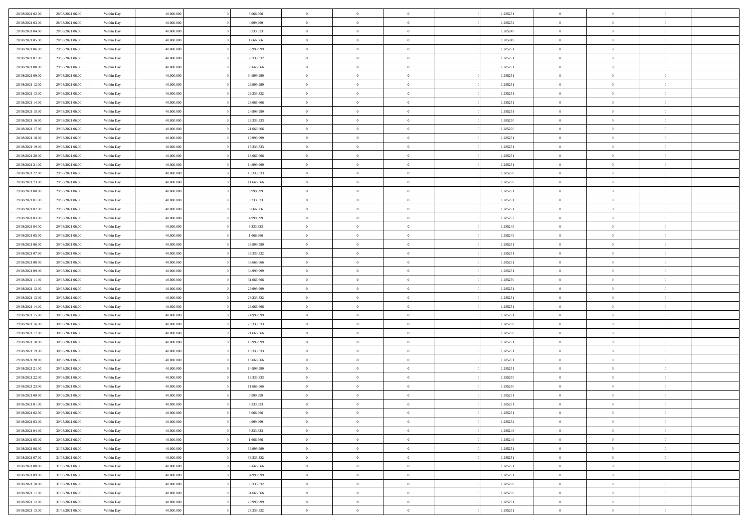| | | | | | | | | | | | | | | |
|---|---|---|---|---|---|---|---|---|---|---|---|---|---|---|
| 28/08/2021 02:00 | 28/08/2021 06:00 | Within Day | 40.000.000 | 0 | 6.666.666 | 0 | 0 | 0 | 0 | 1,285251 | 0 | 0 | 0 | |
| 28/08/2021 03:00 | 28/08/2021 06:00 | Within Day | 40.000.000 | 0 | 4.999.999 | 0 | 0 | 0 | 0 | 1,285252 | 0 | 0 | 0 | |
| 28/08/2021 04:00 | 28/08/2021 06:00 | Within Day | 40.000.000 | 0 | 3.333.333 | 0 | 0 | 0 | 0 | 1,285249 | 0 | 0 | 0 | |
| 28/08/2021 05:00 | 28/08/2021 06:00 | Within Day | 40.000.000 | 0 | 1.666.666 | 0 | 0 | 0 | 0 | 1,285249 | 0 | 0 | 0 | |
| 28/08/2021 06:00 | 29/08/2021 06:00 | Within Day | 40.000.000 | 0 | 39.999.999 | 0 | 0 | 0 | 0 | 1,285251 | 0 | 0 | 0 | |
| 28/08/2021 07:00 | 29/08/2021 06:00 | Within Day | 40.000.000 | 0 | 38.333.332 | 0 | 0 | 0 | 0 | 1,285251 | 0 | 0 | 0 | |
| 28/08/2021 08:00 | 29/08/2021 06:00 | Within Day | 40.000.000 | 0 | 36.666.666 | 0 | 0 | 0 | 0 | 1,285251 | 0 | 0 | 0 | |
| 28/08/2021 09:00 | 29/08/2021 06:00 | Within Day | 40.000.000 | 0 | 34.999.999 | 0 | 0 | 0 | 0 | 1,285251 | 0 | 0 | 0 | |
| 28/08/2021 12:00 | 29/08/2021 06:00 | Within Day | 40.000.000 | 0 | 29.999.999 | 0 | 0 | 0 | 0 | 1,285251 | 0 | 0 | 0 | |
| 28/08/2021 13:00 | 29/08/2021 06:00 | Within Day | 40.000.000 | 0 | 28.333.332 | 0 | 0 | 0 | 0 | 1,285251 | 0 | 0 | 0 | |
| 28/08/2021 14:00 | 29/08/2021 06:00 | Within Day | 40.000.000 | 0 | 26.666.666 | 0 | 0 | 0 | 0 | 1,285251 | 0 | 0 | 0 | |
| 28/08/2021 15:00 | 29/08/2021 06:00 | Within Day | 40.000.000 | 0 | 24.999.999 | 0 | 0 | 0 | 0 | 1,285251 | 0 | 0 | 0 | |
| 28/08/2021 16:00 | 29/08/2021 06:00 | Within Day | 40.000.000 | 0 | 23.333.333 | 0 | 0 | 0 | 0 | 1,285250 | 0 | 0 | 0 | |
| 28/08/2021 17:00 | 29/08/2021 06:00 | Within Day | 40.000.000 | 0 | 21.666.666 | 0 | 0 | 0 | 0 | 1,285250 | 0 | 0 | 0 | |
| 28/08/2021 18:00 | 29/08/2021 06:00 | Within Day | 40.000.000 | 0 | 19.999.999 | 0 | 0 | 0 | 0 | 1,285251 | 0 | 0 | 0 | |
| 28/08/2021 19:00 | 29/08/2021 06:00 | Within Day | 40.000.000 | 0 | 18.333.333 | 0 | 0 | 0 | 0 | 1,285251 | 0 | 0 | 0 | |
| 28/08/2021 20:00 | 29/08/2021 06:00 | Within Day | 40.000.000 | 0 | 16.666.666 | 0 | 0 | 0 | 0 | 1,285251 | 0 | 0 | 0 | |
| 28/08/2021 21:00 | 29/08/2021 06:00 | Within Day | 40.000.000 | 0 | 14.999.999 | 0 | 0 | 0 | 0 | 1,285251 | 0 | 0 | 0 | |
| 28/08/2021 22:00 | 29/08/2021 06:00 | Within Day | 40.000.000 | 0 | 13.333.333 | 0 | 0 | 0 | 0 | 1,285250 | 0 | 0 | 0 | |
| 28/08/2021 23:00 | 29/08/2021 06:00 | Within Day | 40.000.000 | 0 | 11.666.666 | 0 | 0 | 0 | 0 | 1,285250 | 0 | 0 | 0 | |
| 29/08/2021 00:00 | 29/08/2021 06:00 | Within Day | 40.000.000 | 0 | 9.999.999 | 0 | 0 | 0 | 0 | 1,285251 | 0 | 0 | 0 | |
| 29/08/2021 01:00 | 29/08/2021 06:00 | Within Day | 40.000.000 | 0 | 8.333.333 | 0 | 0 | 0 | 0 | 1,285251 | 0 | 0 | 0 | |
| 29/08/2021 02:00 | 29/08/2021 06:00 | Within Day | 40.000.000 | 0 | 6.666.666 | 0 | 0 | 0 | 0 | 1,285251 | 0 | 0 | 0 | |
| 29/08/2021 03:00 | 29/08/2021 06:00 | Within Day | 40.000.000 | 0 | 4.999.999 | 0 | 0 | 0 | 0 | 1,285252 | 0 | 0 | 0 | |
| 29/08/2021 04:00 | 29/08/2021 06:00 | Within Day | 40.000.000 | 0 | 3.333.333 | 0 | 0 | 0 | 0 | 1,285249 | 0 | 0 | 0 | |
| 29/08/2021 05:00 | 29/08/2021 06:00 | Within Day | 40.000.000 | 0 | 1.666.666 | 0 | 0 | 0 | 0 | 1,285249 | 0 | 0 | 0 | |
| 29/08/2021 06:00 | 30/08/2021 06:00 | Within Day | 40.000.000 | 0 | 39.999.999 | 0 | 0 | 0 | 0 | 1,285251 | 0 | 0 | 0 | |
| 29/08/2021 07:00 | 30/08/2021 06:00 | Within Day | 40.000.000 | 0 | 38.333.332 | 0 | 0 | 0 | 0 | 1,285251 | 0 | 0 | 0 | |
| 29/08/2021 08:00 | 30/08/2021 06:00 | Within Day | 40.000.000 | 0 | 36.666.666 | 0 | 0 | 0 | 0 | 1,285251 | 0 | 0 | 0 | |
| 29/08/2021 09:00 | 30/08/2021 06:00 | Within Day | 40.000.000 | 0 | 34.999.999 | 0 | 0 | 0 | 0 | 1,285251 | 0 | 0 | 0 | |
| 29/08/2021 11:00 | 30/08/2021 06:00 | Within Day | 40.000.000 | 0 | 31.666.666 | 0 | 0 | 0 | 0 | 1,285250 | 0 | 0 | 0 | |
| 29/08/2021 12:00 | 30/08/2021 06:00 | Within Day | 40.000.000 | 0 | 29.999.999 | 0 | 0 | 0 | 0 | 1,285251 | 0 | 0 | 0 | |
| 29/08/2021 13:00 | 30/08/2021 06:00 | Within Day | 40.000.000 | 0 | 28.333.332 | 0 | 0 | 0 | 0 | 1,285251 | 0 | 0 | 0 | |
| 29/08/2021 14:00 | 30/08/2021 06:00 | Within Day | 40.000.000 | 0 | 26.666.666 | 0 | 0 | 0 | 0 | 1,285251 | 0 | 0 | 0 | |
| 29/08/2021 15:00 | 30/08/2021 06:00 | Within Day | 40.000.000 | 0 | 24.999.999 | 0 | 0 | 0 | 0 | 1,285251 | 0 | 0 | 0 | |
| 29/08/2021 16:00 | 30/08/2021 06:00 | Within Day | 40.000.000 | 0 | 23.333.333 | 0 | 0 | 0 | 0 | 1,285250 | 0 | 0 | 0 | |
| 29/08/2021 17:00 | 30/08/2021 06:00 | Within Day | 40.000.000 | 0 | 21.666.666 | 0 | 0 | 0 | 0 | 1,285250 | 0 | 0 | 0 | |
| 29/08/2021 18:00 | 30/08/2021 06:00 | Within Day | 40.000.000 | 0 | 19.999.999 | 0 | 0 | 0 | 0 | 1,285251 | 0 | 0 | 0 | |
| 29/08/2021 19:00 | 30/08/2021 06:00 | Within Day | 40.000.000 | 0 | 18.333.333 | 0 | 0 | 0 | 0 | 1,285251 | 0 | 0 | 0 | |
| 29/08/2021 20:00 | 30/08/2021 06:00 | Within Day | 40.000.000 | 0 | 16.666.666 | 0 | 0 | 0 | 0 | 1,285251 | 0 | 0 | 0 | |
| 29/08/2021 21:00 | 30/08/2021 06:00 | Within Day | 40.000.000 | 0 | 14.999.999 | 0 | 0 | 0 | 0 | 1,285251 | 0 | 0 | 0 | |
| 29/08/2021 22:00 | 30/08/2021 06:00 | Within Day | 40.000.000 | 0 | 13.333.333 | 0 | 0 | 0 | 0 | 1,285250 | 0 | 0 | 0 | |
| 29/08/2021 23:00 | 30/08/2021 06:00 | Within Day | 40.000.000 | 0 | 11.666.666 | 0 | 0 | 0 | 0 | 1,285250 | 0 | 0 | 0 | |
| 30/08/2021 00:00 | 30/08/2021 06:00 | Within Day | 40.000.000 | 0 | 9.999.999 | 0 | 0 | 0 | 0 | 1,285251 | 0 | 0 | 0 | |
| 30/08/2021 01:00 | 30/08/2021 06:00 | Within Day | 40.000.000 | 0 | 8.333.333 | 0 | 0 | 0 | 0 | 1,285251 | 0 | 0 | 0 | |
| 30/08/2021 02:00 | 30/08/2021 06:00 | Within Day | 40.000.000 | 0 | 6.666.666 | 0 | 0 | 0 | 0 | 1,285251 | 0 | 0 | 0 | |
| 30/08/2021 03:00 | 30/08/2021 06:00 | Within Day | 40.000.000 | 0 | 4.999.999 | 0 | 0 | 0 | 0 | 1,285252 | 0 | 0 | 0 | |
| 30/08/2021 04:00 | 30/08/2021 06:00 | Within Day | 40.000.000 | 0 | 3.333.333 | 0 | 0 | 0 | 0 | 1,285249 | 0 | 0 | 0 | |
| 30/08/2021 05:00 | 30/08/2021 06:00 | Within Day | 40.000.000 | 0 | 1.666.666 | 0 | 0 | 0 | 0 | 1,285249 | 0 | 0 | 0 | |
| 30/08/2021 06:00 | 31/08/2021 06:00 | Within Day | 40.000.000 | 0 | 39.999.999 | 0 | 0 | 0 | 0 | 1,285251 | 0 | 0 | 0 | |
| 30/08/2021 07:00 | 31/08/2021 06:00 | Within Day | 40.000.000 | 0 | 38.333.332 | 0 | 0 | 0 | 0 | 1,285251 | 0 | 0 | 0 | |
| 30/08/2021 08:00 | 31/08/2021 06:00 | Within Day | 40.000.000 | 0 | 36.666.666 | 0 | 0 | 0 | 0 | 1,285251 | 0 | 0 | 0 | |
| 30/08/2021 09:00 | 31/08/2021 06:00 | Within Day | 40.000.000 | 0 | 34.999.999 | 0 | 0 | 0 | 0 | 1,285251 | 0 | 0 | 0 | |
| 30/08/2021 10:00 | 31/08/2021 06:00 | Within Day | 40.000.000 | 0 | 33.333.332 | 0 | 0 | 0 | 0 | 1,285250 | 0 | 0 | 0 | |
| 30/08/2021 11:00 | 31/08/2021 06:00 | Within Day | 40.000.000 | 0 | 31.666.666 | 0 | 0 | 0 | 0 | 1,285250 | 0 | 0 | 0 | |
| 30/08/2021 12:00 | 31/08/2021 06:00 | Within Day | 40.000.000 | 0 | 29.999.999 | 0 | 0 | 0 | 0 | 1,285251 | 0 | 0 | 0 | |
| 30/08/2021 13:00 | 31/08/2021 06:00 | Within Day | 40.000.000 | 0 | 28.333.332 | 0 | 0 | 0 | 0 | 1,285251 | 0 | 0 | 0 | |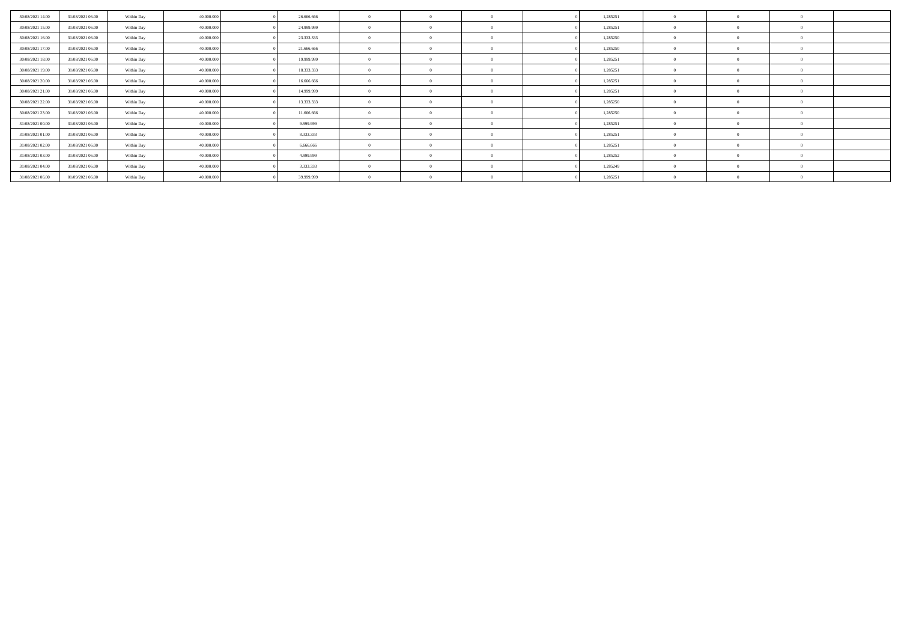| | | | | | | | | | | | | | | |
|---|---|---|---|---|---|---|---|---|---|---|---|---|---|---|
| 30/08/2021 14:00 | 31/08/2021 06:00 | Within Day | 40.000.000 | 0 | 26.666.666 | 0 | 0 | 0 | 0 | 1,285251 | 0 | 0 | 0 | |
| 30/08/2021 15:00 | 31/08/2021 06:00 | Within Day | 40.000.000 | 0 | 24.999.999 | 0 | 0 | 0 | 0 | 1,285251 | 0 | 0 | 0 | |
| 30/08/2021 16:00 | 31/08/2021 06:00 | Within Day | 40.000.000 | 0 | 23.333.333 | 0 | 0 | 0 | 0 | 1,285250 | 0 | 0 | 0 | |
| 30/08/2021 17:00 | 31/08/2021 06:00 | Within Day | 40.000.000 | 0 | 21.666.666 | 0 | 0 | 0 | 0 | 1,285250 | 0 | 0 | 0 | |
| 30/08/2021 18:00 | 31/08/2021 06:00 | Within Day | 40.000.000 | 0 | 19.999.999 | 0 | 0 | 0 | 0 | 1,285251 | 0 | 0 | 0 | |
| 30/08/2021 19:00 | 31/08/2021 06:00 | Within Day | 40.000.000 | 0 | 18.333.333 | 0 | 0 | 0 | 0 | 1,285251 | 0 | 0 | 0 | |
| 30/08/2021 20:00 | 31/08/2021 06:00 | Within Day | 40.000.000 | 0 | 16.666.666 | 0 | 0 | 0 | 0 | 1,285251 | 0 | 0 | 0 | |
| 30/08/2021 21:00 | 31/08/2021 06:00 | Within Day | 40.000.000 | 0 | 14.999.999 | 0 | 0 | 0 | 0 | 1,285251 | 0 | 0 | 0 | |
| 30/08/2021 22:00 | 31/08/2021 06:00 | Within Day | 40.000.000 | 0 | 13.333.333 | 0 | 0 | 0 | 0 | 1,285250 | 0 | 0 | 0 | |
| 30/08/2021 23:00 | 31/08/2021 06:00 | Within Day | 40.000.000 | 0 | 11.666.666 | 0 | 0 | 0 | 0 | 1,285250 | 0 | 0 | 0 | |
| 31/08/2021 00:00 | 31/08/2021 06:00 | Within Day | 40.000.000 | 0 | 9.999.999 | 0 | 0 | 0 | 0 | 1,285251 | 0 | 0 | 0 | |
| 31/08/2021 01:00 | 31/08/2021 06:00 | Within Day | 40.000.000 | 0 | 8.333.333 | 0 | 0 | 0 | 0 | 1,285251 | 0 | 0 | 0 | |
| 31/08/2021 02:00 | 31/08/2021 06:00 | Within Day | 40.000.000 | 0 | 6.666.666 | 0 | 0 | 0 | 0 | 1,285251 | 0 | 0 | 0 | |
| 31/08/2021 03:00 | 31/08/2021 06:00 | Within Day | 40.000.000 | 0 | 4.999.999 | 0 | 0 | 0 | 0 | 1,285252 | 0 | 0 | 0 | |
| 31/08/2021 04:00 | 31/08/2021 06:00 | Within Day | 40.000.000 | 0 | 3.333.333 | 0 | 0 | 0 | 0 | 1,285249 | 0 | 0 | 0 | |
| 31/08/2021 06:00 | 01/09/2021 06:00 | Within Day | 40.000.000 | 0 | 39.999.999 | 0 | 0 | 0 | 0 | 1,285251 | 0 | 0 | 0 | |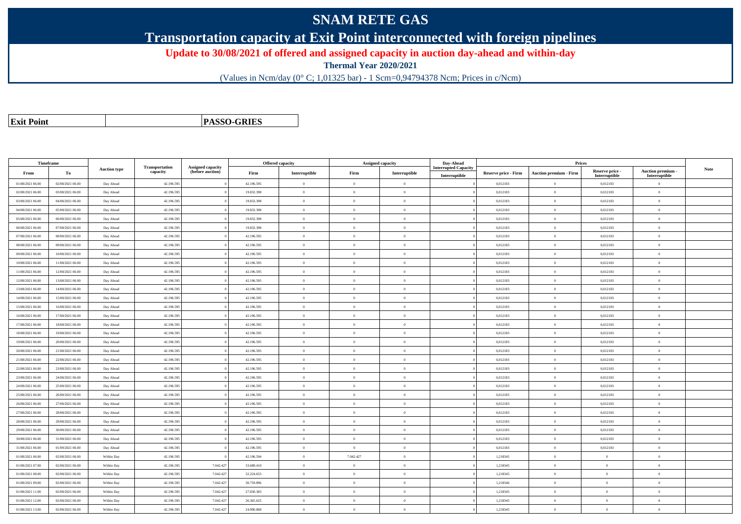# SNAM RETE GAS

## Transportation capacity at Exit Point interconnected with foreign pipelines

**Update to 30/08/2021 of offered and assigned capacity in auction day-ahead and within-day**

**Thermal Year 2020/2021**

(Values in Ncm/day (0° C; 1,01325 bar) - 1 Scm=0,94794378 Ncm; Prices in c/Ncm)

| **Exit Point** | | **PASSO-GRIES** |
|---|---|---|

| Timeframe | | Auction type | Transportation capacity | Assigned capacity (before auction) | Offered capacity | | Assigned capacity | | Day-Ahead Interrupted Capacity | Prices | | | | Note |
|---|---|---|---|---|---|---|---|---|---|---|---|---|---|---|
| From | To | | | | Firm | Interruptible | Firm | Interruptible | Interruptible | Reserve price - Firm | Auction premium - Firm | Reserve price - Interruptible | Auction premium - Interruptible | |
| 01/08/2021 06.00 | 02/08/2021 06.00 | Day Ahead | 42.196.595 | 0 | 42.196.595 | 0 | 0 | 0 | 0 | 0,012183 | 0 | 0,012183 | 0 | |
| 02/08/2021 06.00 | 03/08/2021 06.00 | Day Ahead | 42.196.595 | 0 | 19.832.398 | 0 | 0 | 0 | 0 | 0,012183 | 0 | 0,012183 | 0 | |
| 03/08/2021 06.00 | 04/08/2021 06.00 | Day Ahead | 42.196.595 | 0 | 19.832.398 | 0 | 0 | 0 | 0 | 0,012183 | 0 | 0,012183 | 0 | |
| 04/08/2021 06.00 | 05/08/2021 06.00 | Day Ahead | 42.196.595 | 0 | 19.832.398 | 0 | 0 | 0 | 0 | 0,012183 | 0 | 0,012183 | 0 | |
| 05/08/2021 06.00 | 06/08/2021 06.00 | Day Ahead | 42.196.595 | 0 | 19.832.398 | 0 | 0 | 0 | 0 | 0,012183 | 0 | 0,012183 | 0 | |
| 06/08/2021 06.00 | 07/08/2021 06.00 | Day Ahead | 42.196.595 | 0 | 19.832.398 | 0 | 0 | 0 | 0 | 0,012183 | 0 | 0,012183 | 0 | |
| 07/08/2021 06.00 | 08/08/2021 06.00 | Day Ahead | 42.196.595 | 0 | 42.196.595 | 0 | 0 | 0 | 0 | 0,012183 | 0 | 0,012183 | 0 | |
| 08/08/2021 06.00 | 09/08/2021 06.00 | Day Ahead | 42.196.595 | 0 | 42.196.595 | 0 | 0 | 0 | 0 | 0,012183 | 0 | 0,012183 | 0 | |
| 09/08/2021 06.00 | 10/08/2021 06.00 | Day Ahead | 42.196.595 | 0 | 42.196.595 | 0 | 0 | 0 | 0 | 0,012183 | 0 | 0,012183 | 0 | |
| 10/08/2021 06.00 | 11/08/2021 06.00 | Day Ahead | 42.196.595 | 0 | 42.196.595 | 0 | 0 | 0 | 0 | 0,012183 | 0 | 0,012183 | 0 | |
| 11/08/2021 06.00 | 12/08/2021 06.00 | Day Ahead | 42.196.595 | 0 | 42.196.595 | 0 | 0 | 0 | 0 | 0,012183 | 0 | 0,012183 | 0 | |
| 12/08/2021 06.00 | 13/08/2021 06.00 | Day Ahead | 42.196.595 | 0 | 42.196.595 | 0 | 0 | 0 | 0 | 0,012183 | 0 | 0,012183 | 0 | |
| 13/08/2021 06.00 | 14/08/2021 06.00 | Day Ahead | 42.196.595 | 0 | 42.196.595 | 0 | 0 | 0 | 0 | 0,012183 | 0 | 0,012183 | 0 | |
| 14/08/2021 06.00 | 15/08/2021 06.00 | Day Ahead | 42.196.595 | 0 | 42.196.595 | 0 | 0 | 0 | 0 | 0,012183 | 0 | 0,012183 | 0 | |
| 15/08/2021 06.00 | 16/08/2021 06.00 | Day Ahead | 42.196.595 | 0 | 42.196.595 | 0 | 0 | 0 | 0 | 0,012183 | 0 | 0,012183 | 0 | |
| 16/08/2021 06.00 | 17/08/2021 06.00 | Day Ahead | 42.196.595 | 0 | 42.196.595 | 0 | 0 | 0 | 0 | 0,012183 | 0 | 0,012183 | 0 | |
| 17/08/2021 06.00 | 18/08/2021 06.00 | Day Ahead | 42.196.595 | 0 | 42.196.595 | 0 | 0 | 0 | 0 | 0,012183 | 0 | 0,012183 | 0 | |
| 18/08/2021 06.00 | 19/08/2021 06.00 | Day Ahead | 42.196.595 | 0 | 42.196.595 | 0 | 0 | 0 | 0 | 0,012183 | 0 | 0,012183 | 0 | |
| 19/08/2021 06.00 | 20/08/2021 06.00 | Day Ahead | 42.196.595 | 0 | 42.196.595 | 0 | 0 | 0 | 0 | 0,012183 | 0 | 0,012183 | 0 | |
| 20/08/2021 06.00 | 21/08/2021 06.00 | Day Ahead | 42.196.595 | 0 | 42.196.595 | 0 | 0 | 0 | 0 | 0,012183 | 0 | 0,012183 | 0 | |
| 21/08/2021 06.00 | 22/08/2021 06.00 | Day Ahead | 42.196.595 | 0 | 42.196.595 | 0 | 0 | 0 | 0 | 0,012183 | 0 | 0,012183 | 0 | |
| 22/08/2021 06.00 | 23/08/2021 06.00 | Day Ahead | 42.196.595 | 0 | 42.196.595 | 0 | 0 | 0 | 0 | 0,012183 | 0 | 0,012183 | 0 | |
| 23/08/2021 06.00 | 24/08/2021 06.00 | Day Ahead | 42.196.595 | 0 | 42.196.595 | 0 | 0 | 0 | 0 | 0,012183 | 0 | 0,012183 | 0 | |
| 24/08/2021 06.00 | 25/08/2021 06.00 | Day Ahead | 42.196.595 | 0 | 42.196.595 | 0 | 0 | 0 | 0 | 0,012183 | 0 | 0,012183 | 0 | |
| 25/08/2021 06.00 | 26/08/2021 06.00 | Day Ahead | 42.196.595 | 0 | 42.196.595 | 0 | 0 | 0 | 0 | 0,012183 | 0 | 0,012183 | 0 | |
| 26/08/2021 06.00 | 27/08/2021 06.00 | Day Ahead | 42.196.595 | 0 | 42.196.595 | 0 | 0 | 0 | 0 | 0,012183 | 0 | 0,012183 | 0 | |
| 27/08/2021 06.00 | 28/08/2021 06.00 | Day Ahead | 42.196.595 | 0 | 42.196.595 | 0 | 0 | 0 | 0 | 0,012183 | 0 | 0,012183 | 0 | |
| 28/08/2021 06.00 | 29/08/2021 06.00 | Day Ahead | 42.196.595 | 0 | 42.196.595 | 0 | 0 | 0 | 0 | 0,012183 | 0 | 0,012183 | 0 | |
| 29/08/2021 06.00 | 30/08/2021 06.00 | Day Ahead | 42.196.595 | 0 | 42.196.595 | 0 | 0 | 0 | 0 | 0,012183 | 0 | 0,012183 | 0 | |
| 30/08/2021 06.00 | 31/08/2021 06.00 | Day Ahead | 42.196.595 | 0 | 42.196.595 | 0 | 0 | 0 | 0 | 0,012183 | 0 | 0,012183 | 0 | |
| 31/08/2021 06.00 | 01/09/2021 06.00 | Day Ahead | 42.196.595 | 0 | 42.196.595 | 0 | 0 | 0 | 0 | 0,012183 | 0 | 0,012183 | 0 | |
| 01/08/2021 06.00 | 02/08/2021 06.00 | Within Day | 42.196.595 | 0 | 42.196.594 | 0 | 7.042.427 | 0 | 0 | 1,218345 | 0 | 0 | 0 | |
| 01/08/2021 07.00 | 02/08/2021 06.00 | Within Day | 42.196.595 | 7.042.427 | 33.689.410 | 0 | 0 | 0 | 0 | 1,218345 | 0 | 0 | 0 | |
| 01/08/2021 08.00 | 02/08/2021 06.00 | Within Day | 42.196.595 | 7.042.427 | 32.224.653 | 0 | 0 | 0 | 0 | 1,218345 | 0 | 0 | 0 | |
| 01/08/2021 09.00 | 02/08/2021 06.00 | Within Day | 42.196.595 | 7.042.427 | 30.759.896 | 0 | 0 | 0 | 0 | 1,218346 | 0 | 0 | 0 | |
| 01/08/2021 11.00 | 02/08/2021 06.00 | Within Day | 42.196.595 | 7.042.427 | 27.830.383 | 0 | 0 | 0 | 0 | 1,218345 | 0 | 0 | 0 | |
| 01/08/2021 12.00 | 02/08/2021 06.00 | Within Day | 42.196.595 | 7.042.427 | 26.365.625 | 0 | 0 | 0 | 0 | 1,218345 | 0 | 0 | 0 | |
| 01/08/2021 13.00 | 02/08/2021 06.00 | Within Day | 42.196.595 | 7.042.427 | 24.900.868 | 0 | 0 | 0 | 0 | 1,218345 | 0 | 0 | 0 | |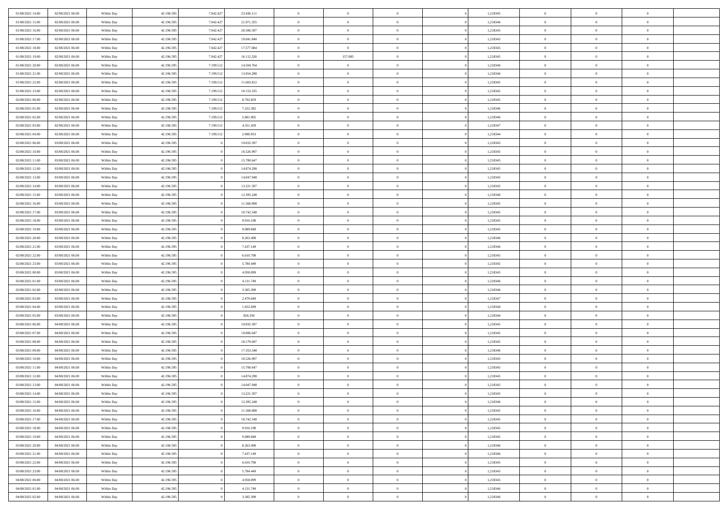| | | | | | | | | | | | | | | |
|---|---|---|---|---|---|---|---|---|---|---|---|---|---|---|
| 01/08/2021 14:00 | 02/08/2021 06:00 | Within Day | 42.196.595 | 7.042.427 | 23.436.111 | 0 | 0 | 0 | | 1,218345 | 0 | 0 | 0 | |
| 01/08/2021 15:00 | 02/08/2021 06:00 | Within Day | 42.196.595 | 7.042.427 | 21.971.355 | 0 | 0 | 0 | | 1,218346 | 0 | 0 | 0 | |
| 01/08/2021 16:00 | 02/08/2021 06:00 | Within Day | 42.196.595 | 7.042.427 | 20.506.597 | 0 | 0 | 0 | | 1,218345 | 0 | 0 | 0 | |
| 01/08/2021 17:00 | 02/08/2021 06:00 | Within Day | 42.196.595 | 7.042.427 | 19.041.840 | 0 | 0 | 0 | | 1,218345 | 0 | 0 | 0 | |
| 01/08/2021 18:00 | 02/08/2021 06:00 | Within Day | 42.196.595 | 7.042.427 | 17.577.084 | 0 | 0 | 0 | | 1,218345 | 0 | 0 | 0 | |
| 01/08/2021 19:00 | 02/08/2021 06:00 | Within Day | 42.196.595 | 7.042.427 | 16.112.326 | 0 | 157.085 | 0 | | 1,218345 | 0 | 0 | 0 | |
| 01/08/2021 20:00 | 02/08/2021 06:00 | Within Day | 42.196.595 | 7.199.512 | 14.504.764 | 0 | 0 | 0 | | 1,218346 | 0 | 0 | 0 | |
| 01/08/2021 21:00 | 02/08/2021 06:00 | Within Day | 42.196.595 | 7.199.512 | 13.054.288 | 0 | 0 | 0 | | 1,218346 | 0 | 0 | 0 | |
| 01/08/2021 22:00 | 02/08/2021 06:00 | Within Day | 42.196.595 | 7.199.512 | 11.603.812 | 0 | 0 | 0 | | 1,218345 | 0 | 0 | 0 | |
| 01/08/2021 23:00 | 02/08/2021 06:00 | Within Day | 42.196.595 | 7.199.512 | 10.153.335 | 0 | 0 | 0 | | 1,218345 | 0 | 0 | 0 | |
| 02/08/2021 00:00 | 02/08/2021 06:00 | Within Day | 42.196.595 | 7.199.512 | 8.702.859 | 0 | 0 | 0 | | 1,218345 | 0 | 0 | 0 | |
| 02/08/2021 01:00 | 02/08/2021 06:00 | Within Day | 42.196.595 | 7.199.512 | 7.252.382 | 0 | 0 | 0 | | 1,218346 | 0 | 0 | 0 | |
| 02/08/2021 02:00 | 02/08/2021 06:00 | Within Day | 42.196.595 | 7.199.512 | 5.801.905 | 0 | 0 | 0 | | 1,218346 | 0 | 0 | 0 | |
| 02/08/2021 03:00 | 02/08/2021 06:00 | Within Day | 42.196.595 | 7.199.512 | 4.351.429 | 0 | 0 | 0 | | 1,218347 | 0 | 0 | 0 | |
| 02/08/2021 04:00 | 02/08/2021 06:00 | Within Day | 42.196.595 | 7.199.512 | 2.900.953 | 0 | 0 | 0 | | 1,218344 | 0 | 0 | 0 | |
| 02/08/2021 06:00 | 03/08/2021 06:00 | Within Day | 42.196.595 | 0 | 19.832.397 | 0 | 0 | 0 | | 1,218345 | 0 | 0 | 0 | |
| 02/08/2021 10:00 | 03/08/2021 06:00 | Within Day | 42.196.595 | 0 | 16.526.997 | 0 | 0 | 0 | | 1,218345 | 0 | 0 | 0 | |
| 02/08/2021 11:00 | 03/08/2021 06:00 | Within Day | 42.196.595 | 0 | 15.700.647 | 0 | 0 | 0 | | 1,218345 | 0 | 0 | 0 | |
| 02/08/2021 12:00 | 03/08/2021 06:00 | Within Day | 42.196.595 | 0 | 14.874.298 | 0 | 0 | 0 | | 1,218345 | 0 | 0 | 0 | |
| 02/08/2021 13:00 | 03/08/2021 06:00 | Within Day | 42.196.595 | 0 | 14.047.948 | 0 | 0 | 0 | | 1,218345 | 0 | 0 | 0 | |
| 02/08/2021 14:00 | 03/08/2021 06:00 | Within Day | 42.196.595 | 0 | 13.221.597 | 0 | 0 | 0 | | 1,218345 | 0 | 0 | 0 | |
| 02/08/2021 15:00 | 03/08/2021 06:00 | Within Day | 42.196.595 | 0 | 12.395.248 | 0 | 0 | 0 | | 1,218346 | 0 | 0 | 0 | |
| 02/08/2021 16:00 | 03/08/2021 06:00 | Within Day | 42.196.595 | 0 | 11.568.898 | 0 | 0 | 0 | | 1,218345 | 0 | 0 | 0 | |
| 02/08/2021 17:00 | 03/08/2021 06:00 | Within Day | 42.196.595 | 0 | 10.742.548 | 0 | 0 | 0 | | 1,218345 | 0 | 0 | 0 | |
| 02/08/2021 18:00 | 03/08/2021 06:00 | Within Day | 42.196.595 | 0 | 9.916.198 | 0 | 0 | 0 | | 1,218345 | 0 | 0 | 0 | |
| 02/08/2021 19:00 | 03/08/2021 06:00 | Within Day | 42.196.595 | 0 | 9.089.848 | 0 | 0 | 0 | | 1,218345 | 0 | 0 | 0 | |
| 02/08/2021 20:00 | 03/08/2021 06:00 | Within Day | 42.196.595 | 0 | 8.263.498 | 0 | 0 | 0 | | 1,218346 | 0 | 0 | 0 | |
| 02/08/2021 21:00 | 03/08/2021 06:00 | Within Day | 42.196.595 | 0 | 7.437.149 | 0 | 0 | 0 | | 1,218346 | 0 | 0 | 0 | |
| 02/08/2021 22:00 | 03/08/2021 06:00 | Within Day | 42.196.595 | 0 | 6.610.798 | 0 | 0 | 0 | | 1,218345 | 0 | 0 | 0 | |
| 02/08/2021 23:00 | 03/08/2021 06:00 | Within Day | 42.196.595 | 0 | 5.784.449 | 0 | 0 | 0 | | 1,218345 | 0 | 0 | 0 | |
| 03/08/2021 00:00 | 03/08/2021 06:00 | Within Day | 42.196.595 | 0 | 4.958.099 | 0 | 0 | 0 | | 1,218345 | 0 | 0 | 0 | |
| 03/08/2021 01:00 | 03/08/2021 06:00 | Within Day | 42.196.595 | 0 | 4.131.749 | 0 | 0 | 0 | | 1,218346 | 0 | 0 | 0 | |
| 03/08/2021 02:00 | 03/08/2021 06:00 | Within Day | 42.196.595 | 0 | 3.305.399 | 0 | 0 | 0 | | 1,218346 | 0 | 0 | 0 | |
| 03/08/2021 03:00 | 03/08/2021 06:00 | Within Day | 42.196.595 | 0 | 2.479.049 | 0 | 0 | 0 | | 1,218347 | 0 | 0 | 0 | |
| 03/08/2021 04:00 | 03/08/2021 06:00 | Within Day | 42.196.595 | 0 | 1.652.699 | 0 | 0 | 0 | | 1,218344 | 0 | 0 | 0 | |
| 03/08/2021 05:00 | 03/08/2021 06:00 | Within Day | 42.196.595 | 0 | 826.350 | 0 | 0 | 0 | | 1,218344 | 0 | 0 | 0 | |
| 03/08/2021 06:00 | 04/08/2021 06:00 | Within Day | 42.196.595 | 0 | 19.832.397 | 0 | 0 | 0 | | 1,218345 | 0 | 0 | 0 | |
| 03/08/2021 07:00 | 04/08/2021 06:00 | Within Day | 42.196.595 | 0 | 19.006.047 | 0 | 0 | 0 | | 1,218345 | 0 | 0 | 0 | |
| 03/08/2021 08:00 | 04/08/2021 06:00 | Within Day | 42.196.595 | 0 | 18.179.697 | 0 | 0 | 0 | | 1,218345 | 0 | 0 | 0 | |
| 03/08/2021 09:00 | 04/08/2021 06:00 | Within Day | 42.196.595 | 0 | 17.353.348 | 0 | 0 | 0 | | 1,218346 | 0 | 0 | 0 | |
| 03/08/2021 10:00 | 04/08/2021 06:00 | Within Day | 42.196.595 | 0 | 16.526.997 | 0 | 0 | 0 | | 1,218345 | 0 | 0 | 0 | |
| 03/08/2021 11:00 | 04/08/2021 06:00 | Within Day | 42.196.595 | 0 | 15.700.647 | 0 | 0 | 0 | | 1,218345 | 0 | 0 | 0 | |
| 03/08/2021 12:00 | 04/08/2021 06:00 | Within Day | 42.196.595 | 0 | 14.874.298 | 0 | 0 | 0 | | 1,218345 | 0 | 0 | 0 | |
| 03/08/2021 13:00 | 04/08/2021 06:00 | Within Day | 42.196.595 | 0 | 14.047.948 | 0 | 0 | 0 | | 1,218345 | 0 | 0 | 0 | |
| 03/08/2021 14:00 | 04/08/2021 06:00 | Within Day | 42.196.595 | 0 | 13.221.597 | 0 | 0 | 0 | | 1,218345 | 0 | 0 | 0 | |
| 03/08/2021 15:00 | 04/08/2021 06:00 | Within Day | 42.196.595 | 0 | 12.395.248 | 0 | 0 | 0 | | 1,218346 | 0 | 0 | 0 | |
| 03/08/2021 16:00 | 04/08/2021 06:00 | Within Day | 42.196.595 | 0 | 11.568.898 | 0 | 0 | 0 | | 1,218345 | 0 | 0 | 0 | |
| 03/08/2021 17:00 | 04/08/2021 06:00 | Within Day | 42.196.595 | 0 | 10.742.548 | 0 | 0 | 0 | | 1,218345 | 0 | 0 | 0 | |
| 03/08/2021 18:00 | 04/08/2021 06:00 | Within Day | 42.196.595 | 0 | 9.916.198 | 0 | 0 | 0 | | 1,218345 | 0 | 0 | 0 | |
| 03/08/2021 19:00 | 04/08/2021 06:00 | Within Day | 42.196.595 | 0 | 9.089.848 | 0 | 0 | 0 | | 1,218345 | 0 | 0 | 0 | |
| 03/08/2021 20:00 | 04/08/2021 06:00 | Within Day | 42.196.595 | 0 | 8.263.498 | 0 | 0 | 0 | | 1,218346 | 0 | 0 | 0 | |
| 03/08/2021 21:00 | 04/08/2021 06:00 | Within Day | 42.196.595 | 0 | 7.437.149 | 0 | 0 | 0 | | 1,218346 | 0 | 0 | 0 | |
| 03/08/2021 22:00 | 04/08/2021 06:00 | Within Day | 42.196.595 | 0 | 6.610.798 | 0 | 0 | 0 | | 1,218345 | 0 | 0 | 0 | |
| 03/08/2021 23:00 | 04/08/2021 06:00 | Within Day | 42.196.595 | 0 | 5.784.449 | 0 | 0 | 0 | | 1,218345 | 0 | 0 | 0 | |
| 04/08/2021 00:00 | 04/08/2021 06:00 | Within Day | 42.196.595 | 0 | 4.958.099 | 0 | 0 | 0 | | 1,218345 | 0 | 0 | 0 | |
| 04/08/2021 01:00 | 04/08/2021 06:00 | Within Day | 42.196.595 | 0 | 4.131.749 | 0 | 0 | 0 | | 1,218346 | 0 | 0 | 0 | |
| 04/08/2021 02:00 | 04/08/2021 06:00 | Within Day | 42.196.595 | 0 | 3.305.399 | 0 | 0 | 0 | | 1,218346 | 0 | 0 | 0 | |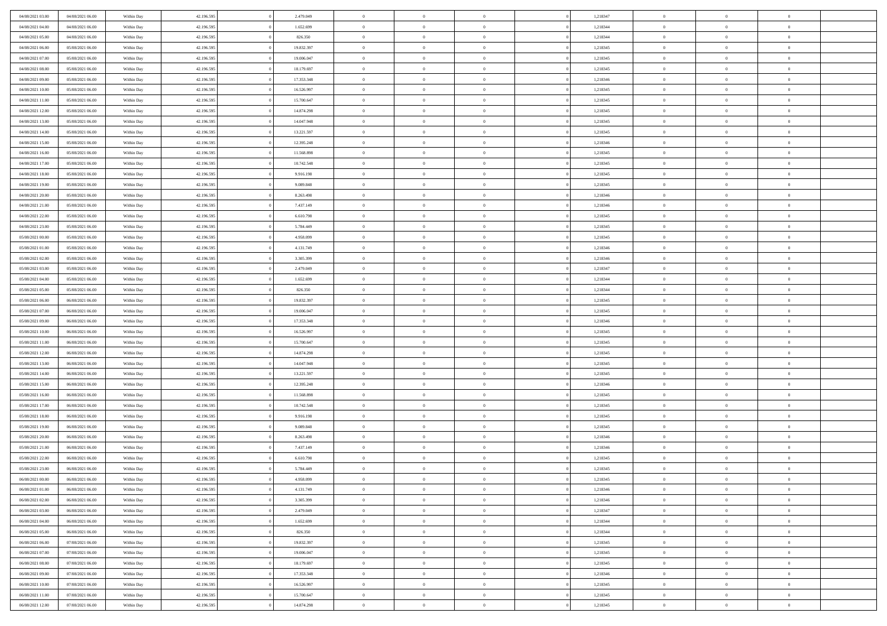| | | | | | | | | | | | | | | |
|---|---|---|---|---|---|---|---|---|---|---|---|---|---|---|
| 04/08/2021 03:00 | 04/08/2021 06:00 | Within Day | 42.196.595 | 0 | 2.479.049 | 0 | 0 | 0 | | 0 | 1,218347 | 0 | 0 | 0 |
| 04/08/2021 04:00 | 04/08/2021 06:00 | Within Day | 42.196.595 | 0 | 1.652.699 | 0 | 0 | 0 | | 0 | 1,218344 | 0 | 0 | 0 |
| 04/08/2021 05:00 | 04/08/2021 06:00 | Within Day | 42.196.595 | 0 | 826.350 | 0 | 0 | 0 | | 0 | 1,218344 | 0 | 0 | 0 |
| 04/08/2021 06:00 | 05/08/2021 06:00 | Within Day | 42.196.595 | 0 | 19.832.397 | 0 | 0 | 0 | | 0 | 1,218345 | 0 | 0 | 0 |
| 04/08/2021 07:00 | 05/08/2021 06:00 | Within Day | 42.196.595 | 0 | 19.006.047 | 0 | 0 | 0 | | 0 | 1,218345 | 0 | 0 | 0 |
| 04/08/2021 08:00 | 05/08/2021 06:00 | Within Day | 42.196.595 | 0 | 18.179.697 | 0 | 0 | 0 | | 0 | 1,218345 | 0 | 0 | 0 |
| 04/08/2021 09:00 | 05/08/2021 06:00 | Within Day | 42.196.595 | 0 | 17.353.348 | 0 | 0 | 0 | | 0 | 1,218346 | 0 | 0 | 0 |
| 04/08/2021 10:00 | 05/08/2021 06:00 | Within Day | 42.196.595 | 0 | 16.526.997 | 0 | 0 | 0 | | 0 | 1,218345 | 0 | 0 | 0 |
| 04/08/2021 11:00 | 05/08/2021 06:00 | Within Day | 42.196.595 | 0 | 15.700.647 | 0 | 0 | 0 | | 0 | 1,218345 | 0 | 0 | 0 |
| 04/08/2021 12:00 | 05/08/2021 06:00 | Within Day | 42.196.595 | 0 | 14.874.298 | 0 | 0 | 0 | | 0 | 1,218345 | 0 | 0 | 0 |
| 04/08/2021 13:00 | 05/08/2021 06:00 | Within Day | 42.196.595 | 0 | 14.047.948 | 0 | 0 | 0 | | 0 | 1,218345 | 0 | 0 | 0 |
| 04/08/2021 14:00 | 05/08/2021 06:00 | Within Day | 42.196.595 | 0 | 13.221.597 | 0 | 0 | 0 | | 0 | 1,218345 | 0 | 0 | 0 |
| 04/08/2021 15:00 | 05/08/2021 06:00 | Within Day | 42.196.595 | 0 | 12.395.248 | 0 | 0 | 0 | | 0 | 1,218346 | 0 | 0 | 0 |
| 04/08/2021 16:00 | 05/08/2021 06:00 | Within Day | 42.196.595 | 0 | 11.568.898 | 0 | 0 | 0 | | 0 | 1,218345 | 0 | 0 | 0 |
| 04/08/2021 17:00 | 05/08/2021 06:00 | Within Day | 42.196.595 | 0 | 10.742.548 | 0 | 0 | 0 | | 0 | 1,218345 | 0 | 0 | 0 |
| 04/08/2021 18:00 | 05/08/2021 06:00 | Within Day | 42.196.595 | 0 | 9.916.198 | 0 | 0 | 0 | | 0 | 1,218345 | 0 | 0 | 0 |
| 04/08/2021 19:00 | 05/08/2021 06:00 | Within Day | 42.196.595 | 0 | 9.089.848 | 0 | 0 | 0 | | 0 | 1,218345 | 0 | 0 | 0 |
| 04/08/2021 20:00 | 05/08/2021 06:00 | Within Day | 42.196.595 | 0 | 8.263.498 | 0 | 0 | 0 | | 0 | 1,218346 | 0 | 0 | 0 |
| 04/08/2021 21:00 | 05/08/2021 06:00 | Within Day | 42.196.595 | 0 | 7.437.149 | 0 | 0 | 0 | | 0 | 1,218346 | 0 | 0 | 0 |
| 04/08/2021 22:00 | 05/08/2021 06:00 | Within Day | 42.196.595 | 0 | 6.610.798 | 0 | 0 | 0 | | 0 | 1,218345 | 0 | 0 | 0 |
| 04/08/2021 23:00 | 05/08/2021 06:00 | Within Day | 42.196.595 | 0 | 5.784.449 | 0 | 0 | 0 | | 0 | 1,218345 | 0 | 0 | 0 |
| 05/08/2021 00:00 | 05/08/2021 06:00 | Within Day | 42.196.595 | 0 | 4.958.099 | 0 | 0 | 0 | | 0 | 1,218345 | 0 | 0 | 0 |
| 05/08/2021 01:00 | 05/08/2021 06:00 | Within Day | 42.196.595 | 0 | 4.131.749 | 0 | 0 | 0 | | 0 | 1,218346 | 0 | 0 | 0 |
| 05/08/2021 02:00 | 05/08/2021 06:00 | Within Day | 42.196.595 | 0 | 3.305.399 | 0 | 0 | 0 | | 0 | 1,218346 | 0 | 0 | 0 |
| 05/08/2021 03:00 | 05/08/2021 06:00 | Within Day | 42.196.595 | 0 | 2.479.049 | 0 | 0 | 0 | | 0 | 1,218347 | 0 | 0 | 0 |
| 05/08/2021 04:00 | 05/08/2021 06:00 | Within Day | 42.196.595 | 0 | 1.652.699 | 0 | 0 | 0 | | 0 | 1,218344 | 0 | 0 | 0 |
| 05/08/2021 05:00 | 05/08/2021 06:00 | Within Day | 42.196.595 | 0 | 826.350 | 0 | 0 | 0 | | 0 | 1,218344 | 0 | 0 | 0 |
| 05/08/2021 06:00 | 06/08/2021 06:00 | Within Day | 42.196.595 | 0 | 19.832.397 | 0 | 0 | 0 | | 0 | 1,218345 | 0 | 0 | 0 |
| 05/08/2021 07:00 | 06/08/2021 06:00 | Within Day | 42.196.595 | 0 | 19.006.047 | 0 | 0 | 0 | | 0 | 1,218345 | 0 | 0 | 0 |
| 05/08/2021 09:00 | 06/08/2021 06:00 | Within Day | 42.196.595 | 0 | 17.353.348 | 0 | 0 | 0 | | 0 | 1,218346 | 0 | 0 | 0 |
| 05/08/2021 10:00 | 06/08/2021 06:00 | Within Day | 42.196.595 | 0 | 16.526.997 | 0 | 0 | 0 | | 0 | 1,218345 | 0 | 0 | 0 |
| 05/08/2021 11:00 | 06/08/2021 06:00 | Within Day | 42.196.595 | 0 | 15.700.647 | 0 | 0 | 0 | | 0 | 1,218345 | 0 | 0 | 0 |
| 05/08/2021 12:00 | 06/08/2021 06:00 | Within Day | 42.196.595 | 0 | 14.874.298 | 0 | 0 | 0 | | 0 | 1,218345 | 0 | 0 | 0 |
| 05/08/2021 13:00 | 06/08/2021 06:00 | Within Day | 42.196.595 | 0 | 14.047.948 | 0 | 0 | 0 | | 0 | 1,218345 | 0 | 0 | 0 |
| 05/08/2021 14:00 | 06/08/2021 06:00 | Within Day | 42.196.595 | 0 | 13.221.597 | 0 | 0 | 0 | | 0 | 1,218345 | 0 | 0 | 0 |
| 05/08/2021 15:00 | 06/08/2021 06:00 | Within Day | 42.196.595 | 0 | 12.395.248 | 0 | 0 | 0 | | 0 | 1,218346 | 0 | 0 | 0 |
| 05/08/2021 16:00 | 06/08/2021 06:00 | Within Day | 42.196.595 | 0 | 11.568.898 | 0 | 0 | 0 | | 0 | 1,218345 | 0 | 0 | 0 |
| 05/08/2021 17:00 | 06/08/2021 06:00 | Within Day | 42.196.595 | 0 | 10.742.548 | 0 | 0 | 0 | | 0 | 1,218345 | 0 | 0 | 0 |
| 05/08/2021 18:00 | 06/08/2021 06:00 | Within Day | 42.196.595 | 0 | 9.916.198 | 0 | 0 | 0 | | 0 | 1,218345 | 0 | 0 | 0 |
| 05/08/2021 19:00 | 06/08/2021 06:00 | Within Day | 42.196.595 | 0 | 9.089.848 | 0 | 0 | 0 | | 0 | 1,218345 | 0 | 0 | 0 |
| 05/08/2021 20:00 | 06/08/2021 06:00 | Within Day | 42.196.595 | 0 | 8.263.498 | 0 | 0 | 0 | | 0 | 1,218346 | 0 | 0 | 0 |
| 05/08/2021 21:00 | 06/08/2021 06:00 | Within Day | 42.196.595 | 0 | 7.437.149 | 0 | 0 | 0 | | 0 | 1,218346 | 0 | 0 | 0 |
| 05/08/2021 22:00 | 06/08/2021 06:00 | Within Day | 42.196.595 | 0 | 6.610.798 | 0 | 0 | 0 | | 0 | 1,218345 | 0 | 0 | 0 |
| 05/08/2021 23:00 | 06/08/2021 06:00 | Within Day | 42.196.595 | 0 | 5.784.449 | 0 | 0 | 0 | | 0 | 1,218345 | 0 | 0 | 0 |
| 06/08/2021 00:00 | 06/08/2021 06:00 | Within Day | 42.196.595 | 0 | 4.958.099 | 0 | 0 | 0 | | 0 | 1,218345 | 0 | 0 | 0 |
| 06/08/2021 01:00 | 06/08/2021 06:00 | Within Day | 42.196.595 | 0 | 4.131.749 | 0 | 0 | 0 | | 0 | 1,218346 | 0 | 0 | 0 |
| 06/08/2021 02:00 | 06/08/2021 06:00 | Within Day | 42.196.595 | 0 | 3.305.399 | 0 | 0 | 0 | | 0 | 1,218346 | 0 | 0 | 0 |
| 06/08/2021 03:00 | 06/08/2021 06:00 | Within Day | 42.196.595 | 0 | 2.479.049 | 0 | 0 | 0 | | 0 | 1,218347 | 0 | 0 | 0 |
| 06/08/2021 04:00 | 06/08/2021 06:00 | Within Day | 42.196.595 | 0 | 1.652.699 | 0 | 0 | 0 | | 0 | 1,218344 | 0 | 0 | 0 |
| 06/08/2021 05:00 | 06/08/2021 06:00 | Within Day | 42.196.595 | 0 | 826.350 | 0 | 0 | 0 | | 0 | 1,218344 | 0 | 0 | 0 |
| 06/08/2021 06:00 | 07/08/2021 06:00 | Within Day | 42.196.595 | 0 | 19.832.397 | 0 | 0 | 0 | | 0 | 1,218345 | 0 | 0 | 0 |
| 06/08/2021 07:00 | 07/08/2021 06:00 | Within Day | 42.196.595 | 0 | 19.006.047 | 0 | 0 | 0 | | 0 | 1,218345 | 0 | 0 | 0 |
| 06/08/2021 08:00 | 07/08/2021 06:00 | Within Day | 42.196.595 | 0 | 18.179.697 | 0 | 0 | 0 | | 0 | 1,218345 | 0 | 0 | 0 |
| 06/08/2021 09:00 | 07/08/2021 06:00 | Within Day | 42.196.595 | 0 | 17.353.348 | 0 | 0 | 0 | | 0 | 1,218346 | 0 | 0 | 0 |
| 06/08/2021 10:00 | 07/08/2021 06:00 | Within Day | 42.196.595 | 0 | 16.526.997 | 0 | 0 | 0 | | 0 | 1,218345 | 0 | 0 | 0 |
| 06/08/2021 11:00 | 07/08/2021 06:00 | Within Day | 42.196.595 | 0 | 15.700.647 | 0 | 0 | 0 | | 0 | 1,218345 | 0 | 0 | 0 |
| 06/08/2021 12:00 | 07/08/2021 06:00 | Within Day | 42.196.595 | 0 | 14.874.298 | 0 | 0 | 0 | | 0 | 1,218345 | 0 | 0 | 0 |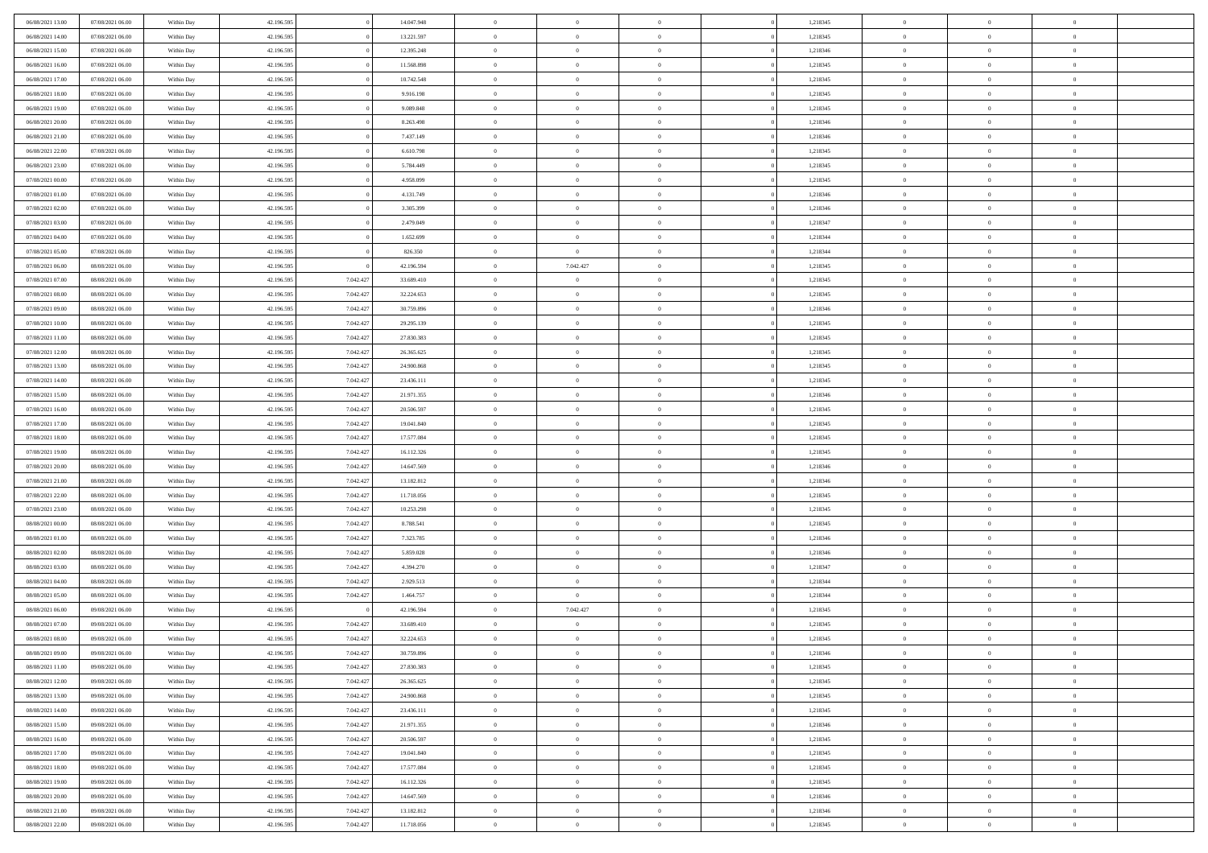| 06/08/2021 13.00 | 07/08/2021 06.00 | Within Day | 42.196.595 | 0 | 14.047.948 | 0 | 0 | 0 | | 1,218345 | 0 | 0 | 0 | |
|---|---|---|---|---|---|---|---|---|---|---|---|---|---|---|
| 06/08/2021 14.00 | 07/08/2021 06.00 | Within Day | 42.196.595 | 0 | 13.221.597 | 0 | 0 | 0 | | 1,218345 | 0 | 0 | 0 | |
| 06/08/2021 15.00 | 07/08/2021 06.00 | Within Day | 42.196.595 | 0 | 12.395.248 | 0 | 0 | 0 | | 1,218346 | 0 | 0 | 0 | |
| 06/08/2021 16.00 | 07/08/2021 06.00 | Within Day | 42.196.595 | 0 | 11.568.898 | 0 | 0 | 0 | | 1,218345 | 0 | 0 | 0 | |
| 06/08/2021 17.00 | 07/08/2021 06.00 | Within Day | 42.196.595 | 0 | 10.742.548 | 0 | 0 | 0 | | 1,218345 | 0 | 0 | 0 | |
| 06/08/2021 18.00 | 07/08/2021 06.00 | Within Day | 42.196.595 | 0 | 9.916.198 | 0 | 0 | 0 | | 1,218345 | 0 | 0 | 0 | |
| 06/08/2021 19.00 | 07/08/2021 06.00 | Within Day | 42.196.595 | 0 | 9.089.848 | 0 | 0 | 0 | | 1,218345 | 0 | 0 | 0 | |
| 06/08/2021 20.00 | 07/08/2021 06.00 | Within Day | 42.196.595 | 0 | 8.263.498 | 0 | 0 | 0 | | 1,218346 | 0 | 0 | 0 | |
| 06/08/2021 21.00 | 07/08/2021 06.00 | Within Day | 42.196.595 | 0 | 7.437.149 | 0 | 0 | 0 | | 1,218346 | 0 | 0 | 0 | |
| 06/08/2021 22.00 | 07/08/2021 06.00 | Within Day | 42.196.595 | 0 | 6.610.798 | 0 | 0 | 0 | | 1,218345 | 0 | 0 | 0 | |
| 06/08/2021 23.00 | 07/08/2021 06.00 | Within Day | 42.196.595 | 0 | 5.784.449 | 0 | 0 | 0 | | 1,218345 | 0 | 0 | 0 | |
| 07/08/2021 00.00 | 07/08/2021 06.00 | Within Day | 42.196.595 | 0 | 4.958.099 | 0 | 0 | 0 | | 1,218345 | 0 | 0 | 0 | |
| 07/08/2021 01.00 | 07/08/2021 06.00 | Within Day | 42.196.595 | 0 | 4.131.749 | 0 | 0 | 0 | | 1,218346 | 0 | 0 | 0 | |
| 07/08/2021 02.00 | 07/08/2021 06.00 | Within Day | 42.196.595 | 0 | 3.305.399 | 0 | 0 | 0 | | 1,218346 | 0 | 0 | 0 | |
| 07/08/2021 03.00 | 07/08/2021 06.00 | Within Day | 42.196.595 | 0 | 2.479.049 | 0 | 0 | 0 | | 1,218347 | 0 | 0 | 0 | |
| 07/08/2021 04.00 | 07/08/2021 06.00 | Within Day | 42.196.595 | 0 | 1.652.699 | 0 | 0 | 0 | | 1,218344 | 0 | 0 | 0 | |
| 07/08/2021 05.00 | 07/08/2021 06.00 | Within Day | 42.196.595 | 0 | 826.350 | 0 | 0 | 0 | | 1,218344 | 0 | 0 | 0 | |
| 07/08/2021 06.00 | 08/08/2021 06.00 | Within Day | 42.196.595 | 0 | 42.196.594 | 0 | 7.042.427 | 0 | | 1,218345 | 0 | 0 | 0 | |
| 07/08/2021 07.00 | 08/08/2021 06.00 | Within Day | 42.196.595 | 7.042.427 | 33.689.410 | 0 | 0 | 0 | | 1,218345 | 0 | 0 | 0 | |
| 07/08/2021 08.00 | 08/08/2021 06.00 | Within Day | 42.196.595 | 7.042.427 | 32.224.653 | 0 | 0 | 0 | | 1,218345 | 0 | 0 | 0 | |
| 07/08/2021 09.00 | 08/08/2021 06.00 | Within Day | 42.196.595 | 7.042.427 | 30.759.896 | 0 | 0 | 0 | | 1,218346 | 0 | 0 | 0 | |
| 07/08/2021 10.00 | 08/08/2021 06.00 | Within Day | 42.196.595 | 7.042.427 | 29.295.139 | 0 | 0 | 0 | | 1,218345 | 0 | 0 | 0 | |
| 07/08/2021 11.00 | 08/08/2021 06.00 | Within Day | 42.196.595 | 7.042.427 | 27.830.383 | 0 | 0 | 0 | | 1,218345 | 0 | 0 | 0 | |
| 07/08/2021 12.00 | 08/08/2021 06.00 | Within Day | 42.196.595 | 7.042.427 | 26.365.625 | 0 | 0 | 0 | | 1,218345 | 0 | 0 | 0 | |
| 07/08/2021 13.00 | 08/08/2021 06.00 | Within Day | 42.196.595 | 7.042.427 | 24.900.868 | 0 | 0 | 0 | | 1,218345 | 0 | 0 | 0 | |
| 07/08/2021 14.00 | 08/08/2021 06.00 | Within Day | 42.196.595 | 7.042.427 | 23.436.111 | 0 | 0 | 0 | | 1,218345 | 0 | 0 | 0 | |
| 07/08/2021 15.00 | 08/08/2021 06.00 | Within Day | 42.196.595 | 7.042.427 | 21.971.355 | 0 | 0 | 0 | | 1,218346 | 0 | 0 | 0 | |
| 07/08/2021 16.00 | 08/08/2021 06.00 | Within Day | 42.196.595 | 7.042.427 | 20.506.597 | 0 | 0 | 0 | | 1,218345 | 0 | 0 | 0 | |
| 07/08/2021 17.00 | 08/08/2021 06.00 | Within Day | 42.196.595 | 7.042.427 | 19.041.840 | 0 | 0 | 0 | | 1,218345 | 0 | 0 | 0 | |
| 07/08/2021 18.00 | 08/08/2021 06.00 | Within Day | 42.196.595 | 7.042.427 | 17.577.084 | 0 | 0 | 0 | | 1,218345 | 0 | 0 | 0 | |
| 07/08/2021 19.00 | 08/08/2021 06.00 | Within Day | 42.196.595 | 7.042.427 | 16.112.326 | 0 | 0 | 0 | | 1,218345 | 0 | 0 | 0 | |
| 07/08/2021 20.00 | 08/08/2021 06.00 | Within Day | 42.196.595 | 7.042.427 | 14.647.569 | 0 | 0 | 0 | | 1,218346 | 0 | 0 | 0 | |
| 07/08/2021 21.00 | 08/08/2021 06.00 | Within Day | 42.196.595 | 7.042.427 | 13.182.812 | 0 | 0 | 0 | | 1,218346 | 0 | 0 | 0 | |
| 07/08/2021 22.00 | 08/08/2021 06.00 | Within Day | 42.196.595 | 7.042.427 | 11.718.056 | 0 | 0 | 0 | | 1,218345 | 0 | 0 | 0 | |
| 07/08/2021 23.00 | 08/08/2021 06.00 | Within Day | 42.196.595 | 7.042.427 | 10.253.298 | 0 | 0 | 0 | | 1,218345 | 0 | 0 | 0 | |
| 08/08/2021 00.00 | 08/08/2021 06.00 | Within Day | 42.196.595 | 7.042.427 | 8.788.541 | 0 | 0 | 0 | | 1,218345 | 0 | 0 | 0 | |
| 08/08/2021 01.00 | 08/08/2021 06.00 | Within Day | 42.196.595 | 7.042.427 | 7.323.785 | 0 | 0 | 0 | | 1,218346 | 0 | 0 | 0 | |
| 08/08/2021 02.00 | 08/08/2021 06.00 | Within Day | 42.196.595 | 7.042.427 | 5.859.028 | 0 | 0 | 0 | | 1,218346 | 0 | 0 | 0 | |
| 08/08/2021 03.00 | 08/08/2021 06.00 | Within Day | 42.196.595 | 7.042.427 | 4.394.270 | 0 | 0 | 0 | | 1,218347 | 0 | 0 | 0 | |
| 08/08/2021 04.00 | 08/08/2021 06.00 | Within Day | 42.196.595 | 7.042.427 | 2.929.513 | 0 | 0 | 0 | | 1,218344 | 0 | 0 | 0 | |
| 08/08/2021 05.00 | 08/08/2021 06.00 | Within Day | 42.196.595 | 7.042.427 | 1.464.757 | 0 | 0 | 0 | | 1,218344 | 0 | 0 | 0 | |
| 08/08/2021 06.00 | 09/08/2021 06.00 | Within Day | 42.196.595 | 0 | 42.196.594 | 0 | 7.042.427 | 0 | | 1,218345 | 0 | 0 | 0 | |
| 08/08/2021 07.00 | 09/08/2021 06.00 | Within Day | 42.196.595 | 7.042.427 | 33.689.410 | 0 | 0 | 0 | | 1,218345 | 0 | 0 | 0 | |
| 08/08/2021 08.00 | 09/08/2021 06.00 | Within Day | 42.196.595 | 7.042.427 | 32.224.653 | 0 | 0 | 0 | | 1,218345 | 0 | 0 | 0 | |
| 08/08/2021 09.00 | 09/08/2021 06.00 | Within Day | 42.196.595 | 7.042.427 | 30.759.896 | 0 | 0 | 0 | | 1,218346 | 0 | 0 | 0 | |
| 08/08/2021 11.00 | 09/08/2021 06.00 | Within Day | 42.196.595 | 7.042.427 | 27.830.383 | 0 | 0 | 0 | | 1,218345 | 0 | 0 | 0 | |
| 08/08/2021 12.00 | 09/08/2021 06.00 | Within Day | 42.196.595 | 7.042.427 | 26.365.625 | 0 | 0 | 0 | | 1,218345 | 0 | 0 | 0 | |
| 08/08/2021 13.00 | 09/08/2021 06.00 | Within Day | 42.196.595 | 7.042.427 | 24.900.868 | 0 | 0 | 0 | | 1,218345 | 0 | 0 | 0 | |
| 08/08/2021 14.00 | 09/08/2021 06.00 | Within Day | 42.196.595 | 7.042.427 | 23.436.111 | 0 | 0 | 0 | | 1,218345 | 0 | 0 | 0 | |
| 08/08/2021 15.00 | 09/08/2021 06.00 | Within Day | 42.196.595 | 7.042.427 | 21.971.355 | 0 | 0 | 0 | | 1,218346 | 0 | 0 | 0 | |
| 08/08/2021 16.00 | 09/08/2021 06.00 | Within Day | 42.196.595 | 7.042.427 | 20.506.597 | 0 | 0 | 0 | | 1,218345 | 0 | 0 | 0 | |
| 08/08/2021 17.00 | 09/08/2021 06.00 | Within Day | 42.196.595 | 7.042.427 | 19.041.840 | 0 | 0 | 0 | | 1,218345 | 0 | 0 | 0 | |
| 08/08/2021 18.00 | 09/08/2021 06.00 | Within Day | 42.196.595 | 7.042.427 | 17.577.084 | 0 | 0 | 0 | | 1,218345 | 0 | 0 | 0 | |
| 08/08/2021 19.00 | 09/08/2021 06.00 | Within Day | 42.196.595 | 7.042.427 | 16.112.326 | 0 | 0 | 0 | | 1,218345 | 0 | 0 | 0 | |
| 08/08/2021 20.00 | 09/08/2021 06.00 | Within Day | 42.196.595 | 7.042.427 | 14.647.569 | 0 | 0 | 0 | | 1,218346 | 0 | 0 | 0 | |
| 08/08/2021 21.00 | 09/08/2021 06.00 | Within Day | 42.196.595 | 7.042.427 | 13.182.812 | 0 | 0 | 0 | | 1,218346 | 0 | 0 | 0 | |
| 08/08/2021 22.00 | 09/08/2021 06.00 | Within Day | 42.196.595 | 7.042.427 | 11.718.056 | 0 | 0 | 0 | | 1,218345 | 0 | 0 | 0 | |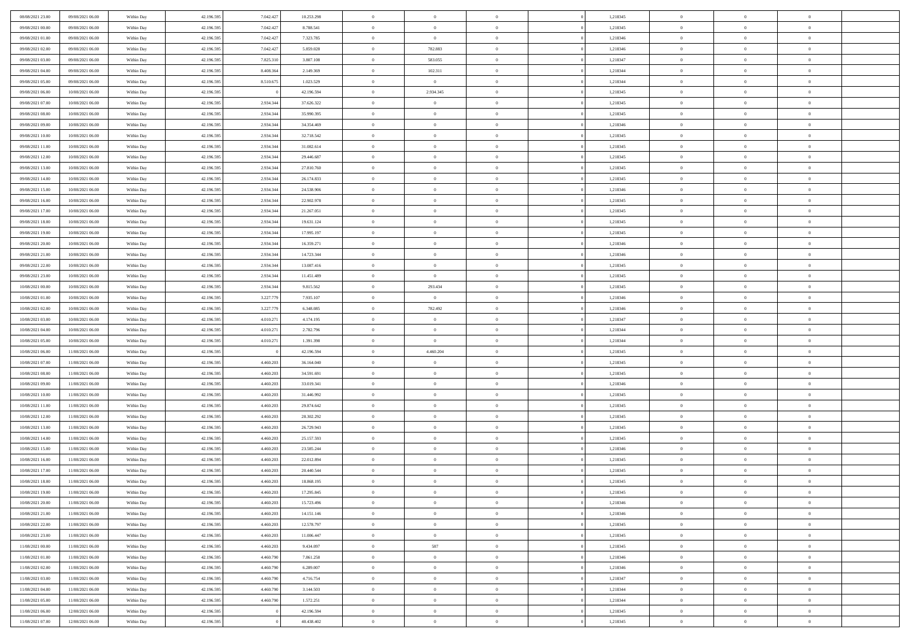| | | | | | | | | | | | | | | |
|---|---|---|---|---|---|---|---|---|---|---|---|---|---|---|
| 08/08/2021 23:00 | 09/08/2021 06:00 | Within Day | 42.196.595 | 7.042.427 | 10.253.298 | 0 | 0 | 0 | | 1,218345 | 0 | 0 | 0 | |
| 09/08/2021 00:00 | 09/08/2021 06:00 | Within Day | 42.196.595 | 7.042.427 | 8.788.541 | 0 | 0 | 0 | | 1,218345 | 0 | 0 | 0 | |
| 09/08/2021 01:00 | 09/08/2021 06:00 | Within Day | 42.196.595 | 7.042.427 | 7.323.785 | 0 | 0 | 0 | | 1,218346 | 0 | 0 | 0 | |
| 09/08/2021 02:00 | 09/08/2021 06:00 | Within Day | 42.196.595 | 7.042.427 | 5.859.028 | 0 | 782.883 | 0 | | 1,218346 | 0 | 0 | 0 | |
| 09/08/2021 03:00 | 09/08/2021 06:00 | Within Day | 42.196.595 | 7.825.310 | 3.807.108 | 0 | 583.055 | 0 | | 1,218347 | 0 | 0 | 0 | |
| 09/08/2021 04:00 | 09/08/2021 06:00 | Within Day | 42.196.595 | 8.408.364 | 2.149.369 | 0 | 102.311 | 0 | | 1,218344 | 0 | 0 | 0 | |
| 09/08/2021 05:00 | 09/08/2021 06:00 | Within Day | 42.196.595 | 8.510.675 | 1.023.529 | 0 | 0 | 0 | | 1,218344 | 0 | 0 | 0 | |
| 09/08/2021 06:00 | 10/08/2021 06:00 | Within Day | 42.196.595 | 0 | 42.196.594 | 0 | 2.934.345 | 0 | | 1,218345 | 0 | 0 | 0 | |
| 09/08/2021 07:00 | 10/08/2021 06:00 | Within Day | 42.196.595 | 2.934.344 | 37.626.322 | 0 | 0 | 0 | | 1,218345 | 0 | 0 | 0 | |
| 09/08/2021 08:00 | 10/08/2021 06:00 | Within Day | 42.196.595 | 2.934.344 | 35.990.395 | 0 | 0 | 0 | | 1,218345 | 0 | 0 | 0 | |
| 09/08/2021 09:00 | 10/08/2021 06:00 | Within Day | 42.196.595 | 2.934.344 | 34.354.469 | 0 | 0 | 0 | | 1,218346 | 0 | 0 | 0 | |
| 09/08/2021 10:00 | 10/08/2021 06:00 | Within Day | 42.196.595 | 2.934.344 | 32.718.542 | 0 | 0 | 0 | | 1,218345 | 0 | 0 | 0 | |
| 09/08/2021 11:00 | 10/08/2021 06:00 | Within Day | 42.196.595 | 2.934.344 | 31.082.614 | 0 | 0 | 0 | | 1,218345 | 0 | 0 | 0 | |
| 09/08/2021 12:00 | 10/08/2021 06:00 | Within Day | 42.196.595 | 2.934.344 | 29.446.687 | 0 | 0 | 0 | | 1,218345 | 0 | 0 | 0 | |
| 09/08/2021 13:00 | 10/08/2021 06:00 | Within Day | 42.196.595 | 2.934.344 | 27.810.760 | 0 | 0 | 0 | | 1,218345 | 0 | 0 | 0 | |
| 09/08/2021 14:00 | 10/08/2021 06:00 | Within Day | 42.196.595 | 2.934.344 | 26.174.833 | 0 | 0 | 0 | | 1,218345 | 0 | 0 | 0 | |
| 09/08/2021 15:00 | 10/08/2021 06:00 | Within Day | 42.196.595 | 2.934.344 | 24.538.906 | 0 | 0 | 0 | | 1,218346 | 0 | 0 | 0 | |
| 09/08/2021 16:00 | 10/08/2021 06:00 | Within Day | 42.196.595 | 2.934.344 | 22.902.978 | 0 | 0 | 0 | | 1,218345 | 0 | 0 | 0 | |
| 09/08/2021 17:00 | 10/08/2021 06:00 | Within Day | 42.196.595 | 2.934.344 | 21.267.051 | 0 | 0 | 0 | | 1,218345 | 0 | 0 | 0 | |
| 09/08/2021 18:00 | 10/08/2021 06:00 | Within Day | 42.196.595 | 2.934.344 | 19.631.124 | 0 | 0 | 0 | | 1,218345 | 0 | 0 | 0 | |
| 09/08/2021 19:00 | 10/08/2021 06:00 | Within Day | 42.196.595 | 2.934.344 | 17.995.197 | 0 | 0 | 0 | | 1,218345 | 0 | 0 | 0 | |
| 09/08/2021 20:00 | 10/08/2021 06:00 | Within Day | 42.196.595 | 2.934.344 | 16.359.271 | 0 | 0 | 0 | | 1,218346 | 0 | 0 | 0 | |
| 09/08/2021 21:00 | 10/08/2021 06:00 | Within Day | 42.196.595 | 2.934.344 | 14.723.344 | 0 | 0 | 0 | | 1,218346 | 0 | 0 | 0 | |
| 09/08/2021 22:00 | 10/08/2021 06:00 | Within Day | 42.196.595 | 2.934.344 | 13.087.416 | 0 | 0 | 0 | | 1,218345 | 0 | 0 | 0 | |
| 09/08/2021 23:00 | 10/08/2021 06:00 | Within Day | 42.196.595 | 2.934.344 | 11.451.489 | 0 | 0 | 0 | | 1,218345 | 0 | 0 | 0 | |
| 10/08/2021 00:00 | 10/08/2021 06:00 | Within Day | 42.196.595 | 2.934.344 | 9.815.562 | 0 | 293.434 | 0 | | 1,218345 | 0 | 0 | 0 | |
| 10/08/2021 01:00 | 10/08/2021 06:00 | Within Day | 42.196.595 | 3.227.779 | 7.935.107 | 0 | 0 | 0 | | 1,218346 | 0 | 0 | 0 | |
| 10/08/2021 02:00 | 10/08/2021 06:00 | Within Day | 42.196.595 | 3.227.779 | 6.348.085 | 0 | 782.492 | 0 | | 1,218346 | 0 | 0 | 0 | |
| 10/08/2021 03:00 | 10/08/2021 06:00 | Within Day | 42.196.595 | 4.010.271 | 4.174.195 | 0 | 0 | 0 | | 1,218347 | 0 | 0 | 0 | |
| 10/08/2021 04:00 | 10/08/2021 06:00 | Within Day | 42.196.595 | 4.010.271 | 2.782.796 | 0 | 0 | 0 | | 1,218344 | 0 | 0 | 0 | |
| 10/08/2021 05:00 | 10/08/2021 06:00 | Within Day | 42.196.595 | 4.010.271 | 1.391.398 | 0 | 0 | 0 | | 1,218344 | 0 | 0 | 0 | |
| 10/08/2021 06:00 | 11/08/2021 06:00 | Within Day | 42.196.595 | 0 | 42.196.594 | 0 | 4.460.204 | 0 | | 1,218345 | 0 | 0 | 0 | |
| 10/08/2021 07:00 | 11/08/2021 06:00 | Within Day | 42.196.595 | 4.460.203 | 36.164.040 | 0 | 0 | 0 | | 1,218345 | 0 | 0 | 0 | |
| 10/08/2021 08:00 | 11/08/2021 06:00 | Within Day | 42.196.595 | 4.460.203 | 34.591.691 | 0 | 0 | 0 | | 1,218345 | 0 | 0 | 0 | |
| 10/08/2021 09:00 | 11/08/2021 06:00 | Within Day | 42.196.595 | 4.460.203 | 33.019.341 | 0 | 0 | 0 | | 1,218346 | 0 | 0 | 0 | |
| 10/08/2021 10:00 | 11/08/2021 06:00 | Within Day | 42.196.595 | 4.460.203 | 31.446.992 | 0 | 0 | 0 | | 1,218345 | 0 | 0 | 0 | |
| 10/08/2021 11:00 | 11/08/2021 06:00 | Within Day | 42.196.595 | 4.460.203 | 29.874.642 | 0 | 0 | 0 | | 1,218345 | 0 | 0 | 0 | |
| 10/08/2021 12:00 | 11/08/2021 06:00 | Within Day | 42.196.595 | 4.460.203 | 28.302.292 | 0 | 0 | 0 | | 1,218345 | 0 | 0 | 0 | |
| 10/08/2021 13:00 | 11/08/2021 06:00 | Within Day | 42.196.595 | 4.460.203 | 26.729.943 | 0 | 0 | 0 | | 1,218345 | 0 | 0 | 0 | |
| 10/08/2021 14:00 | 11/08/2021 06:00 | Within Day | 42.196.595 | 4.460.203 | 25.157.593 | 0 | 0 | 0 | | 1,218345 | 0 | 0 | 0 | |
| 10/08/2021 15:00 | 11/08/2021 06:00 | Within Day | 42.196.595 | 4.460.203 | 23.585.244 | 0 | 0 | 0 | | 1,218346 | 0 | 0 | 0 | |
| 10/08/2021 16:00 | 11/08/2021 06:00 | Within Day | 42.196.595 | 4.460.203 | 22.012.894 | 0 | 0 | 0 | | 1,218345 | 0 | 0 | 0 | |
| 10/08/2021 17:00 | 11/08/2021 06:00 | Within Day | 42.196.595 | 4.460.203 | 20.440.544 | 0 | 0 | 0 | | 1,218345 | 0 | 0 | 0 | |
| 10/08/2021 18:00 | 11/08/2021 06:00 | Within Day | 42.196.595 | 4.460.203 | 18.868.195 | 0 | 0 | 0 | | 1,218345 | 0 | 0 | 0 | |
| 10/08/2021 19:00 | 11/08/2021 06:00 | Within Day | 42.196.595 | 4.460.203 | 17.295.845 | 0 | 0 | 0 | | 1,218345 | 0 | 0 | 0 | |
| 10/08/2021 20:00 | 11/08/2021 06:00 | Within Day | 42.196.595 | 4.460.203 | 15.723.496 | 0 | 0 | 0 | | 1,218346 | 0 | 0 | 0 | |
| 10/08/2021 21:00 | 11/08/2021 06:00 | Within Day | 42.196.595 | 4.460.203 | 14.151.146 | 0 | 0 | 0 | | 1,218346 | 0 | 0 | 0 | |
| 10/08/2021 22:00 | 11/08/2021 06:00 | Within Day | 42.196.595 | 4.460.203 | 12.578.797 | 0 | 0 | 0 | | 1,218345 | 0 | 0 | 0 | |
| 10/08/2021 23:00 | 11/08/2021 06:00 | Within Day | 42.196.595 | 4.460.203 | 11.006.447 | 0 | 0 | 0 | | 1,218345 | 0 | 0 | 0 | |
| 11/08/2021 00:00 | 11/08/2021 06:00 | Within Day | 42.196.595 | 4.460.203 | 9.434.097 | 0 | 587 | 0 | | 1,218345 | 0 | 0 | 0 | |
| 11/08/2021 01:00 | 11/08/2021 06:00 | Within Day | 42.196.595 | 4.460.790 | 7.861.258 | 0 | 0 | 0 | | 1,218346 | 0 | 0 | 0 | |
| 11/08/2021 02:00 | 11/08/2021 06:00 | Within Day | 42.196.595 | 4.460.790 | 6.289.007 | 0 | 0 | 0 | | 1,218346 | 0 | 0 | 0 | |
| 11/08/2021 03:00 | 11/08/2021 06:00 | Within Day | 42.196.595 | 4.460.790 | 4.716.754 | 0 | 0 | 0 | | 1,218347 | 0 | 0 | 0 | |
| 11/08/2021 04:00 | 11/08/2021 06:00 | Within Day | 42.196.595 | 4.460.790 | 3.144.503 | 0 | 0 | 0 | | 1,218344 | 0 | 0 | 0 | |
| 11/08/2021 05:00 | 11/08/2021 06:00 | Within Day | 42.196.595 | 4.460.790 | 1.572.251 | 0 | 0 | 0 | | 1,218344 | 0 | 0 | 0 | |
| 11/08/2021 06:00 | 12/08/2021 06:00 | Within Day | 42.196.595 | 0 | 42.196.594 | 0 | 0 | 0 | | 1,218345 | 0 | 0 | 0 | |
| 11/08/2021 07:00 | 12/08/2021 06:00 | Within Day | 42.196.595 | 0 | 40.438.402 | 0 | 0 | 0 | | 1,218345 | 0 | 0 | 0 | |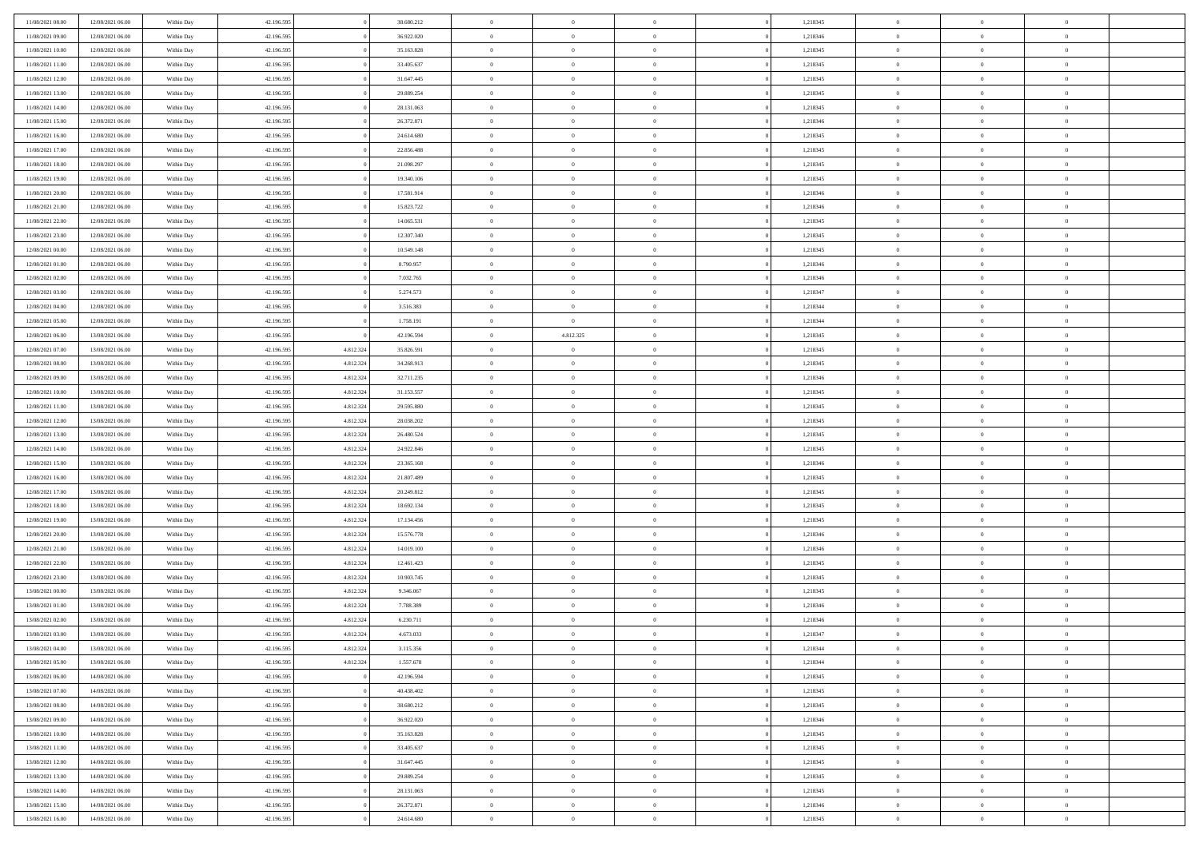| | | | | | | | | | | | | | | |
|---|---|---|---|---|---|---|---|---|---|---|---|---|---|---|
| 11/08/2021 08:00 | 12/08/2021 06:00 | Within Day | 42.196.595 | 0 | 38.680.212 | 0 | 0 | 0 | | 0 | 1,218345 | 0 | 0 | 0 |
| 11/08/2021 09:00 | 12/08/2021 06:00 | Within Day | 42.196.595 | 0 | 36.922.020 | 0 | 0 | 0 | | 0 | 1,218346 | 0 | 0 | 0 |
| 11/08/2021 10:00 | 12/08/2021 06:00 | Within Day | 42.196.595 | 0 | 35.163.828 | 0 | 0 | 0 | | 0 | 1,218345 | 0 | 0 | 0 |
| 11/08/2021 11:00 | 12/08/2021 06:00 | Within Day | 42.196.595 | 0 | 33.405.637 | 0 | 0 | 0 | | 0 | 1,218345 | 0 | 0 | 0 |
| 11/08/2021 12:00 | 12/08/2021 06:00 | Within Day | 42.196.595 | 0 | 31.647.445 | 0 | 0 | 0 | | 0 | 1,218345 | 0 | 0 | 0 |
| 11/08/2021 13:00 | 12/08/2021 06:00 | Within Day | 42.196.595 | 0 | 29.889.254 | 0 | 0 | 0 | | 0 | 1,218345 | 0 | 0 | 0 |
| 11/08/2021 14:00 | 12/08/2021 06:00 | Within Day | 42.196.595 | 0 | 28.131.063 | 0 | 0 | 0 | | 0 | 1,218345 | 0 | 0 | 0 |
| 11/08/2021 15:00 | 12/08/2021 06:00 | Within Day | 42.196.595 | 0 | 26.372.871 | 0 | 0 | 0 | | 0 | 1,218346 | 0 | 0 | 0 |
| 11/08/2021 16:00 | 12/08/2021 06:00 | Within Day | 42.196.595 | 0 | 24.614.680 | 0 | 0 | 0 | | 0 | 1,218345 | 0 | 0 | 0 |
| 11/08/2021 17:00 | 12/08/2021 06:00 | Within Day | 42.196.595 | 0 | 22.856.488 | 0 | 0 | 0 | | 0 | 1,218345 | 0 | 0 | 0 |
| 11/08/2021 18:00 | 12/08/2021 06:00 | Within Day | 42.196.595 | 0 | 21.098.297 | 0 | 0 | 0 | | 0 | 1,218345 | 0 | 0 | 0 |
| 11/08/2021 19:00 | 12/08/2021 06:00 | Within Day | 42.196.595 | 0 | 19.340.106 | 0 | 0 | 0 | | 0 | 1,218345 | 0 | 0 | 0 |
| 11/08/2021 20:00 | 12/08/2021 06:00 | Within Day | 42.196.595 | 0 | 17.581.914 | 0 | 0 | 0 | | 0 | 1,218346 | 0 | 0 | 0 |
| 11/08/2021 21:00 | 12/08/2021 06:00 | Within Day | 42.196.595 | 0 | 15.823.722 | 0 | 0 | 0 | | 0 | 1,218346 | 0 | 0 | 0 |
| 11/08/2021 22:00 | 12/08/2021 06:00 | Within Day | 42.196.595 | 0 | 14.065.531 | 0 | 0 | 0 | | 0 | 1,218345 | 0 | 0 | 0 |
| 11/08/2021 23:00 | 12/08/2021 06:00 | Within Day | 42.196.595 | 0 | 12.307.340 | 0 | 0 | 0 | | 0 | 1,218345 | 0 | 0 | 0 |
| 12/08/2021 00:00 | 12/08/2021 06:00 | Within Day | 42.196.595 | 0 | 10.549.148 | 0 | 0 | 0 | | 0 | 1,218345 | 0 | 0 | 0 |
| 12/08/2021 01:00 | 12/08/2021 06:00 | Within Day | 42.196.595 | 0 | 8.790.957 | 0 | 0 | 0 | | 0 | 1,218346 | 0 | 0 | 0 |
| 12/08/2021 02:00 | 12/08/2021 06:00 | Within Day | 42.196.595 | 0 | 7.032.765 | 0 | 0 | 0 | | 0 | 1,218346 | 0 | 0 | 0 |
| 12/08/2021 03:00 | 12/08/2021 06:00 | Within Day | 42.196.595 | 0 | 5.274.573 | 0 | 0 | 0 | | 0 | 1,218347 | 0 | 0 | 0 |
| 12/08/2021 04:00 | 12/08/2021 06:00 | Within Day | 42.196.595 | 0 | 3.516.383 | 0 | 0 | 0 | | 0 | 1,218344 | 0 | 0 | 0 |
| 12/08/2021 05:00 | 12/08/2021 06:00 | Within Day | 42.196.595 | 0 | 1.758.191 | 0 | 0 | 0 | | 0 | 1,218344 | 0 | 0 | 0 |
| 12/08/2021 06:00 | 13/08/2021 06:00 | Within Day | 42.196.595 | 0 | 42.196.594 | 0 | 4.812.325 | 0 | | 0 | 1,218345 | 0 | 0 | 0 |
| 12/08/2021 07:00 | 13/08/2021 06:00 | Within Day | 42.196.595 | 4.812.324 | 35.826.591 | 0 | 0 | 0 | | 0 | 1,218345 | 0 | 0 | 0 |
| 12/08/2021 08:00 | 13/08/2021 06:00 | Within Day | 42.196.595 | 4.812.324 | 34.268.913 | 0 | 0 | 0 | | 0 | 1,218345 | 0 | 0 | 0 |
| 12/08/2021 09:00 | 13/08/2021 06:00 | Within Day | 42.196.595 | 4.812.324 | 32.711.235 | 0 | 0 | 0 | | 0 | 1,218346 | 0 | 0 | 0 |
| 12/08/2021 10:00 | 13/08/2021 06:00 | Within Day | 42.196.595 | 4.812.324 | 31.153.557 | 0 | 0 | 0 | | 0 | 1,218345 | 0 | 0 | 0 |
| 12/08/2021 11:00 | 13/08/2021 06:00 | Within Day | 42.196.595 | 4.812.324 | 29.595.880 | 0 | 0 | 0 | | 0 | 1,218345 | 0 | 0 | 0 |
| 12/08/2021 12:00 | 13/08/2021 06:00 | Within Day | 42.196.595 | 4.812.324 | 28.038.202 | 0 | 0 | 0 | | 0 | 1,218345 | 0 | 0 | 0 |
| 12/08/2021 13:00 | 13/08/2021 06:00 | Within Day | 42.196.595 | 4.812.324 | 26.480.524 | 0 | 0 | 0 | | 0 | 1,218345 | 0 | 0 | 0 |
| 12/08/2021 14:00 | 13/08/2021 06:00 | Within Day | 42.196.595 | 4.812.324 | 24.922.846 | 0 | 0 | 0 | | 0 | 1,218345 | 0 | 0 | 0 |
| 12/08/2021 15:00 | 13/08/2021 06:00 | Within Day | 42.196.595 | 4.812.324 | 23.365.168 | 0 | 0 | 0 | | 0 | 1,218346 | 0 | 0 | 0 |
| 12/08/2021 16:00 | 13/08/2021 06:00 | Within Day | 42.196.595 | 4.812.324 | 21.807.489 | 0 | 0 | 0 | | 0 | 1,218345 | 0 | 0 | 0 |
| 12/08/2021 17:00 | 13/08/2021 06:00 | Within Day | 42.196.595 | 4.812.324 | 20.249.812 | 0 | 0 | 0 | | 0 | 1,218345 | 0 | 0 | 0 |
| 12/08/2021 18:00 | 13/08/2021 06:00 | Within Day | 42.196.595 | 4.812.324 | 18.692.134 | 0 | 0 | 0 | | 0 | 1,218345 | 0 | 0 | 0 |
| 12/08/2021 19:00 | 13/08/2021 06:00 | Within Day | 42.196.595 | 4.812.324 | 17.134.456 | 0 | 0 | 0 | | 0 | 1,218345 | 0 | 0 | 0 |
| 12/08/2021 20:00 | 13/08/2021 06:00 | Within Day | 42.196.595 | 4.812.324 | 15.576.778 | 0 | 0 | 0 | | 0 | 1,218346 | 0 | 0 | 0 |
| 12/08/2021 21:00 | 13/08/2021 06:00 | Within Day | 42.196.595 | 4.812.324 | 14.019.100 | 0 | 0 | 0 | | 0 | 1,218346 | 0 | 0 | 0 |
| 12/08/2021 22:00 | 13/08/2021 06:00 | Within Day | 42.196.595 | 4.812.324 | 12.461.423 | 0 | 0 | 0 | | 0 | 1,218345 | 0 | 0 | 0 |
| 12/08/2021 23:00 | 13/08/2021 06:00 | Within Day | 42.196.595 | 4.812.324 | 10.903.745 | 0 | 0 | 0 | | 0 | 1,218345 | 0 | 0 | 0 |
| 13/08/2021 00:00 | 13/08/2021 06:00 | Within Day | 42.196.595 | 4.812.324 | 9.346.067 | 0 | 0 | 0 | | 0 | 1,218345 | 0 | 0 | 0 |
| 13/08/2021 01:00 | 13/08/2021 06:00 | Within Day | 42.196.595 | 4.812.324 | 7.788.389 | 0 | 0 | 0 | | 0 | 1,218346 | 0 | 0 | 0 |
| 13/08/2021 02:00 | 13/08/2021 06:00 | Within Day | 42.196.595 | 4.812.324 | 6.230.711 | 0 | 0 | 0 | | 0 | 1,218346 | 0 | 0 | 0 |
| 13/08/2021 03:00 | 13/08/2021 06:00 | Within Day | 42.196.595 | 4.812.324 | 4.673.033 | 0 | 0 | 0 | | 0 | 1,218347 | 0 | 0 | 0 |
| 13/08/2021 04:00 | 13/08/2021 06:00 | Within Day | 42.196.595 | 4.812.324 | 3.115.356 | 0 | 0 | 0 | | 0 | 1,218344 | 0 | 0 | 0 |
| 13/08/2021 05:00 | 13/08/2021 06:00 | Within Day | 42.196.595 | 4.812.324 | 1.557.678 | 0 | 0 | 0 | | 0 | 1,218344 | 0 | 0 | 0 |
| 13/08/2021 06:00 | 14/08/2021 06:00 | Within Day | 42.196.595 | 0 | 42.196.594 | 0 | 0 | 0 | | 0 | 1,218345 | 0 | 0 | 0 |
| 13/08/2021 07:00 | 14/08/2021 06:00 | Within Day | 42.196.595 | 0 | 40.438.402 | 0 | 0 | 0 | | 0 | 1,218345 | 0 | 0 | 0 |
| 13/08/2021 08:00 | 14/08/2021 06:00 | Within Day | 42.196.595 | 0 | 38.680.212 | 0 | 0 | 0 | | 0 | 1,218345 | 0 | 0 | 0 |
| 13/08/2021 09:00 | 14/08/2021 06:00 | Within Day | 42.196.595 | 0 | 36.922.020 | 0 | 0 | 0 | | 0 | 1,218346 | 0 | 0 | 0 |
| 13/08/2021 10:00 | 14/08/2021 06:00 | Within Day | 42.196.595 | 0 | 35.163.828 | 0 | 0 | 0 | | 0 | 1,218345 | 0 | 0 | 0 |
| 13/08/2021 11:00 | 14/08/2021 06:00 | Within Day | 42.196.595 | 0 | 33.405.637 | 0 | 0 | 0 | | 0 | 1,218345 | 0 | 0 | 0 |
| 13/08/2021 12:00 | 14/08/2021 06:00 | Within Day | 42.196.595 | 0 | 31.647.445 | 0 | 0 | 0 | | 0 | 1,218345 | 0 | 0 | 0 |
| 13/08/2021 13:00 | 14/08/2021 06:00 | Within Day | 42.196.595 | 0 | 29.889.254 | 0 | 0 | 0 | | 0 | 1,218345 | 0 | 0 | 0 |
| 13/08/2021 14:00 | 14/08/2021 06:00 | Within Day | 42.196.595 | 0 | 28.131.063 | 0 | 0 | 0 | | 0 | 1,218345 | 0 | 0 | 0 |
| 13/08/2021 15:00 | 14/08/2021 06:00 | Within Day | 42.196.595 | 0 | 26.372.871 | 0 | 0 | 0 | | 0 | 1,218346 | 0 | 0 | 0 |
| 13/08/2021 16:00 | 14/08/2021 06:00 | Within Day | 42.196.595 | 0 | 24.614.680 | 0 | 0 | 0 | | 0 | 1,218345 | 0 | 0 | 0 |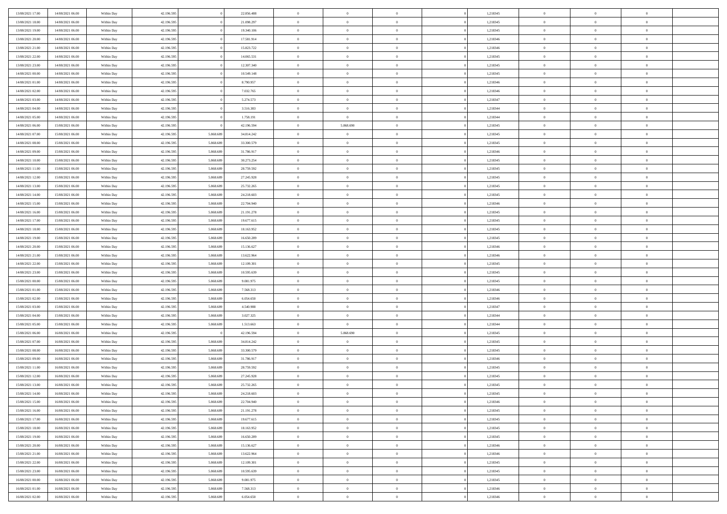| | | | | | | | | | | | | | | |
|---|---|---|---|---|---|---|---|---|---|---|---|---|---|---|
| 13/08/2021 17:00 | 14/08/2021 06:00 | Within Day | 42.196.595 | 0 | 22.856.488 | 0 | 0 | 0 | 0 | 1,218345 | 0 | 0 | 0 | |
| 13/08/2021 18:00 | 14/08/2021 06:00 | Within Day | 42.196.595 | 0 | 21.098.297 | 0 | 0 | 0 | 0 | 1,218345 | 0 | 0 | 0 | |
| 13/08/2021 19:00 | 14/08/2021 06:00 | Within Day | 42.196.595 | 0 | 19.340.106 | 0 | 0 | 0 | 0 | 1,218345 | 0 | 0 | 0 | |
| 13/08/2021 20:00 | 14/08/2021 06:00 | Within Day | 42.196.595 | 0 | 17.581.914 | 0 | 0 | 0 | 0 | 1,218346 | 0 | 0 | 0 | |
| 13/08/2021 21:00 | 14/08/2021 06:00 | Within Day | 42.196.595 | 0 | 15.823.722 | 0 | 0 | 0 | 0 | 1,218346 | 0 | 0 | 0 | |
| 13/08/2021 22:00 | 14/08/2021 06:00 | Within Day | 42.196.595 | 0 | 14.065.531 | 0 | 0 | 0 | 0 | 1,218345 | 0 | 0 | 0 | |
| 13/08/2021 23:00 | 14/08/2021 06:00 | Within Day | 42.196.595 | 0 | 12.307.340 | 0 | 0 | 0 | 0 | 1,218345 | 0 | 0 | 0 | |
| 14/08/2021 00:00 | 14/08/2021 06:00 | Within Day | 42.196.595 | 0 | 10.549.148 | 0 | 0 | 0 | 0 | 1,218345 | 0 | 0 | 0 | |
| 14/08/2021 01:00 | 14/08/2021 06:00 | Within Day | 42.196.595 | 0 | 8.790.957 | 0 | 0 | 0 | 0 | 1,218346 | 0 | 0 | 0 | |
| 14/08/2021 02:00 | 14/08/2021 06:00 | Within Day | 42.196.595 | 0 | 7.032.765 | 0 | 0 | 0 | 0 | 1,218346 | 0 | 0 | 0 | |
| 14/08/2021 03:00 | 14/08/2021 06:00 | Within Day | 42.196.595 | 0 | 5.274.573 | 0 | 0 | 0 | 0 | 1,218347 | 0 | 0 | 0 | |
| 14/08/2021 04:00 | 14/08/2021 06:00 | Within Day | 42.196.595 | 0 | 3.516.383 | 0 | 0 | 0 | 0 | 1,218344 | 0 | 0 | 0 | |
| 14/08/2021 05:00 | 14/08/2021 06:00 | Within Day | 42.196.595 | 0 | 1.758.191 | 0 | 0 | 0 | 0 | 1,218344 | 0 | 0 | 0 | |
| 14/08/2021 06:00 | 15/08/2021 06:00 | Within Day | 42.196.595 | 0 | 42.196.594 | 0 | 5.868.690 | 0 | 0 | 1,218345 | 0 | 0 | 0 | |
| 14/08/2021 07:00 | 15/08/2021 06:00 | Within Day | 42.196.595 | 5.868.689 | 34.814.242 | 0 | 0 | 0 | 0 | 1,218345 | 0 | 0 | 0 | |
| 14/08/2021 08:00 | 15/08/2021 06:00 | Within Day | 42.196.595 | 5.868.689 | 33.300.579 | 0 | 0 | 0 | 0 | 1,218345 | 0 | 0 | 0 | |
| 14/08/2021 09:00 | 15/08/2021 06:00 | Within Day | 42.196.595 | 5.868.689 | 31.786.917 | 0 | 0 | 0 | 0 | 1,218346 | 0 | 0 | 0 | |
| 14/08/2021 10:00 | 15/08/2021 06:00 | Within Day | 42.196.595 | 5.868.689 | 30.273.254 | 0 | 0 | 0 | 0 | 1,218345 | 0 | 0 | 0 | |
| 14/08/2021 11:00 | 15/08/2021 06:00 | Within Day | 42.196.595 | 5.868.689 | 28.759.592 | 0 | 0 | 0 | 0 | 1,218345 | 0 | 0 | 0 | |
| 14/08/2021 12:00 | 15/08/2021 06:00 | Within Day | 42.196.595 | 5.868.689 | 27.245.928 | 0 | 0 | 0 | 0 | 1,218345 | 0 | 0 | 0 | |
| 14/08/2021 13:00 | 15/08/2021 06:00 | Within Day | 42.196.595 | 5.868.689 | 25.732.265 | 0 | 0 | 0 | 0 | 1,218345 | 0 | 0 | 0 | |
| 14/08/2021 14:00 | 15/08/2021 06:00 | Within Day | 42.196.595 | 5.868.689 | 24.218.603 | 0 | 0 | 0 | 0 | 1,218345 | 0 | 0 | 0 | |
| 14/08/2021 15:00 | 15/08/2021 06:00 | Within Day | 42.196.595 | 5.868.689 | 22.704.940 | 0 | 0 | 0 | 0 | 1,218346 | 0 | 0 | 0 | |
| 14/08/2021 16:00 | 15/08/2021 06:00 | Within Day | 42.196.595 | 5.868.689 | 21.191.278 | 0 | 0 | 0 | 0 | 1,218345 | 0 | 0 | 0 | |
| 14/08/2021 17:00 | 15/08/2021 06:00 | Within Day | 42.196.595 | 5.868.689 | 19.677.615 | 0 | 0 | 0 | 0 | 1,218345 | 0 | 0 | 0 | |
| 14/08/2021 18:00 | 15/08/2021 06:00 | Within Day | 42.196.595 | 5.868.689 | 18.163.952 | 0 | 0 | 0 | 0 | 1,218345 | 0 | 0 | 0 | |
| 14/08/2021 19:00 | 15/08/2021 06:00 | Within Day | 42.196.595 | 5.868.689 | 16.650.289 | 0 | 0 | 0 | 0 | 1,218345 | 0 | 0 | 0 | |
| 14/08/2021 20:00 | 15/08/2021 06:00 | Within Day | 42.196.595 | 5.868.689 | 15.136.627 | 0 | 0 | 0 | 0 | 1,218346 | 0 | 0 | 0 | |
| 14/08/2021 21:00 | 15/08/2021 06:00 | Within Day | 42.196.595 | 5.868.689 | 13.622.964 | 0 | 0 | 0 | 0 | 1,218346 | 0 | 0 | 0 | |
| 14/08/2021 22:00 | 15/08/2021 06:00 | Within Day | 42.196.595 | 5.868.689 | 12.109.301 | 0 | 0 | 0 | 0 | 1,218345 | 0 | 0 | 0 | |
| 14/08/2021 23:00 | 15/08/2021 06:00 | Within Day | 42.196.595 | 5.868.689 | 10.595.639 | 0 | 0 | 0 | 0 | 1,218345 | 0 | 0 | 0 | |
| 15/08/2021 00:00 | 15/08/2021 06:00 | Within Day | 42.196.595 | 5.868.689 | 9.081.975 | 0 | 0 | 0 | 0 | 1,218345 | 0 | 0 | 0 | |
| 15/08/2021 01:00 | 15/08/2021 06:00 | Within Day | 42.196.595 | 5.868.689 | 7.568.313 | 0 | 0 | 0 | 0 | 1,218346 | 0 | 0 | 0 | |
| 15/08/2021 02:00 | 15/08/2021 06:00 | Within Day | 42.196.595 | 5.868.689 | 6.054.650 | 0 | 0 | 0 | 0 | 1,218346 | 0 | 0 | 0 | |
| 15/08/2021 03:00 | 15/08/2021 06:00 | Within Day | 42.196.595 | 5.868.689 | 4.540.988 | 0 | 0 | 0 | 0 | 1,218347 | 0 | 0 | 0 | |
| 15/08/2021 04:00 | 15/08/2021 06:00 | Within Day | 42.196.595 | 5.868.689 | 3.027.325 | 0 | 0 | 0 | 0 | 1,218344 | 0 | 0 | 0 | |
| 15/08/2021 05:00 | 15/08/2021 06:00 | Within Day | 42.196.595 | 5.868.689 | 1.513.663 | 0 | 0 | 0 | 0 | 1,218344 | 0 | 0 | 0 | |
| 15/08/2021 06:00 | 16/08/2021 06:00 | Within Day | 42.196.595 | 0 | 42.196.594 | 0 | 5.868.690 | 0 | 0 | 1,218345 | 0 | 0 | 0 | |
| 15/08/2021 07:00 | 16/08/2021 06:00 | Within Day | 42.196.595 | 5.868.689 | 34.814.242 | 0 | 0 | 0 | 0 | 1,218345 | 0 | 0 | 0 | |
| 15/08/2021 08:00 | 16/08/2021 06:00 | Within Day | 42.196.595 | 5.868.689 | 33.300.579 | 0 | 0 | 0 | 0 | 1,218345 | 0 | 0 | 0 | |
| 15/08/2021 09:00 | 16/08/2021 06:00 | Within Day | 42.196.595 | 5.868.689 | 31.786.917 | 0 | 0 | 0 | 0 | 1,218346 | 0 | 0 | 0 | |
| 15/08/2021 11:00 | 16/08/2021 06:00 | Within Day | 42.196.595 | 5.868.689 | 28.759.592 | 0 | 0 | 0 | 0 | 1,218345 | 0 | 0 | 0 | |
| 15/08/2021 12:00 | 16/08/2021 06:00 | Within Day | 42.196.595 | 5.868.689 | 27.245.928 | 0 | 0 | 0 | 0 | 1,218345 | 0 | 0 | 0 | |
| 15/08/2021 13:00 | 16/08/2021 06:00 | Within Day | 42.196.595 | 5.868.689 | 25.732.265 | 0 | 0 | 0 | 0 | 1,218345 | 0 | 0 | 0 | |
| 15/08/2021 14:00 | 16/08/2021 06:00 | Within Day | 42.196.595 | 5.868.689 | 24.218.603 | 0 | 0 | 0 | 0 | 1,218345 | 0 | 0 | 0 | |
| 15/08/2021 15:00 | 16/08/2021 06:00 | Within Day | 42.196.595 | 5.868.689 | 22.704.940 | 0 | 0 | 0 | 0 | 1,218346 | 0 | 0 | 0 | |
| 15/08/2021 16:00 | 16/08/2021 06:00 | Within Day | 42.196.595 | 5.868.689 | 21.191.278 | 0 | 0 | 0 | 0 | 1,218345 | 0 | 0 | 0 | |
| 15/08/2021 17:00 | 16/08/2021 06:00 | Within Day | 42.196.595 | 5.868.689 | 19.677.615 | 0 | 0 | 0 | 0 | 1,218345 | 0 | 0 | 0 | |
| 15/08/2021 18:00 | 16/08/2021 06:00 | Within Day | 42.196.595 | 5.868.689 | 18.163.952 | 0 | 0 | 0 | 0 | 1,218345 | 0 | 0 | 0 | |
| 15/08/2021 19:00 | 16/08/2021 06:00 | Within Day | 42.196.595 | 5.868.689 | 16.650.289 | 0 | 0 | 0 | 0 | 1,218345 | 0 | 0 | 0 | |
| 15/08/2021 20:00 | 16/08/2021 06:00 | Within Day | 42.196.595 | 5.868.689 | 15.136.627 | 0 | 0 | 0 | 0 | 1,218346 | 0 | 0 | 0 | |
| 15/08/2021 21:00 | 16/08/2021 06:00 | Within Day | 42.196.595 | 5.868.689 | 13.622.964 | 0 | 0 | 0 | 0 | 1,218346 | 0 | 0 | 0 | |
| 15/08/2021 22:00 | 16/08/2021 06:00 | Within Day | 42.196.595 | 5.868.689 | 12.109.301 | 0 | 0 | 0 | 0 | 1,218345 | 0 | 0 | 0 | |
| 15/08/2021 23:00 | 16/08/2021 06:00 | Within Day | 42.196.595 | 5.868.689 | 10.595.639 | 0 | 0 | 0 | 0 | 1,218345 | 0 | 0 | 0 | |
| 16/08/2021 00:00 | 16/08/2021 06:00 | Within Day | 42.196.595 | 5.868.689 | 9.081.975 | 0 | 0 | 0 | 0 | 1,218345 | 0 | 0 | 0 | |
| 16/08/2021 01:00 | 16/08/2021 06:00 | Within Day | 42.196.595 | 5.868.689 | 7.568.313 | 0 | 0 | 0 | 0 | 1,218346 | 0 | 0 | 0 | |
| 16/08/2021 02:00 | 16/08/2021 06:00 | Within Day | 42.196.595 | 5.868.689 | 6.054.650 | 0 | 0 | 0 | 0 | 1,218346 | 0 | 0 | 0 | |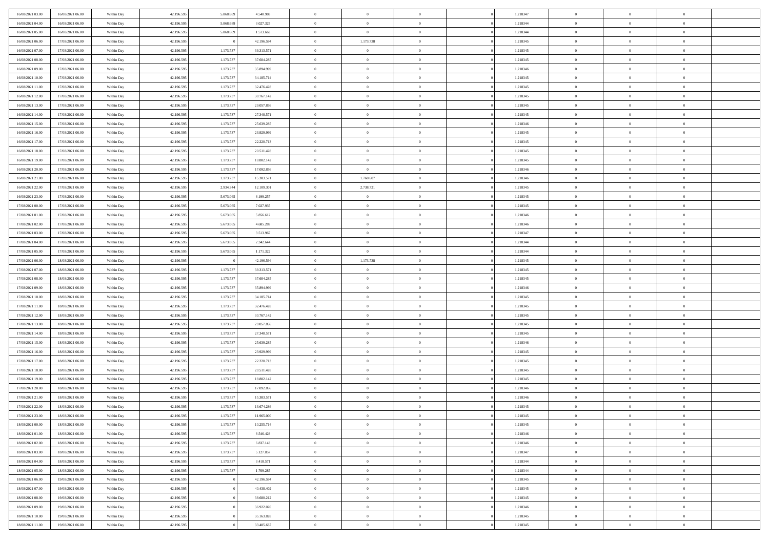| | | | | | | | | | | | | | | |
|---|---|---|---|---|---|---|---|---|---|---|---|---|---|---|
| 16/08/2021 03:00 | 16/08/2021 06:00 | Within Day | 42.196.595 | 5.868.689 | 4.540.988 | 0 | 0 | 0 | | 1,218347 | 0 | 0 | 0 | |
| 16/08/2021 04:00 | 16/08/2021 06:00 | Within Day | 42.196.595 | 5.868.689 | 3.027.325 | 0 | 0 | 0 | | 1,218344 | 0 | 0 | 0 | |
| 16/08/2021 05:00 | 16/08/2021 06:00 | Within Day | 42.196.595 | 5.868.689 | 1.513.663 | 0 | 0 | 0 | | 1,218344 | 0 | 0 | 0 | |
| 16/08/2021 06:00 | 17/08/2021 06:00 | Within Day | 42.196.595 | 0 | 42.196.594 | 0 | 1.173.738 | 0 | | 1,218345 | 0 | 0 | 0 | |
| 16/08/2021 07:00 | 17/08/2021 06:00 | Within Day | 42.196.595 | 1.173.737 | 39.313.571 | 0 | 0 | 0 | | 1,218345 | 0 | 0 | 0 | |
| 16/08/2021 08:00 | 17/08/2021 06:00 | Within Day | 42.196.595 | 1.173.737 | 37.604.285 | 0 | 0 | 0 | | 1,218345 | 0 | 0 | 0 | |
| 16/08/2021 09:00 | 17/08/2021 06:00 | Within Day | 42.196.595 | 1.173.737 | 35.894.999 | 0 | 0 | 0 | | 1,218346 | 0 | 0 | 0 | |
| 16/08/2021 10:00 | 17/08/2021 06:00 | Within Day | 42.196.595 | 1.173.737 | 34.185.714 | 0 | 0 | 0 | | 1,218345 | 0 | 0 | 0 | |
| 16/08/2021 11:00 | 17/08/2021 06:00 | Within Day | 42.196.595 | 1.173.737 | 32.476.428 | 0 | 0 | 0 | | 1,218345 | 0 | 0 | 0 | |
| 16/08/2021 12:00 | 17/08/2021 06:00 | Within Day | 42.196.595 | 1.173.737 | 30.767.142 | 0 | 0 | 0 | | 1,218345 | 0 | 0 | 0 | |
| 16/08/2021 13:00 | 17/08/2021 06:00 | Within Day | 42.196.595 | 1.173.737 | 29.057.856 | 0 | 0 | 0 | | 1,218345 | 0 | 0 | 0 | |
| 16/08/2021 14:00 | 17/08/2021 06:00 | Within Day | 42.196.595 | 1.173.737 | 27.348.571 | 0 | 0 | 0 | | 1,218345 | 0 | 0 | 0 | |
| 16/08/2021 15:00 | 17/08/2021 06:00 | Within Day | 42.196.595 | 1.173.737 | 25.639.285 | 0 | 0 | 0 | | 1,218346 | 0 | 0 | 0 | |
| 16/08/2021 16:00 | 17/08/2021 06:00 | Within Day | 42.196.595 | 1.173.737 | 23.929.999 | 0 | 0 | 0 | | 1,218345 | 0 | 0 | 0 | |
| 16/08/2021 17:00 | 17/08/2021 06:00 | Within Day | 42.196.595 | 1.173.737 | 22.220.713 | 0 | 0 | 0 | | 1,218345 | 0 | 0 | 0 | |
| 16/08/2021 18:00 | 17/08/2021 06:00 | Within Day | 42.196.595 | 1.173.737 | 20.511.428 | 0 | 0 | 0 | | 1,218345 | 0 | 0 | 0 | |
| 16/08/2021 19:00 | 17/08/2021 06:00 | Within Day | 42.196.595 | 1.173.737 | 18.802.142 | 0 | 0 | 0 | | 1,218345 | 0 | 0 | 0 | |
| 16/08/2021 20:00 | 17/08/2021 06:00 | Within Day | 42.196.595 | 1.173.737 | 17.092.856 | 0 | 0 | 0 | | 1,218346 | 0 | 0 | 0 | |
| 16/08/2021 21:00 | 17/08/2021 06:00 | Within Day | 42.196.595 | 1.173.737 | 15.383.571 | 0 | 1.760.607 | 0 | | 1,218346 | 0 | 0 | 0 | |
| 16/08/2021 22:00 | 17/08/2021 06:00 | Within Day | 42.196.595 | 2.934.344 | 12.109.301 | 0 | 2.738.721 | 0 | | 1,218345 | 0 | 0 | 0 | |
| 16/08/2021 23:00 | 17/08/2021 06:00 | Within Day | 42.196.595 | 5.673.065 | 8.199.257 | 0 | 0 | 0 | | 1,218345 | 0 | 0 | 0 | |
| 17/08/2021 00:00 | 17/08/2021 06:00 | Within Day | 42.196.595 | 5.673.065 | 7.027.935 | 0 | 0 | 0 | | 1,218345 | 0 | 0 | 0 | |
| 17/08/2021 01:00 | 17/08/2021 06:00 | Within Day | 42.196.595 | 5.673.065 | 5.856.612 | 0 | 0 | 0 | | 1,218346 | 0 | 0 | 0 | |
| 17/08/2021 02:00 | 17/08/2021 06:00 | Within Day | 42.196.595 | 5.673.065 | 4.685.289 | 0 | 0 | 0 | | 1,218346 | 0 | 0 | 0 | |
| 17/08/2021 03:00 | 17/08/2021 06:00 | Within Day | 42.196.595 | 5.673.065 | 3.513.967 | 0 | 0 | 0 | | 1,218347 | 0 | 0 | 0 | |
| 17/08/2021 04:00 | 17/08/2021 06:00 | Within Day | 42.196.595 | 5.673.065 | 2.342.644 | 0 | 0 | 0 | | 1,218344 | 0 | 0 | 0 | |
| 17/08/2021 05:00 | 17/08/2021 06:00 | Within Day | 42.196.595 | 5.673.065 | 1.171.322 | 0 | 0 | 0 | | 1,218344 | 0 | 0 | 0 | |
| 17/08/2021 06:00 | 18/08/2021 06:00 | Within Day | 42.196.595 | 0 | 42.196.594 | 0 | 1.173.738 | 0 | | 1,218345 | 0 | 0 | 0 | |
| 17/08/2021 07:00 | 18/08/2021 06:00 | Within Day | 42.196.595 | 1.173.737 | 39.313.571 | 0 | 0 | 0 | | 1,218345 | 0 | 0 | 0 | |
| 17/08/2021 08:00 | 18/08/2021 06:00 | Within Day | 42.196.595 | 1.173.737 | 37.604.285 | 0 | 0 | 0 | | 1,218345 | 0 | 0 | 0 | |
| 17/08/2021 09:00 | 18/08/2021 06:00 | Within Day | 42.196.595 | 1.173.737 | 35.894.999 | 0 | 0 | 0 | | 1,218346 | 0 | 0 | 0 | |
| 17/08/2021 10:00 | 18/08/2021 06:00 | Within Day | 42.196.595 | 1.173.737 | 34.185.714 | 0 | 0 | 0 | | 1,218345 | 0 | 0 | 0 | |
| 17/08/2021 11:00 | 18/08/2021 06:00 | Within Day | 42.196.595 | 1.173.737 | 32.476.428 | 0 | 0 | 0 | | 1,218345 | 0 | 0 | 0 | |
| 17/08/2021 12:00 | 18/08/2021 06:00 | Within Day | 42.196.595 | 1.173.737 | 30.767.142 | 0 | 0 | 0 | | 1,218345 | 0 | 0 | 0 | |
| 17/08/2021 13:00 | 18/08/2021 06:00 | Within Day | 42.196.595 | 1.173.737 | 29.057.856 | 0 | 0 | 0 | | 1,218345 | 0 | 0 | 0 | |
| 17/08/2021 14:00 | 18/08/2021 06:00 | Within Day | 42.196.595 | 1.173.737 | 27.348.571 | 0 | 0 | 0 | | 1,218345 | 0 | 0 | 0 | |
| 17/08/2021 15:00 | 18/08/2021 06:00 | Within Day | 42.196.595 | 1.173.737 | 25.639.285 | 0 | 0 | 0 | | 1,218346 | 0 | 0 | 0 | |
| 17/08/2021 16:00 | 18/08/2021 06:00 | Within Day | 42.196.595 | 1.173.737 | 23.929.999 | 0 | 0 | 0 | | 1,218345 | 0 | 0 | 0 | |
| 17/08/2021 17:00 | 18/08/2021 06:00 | Within Day | 42.196.595 | 1.173.737 | 22.220.713 | 0 | 0 | 0 | | 1,218345 | 0 | 0 | 0 | |
| 17/08/2021 18:00 | 18/08/2021 06:00 | Within Day | 42.196.595 | 1.173.737 | 20.511.428 | 0 | 0 | 0 | | 1,218345 | 0 | 0 | 0 | |
| 17/08/2021 19:00 | 18/08/2021 06:00 | Within Day | 42.196.595 | 1.173.737 | 18.802.142 | 0 | 0 | 0 | | 1,218345 | 0 | 0 | 0 | |
| 17/08/2021 20:00 | 18/08/2021 06:00 | Within Day | 42.196.595 | 1.173.737 | 17.092.856 | 0 | 0 | 0 | | 1,218346 | 0 | 0 | 0 | |
| 17/08/2021 21:00 | 18/08/2021 06:00 | Within Day | 42.196.595 | 1.173.737 | 15.383.571 | 0 | 0 | 0 | | 1,218346 | 0 | 0 | 0 | |
| 17/08/2021 22:00 | 18/08/2021 06:00 | Within Day | 42.196.595 | 1.173.737 | 13.674.286 | 0 | 0 | 0 | | 1,218345 | 0 | 0 | 0 | |
| 17/08/2021 23:00 | 18/08/2021 06:00 | Within Day | 42.196.595 | 1.173.737 | 11.965.000 | 0 | 0 | 0 | | 1,218345 | 0 | 0 | 0 | |
| 18/08/2021 00:00 | 18/08/2021 06:00 | Within Day | 42.196.595 | 1.173.737 | 10.255.714 | 0 | 0 | 0 | | 1,218345 | 0 | 0 | 0 | |
| 18/08/2021 01:00 | 18/08/2021 06:00 | Within Day | 42.196.595 | 1.173.737 | 8.546.428 | 0 | 0 | 0 | | 1,218346 | 0 | 0 | 0 | |
| 18/08/2021 02:00 | 18/08/2021 06:00 | Within Day | 42.196.595 | 1.173.737 | 6.837.143 | 0 | 0 | 0 | | 1,218346 | 0 | 0 | 0 | |
| 18/08/2021 03:00 | 18/08/2021 06:00 | Within Day | 42.196.595 | 1.173.737 | 5.127.857 | 0 | 0 | 0 | | 1,218347 | 0 | 0 | 0 | |
| 18/08/2021 04:00 | 18/08/2021 06:00 | Within Day | 42.196.595 | 1.173.737 | 3.418.571 | 0 | 0 | 0 | | 1,218344 | 0 | 0 | 0 | |
| 18/08/2021 05:00 | 18/08/2021 06:00 | Within Day | 42.196.595 | 1.173.737 | 1.709.285 | 0 | 0 | 0 | | 1,218344 | 0 | 0 | 0 | |
| 18/08/2021 06:00 | 19/08/2021 06:00 | Within Day | 42.196.595 | 0 | 42.196.594 | 0 | 0 | 0 | | 1,218345 | 0 | 0 | 0 | |
| 18/08/2021 07:00 | 19/08/2021 06:00 | Within Day | 42.196.595 | 0 | 40.438.402 | 0 | 0 | 0 | | 1,218345 | 0 | 0 | 0 | |
| 18/08/2021 08:00 | 19/08/2021 06:00 | Within Day | 42.196.595 | 0 | 38.680.212 | 0 | 0 | 0 | | 1,218345 | 0 | 0 | 0 | |
| 18/08/2021 09:00 | 19/08/2021 06:00 | Within Day | 42.196.595 | 0 | 36.922.020 | 0 | 0 | 0 | | 1,218346 | 0 | 0 | 0 | |
| 18/08/2021 10:00 | 19/08/2021 06:00 | Within Day | 42.196.595 | 0 | 35.163.828 | 0 | 0 | 0 | | 1,218345 | 0 | 0 | 0 | |
| 18/08/2021 11:00 | 19/08/2021 06:00 | Within Day | 42.196.595 | 0 | 33.405.637 | 0 | 0 | 0 | | 1,218345 | 0 | 0 | 0 | |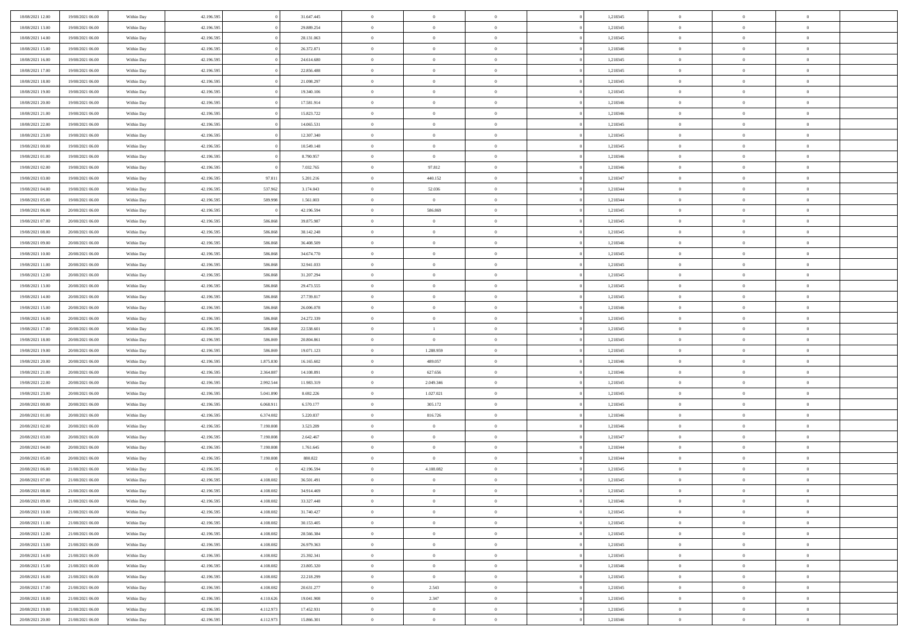| | | | | | | | | | | | | | | |
|---|---|---|---|---|---|---|---|---|---|---|---|---|---|---|
| 18/08/2021 12:00 | 19/08/2021 06:00 | Within Day | 42.196.595 | 0 | 31.647.445 | 0 | 0 | 0 | | 0 | 1,218345 | 0 | 0 | 0 |
| 18/08/2021 13:00 | 19/08/2021 06:00 | Within Day | 42.196.595 | 0 | 29.889.254 | 0 | 0 | 0 | | 0 | 1,218345 | 0 | 0 | 0 |
| 18/08/2021 14:00 | 19/08/2021 06:00 | Within Day | 42.196.595 | 0 | 28.131.063 | 0 | 0 | 0 | | 0 | 1,218345 | 0 | 0 | 0 |
| 18/08/2021 15:00 | 19/08/2021 06:00 | Within Day | 42.196.595 | 0 | 26.372.871 | 0 | 0 | 0 | | 0 | 1,218346 | 0 | 0 | 0 |
| 18/08/2021 16:00 | 19/08/2021 06:00 | Within Day | 42.196.595 | 0 | 24.614.680 | 0 | 0 | 0 | | 0 | 1,218345 | 0 | 0 | 0 |
| 18/08/2021 17:00 | 19/08/2021 06:00 | Within Day | 42.196.595 | 0 | 22.856.488 | 0 | 0 | 0 | | 0 | 1,218345 | 0 | 0 | 0 |
| 18/08/2021 18:00 | 19/08/2021 06:00 | Within Day | 42.196.595 | 0 | 21.098.297 | 0 | 0 | 0 | | 0 | 1,218345 | 0 | 0 | 0 |
| 18/08/2021 19:00 | 19/08/2021 06:00 | Within Day | 42.196.595 | 0 | 19.340.106 | 0 | 0 | 0 | | 0 | 1,218345 | 0 | 0 | 0 |
| 18/08/2021 20:00 | 19/08/2021 06:00 | Within Day | 42.196.595 | 0 | 17.581.914 | 0 | 0 | 0 | | 0 | 1,218346 | 0 | 0 | 0 |
| 18/08/2021 21:00 | 19/08/2021 06:00 | Within Day | 42.196.595 | 0 | 15.823.722 | 0 | 0 | 0 | | 0 | 1,218346 | 0 | 0 | 0 |
| 18/08/2021 22:00 | 19/08/2021 06:00 | Within Day | 42.196.595 | 0 | 14.065.531 | 0 | 0 | 0 | | 0 | 1,218345 | 0 | 0 | 0 |
| 18/08/2021 23:00 | 19/08/2021 06:00 | Within Day | 42.196.595 | 0 | 12.307.340 | 0 | 0 | 0 | | 0 | 1,218345 | 0 | 0 | 0 |
| 19/08/2021 00:00 | 19/08/2021 06:00 | Within Day | 42.196.595 | 0 | 10.549.148 | 0 | 0 | 0 | | 0 | 1,218345 | 0 | 0 | 0 |
| 19/08/2021 01:00 | 19/08/2021 06:00 | Within Day | 42.196.595 | 0 | 8.790.957 | 0 | 0 | 0 | | 0 | 1,218346 | 0 | 0 | 0 |
| 19/08/2021 02:00 | 19/08/2021 06:00 | Within Day | 42.196.595 | 0 | 7.032.765 | 0 | 97.812 | 0 | | 0 | 1,218346 | 0 | 0 | 0 |
| 19/08/2021 03:00 | 19/08/2021 06:00 | Within Day | 42.196.595 | 97.811 | 5.201.216 | 0 | 440.152 | 0 | | 0 | 1,218347 | 0 | 0 | 0 |
| 19/08/2021 04:00 | 19/08/2021 06:00 | Within Day | 42.196.595 | 537.962 | 3.174.043 | 0 | 52.036 | 0 | | 0 | 1,218344 | 0 | 0 | 0 |
| 19/08/2021 05:00 | 19/08/2021 06:00 | Within Day | 42.196.595 | 589.998 | 1.561.003 | 0 | 0 | 0 | | 0 | 1,218344 | 0 | 0 | 0 |
| 19/08/2021 06:00 | 20/08/2021 06:00 | Within Day | 42.196.595 | 0 | 42.196.594 | 0 | 586.869 | 0 | | 0 | 1,218345 | 0 | 0 | 0 |
| 19/08/2021 07:00 | 20/08/2021 06:00 | Within Day | 42.196.595 | 586.868 | 39.875.987 | 0 | 0 | 0 | | 0 | 1,218345 | 0 | 0 | 0 |
| 19/08/2021 08:00 | 20/08/2021 06:00 | Within Day | 42.196.595 | 586.868 | 38.142.248 | 0 | 0 | 0 | | 0 | 1,218345 | 0 | 0 | 0 |
| 19/08/2021 09:00 | 20/08/2021 06:00 | Within Day | 42.196.595 | 586.868 | 36.408.509 | 0 | 0 | 0 | | 0 | 1,218346 | 0 | 0 | 0 |
| 19/08/2021 10:00 | 20/08/2021 06:00 | Within Day | 42.196.595 | 586.868 | 34.674.770 | 0 | 0 | 0 | | 0 | 1,218345 | 0 | 0 | 0 |
| 19/08/2021 11:00 | 20/08/2021 06:00 | Within Day | 42.196.595 | 586.868 | 32.941.033 | 0 | 0 | 0 | | 0 | 1,218345 | 0 | 0 | 0 |
| 19/08/2021 12:00 | 20/08/2021 06:00 | Within Day | 42.196.595 | 586.868 | 31.207.294 | 0 | 0 | 0 | | 0 | 1,218345 | 0 | 0 | 0 |
| 19/08/2021 13:00 | 20/08/2021 06:00 | Within Day | 42.196.595 | 586.868 | 29.473.555 | 0 | 0 | 0 | | 0 | 1,218345 | 0 | 0 | 0 |
| 19/08/2021 14:00 | 20/08/2021 06:00 | Within Day | 42.196.595 | 586.868 | 27.739.817 | 0 | 0 | 0 | | 0 | 1,218345 | 0 | 0 | 0 |
| 19/08/2021 15:00 | 20/08/2021 06:00 | Within Day | 42.196.595 | 586.868 | 26.006.078 | 0 | 0 | 0 | | 0 | 1,218346 | 0 | 0 | 0 |
| 19/08/2021 16:00 | 20/08/2021 06:00 | Within Day | 42.196.595 | 586.868 | 24.272.339 | 0 | 0 | 0 | | 0 | 1,218345 | 0 | 0 | 0 |
| 19/08/2021 17:00 | 20/08/2021 06:00 | Within Day | 42.196.595 | 586.868 | 22.538.601 | 0 | 1 | 0 | | 0 | 1,218345 | 0 | 0 | 0 |
| 19/08/2021 18:00 | 20/08/2021 06:00 | Within Day | 42.196.595 | 586.869 | 20.804.861 | 0 | 0 | 0 | | 0 | 1,218345 | 0 | 0 | 0 |
| 19/08/2021 19:00 | 20/08/2021 06:00 | Within Day | 42.196.595 | 586.869 | 19.071.123 | 0 | 1.288.959 | 0 | | 0 | 1,218345 | 0 | 0 | 0 |
| 19/08/2021 20:00 | 20/08/2021 06:00 | Within Day | 42.196.595 | 1.875.830 | 16.165.602 | 0 | 489.057 | 0 | | 0 | 1,218346 | 0 | 0 | 0 |
| 19/08/2021 21:00 | 20/08/2021 06:00 | Within Day | 42.196.595 | 2.364.887 | 14.108.891 | 0 | 627.656 | 0 | | 0 | 1,218346 | 0 | 0 | 0 |
| 19/08/2021 22:00 | 20/08/2021 06:00 | Within Day | 42.196.595 | 2.992.544 | 11.983.319 | 0 | 2.049.346 | 0 | | 0 | 1,218345 | 0 | 0 | 0 |
| 19/08/2021 23:00 | 20/08/2021 06:00 | Within Day | 42.196.595 | 5.041.890 | 8.692.226 | 0 | 1.027.021 | 0 | | 0 | 1,218345 | 0 | 0 | 0 |
| 20/08/2021 00:00 | 20/08/2021 06:00 | Within Day | 42.196.595 | 6.068.911 | 6.570.177 | 0 | 305.172 | 0 | | 0 | 1,218345 | 0 | 0 | 0 |
| 20/08/2021 01:00 | 20/08/2021 06:00 | Within Day | 42.196.595 | 6.374.082 | 5.220.837 | 0 | 816.726 | 0 | | 0 | 1,218346 | 0 | 0 | 0 |
| 20/08/2021 02:00 | 20/08/2021 06:00 | Within Day | 42.196.595 | 7.190.808 | 3.523.289 | 0 | 0 | 0 | | 0 | 1,218346 | 0 | 0 | 0 |
| 20/08/2021 03:00 | 20/08/2021 06:00 | Within Day | 42.196.595 | 7.190.808 | 2.642.467 | 0 | 0 | 0 | | 0 | 1,218347 | 0 | 0 | 0 |
| 20/08/2021 04:00 | 20/08/2021 06:00 | Within Day | 42.196.595 | 7.190.808 | 1.761.645 | 0 | 0 | 0 | | 0 | 1,218344 | 0 | 0 | 0 |
| 20/08/2021 05:00 | 20/08/2021 06:00 | Within Day | 42.196.595 | 7.190.808 | 880.822 | 0 | 0 | 0 | | 0 | 1,218344 | 0 | 0 | 0 |
| 20/08/2021 06:00 | 21/08/2021 06:00 | Within Day | 42.196.595 | 0 | 42.196.594 | 0 | 4.108.082 | 0 | | 0 | 1,218345 | 0 | 0 | 0 |
| 20/08/2021 07:00 | 21/08/2021 06:00 | Within Day | 42.196.595 | 4.108.082 | 36.501.491 | 0 | 0 | 0 | | 0 | 1,218345 | 0 | 0 | 0 |
| 20/08/2021 08:00 | 21/08/2021 06:00 | Within Day | 42.196.595 | 4.108.082 | 34.914.469 | 0 | 0 | 0 | | 0 | 1,218345 | 0 | 0 | 0 |
| 20/08/2021 09:00 | 21/08/2021 06:00 | Within Day | 42.196.595 | 4.108.082 | 33.327.448 | 0 | 0 | 0 | | 0 | 1,218346 | 0 | 0 | 0 |
| 20/08/2021 10:00 | 21/08/2021 06:00 | Within Day | 42.196.595 | 4.108.082 | 31.740.427 | 0 | 0 | 0 | | 0 | 1,218345 | 0 | 0 | 0 |
| 20/08/2021 11:00 | 21/08/2021 06:00 | Within Day | 42.196.595 | 4.108.082 | 30.153.405 | 0 | 0 | 0 | | 0 | 1,218345 | 0 | 0 | 0 |
| 20/08/2021 12:00 | 21/08/2021 06:00 | Within Day | 42.196.595 | 4.108.082 | 28.566.384 | 0 | 0 | 0 | | 0 | 1,218345 | 0 | 0 | 0 |
| 20/08/2021 13:00 | 21/08/2021 06:00 | Within Day | 42.196.595 | 4.108.082 | 26.979.363 | 0 | 0 | 0 | | 0 | 1,218345 | 0 | 0 | 0 |
| 20/08/2021 14:00 | 21/08/2021 06:00 | Within Day | 42.196.595 | 4.108.082 | 25.392.341 | 0 | 0 | 0 | | 0 | 1,218345 | 0 | 0 | 0 |
| 20/08/2021 15:00 | 21/08/2021 06:00 | Within Day | 42.196.595 | 4.108.082 | 23.805.320 | 0 | 0 | 0 | | 0 | 1,218346 | 0 | 0 | 0 |
| 20/08/2021 16:00 | 21/08/2021 06:00 | Within Day | 42.196.595 | 4.108.082 | 22.218.299 | 0 | 0 | 0 | | 0 | 1,218345 | 0 | 0 | 0 |
| 20/08/2021 17:00 | 21/08/2021 06:00 | Within Day | 42.196.595 | 4.108.082 | 20.631.277 | 0 | 2.543 | 0 | | 0 | 1,218345 | 0 | 0 | 0 |
| 20/08/2021 18:00 | 21/08/2021 06:00 | Within Day | 42.196.595 | 4.110.626 | 19.041.908 | 0 | 2.347 | 0 | | 0 | 1,218345 | 0 | 0 | 0 |
| 20/08/2021 19:00 | 21/08/2021 06:00 | Within Day | 42.196.595 | 4.112.973 | 17.452.931 | 0 | 0 | 0 | | 0 | 1,218345 | 0 | 0 | 0 |
| 20/08/2021 20:00 | 21/08/2021 06:00 | Within Day | 42.196.595 | 4.112.973 | 15.866.301 | 0 | 0 | 0 | | 0 | 1,218346 | 0 | 0 | 0 |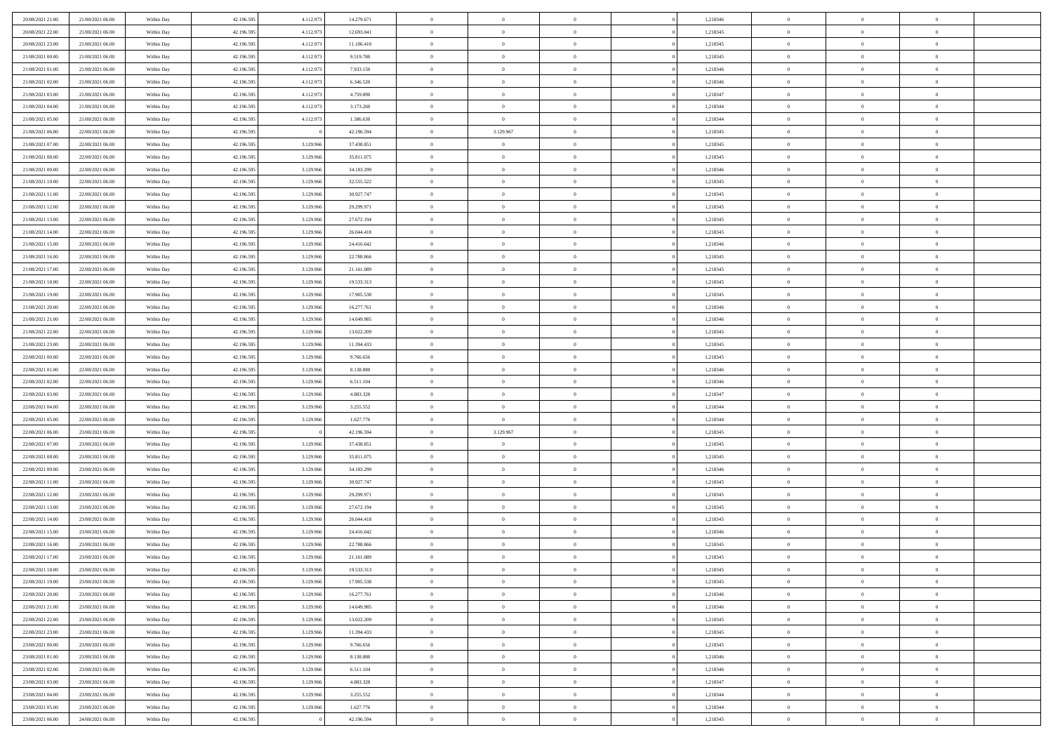| | | | | | | | | | | | | | | |
|---|---|---|---|---|---|---|---|---|---|---|---|---|---|---|
| 20/08/2021 21:00 | 21/08/2021 06:00 | Within Day | 42.196.595 | 4.112.973 | 14.279.671 | 0 | 0 | 0 | | 1,218346 | 0 | 0 | 0 | |
| 20/08/2021 22:00 | 21/08/2021 06:00 | Within Day | 42.196.595 | 4.112.973 | 12.693.041 | 0 | 0 | 0 | | 1,218345 | 0 | 0 | 0 | |
| 20/08/2021 23:00 | 21/08/2021 06:00 | Within Day | 42.196.595 | 4.112.973 | 11.106.410 | 0 | 0 | 0 | | 1,218345 | 0 | 0 | 0 | |
| 21/08/2021 00:00 | 21/08/2021 06:00 | Within Day | 42.196.595 | 4.112.973 | 9.519.780 | 0 | 0 | 0 | | 1,218345 | 0 | 0 | 0 | |
| 21/08/2021 01:00 | 21/08/2021 06:00 | Within Day | 42.196.595 | 4.112.973 | 7.933.150 | 0 | 0 | 0 | | 1,218346 | 0 | 0 | 0 | |
| 21/08/2021 02:00 | 21/08/2021 06:00 | Within Day | 42.196.595 | 4.112.973 | 6.346.520 | 0 | 0 | 0 | | 1,218346 | 0 | 0 | 0 | |
| 21/08/2021 03:00 | 21/08/2021 06:00 | Within Day | 42.196.595 | 4.112.973 | 4.759.890 | 0 | 0 | 0 | | 1,218347 | 0 | 0 | 0 | |
| 21/08/2021 04:00 | 21/08/2021 06:00 | Within Day | 42.196.595 | 4.112.973 | 3.173.260 | 0 | 0 | 0 | | 1,218344 | 0 | 0 | 0 | |
| 21/08/2021 05:00 | 21/08/2021 06:00 | Within Day | 42.196.595 | 4.112.973 | 1.586.630 | 0 | 0 | 0 | | 1,218344 | 0 | 0 | 0 | |
| 21/08/2021 06:00 | 22/08/2021 06:00 | Within Day | 42.196.595 | 0 | 42.196.594 | 0 | 3.129.967 | 0 | | 1,218345 | 0 | 0 | 0 | |
| 21/08/2021 07:00 | 22/08/2021 06:00 | Within Day | 42.196.595 | 3.129.966 | 37.438.851 | 0 | 0 | 0 | | 1,218345 | 0 | 0 | 0 | |
| 21/08/2021 08:00 | 22/08/2021 06:00 | Within Day | 42.196.595 | 3.129.966 | 35.811.075 | 0 | 0 | 0 | | 1,218345 | 0 | 0 | 0 | |
| 21/08/2021 09:00 | 22/08/2021 06:00 | Within Day | 42.196.595 | 3.129.966 | 34.183.299 | 0 | 0 | 0 | | 1,218346 | 0 | 0 | 0 | |
| 21/08/2021 10:00 | 22/08/2021 06:00 | Within Day | 42.196.595 | 3.129.966 | 32.555.522 | 0 | 0 | 0 | | 1,218345 | 0 | 0 | 0 | |
| 21/08/2021 11:00 | 22/08/2021 06:00 | Within Day | 42.196.595 | 3.129.966 | 30.927.747 | 0 | 0 | 0 | | 1,218345 | 0 | 0 | 0 | |
| 21/08/2021 12:00 | 22/08/2021 06:00 | Within Day | 42.196.595 | 3.129.966 | 29.299.971 | 0 | 0 | 0 | | 1,218345 | 0 | 0 | 0 | |
| 21/08/2021 13:00 | 22/08/2021 06:00 | Within Day | 42.196.595 | 3.129.966 | 27.672.194 | 0 | 0 | 0 | | 1,218345 | 0 | 0 | 0 | |
| 21/08/2021 14:00 | 22/08/2021 06:00 | Within Day | 42.196.595 | 3.129.966 | 26.044.418 | 0 | 0 | 0 | | 1,218345 | 0 | 0 | 0 | |
| 21/08/2021 15:00 | 22/08/2021 06:00 | Within Day | 42.196.595 | 3.129.966 | 24.416.642 | 0 | 0 | 0 | | 1,218346 | 0 | 0 | 0 | |
| 21/08/2021 16:00 | 22/08/2021 06:00 | Within Day | 42.196.595 | 3.129.966 | 22.788.866 | 0 | 0 | 0 | | 1,218345 | 0 | 0 | 0 | |
| 21/08/2021 17:00 | 22/08/2021 06:00 | Within Day | 42.196.595 | 3.129.966 | 21.161.089 | 0 | 0 | 0 | | 1,218345 | 0 | 0 | 0 | |
| 21/08/2021 18:00 | 22/08/2021 06:00 | Within Day | 42.196.595 | 3.129.966 | 19.533.313 | 0 | 0 | 0 | | 1,218345 | 0 | 0 | 0 | |
| 21/08/2021 19:00 | 22/08/2021 06:00 | Within Day | 42.196.595 | 3.129.966 | 17.905.538 | 0 | 0 | 0 | | 1,218345 | 0 | 0 | 0 | |
| 21/08/2021 20:00 | 22/08/2021 06:00 | Within Day | 42.196.595 | 3.129.966 | 16.277.761 | 0 | 0 | 0 | | 1,218346 | 0 | 0 | 0 | |
| 21/08/2021 21:00 | 22/08/2021 06:00 | Within Day | 42.196.595 | 3.129.966 | 14.649.985 | 0 | 0 | 0 | | 1,218346 | 0 | 0 | 0 | |
| 21/08/2021 22:00 | 22/08/2021 06:00 | Within Day | 42.196.595 | 3.129.966 | 13.022.209 | 0 | 0 | 0 | | 1,218345 | 0 | 0 | 0 | |
| 21/08/2021 23:00 | 22/08/2021 06:00 | Within Day | 42.196.595 | 3.129.966 | 11.394.433 | 0 | 0 | 0 | | 1,218345 | 0 | 0 | 0 | |
| 22/08/2021 00:00 | 22/08/2021 06:00 | Within Day | 42.196.595 | 3.129.966 | 9.766.656 | 0 | 0 | 0 | | 1,218345 | 0 | 0 | 0 | |
| 22/08/2021 01:00 | 22/08/2021 06:00 | Within Day | 42.196.595 | 3.129.966 | 8.138.880 | 0 | 0 | 0 | | 1,218346 | 0 | 0 | 0 | |
| 22/08/2021 02:00 | 22/08/2021 06:00 | Within Day | 42.196.595 | 3.129.966 | 6.511.104 | 0 | 0 | 0 | | 1,218346 | 0 | 0 | 0 | |
| 22/08/2021 03:00 | 22/08/2021 06:00 | Within Day | 42.196.595 | 3.129.966 | 4.883.328 | 0 | 0 | 0 | | 1,218347 | 0 | 0 | 0 | |
| 22/08/2021 04:00 | 22/08/2021 06:00 | Within Day | 42.196.595 | 3.129.966 | 3.255.552 | 0 | 0 | 0 | | 1,218344 | 0 | 0 | 0 | |
| 22/08/2021 05:00 | 22/08/2021 06:00 | Within Day | 42.196.595 | 3.129.966 | 1.627.776 | 0 | 0 | 0 | | 1,218344 | 0 | 0 | 0 | |
| 22/08/2021 06:00 | 23/08/2021 06:00 | Within Day | 42.196.595 | 0 | 42.196.594 | 0 | 3.129.967 | 0 | | 1,218345 | 0 | 0 | 0 | |
| 22/08/2021 07:00 | 23/08/2021 06:00 | Within Day | 42.196.595 | 3.129.966 | 37.438.851 | 0 | 0 | 0 | | 1,218345 | 0 | 0 | 0 | |
| 22/08/2021 08:00 | 23/08/2021 06:00 | Within Day | 42.196.595 | 3.129.966 | 35.811.075 | 0 | 0 | 0 | | 1,218345 | 0 | 0 | 0 | |
| 22/08/2021 09:00 | 23/08/2021 06:00 | Within Day | 42.196.595 | 3.129.966 | 34.183.299 | 0 | 0 | 0 | | 1,218346 | 0 | 0 | 0 | |
| 22/08/2021 11:00 | 23/08/2021 06:00 | Within Day | 42.196.595 | 3.129.966 | 30.927.747 | 0 | 0 | 0 | | 1,218345 | 0 | 0 | 0 | |
| 22/08/2021 12:00 | 23/08/2021 06:00 | Within Day | 42.196.595 | 3.129.966 | 29.299.971 | 0 | 0 | 0 | | 1,218345 | 0 | 0 | 0 | |
| 22/08/2021 13:00 | 23/08/2021 06:00 | Within Day | 42.196.595 | 3.129.966 | 27.672.194 | 0 | 0 | 0 | | 1,218345 | 0 | 0 | 0 | |
| 22/08/2021 14:00 | 23/08/2021 06:00 | Within Day | 42.196.595 | 3.129.966 | 26.044.418 | 0 | 0 | 0 | | 1,218345 | 0 | 0 | 0 | |
| 22/08/2021 15:00 | 23/08/2021 06:00 | Within Day | 42.196.595 | 3.129.966 | 24.416.642 | 0 | 0 | 0 | | 1,218346 | 0 | 0 | 0 | |
| 22/08/2021 16:00 | 23/08/2021 06:00 | Within Day | 42.196.595 | 3.129.966 | 22.788.866 | 0 | 0 | 0 | | 1,218345 | 0 | 0 | 0 | |
| 22/08/2021 17:00 | 23/08/2021 06:00 | Within Day | 42.196.595 | 3.129.966 | 21.161.089 | 0 | 0 | 0 | | 1,218345 | 0 | 0 | 0 | |
| 22/08/2021 18:00 | 23/08/2021 06:00 | Within Day | 42.196.595 | 3.129.966 | 19.533.313 | 0 | 0 | 0 | | 1,218345 | 0 | 0 | 0 | |
| 22/08/2021 19:00 | 23/08/2021 06:00 | Within Day | 42.196.595 | 3.129.966 | 17.905.538 | 0 | 0 | 0 | | 1,218345 | 0 | 0 | 0 | |
| 22/08/2021 20:00 | 23/08/2021 06:00 | Within Day | 42.196.595 | 3.129.966 | 16.277.761 | 0 | 0 | 0 | | 1,218346 | 0 | 0 | 0 | |
| 22/08/2021 21:00 | 23/08/2021 06:00 | Within Day | 42.196.595 | 3.129.966 | 14.649.985 | 0 | 0 | 0 | | 1,218346 | 0 | 0 | 0 | |
| 22/08/2021 22:00 | 23/08/2021 06:00 | Within Day | 42.196.595 | 3.129.966 | 13.022.209 | 0 | 0 | 0 | | 1,218345 | 0 | 0 | 0 | |
| 22/08/2021 23:00 | 23/08/2021 06:00 | Within Day | 42.196.595 | 3.129.966 | 11.394.433 | 0 | 0 | 0 | | 1,218345 | 0 | 0 | 0 | |
| 23/08/2021 00:00 | 23/08/2021 06:00 | Within Day | 42.196.595 | 3.129.966 | 9.766.656 | 0 | 0 | 0 | | 1,218345 | 0 | 0 | 0 | |
| 23/08/2021 01:00 | 23/08/2021 06:00 | Within Day | 42.196.595 | 3.129.966 | 8.138.880 | 0 | 0 | 0 | | 1,218346 | 0 | 0 | 0 | |
| 23/08/2021 02:00 | 23/08/2021 06:00 | Within Day | 42.196.595 | 3.129.966 | 6.511.104 | 0 | 0 | 0 | | 1,218346 | 0 | 0 | 0 | |
| 23/08/2021 03:00 | 23/08/2021 06:00 | Within Day | 42.196.595 | 3.129.966 | 4.883.328 | 0 | 0 | 0 | | 1,218347 | 0 | 0 | 0 | |
| 23/08/2021 04:00 | 23/08/2021 06:00 | Within Day | 42.196.595 | 3.129.966 | 3.255.552 | 0 | 0 | 0 | | 1,218344 | 0 | 0 | 0 | |
| 23/08/2021 05:00 | 23/08/2021 06:00 | Within Day | 42.196.595 | 3.129.966 | 1.627.776 | 0 | 0 | 0 | | 1,218344 | 0 | 0 | 0 | |
| 23/08/2021 06:00 | 24/08/2021 06:00 | Within Day | 42.196.595 | 0 | 42.196.594 | 0 | 0 | 0 | | 1,218345 | 0 | 0 | 0 | |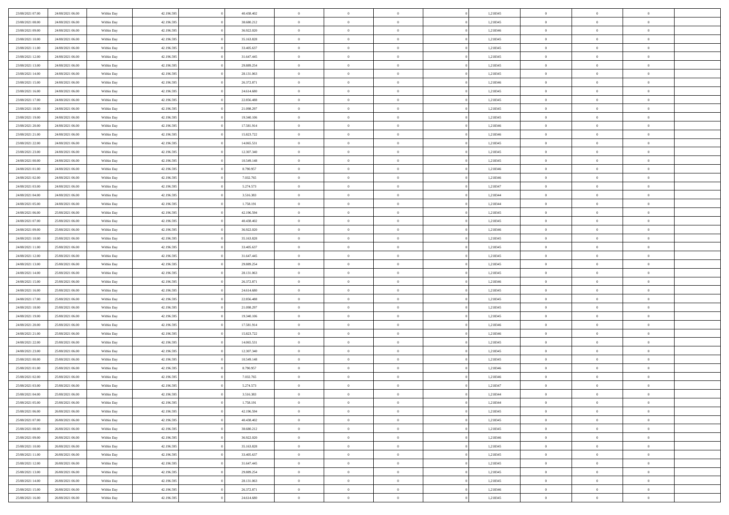| | | | | | | | | | | | | | | | |
|---|---|---|---|---|---|---|---|---|---|---|---|---|---|---|---|
| 23/08/2021 07:00 | 24/08/2021 06:00 | Within Day | 42.196.595 | 0 | 40.438.402 | 0 | 0 | 0 | | 0 | 1,218345 | 0 | 0 | 0 | |
| 23/08/2021 08:00 | 24/08/2021 06:00 | Within Day | 42.196.595 | 0 | 38.680.212 | 0 | 0 | 0 | | 0 | 1,218345 | 0 | 0 | 0 | |
| 23/08/2021 09:00 | 24/08/2021 06:00 | Within Day | 42.196.595 | 0 | 36.922.020 | 0 | 0 | 0 | | 0 | 1,218346 | 0 | 0 | 0 | |
| 23/08/2021 10:00 | 24/08/2021 06:00 | Within Day | 42.196.595 | 0 | 35.163.828 | 0 | 0 | 0 | | 0 | 1,218345 | 0 | 0 | 0 | |
| 23/08/2021 11:00 | 24/08/2021 06:00 | Within Day | 42.196.595 | 0 | 33.405.637 | 0 | 0 | 0 | | 0 | 1,218345 | 0 | 0 | 0 | |
| 23/08/2021 12:00 | 24/08/2021 06:00 | Within Day | 42.196.595 | 0 | 31.647.445 | 0 | 0 | 0 | | 0 | 1,218345 | 0 | 0 | 0 | |
| 23/08/2021 13:00 | 24/08/2021 06:00 | Within Day | 42.196.595 | 0 | 29.889.254 | 0 | 0 | 0 | | 0 | 1,218345 | 0 | 0 | 0 | |
| 23/08/2021 14:00 | 24/08/2021 06:00 | Within Day | 42.196.595 | 0 | 28.131.063 | 0 | 0 | 0 | | 0 | 1,218345 | 0 | 0 | 0 | |
| 23/08/2021 15:00 | 24/08/2021 06:00 | Within Day | 42.196.595 | 0 | 26.372.871 | 0 | 0 | 0 | | 0 | 1,218346 | 0 | 0 | 0 | |
| 23/08/2021 16:00 | 24/08/2021 06:00 | Within Day | 42.196.595 | 0 | 24.614.680 | 0 | 0 | 0 | | 0 | 1,218345 | 0 | 0 | 0 | |
| 23/08/2021 17:00 | 24/08/2021 06:00 | Within Day | 42.196.595 | 0 | 22.856.488 | 0 | 0 | 0 | | 0 | 1,218345 | 0 | 0 | 0 | |
| 23/08/2021 18:00 | 24/08/2021 06:00 | Within Day | 42.196.595 | 0 | 21.098.297 | 0 | 0 | 0 | | 0 | 1,218345 | 0 | 0 | 0 | |
| 23/08/2021 19:00 | 24/08/2021 06:00 | Within Day | 42.196.595 | 0 | 19.340.106 | 0 | 0 | 0 | | 0 | 1,218345 | 0 | 0 | 0 | |
| 23/08/2021 20:00 | 24/08/2021 06:00 | Within Day | 42.196.595 | 0 | 17.581.914 | 0 | 0 | 0 | | 0 | 1,218346 | 0 | 0 | 0 | |
| 23/08/2021 21:00 | 24/08/2021 06:00 | Within Day | 42.196.595 | 0 | 15.823.722 | 0 | 0 | 0 | | 0 | 1,218346 | 0 | 0 | 0 | |
| 23/08/2021 22:00 | 24/08/2021 06:00 | Within Day | 42.196.595 | 0 | 14.065.531 | 0 | 0 | 0 | | 0 | 1,218345 | 0 | 0 | 0 | |
| 23/08/2021 23:00 | 24/08/2021 06:00 | Within Day | 42.196.595 | 0 | 12.307.340 | 0 | 0 | 0 | | 0 | 1,218345 | 0 | 0 | 0 | |
| 24/08/2021 00:00 | 24/08/2021 06:00 | Within Day | 42.196.595 | 0 | 10.549.148 | 0 | 0 | 0 | | 0 | 1,218345 | 0 | 0 | 0 | |
| 24/08/2021 01:00 | 24/08/2021 06:00 | Within Day | 42.196.595 | 0 | 8.790.957 | 0 | 0 | 0 | | 0 | 1,218346 | 0 | 0 | 0 | |
| 24/08/2021 02:00 | 24/08/2021 06:00 | Within Day | 42.196.595 | 0 | 7.032.765 | 0 | 0 | 0 | | 0 | 1,218346 | 0 | 0 | 0 | |
| 24/08/2021 03:00 | 24/08/2021 06:00 | Within Day | 42.196.595 | 0 | 5.274.573 | 0 | 0 | 0 | | 0 | 1,218347 | 0 | 0 | 0 | |
| 24/08/2021 04:00 | 24/08/2021 06:00 | Within Day | 42.196.595 | 0 | 3.516.383 | 0 | 0 | 0 | | 0 | 1,218344 | 0 | 0 | 0 | |
| 24/08/2021 05:00 | 24/08/2021 06:00 | Within Day | 42.196.595 | 0 | 1.758.191 | 0 | 0 | 0 | | 0 | 1,218344 | 0 | 0 | 0 | |
| 24/08/2021 06:00 | 25/08/2021 06:00 | Within Day | 42.196.595 | 0 | 42.196.594 | 0 | 0 | 0 | | 0 | 1,218345 | 0 | 0 | 0 | |
| 24/08/2021 07:00 | 25/08/2021 06:00 | Within Day | 42.196.595 | 0 | 40.438.402 | 0 | 0 | 0 | | 0 | 1,218345 | 0 | 0 | 0 | |
| 24/08/2021 09:00 | 25/08/2021 06:00 | Within Day | 42.196.595 | 0 | 36.922.020 | 0 | 0 | 0 | | 0 | 1,218346 | 0 | 0 | 0 | |
| 24/08/2021 10:00 | 25/08/2021 06:00 | Within Day | 42.196.595 | 0 | 35.163.828 | 0 | 0 | 0 | | 0 | 1,218345 | 0 | 0 | 0 | |
| 24/08/2021 11:00 | 25/08/2021 06:00 | Within Day | 42.196.595 | 0 | 33.405.637 | 0 | 0 | 0 | | 0 | 1,218345 | 0 | 0 | 0 | |
| 24/08/2021 12:00 | 25/08/2021 06:00 | Within Day | 42.196.595 | 0 | 31.647.445 | 0 | 0 | 0 | | 0 | 1,218345 | 0 | 0 | 0 | |
| 24/08/2021 13:00 | 25/08/2021 06:00 | Within Day | 42.196.595 | 0 | 29.889.254 | 0 | 0 | 0 | | 0 | 1,218345 | 0 | 0 | 0 | |
| 24/08/2021 14:00 | 25/08/2021 06:00 | Within Day | 42.196.595 | 0 | 28.131.063 | 0 | 0 | 0 | | 0 | 1,218345 | 0 | 0 | 0 | |
| 24/08/2021 15:00 | 25/08/2021 06:00 | Within Day | 42.196.595 | 0 | 26.372.871 | 0 | 0 | 0 | | 0 | 1,218346 | 0 | 0 | 0 | |
| 24/08/2021 16:00 | 25/08/2021 06:00 | Within Day | 42.196.595 | 0 | 24.614.680 | 0 | 0 | 0 | | 0 | 1,218345 | 0 | 0 | 0 | |
| 24/08/2021 17:00 | 25/08/2021 06:00 | Within Day | 42.196.595 | 0 | 22.856.488 | 0 | 0 | 0 | | 0 | 1,218345 | 0 | 0 | 0 | |
| 24/08/2021 18:00 | 25/08/2021 06:00 | Within Day | 42.196.595 | 0 | 21.098.297 | 0 | 0 | 0 | | 0 | 1,218345 | 0 | 0 | 0 | |
| 24/08/2021 19:00 | 25/08/2021 06:00 | Within Day | 42.196.595 | 0 | 19.340.106 | 0 | 0 | 0 | | 0 | 1,218345 | 0 | 0 | 0 | |
| 24/08/2021 20:00 | 25/08/2021 06:00 | Within Day | 42.196.595 | 0 | 17.581.914 | 0 | 0 | 0 | | 0 | 1,218346 | 0 | 0 | 0 | |
| 24/08/2021 21:00 | 25/08/2021 06:00 | Within Day | 42.196.595 | 0 | 15.823.722 | 0 | 0 | 0 | | 0 | 1,218346 | 0 | 0 | 0 | |
| 24/08/2021 22:00 | 25/08/2021 06:00 | Within Day | 42.196.595 | 0 | 14.065.531 | 0 | 0 | 0 | | 0 | 1,218345 | 0 | 0 | 0 | |
| 24/08/2021 23:00 | 25/08/2021 06:00 | Within Day | 42.196.595 | 0 | 12.307.340 | 0 | 0 | 0 | | 0 | 1,218345 | 0 | 0 | 0 | |
| 25/08/2021 00:00 | 25/08/2021 06:00 | Within Day | 42.196.595 | 0 | 10.549.148 | 0 | 0 | 0 | | 0 | 1,218345 | 0 | 0 | 0 | |
| 25/08/2021 01:00 | 25/08/2021 06:00 | Within Day | 42.196.595 | 0 | 8.790.957 | 0 | 0 | 0 | | 0 | 1,218346 | 0 | 0 | 0 | |
| 25/08/2021 02:00 | 25/08/2021 06:00 | Within Day | 42.196.595 | 0 | 7.032.765 | 0 | 0 | 0 | | 0 | 1,218346 | 0 | 0 | 0 | |
| 25/08/2021 03:00 | 25/08/2021 06:00 | Within Day | 42.196.595 | 0 | 5.274.573 | 0 | 0 | 0 | | 0 | 1,218347 | 0 | 0 | 0 | |
| 25/08/2021 04:00 | 25/08/2021 06:00 | Within Day | 42.196.595 | 0 | 3.516.383 | 0 | 0 | 0 | | 0 | 1,218344 | 0 | 0 | 0 | |
| 25/08/2021 05:00 | 25/08/2021 06:00 | Within Day | 42.196.595 | 0 | 1.758.191 | 0 | 0 | 0 | | 0 | 1,218344 | 0 | 0 | 0 | |
| 25/08/2021 06:00 | 26/08/2021 06:00 | Within Day | 42.196.595 | 0 | 42.196.594 | 0 | 0 | 0 | | 0 | 1,218345 | 0 | 0 | 0 | |
| 25/08/2021 07:00 | 26/08/2021 06:00 | Within Day | 42.196.595 | 0 | 40.438.402 | 0 | 0 | 0 | | 0 | 1,218345 | 0 | 0 | 0 | |
| 25/08/2021 08:00 | 26/08/2021 06:00 | Within Day | 42.196.595 | 0 | 38.680.212 | 0 | 0 | 0 | | 0 | 1,218345 | 0 | 0 | 0 | |
| 25/08/2021 09:00 | 26/08/2021 06:00 | Within Day | 42.196.595 | 0 | 36.922.020 | 0 | 0 | 0 | | 0 | 1,218346 | 0 | 0 | 0 | |
| 25/08/2021 10:00 | 26/08/2021 06:00 | Within Day | 42.196.595 | 0 | 35.163.828 | 0 | 0 | 0 | | 0 | 1,218345 | 0 | 0 | 0 | |
| 25/08/2021 11:00 | 26/08/2021 06:00 | Within Day | 42.196.595 | 0 | 33.405.637 | 0 | 0 | 0 | | 0 | 1,218345 | 0 | 0 | 0 | |
| 25/08/2021 12:00 | 26/08/2021 06:00 | Within Day | 42.196.595 | 0 | 31.647.445 | 0 | 0 | 0 | | 0 | 1,218345 | 0 | 0 | 0 | |
| 25/08/2021 13:00 | 26/08/2021 06:00 | Within Day | 42.196.595 | 0 | 29.889.254 | 0 | 0 | 0 | | 0 | 1,218345 | 0 | 0 | 0 | |
| 25/08/2021 14:00 | 26/08/2021 06:00 | Within Day | 42.196.595 | 0 | 28.131.063 | 0 | 0 | 0 | | 0 | 1,218345 | 0 | 0 | 0 | |
| 25/08/2021 15:00 | 26/08/2021 06:00 | Within Day | 42.196.595 | 0 | 26.372.871 | 0 | 0 | 0 | | 0 | 1,218346 | 0 | 0 | 0 | |
| 25/08/2021 16:00 | 26/08/2021 06:00 | Within Day | 42.196.595 | 0 | 24.614.680 | 0 | 0 | 0 | | 0 | 1,218345 | 0 | 0 | 0 | |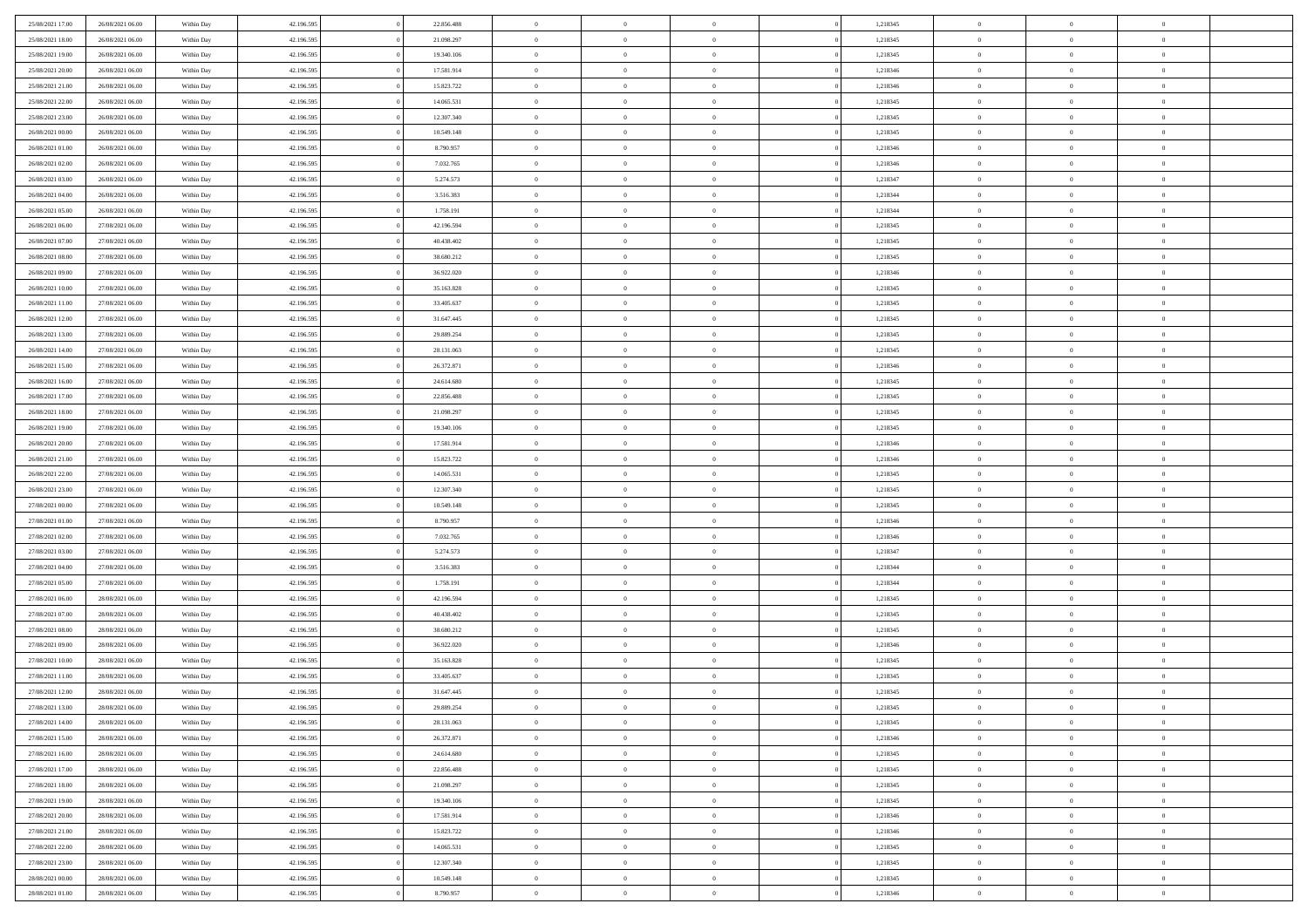| | | | | | | | | | | | | | | | |
|---|---|---|---|---|---|---|---|---|---|---|---|---|---|---|---|
| 25/08/2021 17:00 | 26/08/2021 06:00 | Within Day | 42.196.595 | 0 | 22.856.488 | 0 | 0 | 0 | | 0 | 1,218345 | 0 | 0 | 0 | |
| 25/08/2021 18:00 | 26/08/2021 06:00 | Within Day | 42.196.595 | 0 | 21.098.297 | 0 | 0 | 0 | | 0 | 1,218345 | 0 | 0 | 0 | |
| 25/08/2021 19:00 | 26/08/2021 06:00 | Within Day | 42.196.595 | 0 | 19.340.106 | 0 | 0 | 0 | | 0 | 1,218345 | 0 | 0 | 0 | |
| 25/08/2021 20:00 | 26/08/2021 06:00 | Within Day | 42.196.595 | 0 | 17.581.914 | 0 | 0 | 0 | | 0 | 1,218346 | 0 | 0 | 0 | |
| 25/08/2021 21:00 | 26/08/2021 06:00 | Within Day | 42.196.595 | 0 | 15.823.722 | 0 | 0 | 0 | | 0 | 1,218346 | 0 | 0 | 0 | |
| 25/08/2021 22:00 | 26/08/2021 06:00 | Within Day | 42.196.595 | 0 | 14.065.531 | 0 | 0 | 0 | | 0 | 1,218345 | 0 | 0 | 0 | |
| 25/08/2021 23:00 | 26/08/2021 06:00 | Within Day | 42.196.595 | 0 | 12.307.340 | 0 | 0 | 0 | | 0 | 1,218345 | 0 | 0 | 0 | |
| 26/08/2021 00:00 | 26/08/2021 06:00 | Within Day | 42.196.595 | 0 | 10.549.148 | 0 | 0 | 0 | | 0 | 1,218345 | 0 | 0 | 0 | |
| 26/08/2021 01:00 | 26/08/2021 06:00 | Within Day | 42.196.595 | 0 | 8.790.957 | 0 | 0 | 0 | | 0 | 1,218346 | 0 | 0 | 0 | |
| 26/08/2021 02:00 | 26/08/2021 06:00 | Within Day | 42.196.595 | 0 | 7.032.765 | 0 | 0 | 0 | | 0 | 1,218346 | 0 | 0 | 0 | |
| 26/08/2021 03:00 | 26/08/2021 06:00 | Within Day | 42.196.595 | 0 | 5.274.573 | 0 | 0 | 0 | | 0 | 1,218347 | 0 | 0 | 0 | |
| 26/08/2021 04:00 | 26/08/2021 06:00 | Within Day | 42.196.595 | 0 | 3.516.383 | 0 | 0 | 0 | | 0 | 1,218344 | 0 | 0 | 0 | |
| 26/08/2021 05:00 | 26/08/2021 06:00 | Within Day | 42.196.595 | 0 | 1.758.191 | 0 | 0 | 0 | | 0 | 1,218344 | 0 | 0 | 0 | |
| 26/08/2021 06:00 | 27/08/2021 06:00 | Within Day | 42.196.595 | 0 | 42.196.594 | 0 | 0 | 0 | | 0 | 1,218345 | 0 | 0 | 0 | |
| 26/08/2021 07:00 | 27/08/2021 06:00 | Within Day | 42.196.595 | 0 | 40.438.402 | 0 | 0 | 0 | | 0 | 1,218345 | 0 | 0 | 0 | |
| 26/08/2021 08:00 | 27/08/2021 06:00 | Within Day | 42.196.595 | 0 | 38.680.212 | 0 | 0 | 0 | | 0 | 1,218345 | 0 | 0 | 0 | |
| 26/08/2021 09:00 | 27/08/2021 06:00 | Within Day | 42.196.595 | 0 | 36.922.020 | 0 | 0 | 0 | | 0 | 1,218346 | 0 | 0 | 0 | |
| 26/08/2021 10:00 | 27/08/2021 06:00 | Within Day | 42.196.595 | 0 | 35.163.828 | 0 | 0 | 0 | | 0 | 1,218345 | 0 | 0 | 0 | |
| 26/08/2021 11:00 | 27/08/2021 06:00 | Within Day | 42.196.595 | 0 | 33.405.637 | 0 | 0 | 0 | | 0 | 1,218345 | 0 | 0 | 0 | |
| 26/08/2021 12:00 | 27/08/2021 06:00 | Within Day | 42.196.595 | 0 | 31.647.445 | 0 | 0 | 0 | | 0 | 1,218345 | 0 | 0 | 0 | |
| 26/08/2021 13:00 | 27/08/2021 06:00 | Within Day | 42.196.595 | 0 | 29.889.254 | 0 | 0 | 0 | | 0 | 1,218345 | 0 | 0 | 0 | |
| 26/08/2021 14:00 | 27/08/2021 06:00 | Within Day | 42.196.595 | 0 | 28.131.063 | 0 | 0 | 0 | | 0 | 1,218345 | 0 | 0 | 0 | |
| 26/08/2021 15:00 | 27/08/2021 06:00 | Within Day | 42.196.595 | 0 | 26.372.871 | 0 | 0 | 0 | | 0 | 1,218346 | 0 | 0 | 0 | |
| 26/08/2021 16:00 | 27/08/2021 06:00 | Within Day | 42.196.595 | 0 | 24.614.680 | 0 | 0 | 0 | | 0 | 1,218345 | 0 | 0 | 0 | |
| 26/08/2021 17:00 | 27/08/2021 06:00 | Within Day | 42.196.595 | 0 | 22.856.488 | 0 | 0 | 0 | | 0 | 1,218345 | 0 | 0 | 0 | |
| 26/08/2021 18:00 | 27/08/2021 06:00 | Within Day | 42.196.595 | 0 | 21.098.297 | 0 | 0 | 0 | | 0 | 1,218345 | 0 | 0 | 0 | |
| 26/08/2021 19:00 | 27/08/2021 06:00 | Within Day | 42.196.595 | 0 | 19.340.106 | 0 | 0 | 0 | | 0 | 1,218345 | 0 | 0 | 0 | |
| 26/08/2021 20:00 | 27/08/2021 06:00 | Within Day | 42.196.595 | 0 | 17.581.914 | 0 | 0 | 0 | | 0 | 1,218346 | 0 | 0 | 0 | |
| 26/08/2021 21:00 | 27/08/2021 06:00 | Within Day | 42.196.595 | 0 | 15.823.722 | 0 | 0 | 0 | | 0 | 1,218346 | 0 | 0 | 0 | |
| 26/08/2021 22:00 | 27/08/2021 06:00 | Within Day | 42.196.595 | 0 | 14.065.531 | 0 | 0 | 0 | | 0 | 1,218345 | 0 | 0 | 0 | |
| 26/08/2021 23:00 | 27/08/2021 06:00 | Within Day | 42.196.595 | 0 | 12.307.340 | 0 | 0 | 0 | | 0 | 1,218345 | 0 | 0 | 0 | |
| 27/08/2021 00:00 | 27/08/2021 06:00 | Within Day | 42.196.595 | 0 | 10.549.148 | 0 | 0 | 0 | | 0 | 1,218345 | 0 | 0 | 0 | |
| 27/08/2021 01:00 | 27/08/2021 06:00 | Within Day | 42.196.595 | 0 | 8.790.957 | 0 | 0 | 0 | | 0 | 1,218346 | 0 | 0 | 0 | |
| 27/08/2021 02:00 | 27/08/2021 06:00 | Within Day | 42.196.595 | 0 | 7.032.765 | 0 | 0 | 0 | | 0 | 1,218346 | 0 | 0 | 0 | |
| 27/08/2021 03:00 | 27/08/2021 06:00 | Within Day | 42.196.595 | 0 | 5.274.573 | 0 | 0 | 0 | | 0 | 1,218347 | 0 | 0 | 0 | |
| 27/08/2021 04:00 | 27/08/2021 06:00 | Within Day | 42.196.595 | 0 | 3.516.383 | 0 | 0 | 0 | | 0 | 1,218344 | 0 | 0 | 0 | |
| 27/08/2021 05:00 | 27/08/2021 06:00 | Within Day | 42.196.595 | 0 | 1.758.191 | 0 | 0 | 0 | | 0 | 1,218344 | 0 | 0 | 0 | |
| 27/08/2021 06:00 | 28/08/2021 06:00 | Within Day | 42.196.595 | 0 | 42.196.594 | 0 | 0 | 0 | | 0 | 1,218345 | 0 | 0 | 0 | |
| 27/08/2021 07:00 | 28/08/2021 06:00 | Within Day | 42.196.595 | 0 | 40.438.402 | 0 | 0 | 0 | | 0 | 1,218345 | 0 | 0 | 0 | |
| 27/08/2021 08:00 | 28/08/2021 06:00 | Within Day | 42.196.595 | 0 | 38.680.212 | 0 | 0 | 0 | | 0 | 1,218345 | 0 | 0 | 0 | |
| 27/08/2021 09:00 | 28/08/2021 06:00 | Within Day | 42.196.595 | 0 | 36.922.020 | 0 | 0 | 0 | | 0 | 1,218346 | 0 | 0 | 0 | |
| 27/08/2021 10:00 | 28/08/2021 06:00 | Within Day | 42.196.595 | 0 | 35.163.828 | 0 | 0 | 0 | | 0 | 1,218345 | 0 | 0 | 0 | |
| 27/08/2021 11:00 | 28/08/2021 06:00 | Within Day | 42.196.595 | 0 | 33.405.637 | 0 | 0 | 0 | | 0 | 1,218345 | 0 | 0 | 0 | |
| 27/08/2021 12:00 | 28/08/2021 06:00 | Within Day | 42.196.595 | 0 | 31.647.445 | 0 | 0 | 0 | | 0 | 1,218345 | 0 | 0 | 0 | |
| 27/08/2021 13:00 | 28/08/2021 06:00 | Within Day | 42.196.595 | 0 | 29.889.254 | 0 | 0 | 0 | | 0 | 1,218345 | 0 | 0 | 0 | |
| 27/08/2021 14:00 | 28/08/2021 06:00 | Within Day | 42.196.595 | 0 | 28.131.063 | 0 | 0 | 0 | | 0 | 1,218345 | 0 | 0 | 0 | |
| 27/08/2021 15:00 | 28/08/2021 06:00 | Within Day | 42.196.595 | 0 | 26.372.871 | 0 | 0 | 0 | | 0 | 1,218346 | 0 | 0 | 0 | |
| 27/08/2021 16:00 | 28/08/2021 06:00 | Within Day | 42.196.595 | 0 | 24.614.680 | 0 | 0 | 0 | | 0 | 1,218345 | 0 | 0 | 0 | |
| 27/08/2021 17:00 | 28/08/2021 06:00 | Within Day | 42.196.595 | 0 | 22.856.488 | 0 | 0 | 0 | | 0 | 1,218345 | 0 | 0 | 0 | |
| 27/08/2021 18:00 | 28/08/2021 06:00 | Within Day | 42.196.595 | 0 | 21.098.297 | 0 | 0 | 0 | | 0 | 1,218345 | 0 | 0 | 0 | |
| 27/08/2021 19:00 | 28/08/2021 06:00 | Within Day | 42.196.595 | 0 | 19.340.106 | 0 | 0 | 0 | | 0 | 1,218345 | 0 | 0 | 0 | |
| 27/08/2021 20:00 | 28/08/2021 06:00 | Within Day | 42.196.595 | 0 | 17.581.914 | 0 | 0 | 0 | | 0 | 1,218346 | 0 | 0 | 0 | |
| 27/08/2021 21:00 | 28/08/2021 06:00 | Within Day | 42.196.595 | 0 | 15.823.722 | 0 | 0 | 0 | | 0 | 1,218346 | 0 | 0 | 0 | |
| 27/08/2021 22:00 | 28/08/2021 06:00 | Within Day | 42.196.595 | 0 | 14.065.531 | 0 | 0 | 0 | | 0 | 1,218345 | 0 | 0 | 0 | |
| 27/08/2021 23:00 | 28/08/2021 06:00 | Within Day | 42.196.595 | 0 | 12.307.340 | 0 | 0 | 0 | | 0 | 1,218345 | 0 | 0 | 0 | |
| 28/08/2021 00:00 | 28/08/2021 06:00 | Within Day | 42.196.595 | 0 | 10.549.148 | 0 | 0 | 0 | | 0 | 1,218345 | 0 | 0 | 0 | |
| 28/08/2021 01:00 | 28/08/2021 06:00 | Within Day | 42.196.595 | 0 | 8.790.957 | 0 | 0 | 0 | | 0 | 1,218346 | 0 | 0 | 0 | |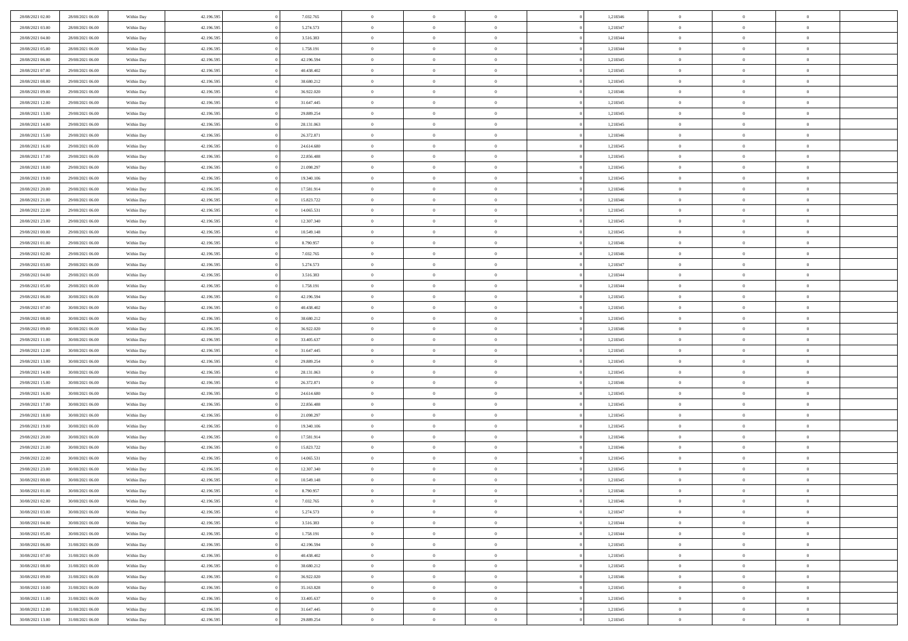| | | | | | | | | | | | | | | |
|---|---|---|---|---|---|---|---|---|---|---|---|---|---|---|
| 28/08/2021 02:00 | 28/08/2021 06:00 | Within Day | 42.196.595 | 0 | 7.032.765 | 0 | 0 | 0 | | 0 | 1,218346 | 0 | 0 | 0 |
| 28/08/2021 03:00 | 28/08/2021 06:00 | Within Day | 42.196.595 | 0 | 5.274.573 | 0 | 0 | 0 | | 0 | 1,218347 | 0 | 0 | 0 |
| 28/08/2021 04:00 | 28/08/2021 06:00 | Within Day | 42.196.595 | 0 | 3.516.383 | 0 | 0 | 0 | | 0 | 1,218344 | 0 | 0 | 0 |
| 28/08/2021 05:00 | 28/08/2021 06:00 | Within Day | 42.196.595 | 0 | 1.758.191 | 0 | 0 | 0 | | 0 | 1,218344 | 0 | 0 | 0 |
| 28/08/2021 06:00 | 29/08/2021 06:00 | Within Day | 42.196.595 | 0 | 42.196.594 | 0 | 0 | 0 | | 0 | 1,218345 | 0 | 0 | 0 |
| 28/08/2021 07:00 | 29/08/2021 06:00 | Within Day | 42.196.595 | 0 | 40.438.402 | 0 | 0 | 0 | | 0 | 1,218345 | 0 | 0 | 0 |
| 28/08/2021 08:00 | 29/08/2021 06:00 | Within Day | 42.196.595 | 0 | 38.680.212 | 0 | 0 | 0 | | 0 | 1,218345 | 0 | 0 | 0 |
| 28/08/2021 09:00 | 29/08/2021 06:00 | Within Day | 42.196.595 | 0 | 36.922.020 | 0 | 0 | 0 | | 0 | 1,218346 | 0 | 0 | 0 |
| 28/08/2021 12:00 | 29/08/2021 06:00 | Within Day | 42.196.595 | 0 | 31.647.445 | 0 | 0 | 0 | | 0 | 1,218345 | 0 | 0 | 0 |
| 28/08/2021 13:00 | 29/08/2021 06:00 | Within Day | 42.196.595 | 0 | 29.889.254 | 0 | 0 | 0 | | 0 | 1,218345 | 0 | 0 | 0 |
| 28/08/2021 14:00 | 29/08/2021 06:00 | Within Day | 42.196.595 | 0 | 28.131.063 | 0 | 0 | 0 | | 0 | 1,218345 | 0 | 0 | 0 |
| 28/08/2021 15:00 | 29/08/2021 06:00 | Within Day | 42.196.595 | 0 | 26.372.871 | 0 | 0 | 0 | | 0 | 1,218346 | 0 | 0 | 0 |
| 28/08/2021 16:00 | 29/08/2021 06:00 | Within Day | 42.196.595 | 0 | 24.614.680 | 0 | 0 | 0 | | 0 | 1,218345 | 0 | 0 | 0 |
| 28/08/2021 17:00 | 29/08/2021 06:00 | Within Day | 42.196.595 | 0 | 22.856.488 | 0 | 0 | 0 | | 0 | 1,218345 | 0 | 0 | 0 |
| 28/08/2021 18:00 | 29/08/2021 06:00 | Within Day | 42.196.595 | 0 | 21.098.297 | 0 | 0 | 0 | | 0 | 1,218345 | 0 | 0 | 0 |
| 28/08/2021 19:00 | 29/08/2021 06:00 | Within Day | 42.196.595 | 0 | 19.340.106 | 0 | 0 | 0 | | 0 | 1,218345 | 0 | 0 | 0 |
| 28/08/2021 20:00 | 29/08/2021 06:00 | Within Day | 42.196.595 | 0 | 17.581.914 | 0 | 0 | 0 | | 0 | 1,218346 | 0 | 0 | 0 |
| 28/08/2021 21:00 | 29/08/2021 06:00 | Within Day | 42.196.595 | 0 | 15.823.722 | 0 | 0 | 0 | | 0 | 1,218346 | 0 | 0 | 0 |
| 28/08/2021 22:00 | 29/08/2021 06:00 | Within Day | 42.196.595 | 0 | 14.065.531 | 0 | 0 | 0 | | 0 | 1,218345 | 0 | 0 | 0 |
| 28/08/2021 23:00 | 29/08/2021 06:00 | Within Day | 42.196.595 | 0 | 12.307.340 | 0 | 0 | 0 | | 0 | 1,218345 | 0 | 0 | 0 |
| 29/08/2021 00:00 | 29/08/2021 06:00 | Within Day | 42.196.595 | 0 | 10.549.148 | 0 | 0 | 0 | | 0 | 1,218345 | 0 | 0 | 0 |
| 29/08/2021 01:00 | 29/08/2021 06:00 | Within Day | 42.196.595 | 0 | 8.790.957 | 0 | 0 | 0 | | 0 | 1,218346 | 0 | 0 | 0 |
| 29/08/2021 02:00 | 29/08/2021 06:00 | Within Day | 42.196.595 | 0 | 7.032.765 | 0 | 0 | 0 | | 0 | 1,218346 | 0 | 0 | 0 |
| 29/08/2021 03:00 | 29/08/2021 06:00 | Within Day | 42.196.595 | 0 | 5.274.573 | 0 | 0 | 0 | | 0 | 1,218347 | 0 | 0 | 0 |
| 29/08/2021 04:00 | 29/08/2021 06:00 | Within Day | 42.196.595 | 0 | 3.516.383 | 0 | 0 | 0 | | 0 | 1,218344 | 0 | 0 | 0 |
| 29/08/2021 05:00 | 29/08/2021 06:00 | Within Day | 42.196.595 | 0 | 1.758.191 | 0 | 0 | 0 | | 0 | 1,218344 | 0 | 0 | 0 |
| 29/08/2021 06:00 | 30/08/2021 06:00 | Within Day | 42.196.595 | 0 | 42.196.594 | 0 | 0 | 0 | | 0 | 1,218345 | 0 | 0 | 0 |
| 29/08/2021 07:00 | 30/08/2021 06:00 | Within Day | 42.196.595 | 0 | 40.438.402 | 0 | 0 | 0 | | 0 | 1,218345 | 0 | 0 | 0 |
| 29/08/2021 08:00 | 30/08/2021 06:00 | Within Day | 42.196.595 | 0 | 38.680.212 | 0 | 0 | 0 | | 0 | 1,218345 | 0 | 0 | 0 |
| 29/08/2021 09:00 | 30/08/2021 06:00 | Within Day | 42.196.595 | 0 | 36.922.020 | 0 | 0 | 0 | | 0 | 1,218346 | 0 | 0 | 0 |
| 29/08/2021 11:00 | 30/08/2021 06:00 | Within Day | 42.196.595 | 0 | 33.405.637 | 0 | 0 | 0 | | 0 | 1,218345 | 0 | 0 | 0 |
| 29/08/2021 12:00 | 30/08/2021 06:00 | Within Day | 42.196.595 | 0 | 31.647.445 | 0 | 0 | 0 | | 0 | 1,218345 | 0 | 0 | 0 |
| 29/08/2021 13:00 | 30/08/2021 06:00 | Within Day | 42.196.595 | 0 | 29.889.254 | 0 | 0 | 0 | | 0 | 1,218345 | 0 | 0 | 0 |
| 29/08/2021 14:00 | 30/08/2021 06:00 | Within Day | 42.196.595 | 0 | 28.131.063 | 0 | 0 | 0 | | 0 | 1,218345 | 0 | 0 | 0 |
| 29/08/2021 15:00 | 30/08/2021 06:00 | Within Day | 42.196.595 | 0 | 26.372.871 | 0 | 0 | 0 | | 0 | 1,218346 | 0 | 0 | 0 |
| 29/08/2021 16:00 | 30/08/2021 06:00 | Within Day | 42.196.595 | 0 | 24.614.680 | 0 | 0 | 0 | | 0 | 1,218345 | 0 | 0 | 0 |
| 29/08/2021 17:00 | 30/08/2021 06:00 | Within Day | 42.196.595 | 0 | 22.856.488 | 0 | 0 | 0 | | 0 | 1,218345 | 0 | 0 | 0 |
| 29/08/2021 18:00 | 30/08/2021 06:00 | Within Day | 42.196.595 | 0 | 21.098.297 | 0 | 0 | 0 | | 0 | 1,218345 | 0 | 0 | 0 |
| 29/08/2021 19:00 | 30/08/2021 06:00 | Within Day | 42.196.595 | 0 | 19.340.106 | 0 | 0 | 0 | | 0 | 1,218345 | 0 | 0 | 0 |
| 29/08/2021 20:00 | 30/08/2021 06:00 | Within Day | 42.196.595 | 0 | 17.581.914 | 0 | 0 | 0 | | 0 | 1,218346 | 0 | 0 | 0 |
| 29/08/2021 21:00 | 30/08/2021 06:00 | Within Day | 42.196.595 | 0 | 15.823.722 | 0 | 0 | 0 | | 0 | 1,218346 | 0 | 0 | 0 |
| 29/08/2021 22:00 | 30/08/2021 06:00 | Within Day | 42.196.595 | 0 | 14.065.531 | 0 | 0 | 0 | | 0 | 1,218345 | 0 | 0 | 0 |
| 29/08/2021 23:00 | 30/08/2021 06:00 | Within Day | 42.196.595 | 0 | 12.307.340 | 0 | 0 | 0 | | 0 | 1,218345 | 0 | 0 | 0 |
| 30/08/2021 00:00 | 30/08/2021 06:00 | Within Day | 42.196.595 | 0 | 10.549.148 | 0 | 0 | 0 | | 0 | 1,218345 | 0 | 0 | 0 |
| 30/08/2021 01:00 | 30/08/2021 06:00 | Within Day | 42.196.595 | 0 | 8.790.957 | 0 | 0 | 0 | | 0 | 1,218346 | 0 | 0 | 0 |
| 30/08/2021 02:00 | 30/08/2021 06:00 | Within Day | 42.196.595 | 0 | 7.032.765 | 0 | 0 | 0 | | 0 | 1,218346 | 0 | 0 | 0 |
| 30/08/2021 03:00 | 30/08/2021 06:00 | Within Day | 42.196.595 | 0 | 5.274.573 | 0 | 0 | 0 | | 0 | 1,218347 | 0 | 0 | 0 |
| 30/08/2021 04:00 | 30/08/2021 06:00 | Within Day | 42.196.595 | 0 | 3.516.383 | 0 | 0 | 0 | | 0 | 1,218344 | 0 | 0 | 0 |
| 30/08/2021 05:00 | 30/08/2021 06:00 | Within Day | 42.196.595 | 0 | 1.758.191 | 0 | 0 | 0 | | 0 | 1,218344 | 0 | 0 | 0 |
| 30/08/2021 06:00 | 31/08/2021 06:00 | Within Day | 42.196.595 | 0 | 42.196.594 | 0 | 0 | 0 | | 0 | 1,218345 | 0 | 0 | 0 |
| 30/08/2021 07:00 | 31/08/2021 06:00 | Within Day | 42.196.595 | 0 | 40.438.402 | 0 | 0 | 0 | | 0 | 1,218345 | 0 | 0 | 0 |
| 30/08/2021 08:00 | 31/08/2021 06:00 | Within Day | 42.196.595 | 0 | 38.680.212 | 0 | 0 | 0 | | 0 | 1,218345 | 0 | 0 | 0 |
| 30/08/2021 09:00 | 31/08/2021 06:00 | Within Day | 42.196.595 | 0 | 36.922.020 | 0 | 0 | 0 | | 0 | 1,218346 | 0 | 0 | 0 |
| 30/08/2021 10:00 | 31/08/2021 06:00 | Within Day | 42.196.595 | 0 | 35.163.828 | 0 | 0 | 0 | | 0 | 1,218345 | 0 | 0 | 0 |
| 30/08/2021 11:00 | 31/08/2021 06:00 | Within Day | 42.196.595 | 0 | 33.405.637 | 0 | 0 | 0 | | 0 | 1,218345 | 0 | 0 | 0 |
| 30/08/2021 12:00 | 31/08/2021 06:00 | Within Day | 42.196.595 | 0 | 31.647.445 | 0 | 0 | 0 | | 0 | 1,218345 | 0 | 0 | 0 |
| 30/08/2021 13:00 | 31/08/2021 06:00 | Within Day | 42.196.595 | 0 | 29.889.254 | 0 | 0 | 0 | | 0 | 1,218345 | 0 | 0 | 0 |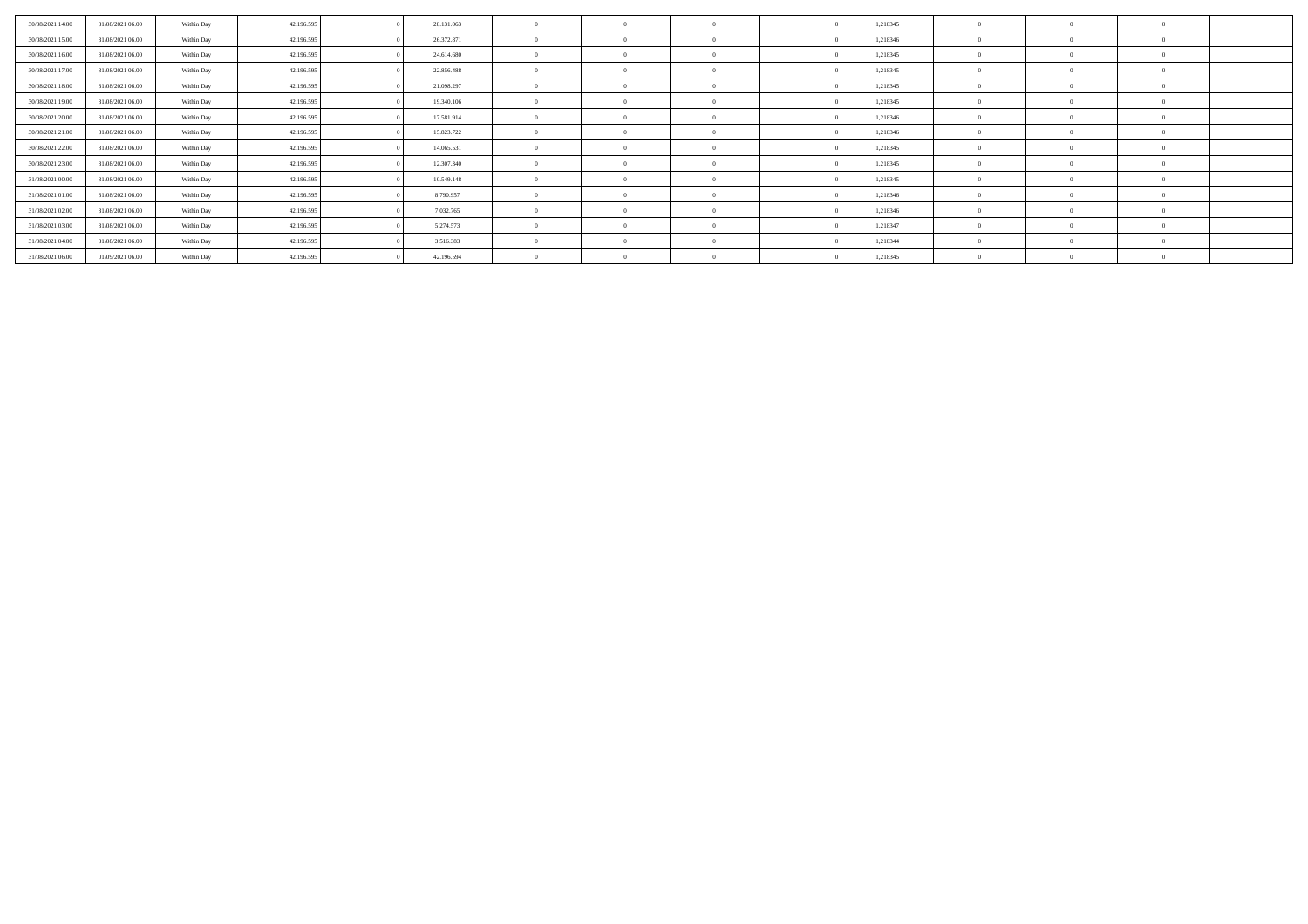| | | | | | | | | | | | | | | | |
|---|---|---|---|---|---|---|---|---|---|---|---|---|---|---|---|
| 30/08/2021 14:00 | 31/08/2021 06:00 | Within Day | 42.196.595 | 0 | 28.131.063 | 0 | 0 | 0 | | 0 | 1,218345 | 0 | 0 | 0 | |
| 30/08/2021 15:00 | 31/08/2021 06:00 | Within Day | 42.196.595 | 0 | 26.372.871 | 0 | 0 | 0 | | 0 | 1,218346 | 0 | 0 | 0 | |
| 30/08/2021 16:00 | 31/08/2021 06:00 | Within Day | 42.196.595 | 0 | 24.614.680 | 0 | 0 | 0 | | 0 | 1,218345 | 0 | 0 | 0 | |
| 30/08/2021 17:00 | 31/08/2021 06:00 | Within Day | 42.196.595 | 0 | 22.856.488 | 0 | 0 | 0 | | 0 | 1,218345 | 0 | 0 | 0 | |
| 30/08/2021 18:00 | 31/08/2021 06:00 | Within Day | 42.196.595 | 0 | 21.098.297 | 0 | 0 | 0 | | 0 | 1,218345 | 0 | 0 | 0 | |
| 30/08/2021 19:00 | 31/08/2021 06:00 | Within Day | 42.196.595 | 0 | 19.340.106 | 0 | 0 | 0 | | 0 | 1,218345 | 0 | 0 | 0 | |
| 30/08/2021 20:00 | 31/08/2021 06:00 | Within Day | 42.196.595 | 0 | 17.581.914 | 0 | 0 | 0 | | 0 | 1,218346 | 0 | 0 | 0 | |
| 30/08/2021 21:00 | 31/08/2021 06:00 | Within Day | 42.196.595 | 0 | 15.823.722 | 0 | 0 | 0 | | 0 | 1,218346 | 0 | 0 | 0 | |
| 30/08/2021 22:00 | 31/08/2021 06:00 | Within Day | 42.196.595 | 0 | 14.065.531 | 0 | 0 | 0 | | 0 | 1,218345 | 0 | 0 | 0 | |
| 30/08/2021 23:00 | 31/08/2021 06:00 | Within Day | 42.196.595 | 0 | 12.307.340 | 0 | 0 | 0 | | 0 | 1,218345 | 0 | 0 | 0 | |
| 31/08/2021 00:00 | 31/08/2021 06:00 | Within Day | 42.196.595 | 0 | 10.549.148 | 0 | 0 | 0 | | 0 | 1,218345 | 0 | 0 | 0 | |
| 31/08/2021 01:00 | 31/08/2021 06:00 | Within Day | 42.196.595 | 0 | 8.790.957 | 0 | 0 | 0 | | 0 | 1,218346 | 0 | 0 | 0 | |
| 31/08/2021 02:00 | 31/08/2021 06:00 | Within Day | 42.196.595 | 0 | 7.032.765 | 0 | 0 | 0 | | 0 | 1,218346 | 0 | 0 | 0 | |
| 31/08/2021 03:00 | 31/08/2021 06:00 | Within Day | 42.196.595 | 0 | 5.274.573 | 0 | 0 | 0 | | 0 | 1,218347 | 0 | 0 | 0 | |
| 31/08/2021 04:00 | 31/08/2021 06:00 | Within Day | 42.196.595 | 0 | 3.516.383 | 0 | 0 | 0 | | 0 | 1,218344 | 0 | 0 | 0 | |
| 31/08/2021 06:00 | 01/09/2021 06:00 | Within Day | 42.196.595 | 0 | 42.196.594 | 0 | 0 | 0 | | 0 | 1,218345 | 0 | 0 | 0 | |